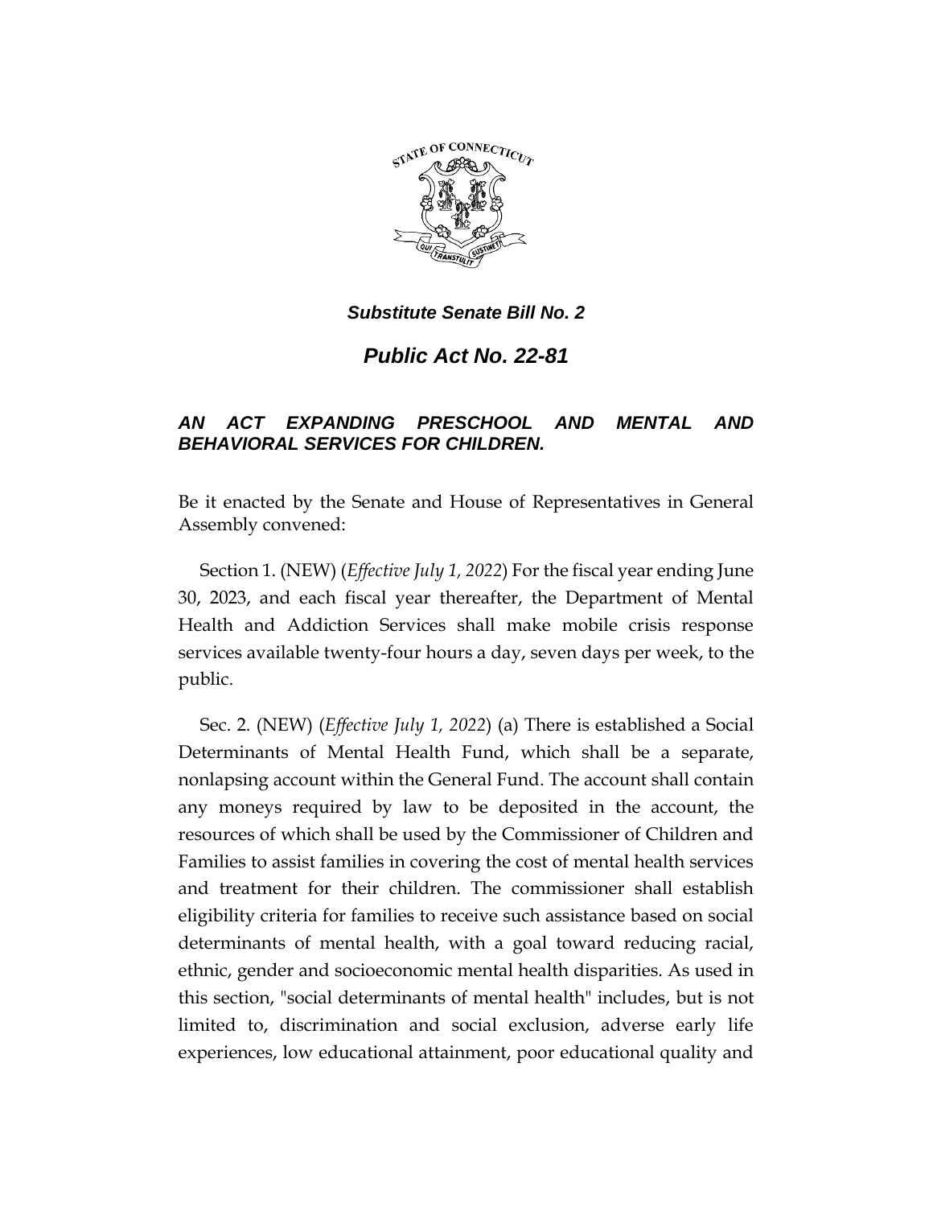***Substitute Senate Bill No. 2***

## ***Public Act No. 22-81***

### ***AN ACT EXPANDING PRESCHOOL AND MENTAL AND BEHAVIORAL SERVICES FOR CHILDREN.***

Be it enacted by the Senate and House of Representatives in General Assembly convened:

Section 1. (NEW) (*Effective July 1, 2022*) For the fiscal year ending June 30, 2023, and each fiscal year thereafter, the Department of Mental Health and Addiction Services shall make mobile crisis response services available twenty-four hours a day, seven days per week, to the public.

Sec. 2. (NEW) (*Effective July 1, 2022*) (a) There is established a Social Determinants of Mental Health Fund, which shall be a separate, nonlapsing account within the General Fund. The account shall contain any moneys required by law to be deposited in the account, the resources of which shall be used by the Commissioner of Children and Families to assist families in covering the cost of mental health services and treatment for their children. The commissioner shall establish eligibility criteria for families to receive such assistance based on social determinants of mental health, with a goal toward reducing racial, ethnic, gender and socioeconomic mental health disparities. As used in this section, "social determinants of mental health" includes, but is not limited to, discrimination and social exclusion, adverse early life experiences, low educational attainment, poor educational quality and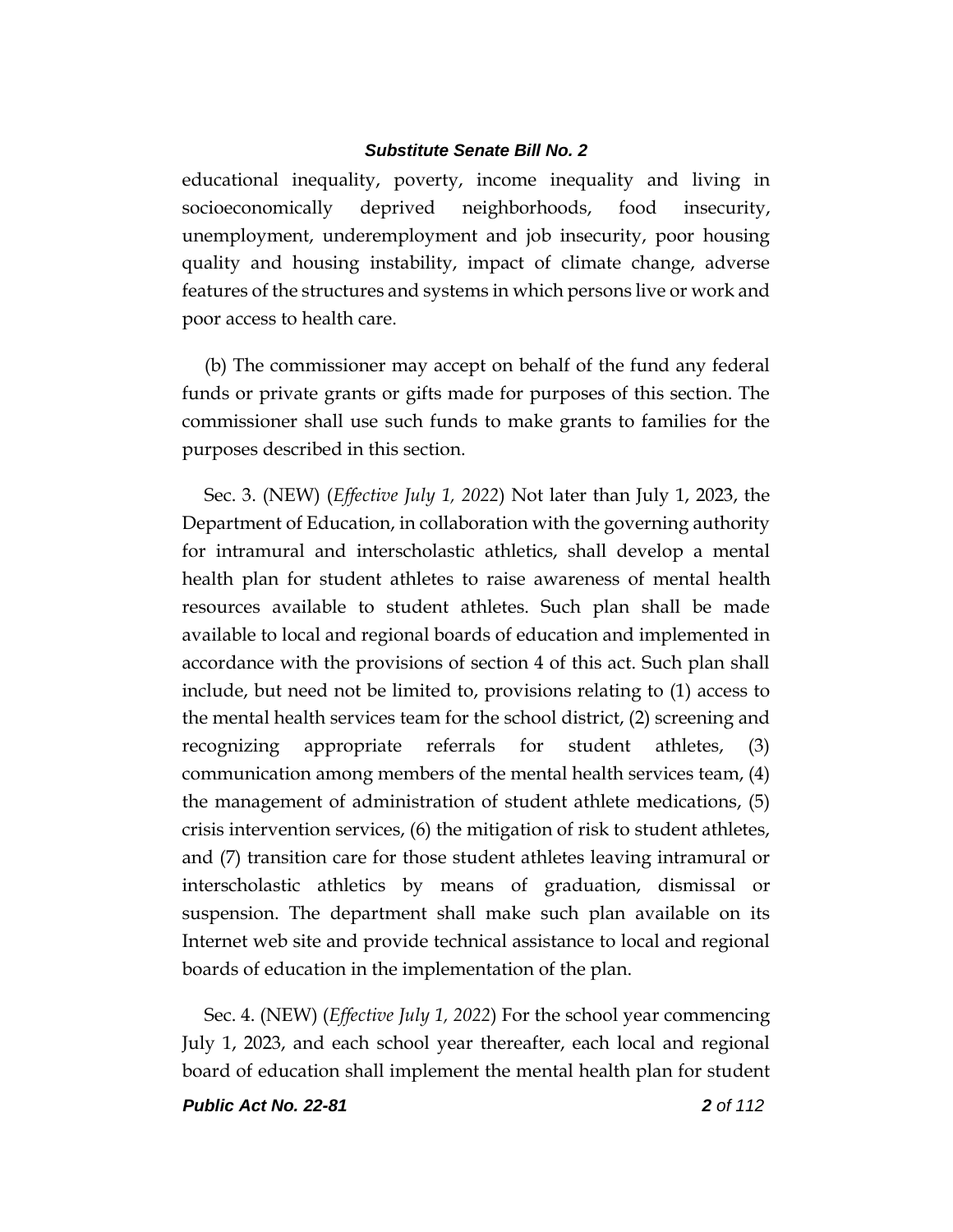educational inequality, poverty, income inequality and living in socioeconomically deprived neighborhoods, food insecurity, unemployment, underemployment and job insecurity, poor housing quality and housing instability, impact of climate change, adverse features of the structures and systems in which persons live or work and poor access to health care.

(b) The commissioner may accept on behalf of the fund any federal funds or private grants or gifts made for purposes of this section. The commissioner shall use such funds to make grants to families for the purposes described in this section.

Sec. 3. (NEW) (*Effective July 1, 2022*) Not later than July 1, 2023, the Department of Education, in collaboration with the governing authority for intramural and interscholastic athletics, shall develop a mental health plan for student athletes to raise awareness of mental health resources available to student athletes. Such plan shall be made available to local and regional boards of education and implemented in accordance with the provisions of section 4 of this act. Such plan shall include, but need not be limited to, provisions relating to (1) access to the mental health services team for the school district, (2) screening and recognizing appropriate referrals for student athletes, (3) communication among members of the mental health services team, (4) the management of administration of student athlete medications, (5) crisis intervention services, (6) the mitigation of risk to student athletes, and (7) transition care for those student athletes leaving intramural or interscholastic athletics by means of graduation, dismissal or suspension. The department shall make such plan available on its Internet web site and provide technical assistance to local and regional boards of education in the implementation of the plan.

Sec. 4. (NEW) (*Effective July 1, 2022*) For the school year commencing July 1, 2023, and each school year thereafter, each local and regional board of education shall implement the mental health plan for student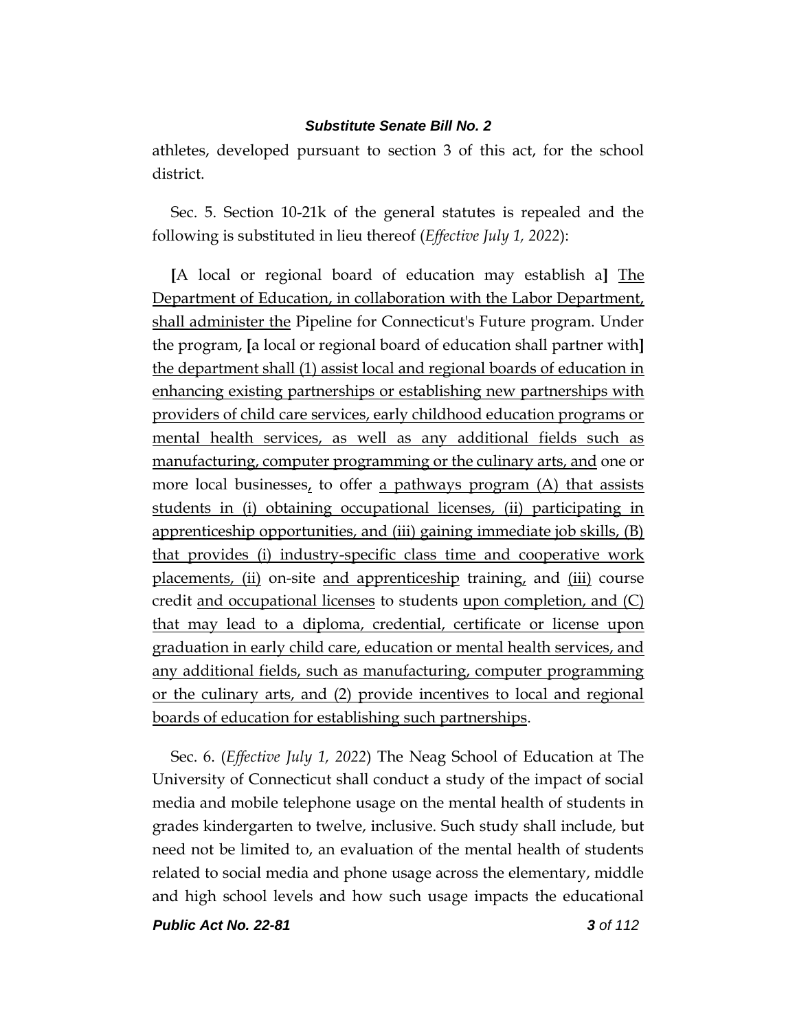athletes, developed pursuant to section 3 of this act, for the school district.

Sec. 5. Section 10-21k of the general statutes is repealed and the following is substituted in lieu thereof (*Effective July 1, 2022*):

[A local or regional board of education may establish a] The Department of Education, in collaboration with the Labor Department, shall administer the Pipeline for Connecticut's Future program. Under the program, [a local or regional board of education shall partner with] the department shall (1) assist local and regional boards of education in enhancing existing partnerships or establishing new partnerships with providers of child care services, early childhood education programs or mental health services, as well as any additional fields such as manufacturing, computer programming or the culinary arts, and one or more local businesses, to offer a pathways program (A) that assists students in (i) obtaining occupational licenses, (ii) participating in apprenticeship opportunities, and (iii) gaining immediate job skills, (B) that provides (i) industry-specific class time and cooperative work placements, (ii) on-site and apprenticeship training, and (iii) course credit and occupational licenses to students upon completion, and (C) that may lead to a diploma, credential, certificate or license upon graduation in early child care, education or mental health services, and any additional fields, such as manufacturing, computer programming or the culinary arts, and (2) provide incentives to local and regional boards of education for establishing such partnerships.

Sec. 6. (*Effective July 1, 2022*) The Neag School of Education at The University of Connecticut shall conduct a study of the impact of social media and mobile telephone usage on the mental health of students in grades kindergarten to twelve, inclusive. Such study shall include, but need not be limited to, an evaluation of the mental health of students related to social media and phone usage across the elementary, middle and high school levels and how such usage impacts the educational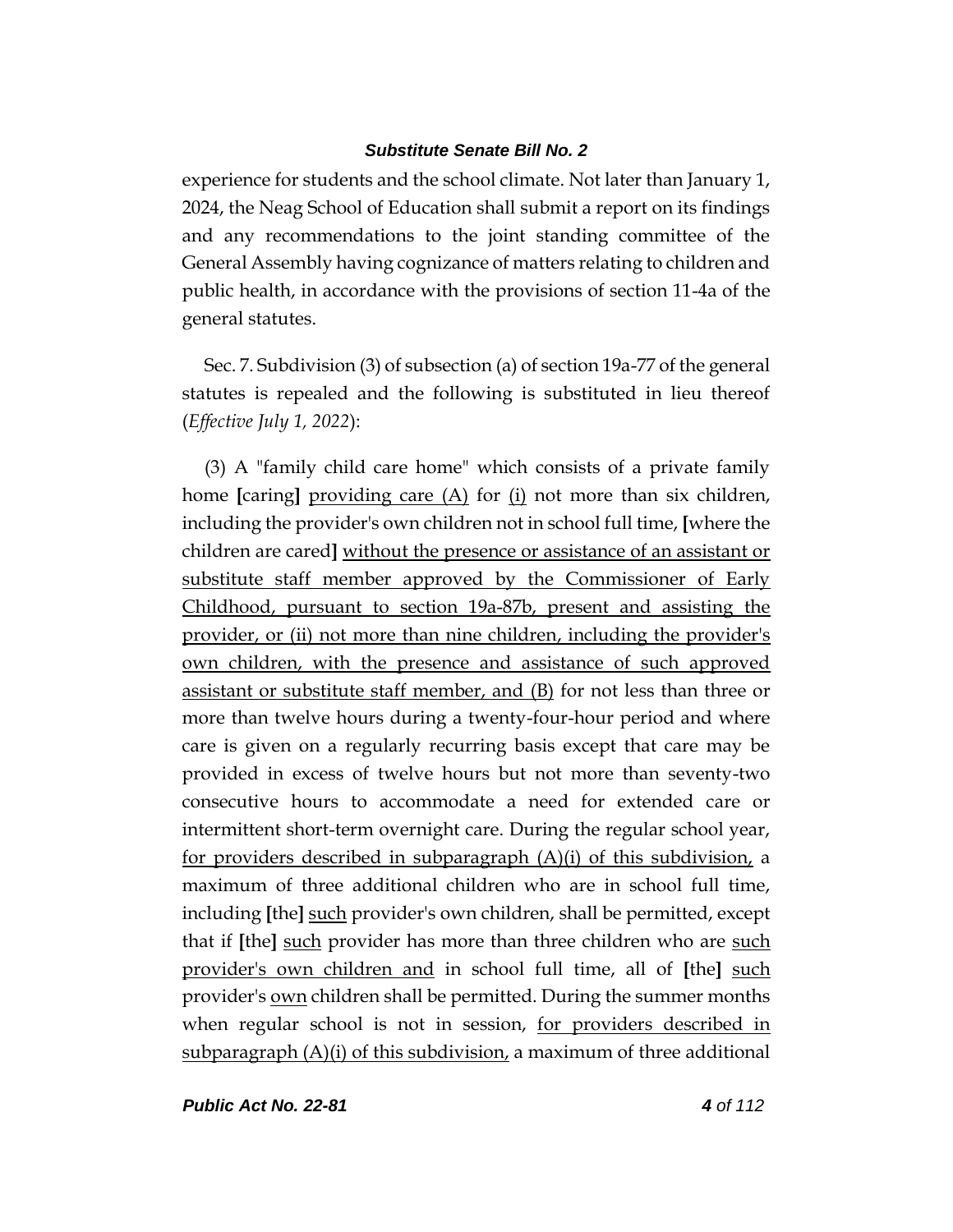experience for students and the school climate. Not later than January 1, 2024, the Neag School of Education shall submit a report on its findings and any recommendations to the joint standing committee of the General Assembly having cognizance of matters relating to children and public health, in accordance with the provisions of section 11-4a of the general statutes.

Sec. 7. Subdivision (3) of subsection (a) of section 19a-77 of the general statutes is repealed and the following is substituted in lieu thereof (*Effective July 1, 2022*):

(3) A "family child care home" which consists of a private family home [caring] <u>providing care (A)</u> for <u>(i)</u> not more than six children, including the provider's own children not in school full time, [where the children are cared] <u>without the presence or assistance of an assistant or substitute staff member approved by the Commissioner of Early Childhood, pursuant to section 19a-87b, present and assisting the provider, or (ii) not more than nine children, including the provider's own children, with the presence and assistance of such approved assistant or substitute staff member, and (B)</u> for not less than three or more than twelve hours during a twenty-four-hour period and where care is given on a regularly recurring basis except that care may be provided in excess of twelve hours but not more than seventy-two consecutive hours to accommodate a need for extended care or intermittent short-term overnight care. During the regular school year, <u>for providers described in subparagraph (A)(i) of this subdivision,</u> a maximum of three additional children who are in school full time, including [the] <u>such</u> provider's own children, shall be permitted, except that if [the] <u>such</u> provider has more than three children who are <u>such provider's own children and</u> in school full time, all of [the] <u>such</u> provider's <u>own</u> children shall be permitted. During the summer months when regular school is not in session, <u>for providers described in subparagraph (A)(i) of this subdivision,</u> a maximum of three additional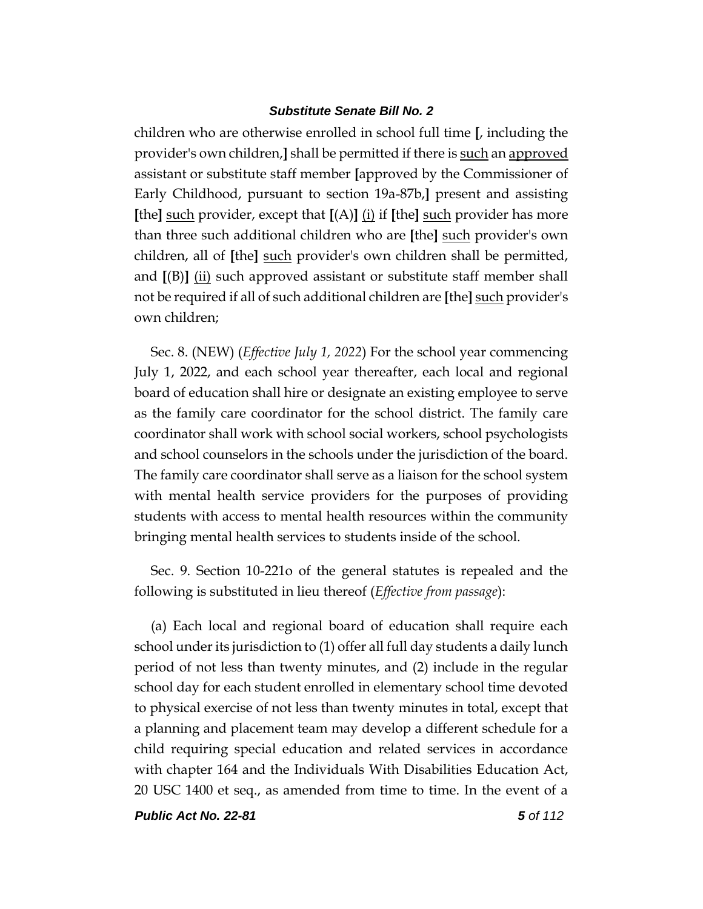children who are otherwise enrolled in school full time [, including the provider's own children,] shall be permitted if there is such an approved assistant or substitute staff member [approved by the Commissioner of Early Childhood, pursuant to section 19a-87b,] present and assisting [the] such provider, except that [(A)] (i) if [the] such provider has more than three such additional children who are [the] such provider's own children, all of [the] such provider's own children shall be permitted, and [(B)] (ii) such approved assistant or substitute staff member shall not be required if all of such additional children are [the] such provider's own children;

Sec. 8. (NEW) (*Effective July 1, 2022*) For the school year commencing July 1, 2022, and each school year thereafter, each local and regional board of education shall hire or designate an existing employee to serve as the family care coordinator for the school district. The family care coordinator shall work with school social workers, school psychologists and school counselors in the schools under the jurisdiction of the board. The family care coordinator shall serve as a liaison for the school system with mental health service providers for the purposes of providing students with access to mental health resources within the community bringing mental health services to students inside of the school.

Sec. 9. Section 10-221o of the general statutes is repealed and the following is substituted in lieu thereof (*Effective from passage*):

(a) Each local and regional board of education shall require each school under its jurisdiction to (1) offer all full day students a daily lunch period of not less than twenty minutes, and (2) include in the regular school day for each student enrolled in elementary school time devoted to physical exercise of not less than twenty minutes in total, except that a planning and placement team may develop a different schedule for a child requiring special education and related services in accordance with chapter 164 and the Individuals With Disabilities Education Act, 20 USC 1400 et seq., as amended from time to time. In the event of a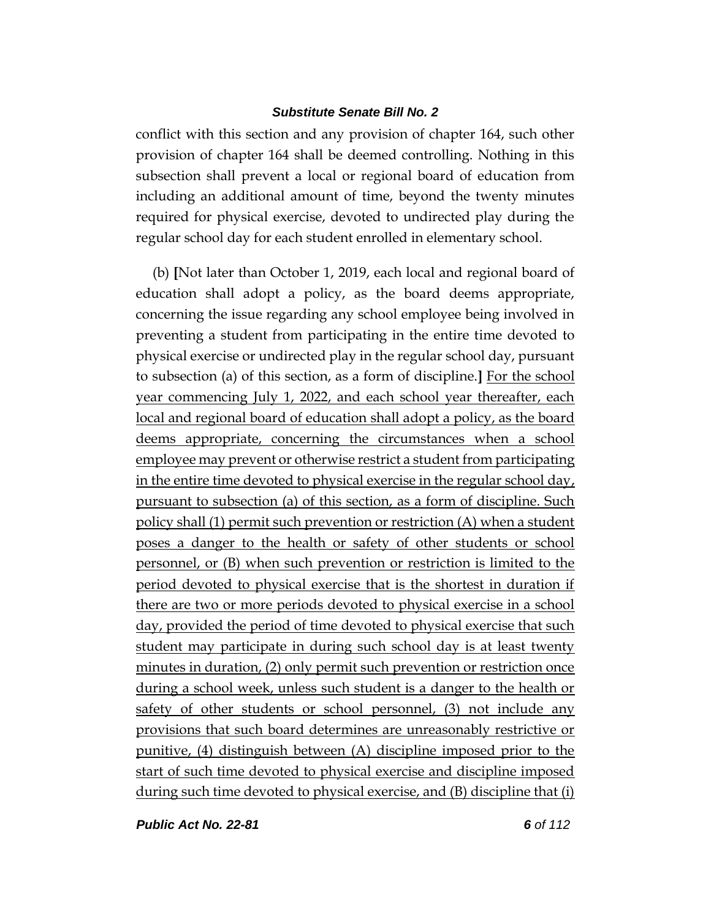conflict with this section and any provision of chapter 164, such other provision of chapter 164 shall be deemed controlling. Nothing in this subsection shall prevent a local or regional board of education from including an additional amount of time, beyond the twenty minutes required for physical exercise, devoted to undirected play during the regular school day for each student enrolled in elementary school.

(b) **[**Not later than October 1, 2019, each local and regional board of education shall adopt a policy, as the board deems appropriate, concerning the issue regarding any school employee being involved in preventing a student from participating in the entire time devoted to physical exercise or undirected play in the regular school day, pursuant to subsection (a) of this section, as a form of discipline.**]** <u>For the school year commencing July 1, 2022, and each school year thereafter, each local and regional board of education shall adopt a policy, as the board deems appropriate, concerning the circumstances when a school employee may prevent or otherwise restrict a student from participating in the entire time devoted to physical exercise in the regular school day, pursuant to subsection (a) of this section, as a form of discipline. Such policy shall (1) permit such prevention or restriction (A) when a student poses a danger to the health or safety of other students or school personnel, or (B) when such prevention or restriction is limited to the period devoted to physical exercise that is the shortest in duration if there are two or more periods devoted to physical exercise in a school day, provided the period of time devoted to physical exercise that such student may participate in during such school day is at least twenty minutes in duration, (2) only permit such prevention or restriction once during a school week, unless such student is a danger to the health or safety of other students or school personnel, (3) not include any provisions that such board determines are unreasonably restrictive or punitive, (4) distinguish between (A) discipline imposed prior to the start of such time devoted to physical exercise and discipline imposed during such time devoted to physical exercise, and (B) discipline that (i)</u>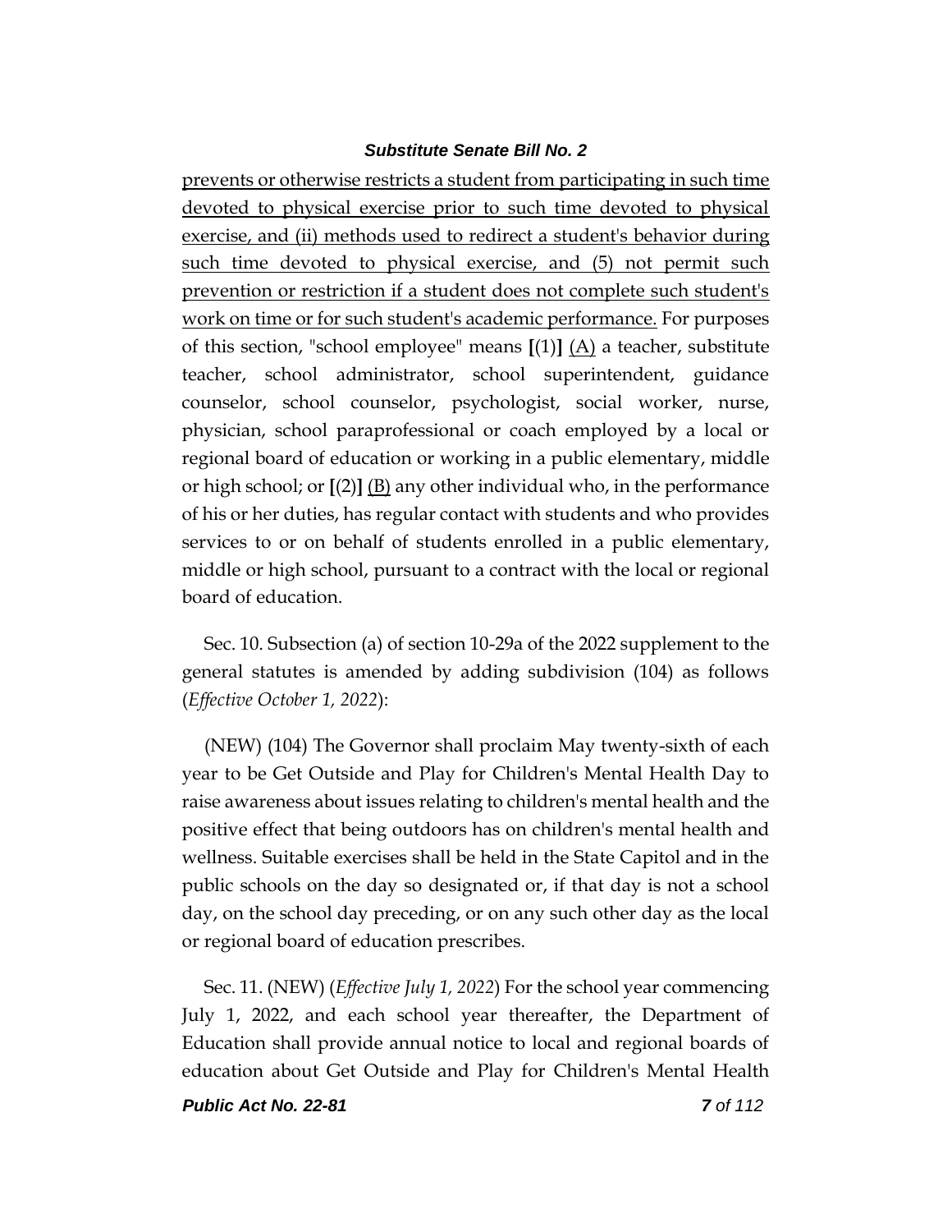prevents or otherwise restricts a student from participating in such time devoted to physical exercise prior to such time devoted to physical exercise, and (ii) methods used to redirect a student's behavior during such time devoted to physical exercise, and (5) not permit such prevention or restriction if a student does not complete such student's work on time or for such student's academic performance. For purposes of this section, "school employee" means [(1)] (A) a teacher, substitute teacher, school administrator, school superintendent, guidance counselor, school counselor, psychologist, social worker, nurse, physician, school paraprofessional or coach employed by a local or regional board of education or working in a public elementary, middle or high school; or [(2)] (B) any other individual who, in the performance of his or her duties, has regular contact with students and who provides services to or on behalf of students enrolled in a public elementary, middle or high school, pursuant to a contract with the local or regional board of education.

Sec. 10. Subsection (a) of section 10-29a of the 2022 supplement to the general statutes is amended by adding subdivision (104) as follows (*Effective October 1, 2022*):

(NEW) (104) The Governor shall proclaim May twenty-sixth of each year to be Get Outside and Play for Children's Mental Health Day to raise awareness about issues relating to children's mental health and the positive effect that being outdoors has on children's mental health and wellness. Suitable exercises shall be held in the State Capitol and in the public schools on the day so designated or, if that day is not a school day, on the school day preceding, or on any such other day as the local or regional board of education prescribes.

Sec. 11. (NEW) (*Effective July 1, 2022*) For the school year commencing July 1, 2022, and each school year thereafter, the Department of Education shall provide annual notice to local and regional boards of education about Get Outside and Play for Children's Mental Health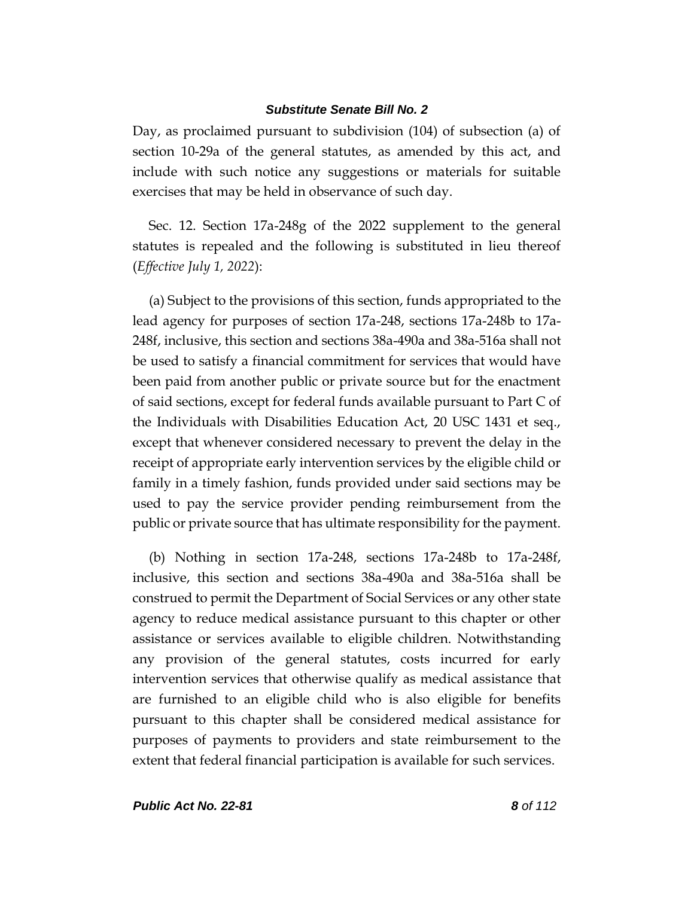Day, as proclaimed pursuant to subdivision (104) of subsection (a) of section 10-29a of the general statutes, as amended by this act, and include with such notice any suggestions or materials for suitable exercises that may be held in observance of such day.

Sec. 12. Section 17a-248g of the 2022 supplement to the general statutes is repealed and the following is substituted in lieu thereof (*Effective July 1, 2022*):

(a) Subject to the provisions of this section, funds appropriated to the lead agency for purposes of section 17a-248, sections 17a-248b to 17a-248f, inclusive, this section and sections 38a-490a and 38a-516a shall not be used to satisfy a financial commitment for services that would have been paid from another public or private source but for the enactment of said sections, except for federal funds available pursuant to Part C of the Individuals with Disabilities Education Act, 20 USC 1431 et seq., except that whenever considered necessary to prevent the delay in the receipt of appropriate early intervention services by the eligible child or family in a timely fashion, funds provided under said sections may be used to pay the service provider pending reimbursement from the public or private source that has ultimate responsibility for the payment.

(b) Nothing in section 17a-248, sections 17a-248b to 17a-248f, inclusive, this section and sections 38a-490a and 38a-516a shall be construed to permit the Department of Social Services or any other state agency to reduce medical assistance pursuant to this chapter or other assistance or services available to eligible children. Notwithstanding any provision of the general statutes, costs incurred for early intervention services that otherwise qualify as medical assistance that are furnished to an eligible child who is also eligible for benefits pursuant to this chapter shall be considered medical assistance for purposes of payments to providers and state reimbursement to the extent that federal financial participation is available for such services.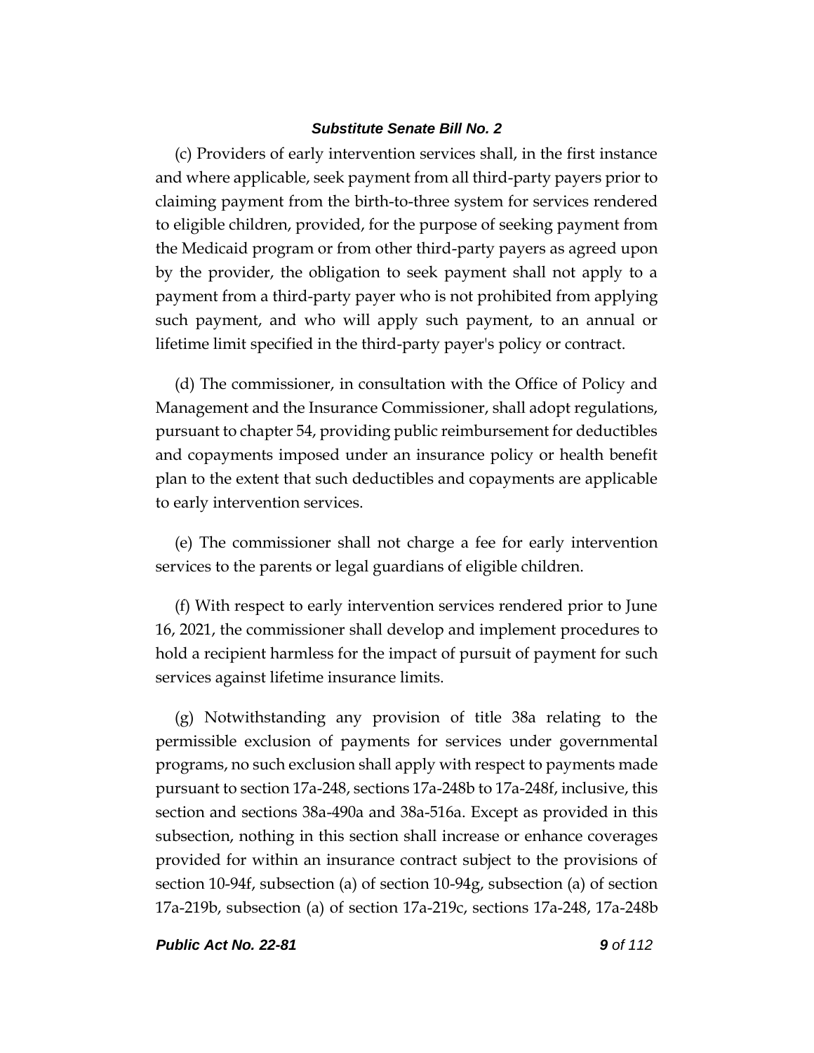(c) Providers of early intervention services shall, in the first instance and where applicable, seek payment from all third-party payers prior to claiming payment from the birth-to-three system for services rendered to eligible children, provided, for the purpose of seeking payment from the Medicaid program or from other third-party payers as agreed upon by the provider, the obligation to seek payment shall not apply to a payment from a third-party payer who is not prohibited from applying such payment, and who will apply such payment, to an annual or lifetime limit specified in the third-party payer's policy or contract.

(d) The commissioner, in consultation with the Office of Policy and Management and the Insurance Commissioner, shall adopt regulations, pursuant to chapter 54, providing public reimbursement for deductibles and copayments imposed under an insurance policy or health benefit plan to the extent that such deductibles and copayments are applicable to early intervention services.

(e) The commissioner shall not charge a fee for early intervention services to the parents or legal guardians of eligible children.

(f) With respect to early intervention services rendered prior to June 16, 2021, the commissioner shall develop and implement procedures to hold a recipient harmless for the impact of pursuit of payment for such services against lifetime insurance limits.

(g) Notwithstanding any provision of title 38a relating to the permissible exclusion of payments for services under governmental programs, no such exclusion shall apply with respect to payments made pursuant to section 17a-248, sections 17a-248b to 17a-248f, inclusive, this section and sections 38a-490a and 38a-516a. Except as provided in this subsection, nothing in this section shall increase or enhance coverages provided for within an insurance contract subject to the provisions of section 10-94f, subsection (a) of section 10-94g, subsection (a) of section 17a-219b, subsection (a) of section 17a-219c, sections 17a-248, 17a-248b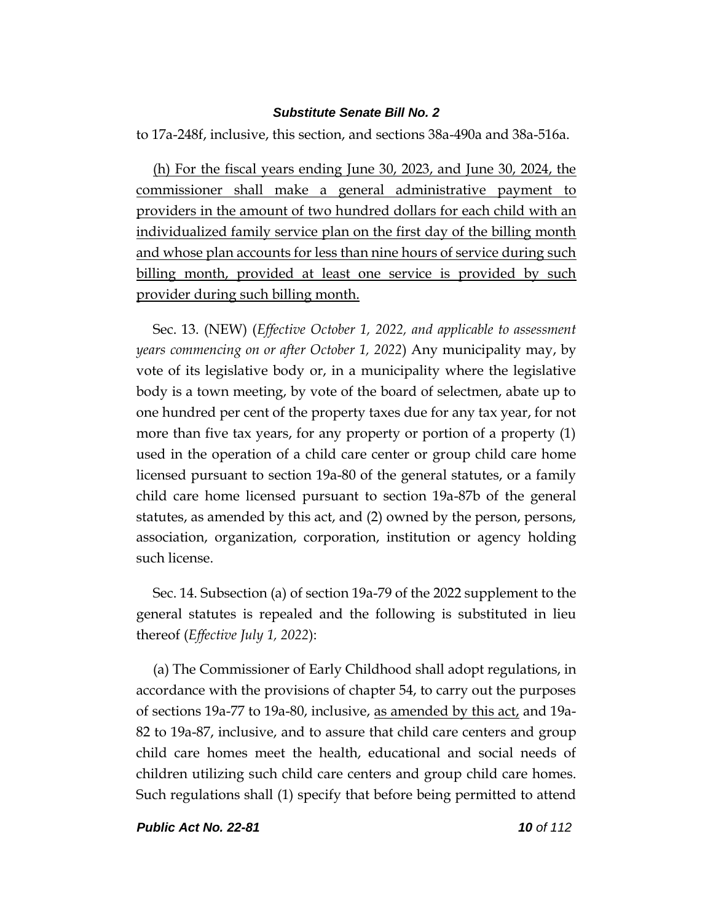to 17a-248f, inclusive, this section, and sections 38a-490a and 38a-516a.

<u>(h) For the fiscal years ending June 30, 2023, and June 30, 2024, the commissioner shall make a general administrative payment to providers in the amount of two hundred dollars for each child with an individualized family service plan on the first day of the billing month and whose plan accounts for less than nine hours of service during such billing month, provided at least one service is provided by such provider during such billing month.</u>

Sec. 13. (NEW) (*Effective October 1, 2022, and applicable to assessment years commencing on or after October 1, 2022*) Any municipality may, by vote of its legislative body or, in a municipality where the legislative body is a town meeting, by vote of the board of selectmen, abate up to one hundred per cent of the property taxes due for any tax year, for not more than five tax years, for any property or portion of a property (1) used in the operation of a child care center or group child care home licensed pursuant to section 19a-80 of the general statutes, or a family child care home licensed pursuant to section 19a-87b of the general statutes, as amended by this act, and (2) owned by the person, persons, association, organization, corporation, institution or agency holding such license.

Sec. 14. Subsection (a) of section 19a-79 of the 2022 supplement to the general statutes is repealed and the following is substituted in lieu thereof (*Effective July 1, 2022*):

(a) The Commissioner of Early Childhood shall adopt regulations, in accordance with the provisions of chapter 54, to carry out the purposes of sections 19a-77 to 19a-80, inclusive, <u>as amended by this act,</u> and 19a-82 to 19a-87, inclusive, and to assure that child care centers and group child care homes meet the health, educational and social needs of children utilizing such child care centers and group child care homes. Such regulations shall (1) specify that before being permitted to attend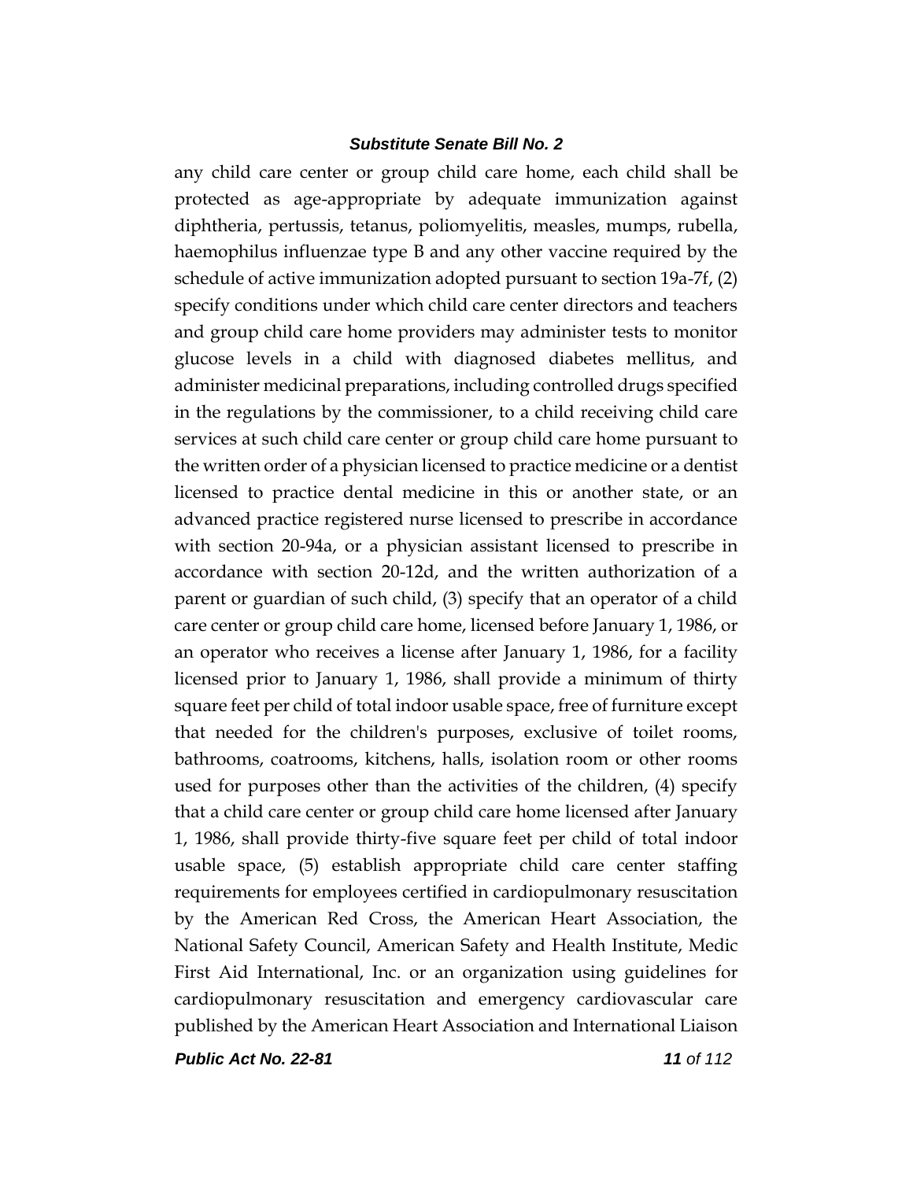any child care center or group child care home, each child shall be protected as age-appropriate by adequate immunization against diphtheria, pertussis, tetanus, poliomyelitis, measles, mumps, rubella, haemophilus influenzae type B and any other vaccine required by the schedule of active immunization adopted pursuant to section 19a-7f, (2) specify conditions under which child care center directors and teachers and group child care home providers may administer tests to monitor glucose levels in a child with diagnosed diabetes mellitus, and administer medicinal preparations, including controlled drugs specified in the regulations by the commissioner, to a child receiving child care services at such child care center or group child care home pursuant to the written order of a physician licensed to practice medicine or a dentist licensed to practice dental medicine in this or another state, or an advanced practice registered nurse licensed to prescribe in accordance with section 20-94a, or a physician assistant licensed to prescribe in accordance with section 20-12d, and the written authorization of a parent or guardian of such child, (3) specify that an operator of a child care center or group child care home, licensed before January 1, 1986, or an operator who receives a license after January 1, 1986, for a facility licensed prior to January 1, 1986, shall provide a minimum of thirty square feet per child of total indoor usable space, free of furniture except that needed for the children's purposes, exclusive of toilet rooms, bathrooms, coatrooms, kitchens, halls, isolation room or other rooms used for purposes other than the activities of the children, (4) specify that a child care center or group child care home licensed after January 1, 1986, shall provide thirty-five square feet per child of total indoor usable space, (5) establish appropriate child care center staffing requirements for employees certified in cardiopulmonary resuscitation by the American Red Cross, the American Heart Association, the National Safety Council, American Safety and Health Institute, Medic First Aid International, Inc. or an organization using guidelines for cardiopulmonary resuscitation and emergency cardiovascular care published by the American Heart Association and International Liaison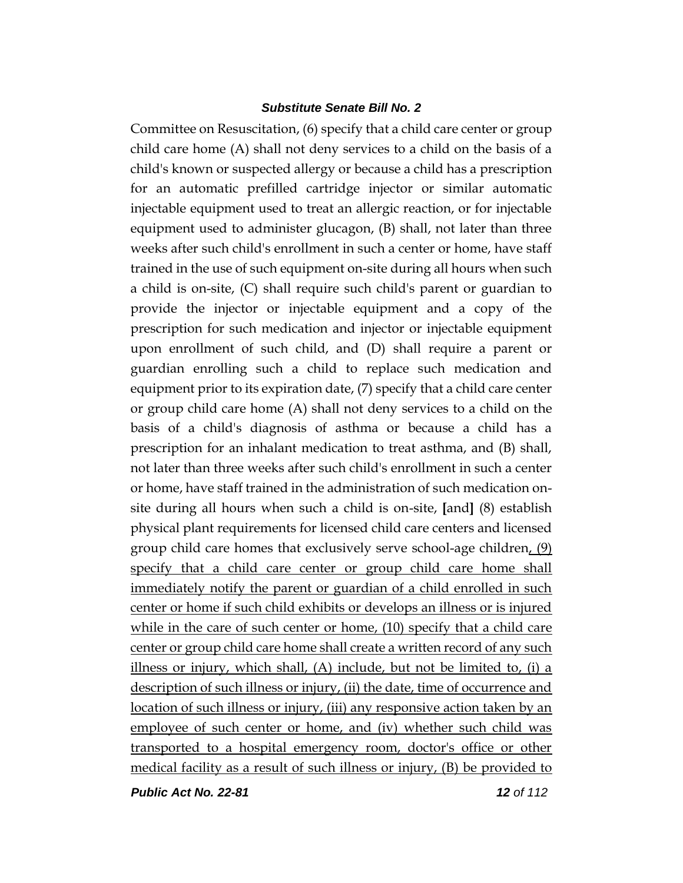Committee on Resuscitation, (6) specify that a child care center or group child care home (A) shall not deny services to a child on the basis of a child's known or suspected allergy or because a child has a prescription for an automatic prefilled cartridge injector or similar automatic injectable equipment used to treat an allergic reaction, or for injectable equipment used to administer glucagon, (B) shall, not later than three weeks after such child's enrollment in such a center or home, have staff trained in the use of such equipment on-site during all hours when such a child is on-site, (C) shall require such child's parent or guardian to provide the injector or injectable equipment and a copy of the prescription for such medication and injector or injectable equipment upon enrollment of such child, and (D) shall require a parent or guardian enrolling such a child to replace such medication and equipment prior to its expiration date, (7) specify that a child care center or group child care home (A) shall not deny services to a child on the basis of a child's diagnosis of asthma or because a child has a prescription for an inhalant medication to treat asthma, and (B) shall, not later than three weeks after such child's enrollment in such a center or home, have staff trained in the administration of such medication on-site during all hours when such a child is on-site, **[**and**]** (8) establish physical plant requirements for licensed child care centers and licensed group child care homes that exclusively serve school-age children<u>, (9) specify that a child care center or group child care home shall immediately notify the parent or guardian of a child enrolled in such center or home if such child exhibits or develops an illness or is injured while in the care of such center or home, (10) specify that a child care center or group child care home shall create a written record of any such illness or injury, which shall, (A) include, but not be limited to, (i) a description of such illness or injury, (ii) the date, time of occurrence and location of such illness or injury, (iii) any responsive action taken by an employee of such center or home, and (iv) whether such child was transported to a hospital emergency room, doctor's office or other medical facility as a result of such illness or injury, (B) be provided to</u>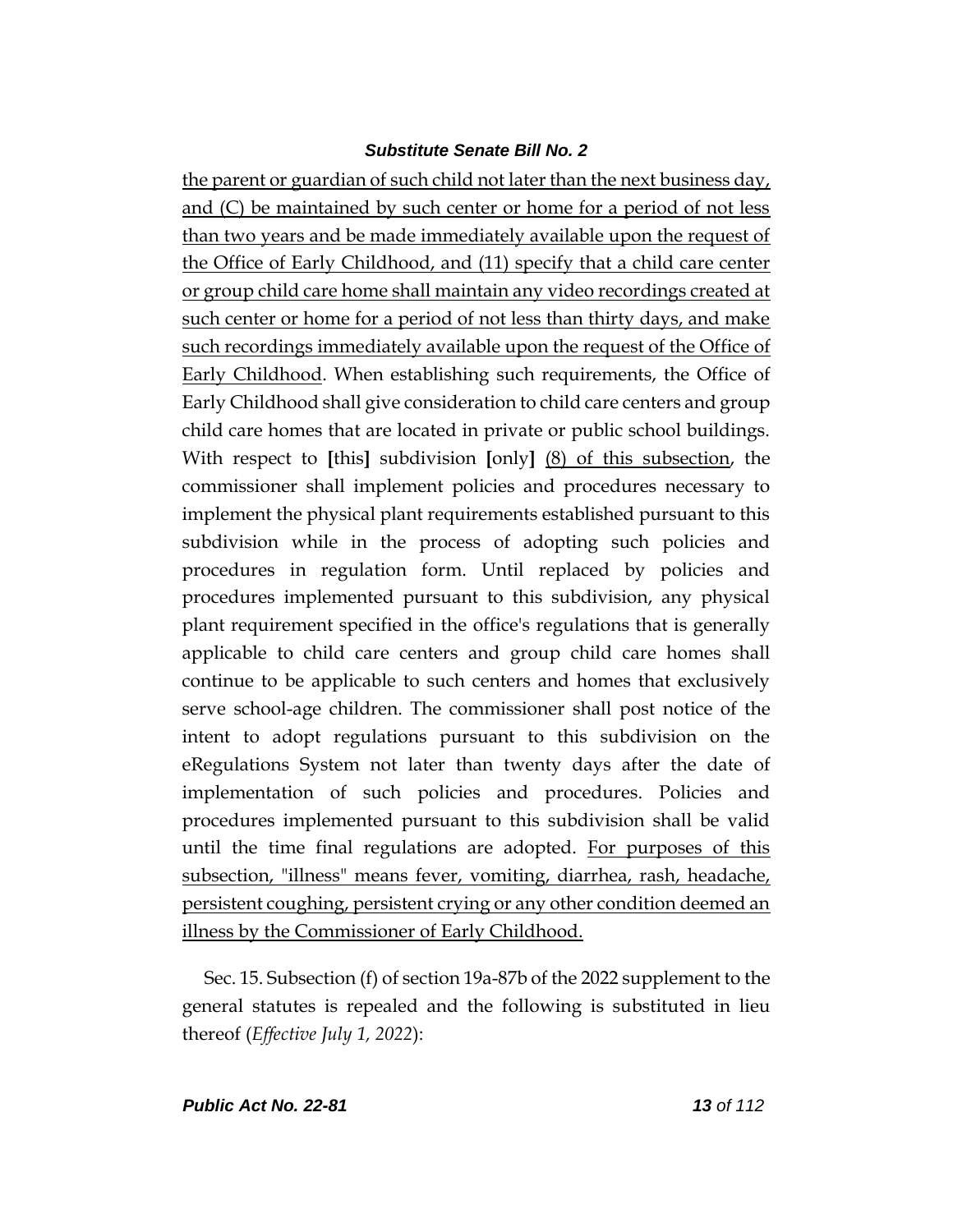the parent or guardian of such child not later than the next business day, and (C) be maintained by such center or home for a period of not less than two years and be made immediately available upon the request of the Office of Early Childhood, and (11) specify that a child care center or group child care home shall maintain any video recordings created at such center or home for a period of not less than thirty days, and make such recordings immediately available upon the request of the Office of Early Childhood. When establishing such requirements, the Office of Early Childhood shall give consideration to child care centers and group child care homes that are located in private or public school buildings. With respect to **[**this**]** subdivision **[**only**]** (8) of this subsection, the commissioner shall implement policies and procedures necessary to implement the physical plant requirements established pursuant to this subdivision while in the process of adopting such policies and procedures in regulation form. Until replaced by policies and procedures implemented pursuant to this subdivision, any physical plant requirement specified in the office's regulations that is generally applicable to child care centers and group child care homes shall continue to be applicable to such centers and homes that exclusively serve school-age children. The commissioner shall post notice of the intent to adopt regulations pursuant to this subdivision on the eRegulations System not later than twenty days after the date of implementation of such policies and procedures. Policies and procedures implemented pursuant to this subdivision shall be valid until the time final regulations are adopted. For purposes of this subsection, "illness" means fever, vomiting, diarrhea, rash, headache, persistent coughing, persistent crying or any other condition deemed an illness by the Commissioner of Early Childhood.

Sec. 15. Subsection (f) of section 19a-87b of the 2022 supplement to the general statutes is repealed and the following is substituted in lieu thereof (*Effective July 1, 2022*):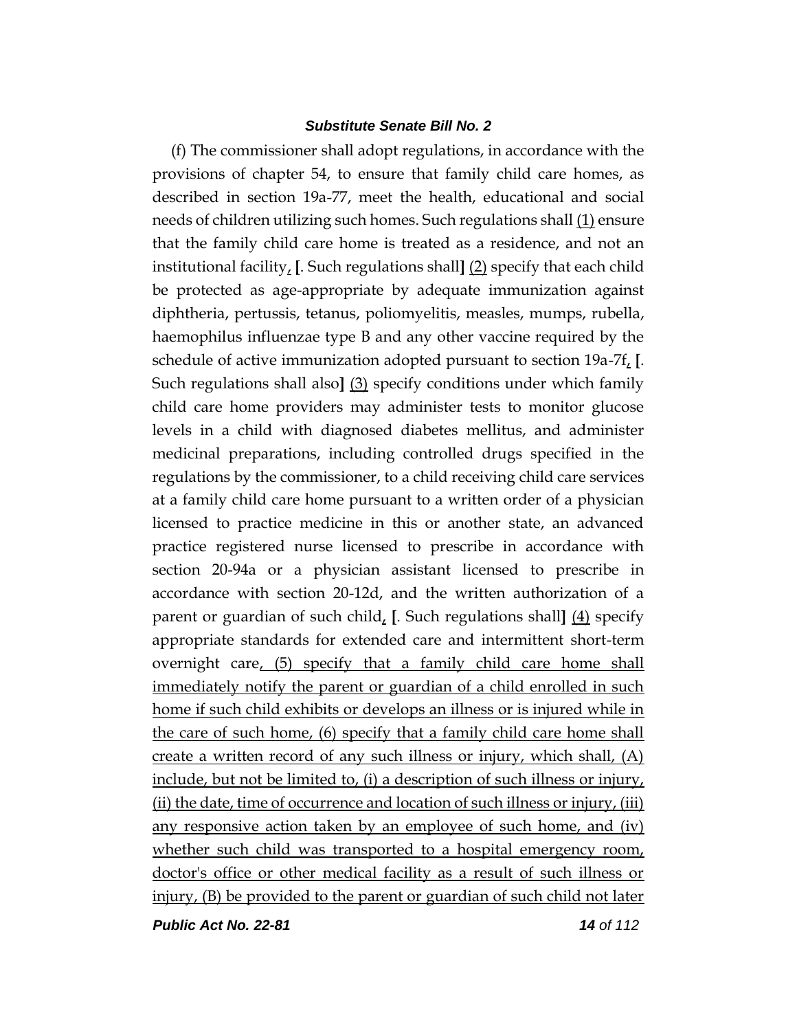(f) The commissioner shall adopt regulations, in accordance with the provisions of chapter 54, to ensure that family child care homes, as described in section 19a-77, meet the health, educational and social needs of children utilizing such homes. Such regulations shall (1) ensure that the family child care home is treated as a residence, and not an institutional facility, [. Such regulations shall] (2) specify that each child be protected as age-appropriate by adequate immunization against diphtheria, pertussis, tetanus, poliomyelitis, measles, mumps, rubella, haemophilus influenzae type B and any other vaccine required by the schedule of active immunization adopted pursuant to section 19a-7f, [. Such regulations shall also] (3) specify conditions under which family child care home providers may administer tests to monitor glucose levels in a child with diagnosed diabetes mellitus, and administer medicinal preparations, including controlled drugs specified in the regulations by the commissioner, to a child receiving child care services at a family child care home pursuant to a written order of a physician licensed to practice medicine in this or another state, an advanced practice registered nurse licensed to prescribe in accordance with section 20-94a or a physician assistant licensed to prescribe in accordance with section 20-12d, and the written authorization of a parent or guardian of such child, [. Such regulations shall] (4) specify appropriate standards for extended care and intermittent short-term overnight care, (5) specify that a family child care home shall immediately notify the parent or guardian of a child enrolled in such home if such child exhibits or develops an illness or is injured while in the care of such home, (6) specify that a family child care home shall create a written record of any such illness or injury, which shall, (A) include, but not be limited to, (i) a description of such illness or injury, (ii) the date, time of occurrence and location of such illness or injury, (iii) any responsive action taken by an employee of such home, and (iv) whether such child was transported to a hospital emergency room, doctor's office or other medical facility as a result of such illness or injury, (B) be provided to the parent or guardian of such child not later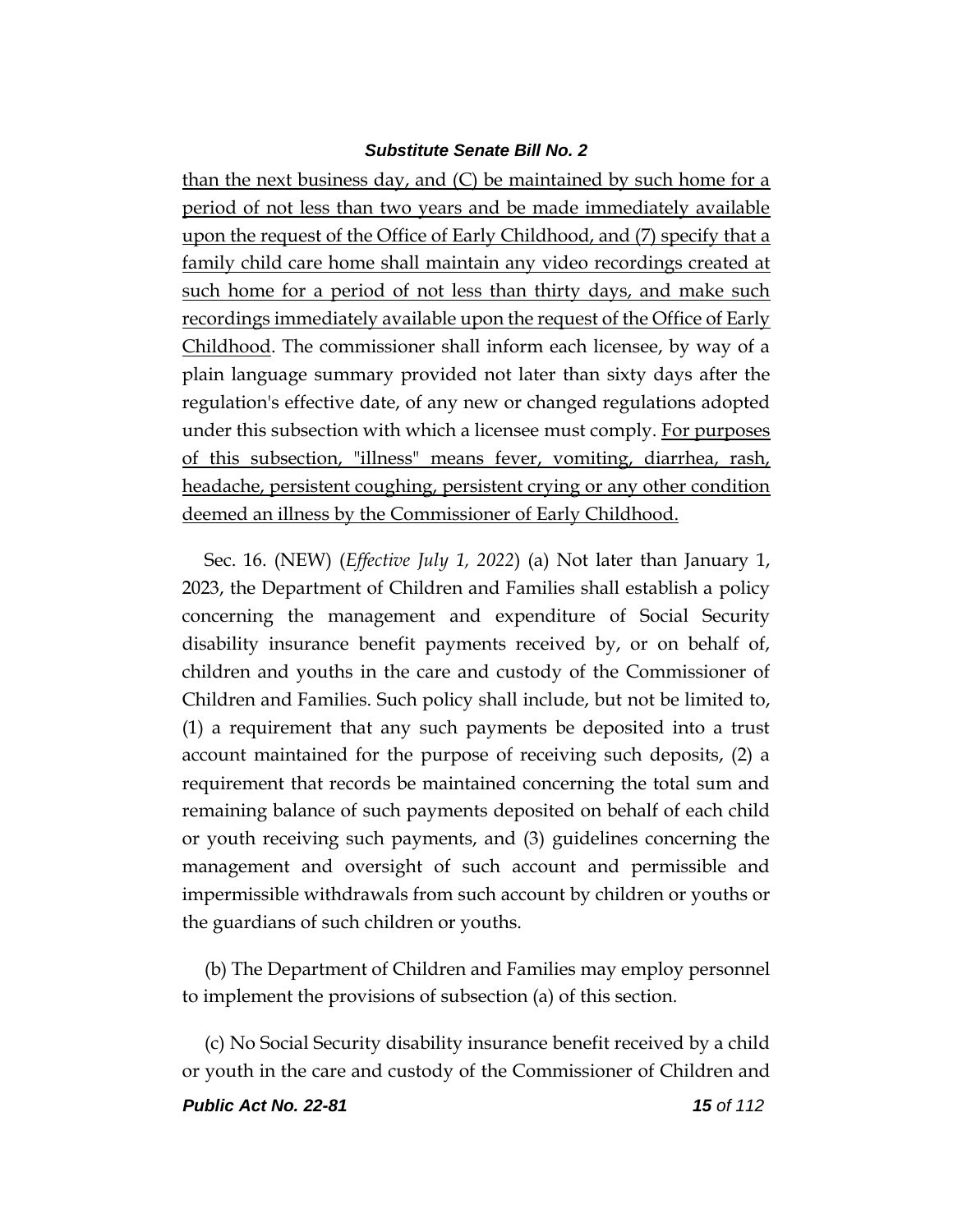than the next business day, and (C) be maintained by such home for a period of not less than two years and be made immediately available upon the request of the Office of Early Childhood, and (7) specify that a family child care home shall maintain any video recordings created at such home for a period of not less than thirty days, and make such recordings immediately available upon the request of the Office of Early Childhood. The commissioner shall inform each licensee, by way of a plain language summary provided not later than sixty days after the regulation's effective date, of any new or changed regulations adopted under this subsection with which a licensee must comply. For purposes of this subsection, "illness" means fever, vomiting, diarrhea, rash, headache, persistent coughing, persistent crying or any other condition deemed an illness by the Commissioner of Early Childhood.

Sec. 16. (NEW) (*Effective July 1, 2022*) (a) Not later than January 1, 2023, the Department of Children and Families shall establish a policy concerning the management and expenditure of Social Security disability insurance benefit payments received by, or on behalf of, children and youths in the care and custody of the Commissioner of Children and Families. Such policy shall include, but not be limited to, (1) a requirement that any such payments be deposited into a trust account maintained for the purpose of receiving such deposits, (2) a requirement that records be maintained concerning the total sum and remaining balance of such payments deposited on behalf of each child or youth receiving such payments, and (3) guidelines concerning the management and oversight of such account and permissible and impermissible withdrawals from such account by children or youths or the guardians of such children or youths.

(b) The Department of Children and Families may employ personnel to implement the provisions of subsection (a) of this section.

(c) No Social Security disability insurance benefit received by a child or youth in the care and custody of the Commissioner of Children and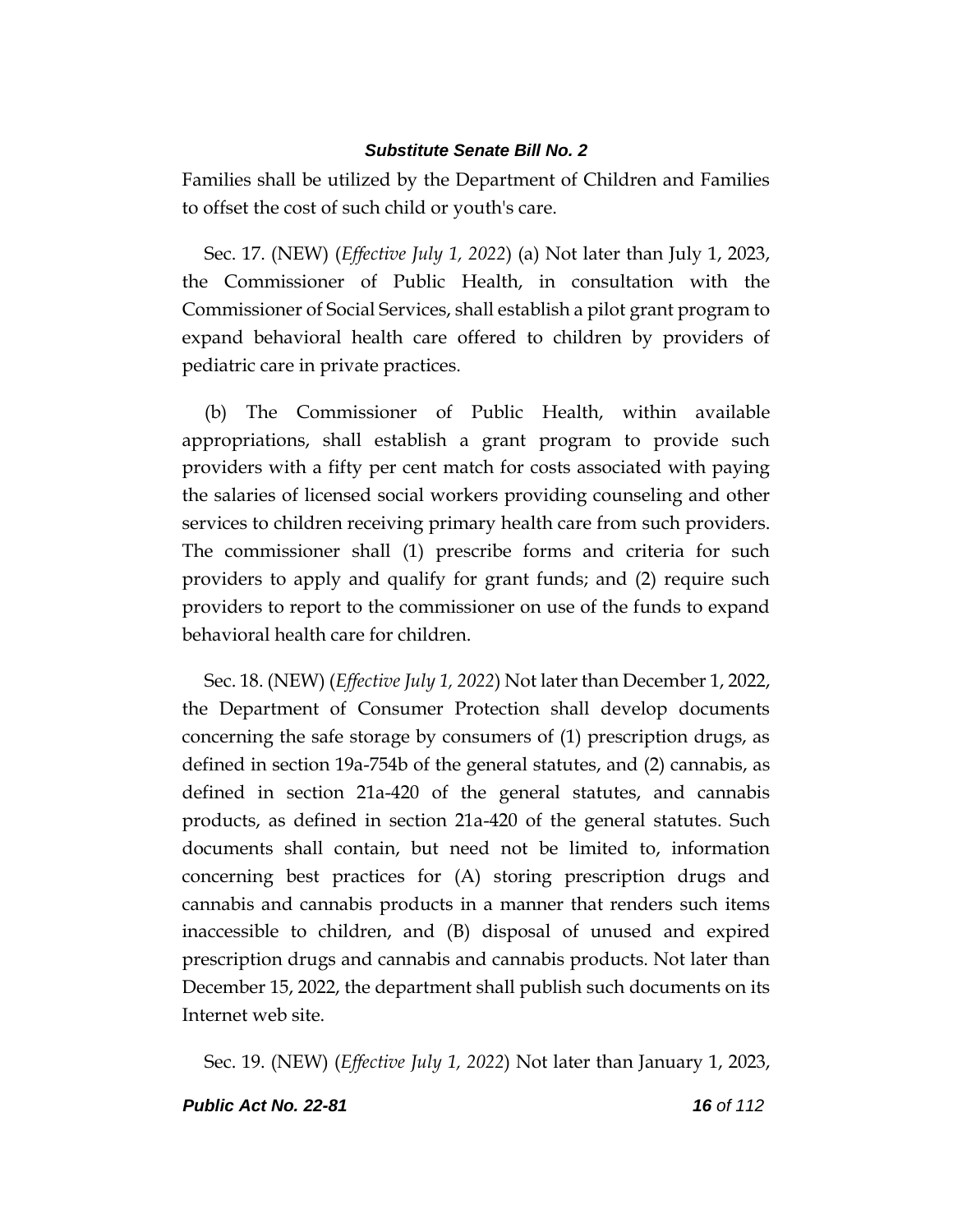Families shall be utilized by the Department of Children and Families to offset the cost of such child or youth's care.

Sec. 17. (NEW) (*Effective July 1, 2022*) (a) Not later than July 1, 2023, the Commissioner of Public Health, in consultation with the Commissioner of Social Services, shall establish a pilot grant program to expand behavioral health care offered to children by providers of pediatric care in private practices.

(b) The Commissioner of Public Health, within available appropriations, shall establish a grant program to provide such providers with a fifty per cent match for costs associated with paying the salaries of licensed social workers providing counseling and other services to children receiving primary health care from such providers. The commissioner shall (1) prescribe forms and criteria for such providers to apply and qualify for grant funds; and (2) require such providers to report to the commissioner on use of the funds to expand behavioral health care for children.

Sec. 18. (NEW) (*Effective July 1, 2022*) Not later than December 1, 2022, the Department of Consumer Protection shall develop documents concerning the safe storage by consumers of (1) prescription drugs, as defined in section 19a-754b of the general statutes, and (2) cannabis, as defined in section 21a-420 of the general statutes, and cannabis products, as defined in section 21a-420 of the general statutes. Such documents shall contain, but need not be limited to, information concerning best practices for (A) storing prescription drugs and cannabis and cannabis products in a manner that renders such items inaccessible to children, and (B) disposal of unused and expired prescription drugs and cannabis and cannabis products. Not later than December 15, 2022, the department shall publish such documents on its Internet web site.

Sec. 19. (NEW) (*Effective July 1, 2022*) Not later than January 1, 2023,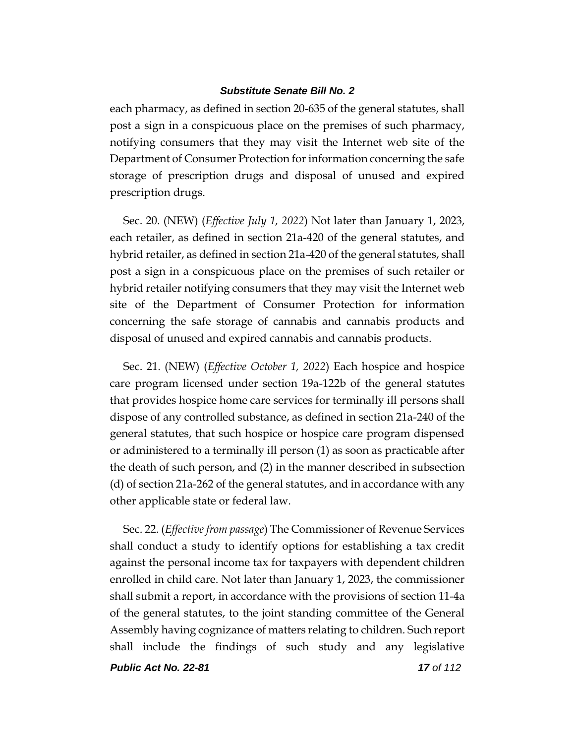each pharmacy, as defined in section 20-635 of the general statutes, shall post a sign in a conspicuous place on the premises of such pharmacy, notifying consumers that they may visit the Internet web site of the Department of Consumer Protection for information concerning the safe storage of prescription drugs and disposal of unused and expired prescription drugs.

Sec. 20. (NEW) (*Effective July 1, 2022*) Not later than January 1, 2023, each retailer, as defined in section 21a-420 of the general statutes, and hybrid retailer, as defined in section 21a-420 of the general statutes, shall post a sign in a conspicuous place on the premises of such retailer or hybrid retailer notifying consumers that they may visit the Internet web site of the Department of Consumer Protection for information concerning the safe storage of cannabis and cannabis products and disposal of unused and expired cannabis and cannabis products.

Sec. 21. (NEW) (*Effective October 1, 2022*) Each hospice and hospice care program licensed under section 19a-122b of the general statutes that provides hospice home care services for terminally ill persons shall dispose of any controlled substance, as defined in section 21a-240 of the general statutes, that such hospice or hospice care program dispensed or administered to a terminally ill person (1) as soon as practicable after the death of such person, and (2) in the manner described in subsection (d) of section 21a-262 of the general statutes, and in accordance with any other applicable state or federal law.

Sec. 22. (*Effective from passage*) The Commissioner of Revenue Services shall conduct a study to identify options for establishing a tax credit against the personal income tax for taxpayers with dependent children enrolled in child care. Not later than January 1, 2023, the commissioner shall submit a report, in accordance with the provisions of section 11-4a of the general statutes, to the joint standing committee of the General Assembly having cognizance of matters relating to children. Such report shall include the findings of such study and any legislative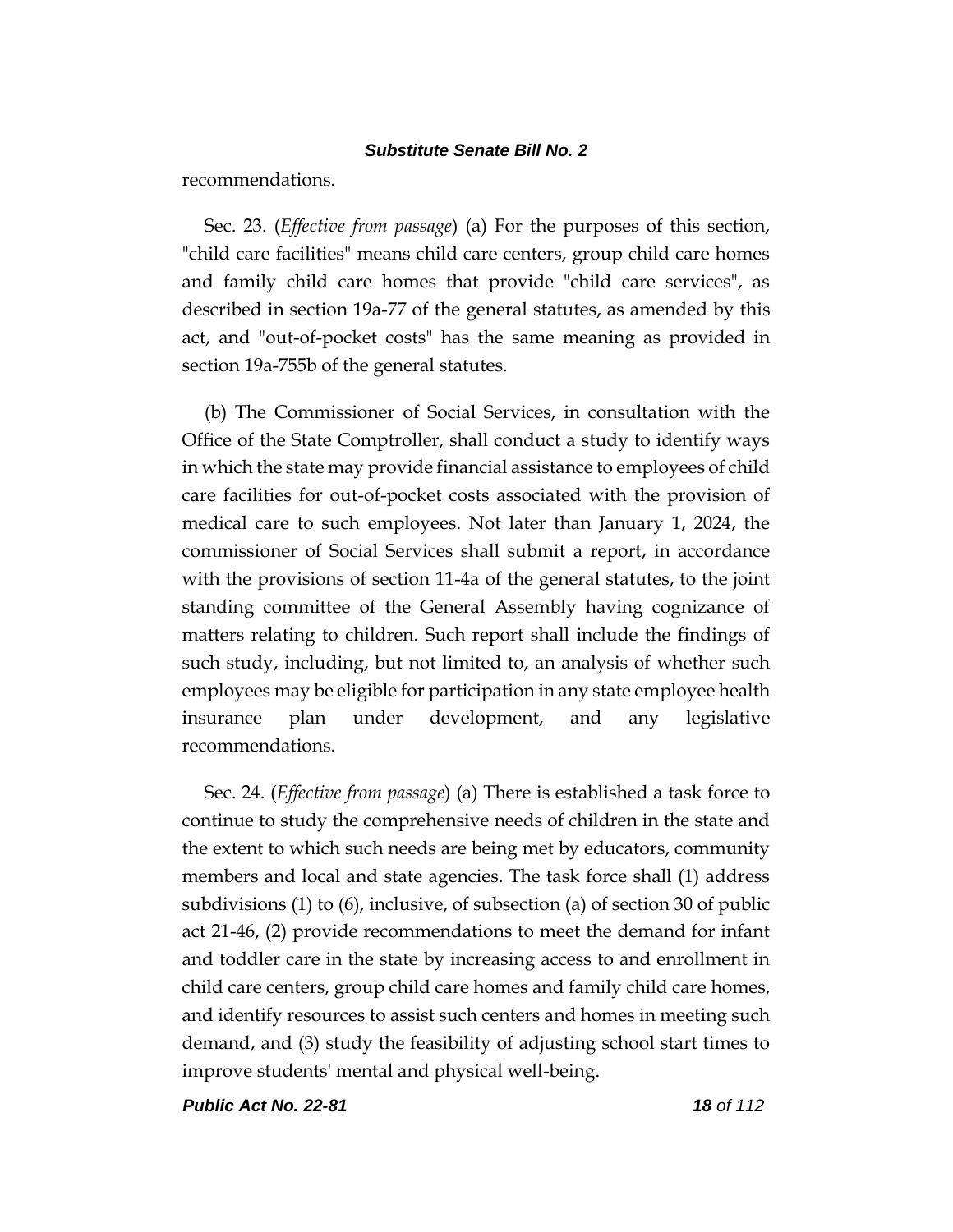recommendations.

Sec. 23. (*Effective from passage*) (a) For the purposes of this section, "child care facilities" means child care centers, group child care homes and family child care homes that provide "child care services", as described in section 19a-77 of the general statutes, as amended by this act, and "out-of-pocket costs" has the same meaning as provided in section 19a-755b of the general statutes.

(b) The Commissioner of Social Services, in consultation with the Office of the State Comptroller, shall conduct a study to identify ways in which the state may provide financial assistance to employees of child care facilities for out-of-pocket costs associated with the provision of medical care to such employees. Not later than January 1, 2024, the commissioner of Social Services shall submit a report, in accordance with the provisions of section 11-4a of the general statutes, to the joint standing committee of the General Assembly having cognizance of matters relating to children. Such report shall include the findings of such study, including, but not limited to, an analysis of whether such employees may be eligible for participation in any state employee health insurance plan under development, and any legislative recommendations.

Sec. 24. (*Effective from passage*) (a) There is established a task force to continue to study the comprehensive needs of children in the state and the extent to which such needs are being met by educators, community members and local and state agencies. The task force shall (1) address subdivisions (1) to (6), inclusive, of subsection (a) of section 30 of public act 21-46, (2) provide recommendations to meet the demand for infant and toddler care in the state by increasing access to and enrollment in child care centers, group child care homes and family child care homes, and identify resources to assist such centers and homes in meeting such demand, and (3) study the feasibility of adjusting school start times to improve students' mental and physical well-being.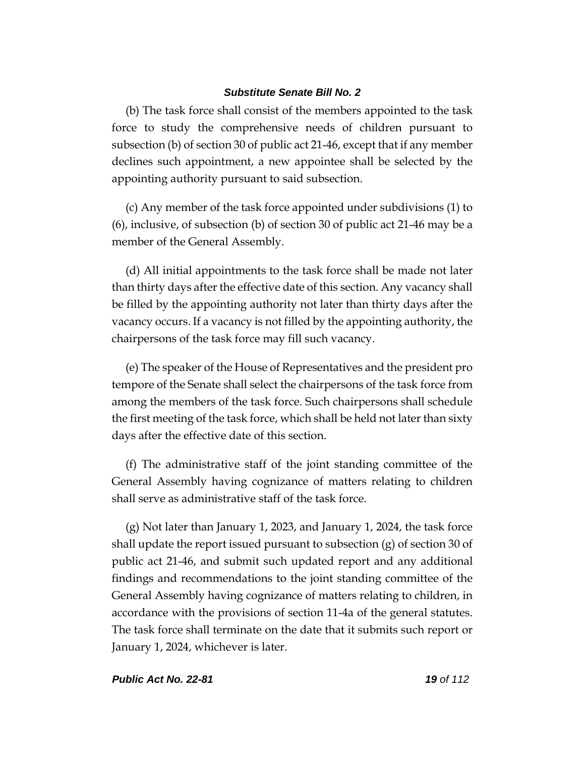(b) The task force shall consist of the members appointed to the task force to study the comprehensive needs of children pursuant to subsection (b) of section 30 of public act 21-46, except that if any member declines such appointment, a new appointee shall be selected by the appointing authority pursuant to said subsection.

(c) Any member of the task force appointed under subdivisions (1) to (6), inclusive, of subsection (b) of section 30 of public act 21-46 may be a member of the General Assembly.

(d) All initial appointments to the task force shall be made not later than thirty days after the effective date of this section. Any vacancy shall be filled by the appointing authority not later than thirty days after the vacancy occurs. If a vacancy is not filled by the appointing authority, the chairpersons of the task force may fill such vacancy.

(e) The speaker of the House of Representatives and the president pro tempore of the Senate shall select the chairpersons of the task force from among the members of the task force. Such chairpersons shall schedule the first meeting of the task force, which shall be held not later than sixty days after the effective date of this section.

(f) The administrative staff of the joint standing committee of the General Assembly having cognizance of matters relating to children shall serve as administrative staff of the task force.

(g) Not later than January 1, 2023, and January 1, 2024, the task force shall update the report issued pursuant to subsection (g) of section 30 of public act 21-46, and submit such updated report and any additional findings and recommendations to the joint standing committee of the General Assembly having cognizance of matters relating to children, in accordance with the provisions of section 11-4a of the general statutes. The task force shall terminate on the date that it submits such report or January 1, 2024, whichever is later.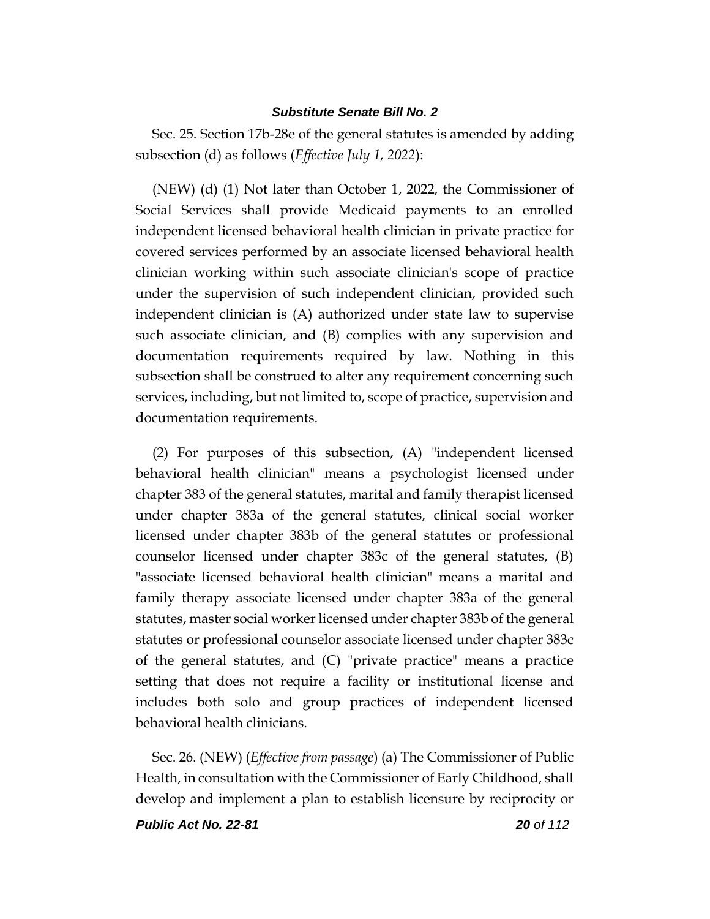Sec. 25. Section 17b-28e of the general statutes is amended by adding subsection (d) as follows (*Effective July 1, 2022*):

(NEW) (d) (1) Not later than October 1, 2022, the Commissioner of Social Services shall provide Medicaid payments to an enrolled independent licensed behavioral health clinician in private practice for covered services performed by an associate licensed behavioral health clinician working within such associate clinician's scope of practice under the supervision of such independent clinician, provided such independent clinician is (A) authorized under state law to supervise such associate clinician, and (B) complies with any supervision and documentation requirements required by law. Nothing in this subsection shall be construed to alter any requirement concerning such services, including, but not limited to, scope of practice, supervision and documentation requirements.

(2) For purposes of this subsection, (A) "independent licensed behavioral health clinician" means a psychologist licensed under chapter 383 of the general statutes, marital and family therapist licensed under chapter 383a of the general statutes, clinical social worker licensed under chapter 383b of the general statutes or professional counselor licensed under chapter 383c of the general statutes, (B) "associate licensed behavioral health clinician" means a marital and family therapy associate licensed under chapter 383a of the general statutes, master social worker licensed under chapter 383b of the general statutes or professional counselor associate licensed under chapter 383c of the general statutes, and (C) "private practice" means a practice setting that does not require a facility or institutional license and includes both solo and group practices of independent licensed behavioral health clinicians.

Sec. 26. (NEW) (*Effective from passage*) (a) The Commissioner of Public Health, in consultation with the Commissioner of Early Childhood, shall develop and implement a plan to establish licensure by reciprocity or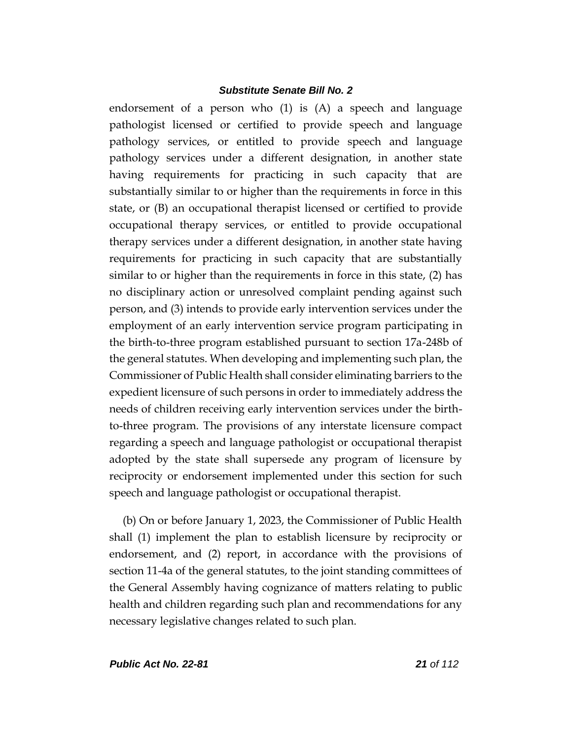endorsement of a person who (1) is (A) a speech and language pathologist licensed or certified to provide speech and language pathology services, or entitled to provide speech and language pathology services under a different designation, in another state having requirements for practicing in such capacity that are substantially similar to or higher than the requirements in force in this state, or (B) an occupational therapist licensed or certified to provide occupational therapy services, or entitled to provide occupational therapy services under a different designation, in another state having requirements for practicing in such capacity that are substantially similar to or higher than the requirements in force in this state, (2) has no disciplinary action or unresolved complaint pending against such person, and (3) intends to provide early intervention services under the employment of an early intervention service program participating in the birth-to-three program established pursuant to section 17a-248b of the general statutes. When developing and implementing such plan, the Commissioner of Public Health shall consider eliminating barriers to the expedient licensure of such persons in order to immediately address the needs of children receiving early intervention services under the birth-to-three program. The provisions of any interstate licensure compact regarding a speech and language pathologist or occupational therapist adopted by the state shall supersede any program of licensure by reciprocity or endorsement implemented under this section for such speech and language pathologist or occupational therapist.

(b) On or before January 1, 2023, the Commissioner of Public Health shall (1) implement the plan to establish licensure by reciprocity or endorsement, and (2) report, in accordance with the provisions of section 11-4a of the general statutes, to the joint standing committees of the General Assembly having cognizance of matters relating to public health and children regarding such plan and recommendations for any necessary legislative changes related to such plan.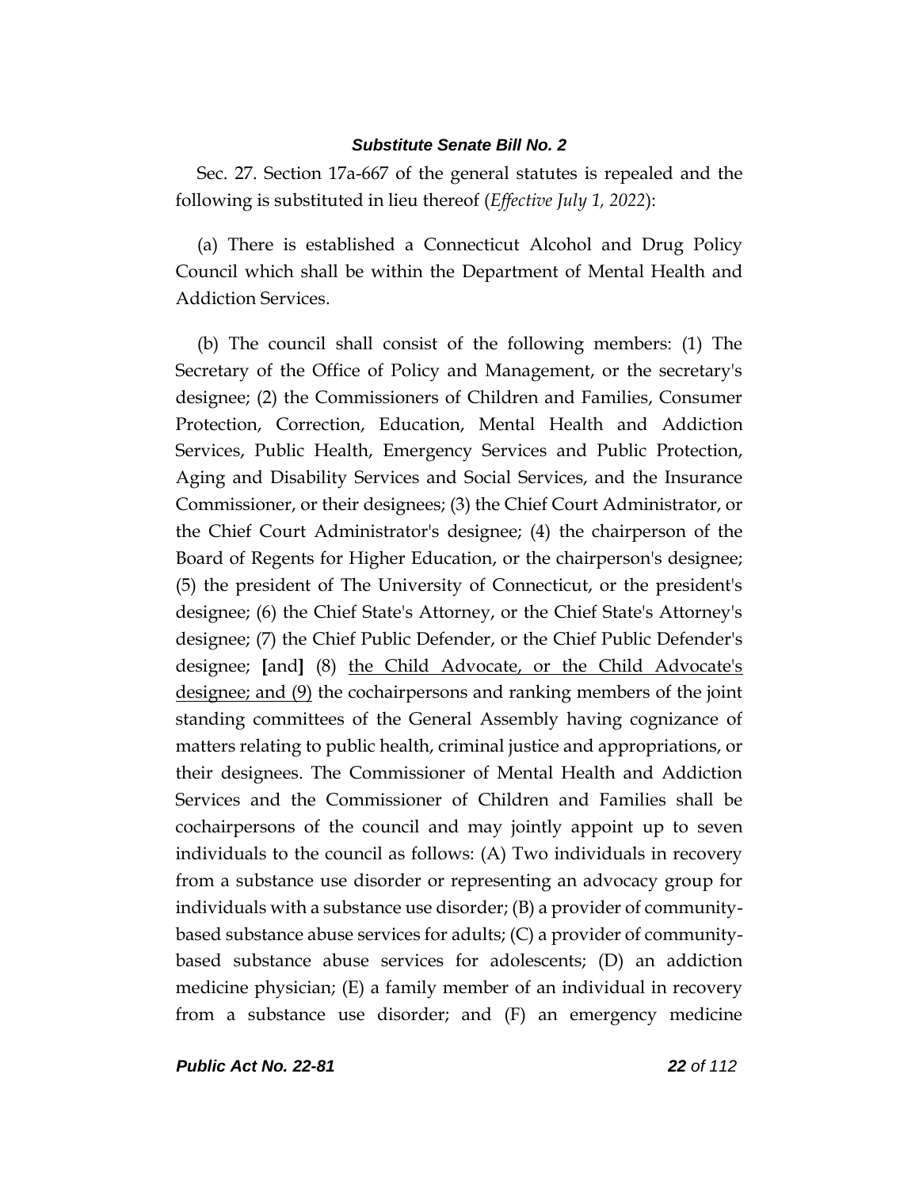Sec. 27. Section 17a-667 of the general statutes is repealed and the following is substituted in lieu thereof (*Effective July 1, 2022*):

(a) There is established a Connecticut Alcohol and Drug Policy Council which shall be within the Department of Mental Health and Addiction Services.

(b) The council shall consist of the following members: (1) The Secretary of the Office of Policy and Management, or the secretary's designee; (2) the Commissioners of Children and Families, Consumer Protection, Correction, Education, Mental Health and Addiction Services, Public Health, Emergency Services and Public Protection, Aging and Disability Services and Social Services, and the Insurance Commissioner, or their designees; (3) the Chief Court Administrator, or the Chief Court Administrator's designee; (4) the chairperson of the Board of Regents for Higher Education, or the chairperson's designee; (5) the president of The University of Connecticut, or the president's designee; (6) the Chief State's Attorney, or the Chief State's Attorney's designee; (7) the Chief Public Defender, or the Chief Public Defender's designee; **[**and**]** (8) <u>the Child Advocate, or the Child Advocate's designee; and (9)</u> the cochairpersons and ranking members of the joint standing committees of the General Assembly having cognizance of matters relating to public health, criminal justice and appropriations, or their designees. The Commissioner of Mental Health and Addiction Services and the Commissioner of Children and Families shall be cochairpersons of the council and may jointly appoint up to seven individuals to the council as follows: (A) Two individuals in recovery from a substance use disorder or representing an advocacy group for individuals with a substance use disorder; (B) a provider of community-based substance abuse services for adults; (C) a provider of community-based substance abuse services for adolescents; (D) an addiction medicine physician; (E) a family member of an individual in recovery from a substance use disorder; and (F) an emergency medicine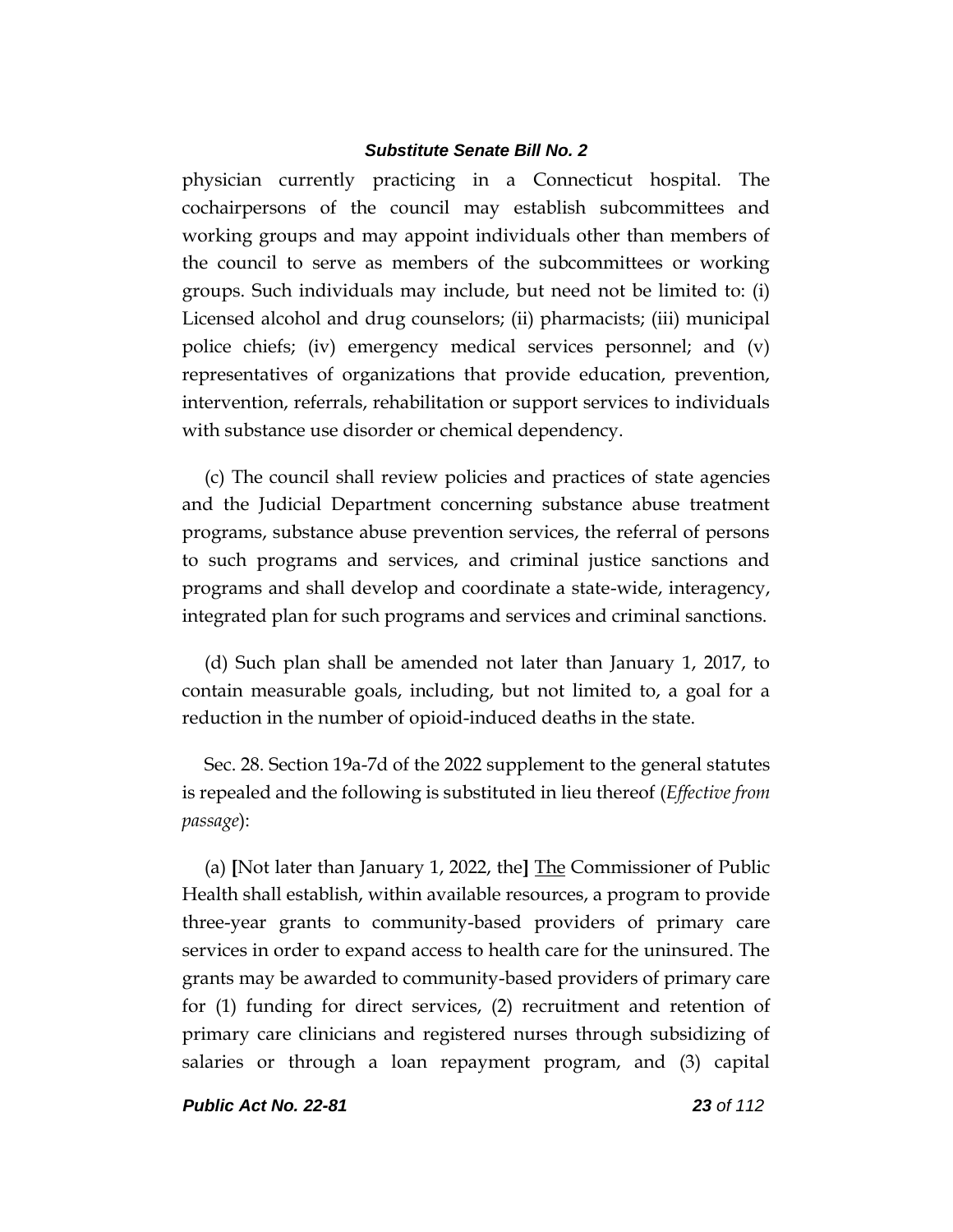physician currently practicing in a Connecticut hospital. The cochairpersons of the council may establish subcommittees and working groups and may appoint individuals other than members of the council to serve as members of the subcommittees or working groups. Such individuals may include, but need not be limited to: (i) Licensed alcohol and drug counselors; (ii) pharmacists; (iii) municipal police chiefs; (iv) emergency medical services personnel; and (v) representatives of organizations that provide education, prevention, intervention, referrals, rehabilitation or support services to individuals with substance use disorder or chemical dependency.

(c) The council shall review policies and practices of state agencies and the Judicial Department concerning substance abuse treatment programs, substance abuse prevention services, the referral of persons to such programs and services, and criminal justice sanctions and programs and shall develop and coordinate a state-wide, interagency, integrated plan for such programs and services and criminal sanctions.

(d) Such plan shall be amended not later than January 1, 2017, to contain measurable goals, including, but not limited to, a goal for a reduction in the number of opioid-induced deaths in the state.

Sec. 28. Section 19a-7d of the 2022 supplement to the general statutes is repealed and the following is substituted in lieu thereof (*Effective from passage*):

(a) **[**Not later than January 1, 2022, the**]** <u>The</u> Commissioner of Public Health shall establish, within available resources, a program to provide three-year grants to community-based providers of primary care services in order to expand access to health care for the uninsured. The grants may be awarded to community-based providers of primary care for (1) funding for direct services, (2) recruitment and retention of primary care clinicians and registered nurses through subsidizing of salaries or through a loan repayment program, and (3) capital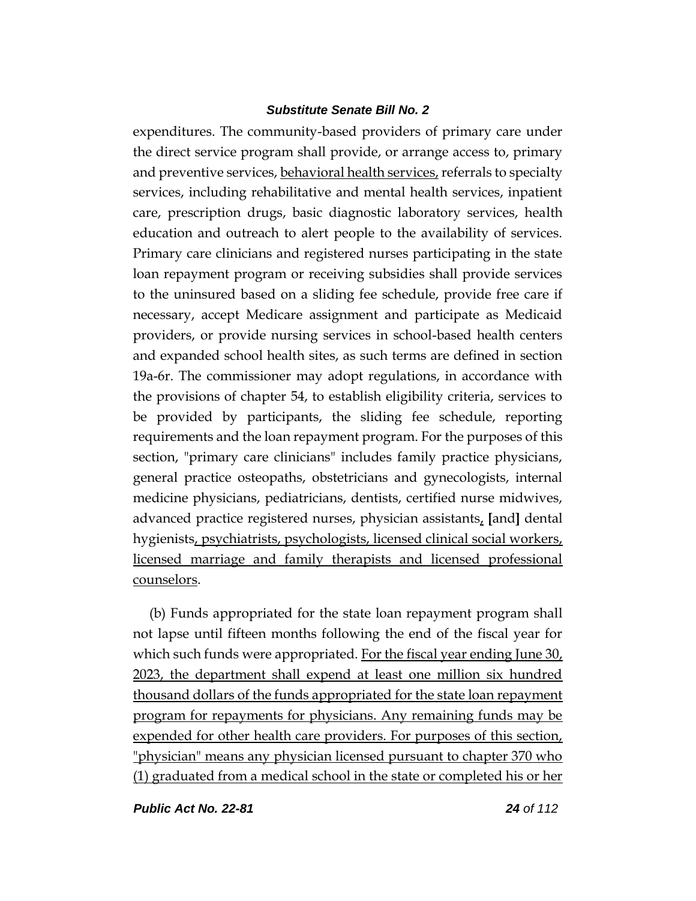expenditures. The community-based providers of primary care under the direct service program shall provide, or arrange access to, primary and preventive services, <u>behavioral health services,</u> referrals to specialty services, including rehabilitative and mental health services, inpatient care, prescription drugs, basic diagnostic laboratory services, health education and outreach to alert people to the availability of services. Primary care clinicians and registered nurses participating in the state loan repayment program or receiving subsidies shall provide services to the uninsured based on a sliding fee schedule, provide free care if necessary, accept Medicare assignment and participate as Medicaid providers, or provide nursing services in school-based health centers and expanded school health sites, as such terms are defined in section 19a-6r. The commissioner may adopt regulations, in accordance with the provisions of chapter 54, to establish eligibility criteria, services to be provided by participants, the sliding fee schedule, reporting requirements and the loan repayment program. For the purposes of this section, "primary care clinicians" includes family practice physicians, general practice osteopaths, obstetricians and gynecologists, internal medicine physicians, pediatricians, dentists, certified nurse midwives, advanced practice registered nurses, physician assistants<u>,</u> **[**and**]** dental hygienists<u>, psychiatrists, psychologists, licensed clinical social workers, licensed marriage and family therapists and licensed professional counselors</u>.

(b) Funds appropriated for the state loan repayment program shall not lapse until fifteen months following the end of the fiscal year for which such funds were appropriated. <u>For the fiscal year ending June 30, 2023, the department shall expend at least one million six hundred thousand dollars of the funds appropriated for the state loan repayment program for repayments for physicians. Any remaining funds may be expended for other health care providers. For purposes of this section, "physician" means any physician licensed pursuant to chapter 370 who (1) graduated from a medical school in the state or completed his or her</u>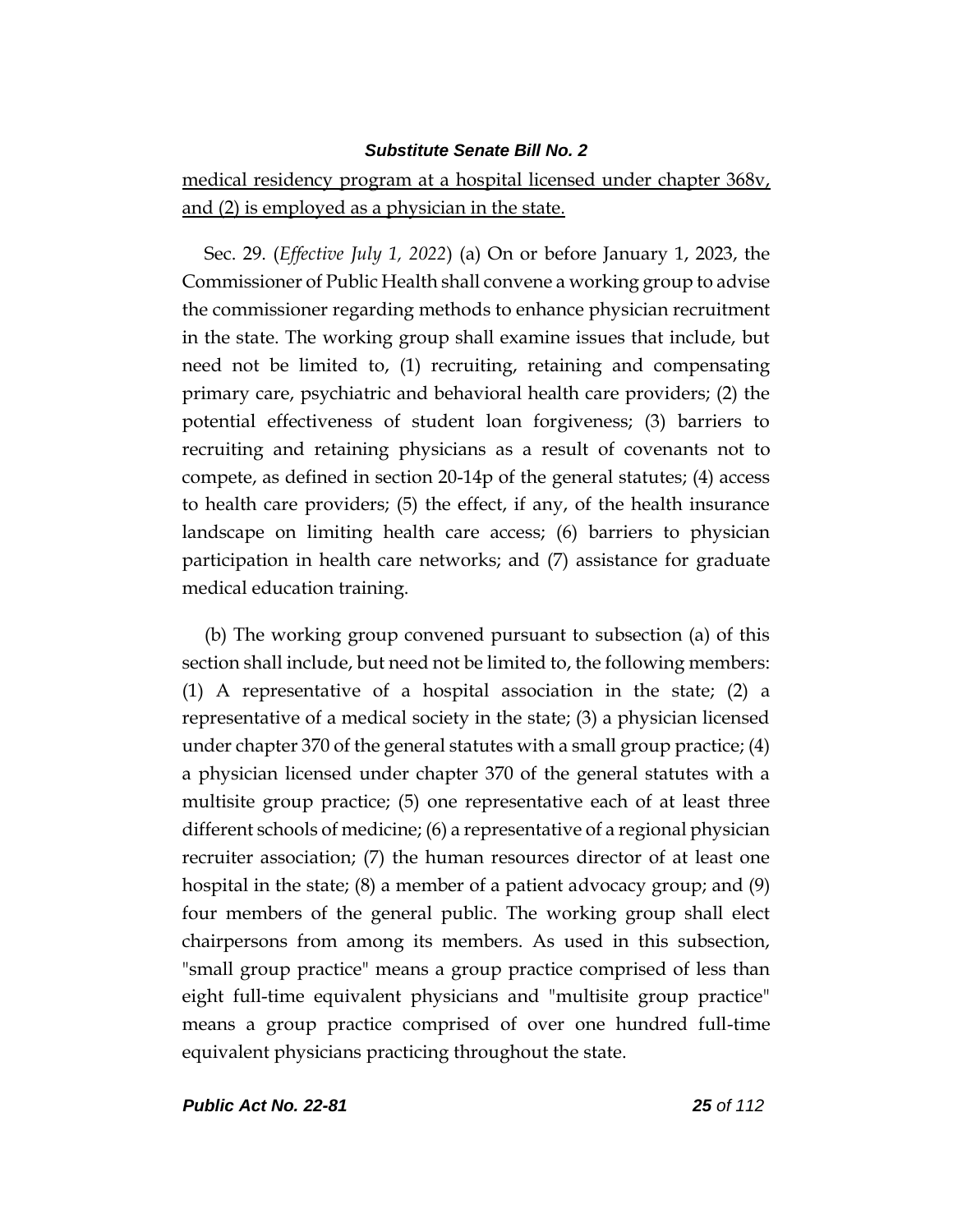medical residency program at a hospital licensed under chapter 368v, and (2) is employed as a physician in the state.

Sec. 29. (*Effective July 1, 2022*) (a) On or before January 1, 2023, the Commissioner of Public Health shall convene a working group to advise the commissioner regarding methods to enhance physician recruitment in the state. The working group shall examine issues that include, but need not be limited to, (1) recruiting, retaining and compensating primary care, psychiatric and behavioral health care providers; (2) the potential effectiveness of student loan forgiveness; (3) barriers to recruiting and retaining physicians as a result of covenants not to compete, as defined in section 20-14p of the general statutes; (4) access to health care providers; (5) the effect, if any, of the health insurance landscape on limiting health care access; (6) barriers to physician participation in health care networks; and (7) assistance for graduate medical education training.

(b) The working group convened pursuant to subsection (a) of this section shall include, but need not be limited to, the following members: (1) A representative of a hospital association in the state; (2) a representative of a medical society in the state; (3) a physician licensed under chapter 370 of the general statutes with a small group practice; (4) a physician licensed under chapter 370 of the general statutes with a multisite group practice; (5) one representative each of at least three different schools of medicine; (6) a representative of a regional physician recruiter association; (7) the human resources director of at least one hospital in the state; (8) a member of a patient advocacy group; and (9) four members of the general public. The working group shall elect chairpersons from among its members. As used in this subsection, "small group practice" means a group practice comprised of less than eight full-time equivalent physicians and "multisite group practice" means a group practice comprised of over one hundred full-time equivalent physicians practicing throughout the state.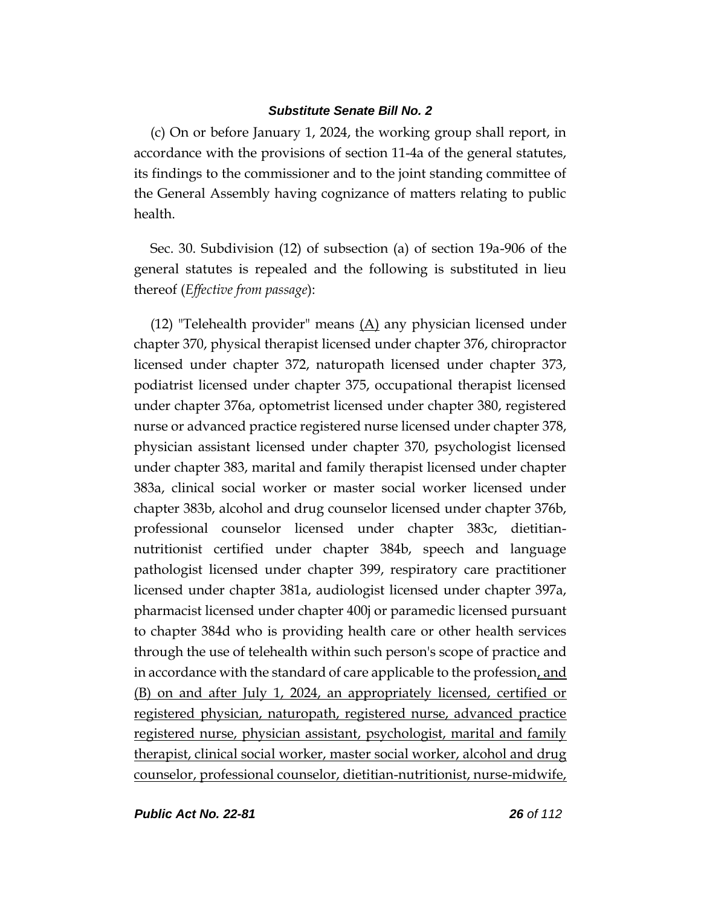(c) On or before January 1, 2024, the working group shall report, in accordance with the provisions of section 11-4a of the general statutes, its findings to the commissioner and to the joint standing committee of the General Assembly having cognizance of matters relating to public health.

Sec. 30. Subdivision (12) of subsection (a) of section 19a-906 of the general statutes is repealed and the following is substituted in lieu thereof (*Effective from passage*):

(12) "Telehealth provider" means <u>(A)</u> any physician licensed under chapter 370, physical therapist licensed under chapter 376, chiropractor licensed under chapter 372, naturopath licensed under chapter 373, podiatrist licensed under chapter 375, occupational therapist licensed under chapter 376a, optometrist licensed under chapter 380, registered nurse or advanced practice registered nurse licensed under chapter 378, physician assistant licensed under chapter 370, psychologist licensed under chapter 383, marital and family therapist licensed under chapter 383a, clinical social worker or master social worker licensed under chapter 383b, alcohol and drug counselor licensed under chapter 376b, professional counselor licensed under chapter 383c, dietitian-nutritionist certified under chapter 384b, speech and language pathologist licensed under chapter 399, respiratory care practitioner licensed under chapter 381a, audiologist licensed under chapter 397a, pharmacist licensed under chapter 400j or paramedic licensed pursuant to chapter 384d who is providing health care or other health services through the use of telehealth within such person's scope of practice and in accordance with the standard of care applicable to the profession<u>, and (B) on and after July 1, 2024, an appropriately licensed, certified or registered physician, naturopath, registered nurse, advanced practice registered nurse, physician assistant, psychologist, marital and family therapist, clinical social worker, master social worker, alcohol and drug counselor, professional counselor, dietitian-nutritionist, nurse-midwife,</u>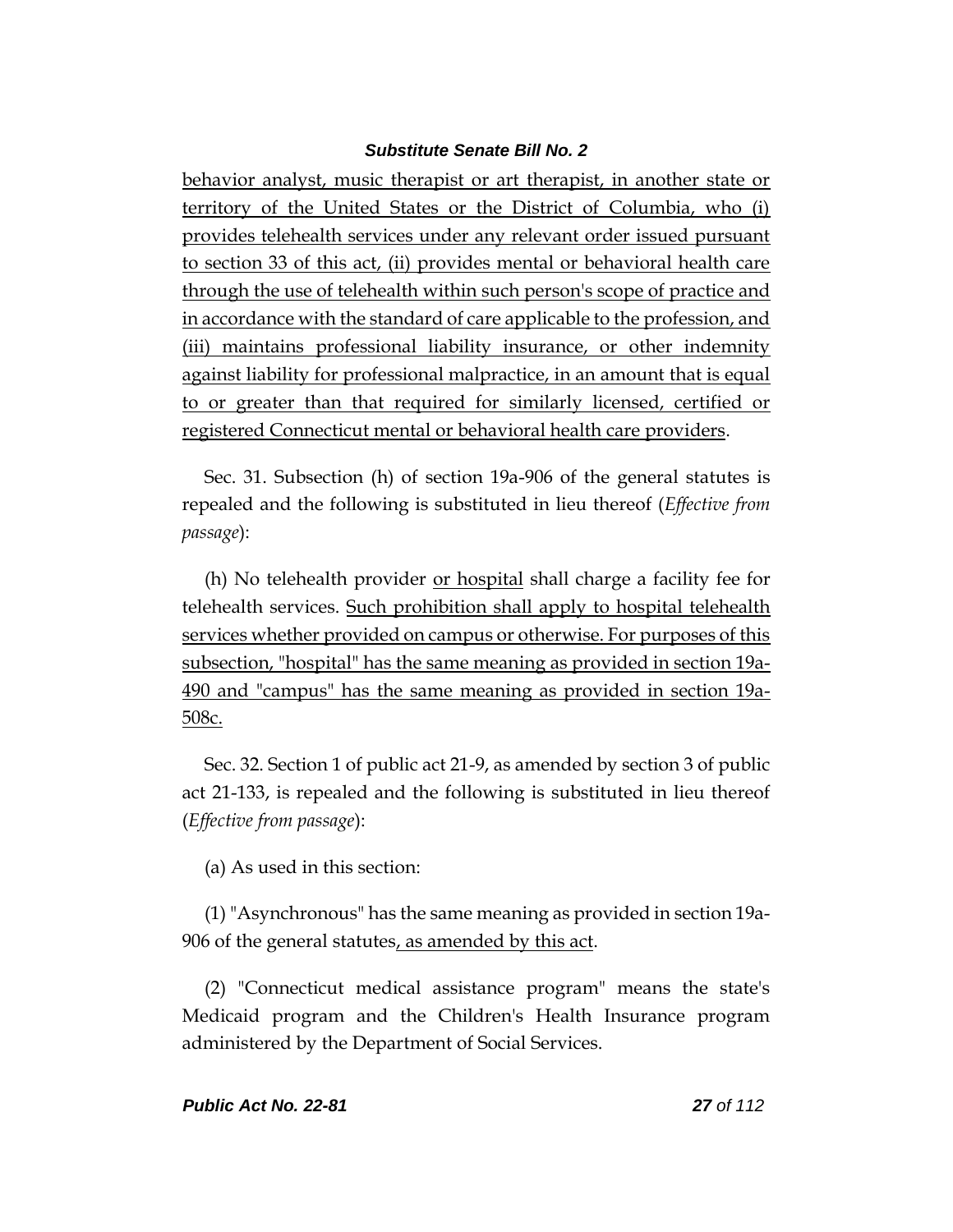behavior analyst, music therapist or art therapist, in another state or territory of the United States or the District of Columbia, who (i) provides telehealth services under any relevant order issued pursuant to section 33 of this act, (ii) provides mental or behavioral health care through the use of telehealth within such person's scope of practice and in accordance with the standard of care applicable to the profession, and (iii) maintains professional liability insurance, or other indemnity against liability for professional malpractice, in an amount that is equal to or greater than that required for similarly licensed, certified or registered Connecticut mental or behavioral health care providers.

Sec. 31. Subsection (h) of section 19a-906 of the general statutes is repealed and the following is substituted in lieu thereof (*Effective from passage*):

(h) No telehealth provider or hospital shall charge a facility fee for telehealth services. Such prohibition shall apply to hospital telehealth services whether provided on campus or otherwise. For purposes of this subsection, "hospital" has the same meaning as provided in section 19a-490 and "campus" has the same meaning as provided in section 19a-508c.

Sec. 32. Section 1 of public act 21-9, as amended by section 3 of public act 21-133, is repealed and the following is substituted in lieu thereof (*Effective from passage*):

(a) As used in this section:

(1) "Asynchronous" has the same meaning as provided in section 19a-906 of the general statutes, as amended by this act.

(2) "Connecticut medical assistance program" means the state's Medicaid program and the Children's Health Insurance program administered by the Department of Social Services.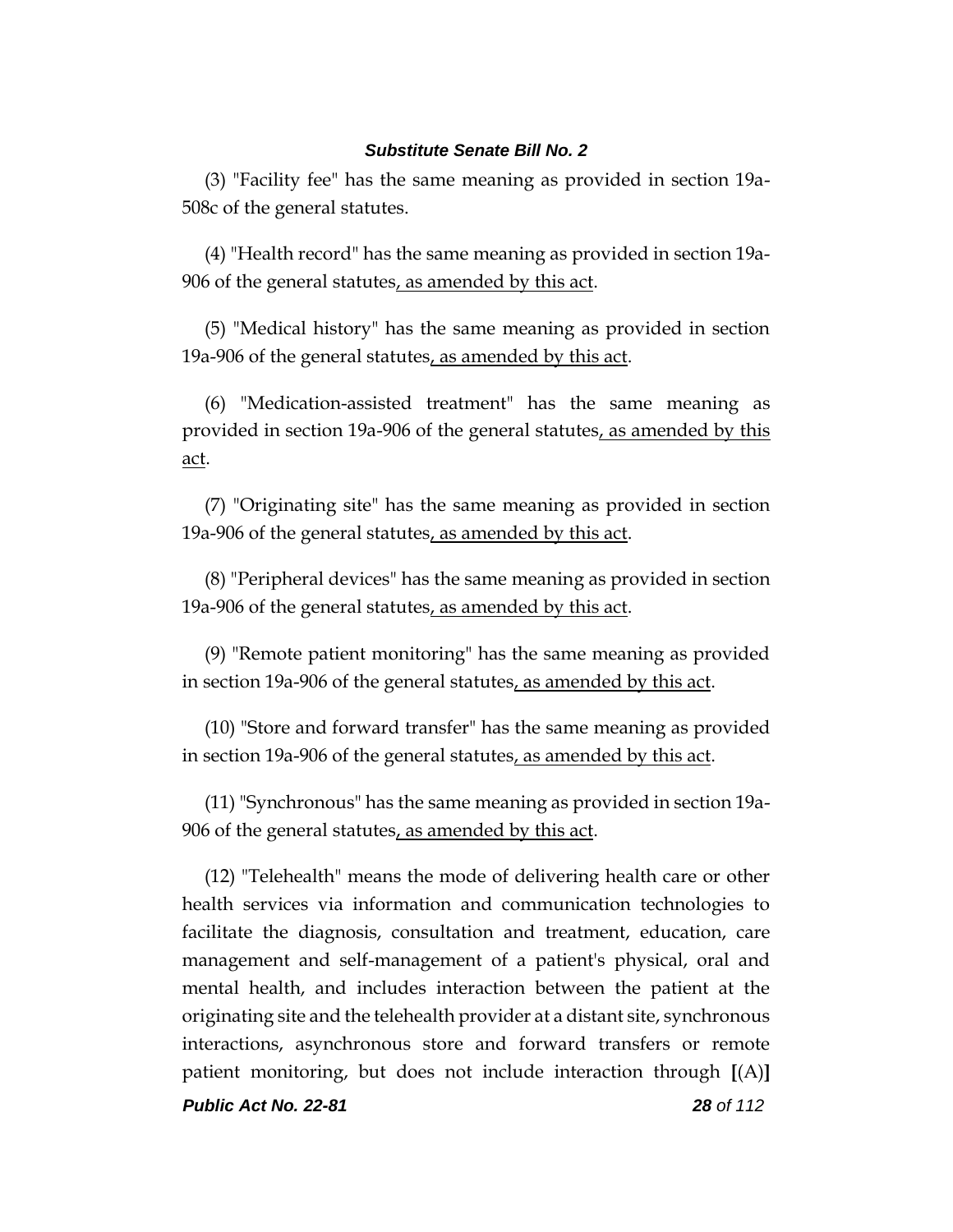(3) "Facility fee" has the same meaning as provided in section 19a-508c of the general statutes.

(4) "Health record" has the same meaning as provided in section 19a-906 of the general statutes<u>, as amended by this act</u>.

(5) "Medical history" has the same meaning as provided in section 19a-906 of the general statutes<u>, as amended by this act</u>.

(6) "Medication-assisted treatment" has the same meaning as provided in section 19a-906 of the general statutes<u>, as amended by this act</u>.

(7) "Originating site" has the same meaning as provided in section 19a-906 of the general statutes<u>, as amended by this act</u>.

(8) "Peripheral devices" has the same meaning as provided in section 19a-906 of the general statutes<u>, as amended by this act</u>.

(9) "Remote patient monitoring" has the same meaning as provided in section 19a-906 of the general statutes<u>, as amended by this act</u>.

(10) "Store and forward transfer" has the same meaning as provided in section 19a-906 of the general statutes<u>, as amended by this act</u>.

(11) "Synchronous" has the same meaning as provided in section 19a-906 of the general statutes<u>, as amended by this act</u>.

(12) "Telehealth" means the mode of delivering health care or other health services via information and communication technologies to facilitate the diagnosis, consultation and treatment, education, care management and self-management of a patient's physical, oral and mental health, and includes interaction between the patient at the originating site and the telehealth provider at a distant site, synchronous interactions, asynchronous store and forward transfers or remote patient monitoring, but does not include interaction through **[**(A)**]**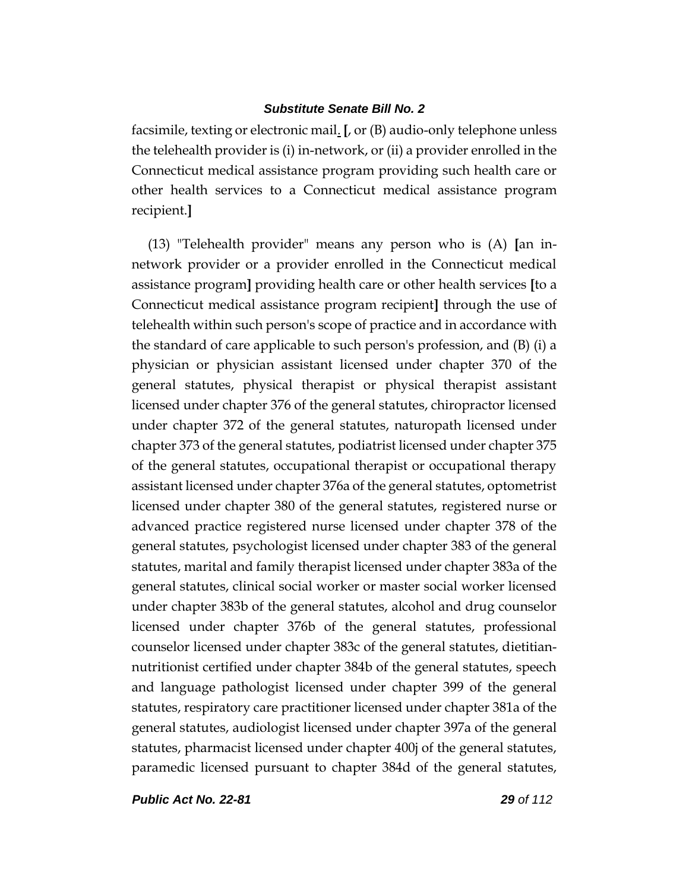facsimile, texting or electronic mail. [, or (B) audio-only telephone unless the telehealth provider is (i) in-network, or (ii) a provider enrolled in the Connecticut medical assistance program providing such health care or other health services to a Connecticut medical assistance program recipient.]

(13) "Telehealth provider" means any person who is (A) [an in-network provider or a provider enrolled in the Connecticut medical assistance program] providing health care or other health services [to a Connecticut medical assistance program recipient] through the use of telehealth within such person's scope of practice and in accordance with the standard of care applicable to such person's profession, and (B) (i) a physician or physician assistant licensed under chapter 370 of the general statutes, physical therapist or physical therapist assistant licensed under chapter 376 of the general statutes, chiropractor licensed under chapter 372 of the general statutes, naturopath licensed under chapter 373 of the general statutes, podiatrist licensed under chapter 375 of the general statutes, occupational therapist or occupational therapy assistant licensed under chapter 376a of the general statutes, optometrist licensed under chapter 380 of the general statutes, registered nurse or advanced practice registered nurse licensed under chapter 378 of the general statutes, psychologist licensed under chapter 383 of the general statutes, marital and family therapist licensed under chapter 383a of the general statutes, clinical social worker or master social worker licensed under chapter 383b of the general statutes, alcohol and drug counselor licensed under chapter 376b of the general statutes, professional counselor licensed under chapter 383c of the general statutes, dietitian-nutritionist certified under chapter 384b of the general statutes, speech and language pathologist licensed under chapter 399 of the general statutes, respiratory care practitioner licensed under chapter 381a of the general statutes, audiologist licensed under chapter 397a of the general statutes, pharmacist licensed under chapter 400j of the general statutes, paramedic licensed pursuant to chapter 384d of the general statutes,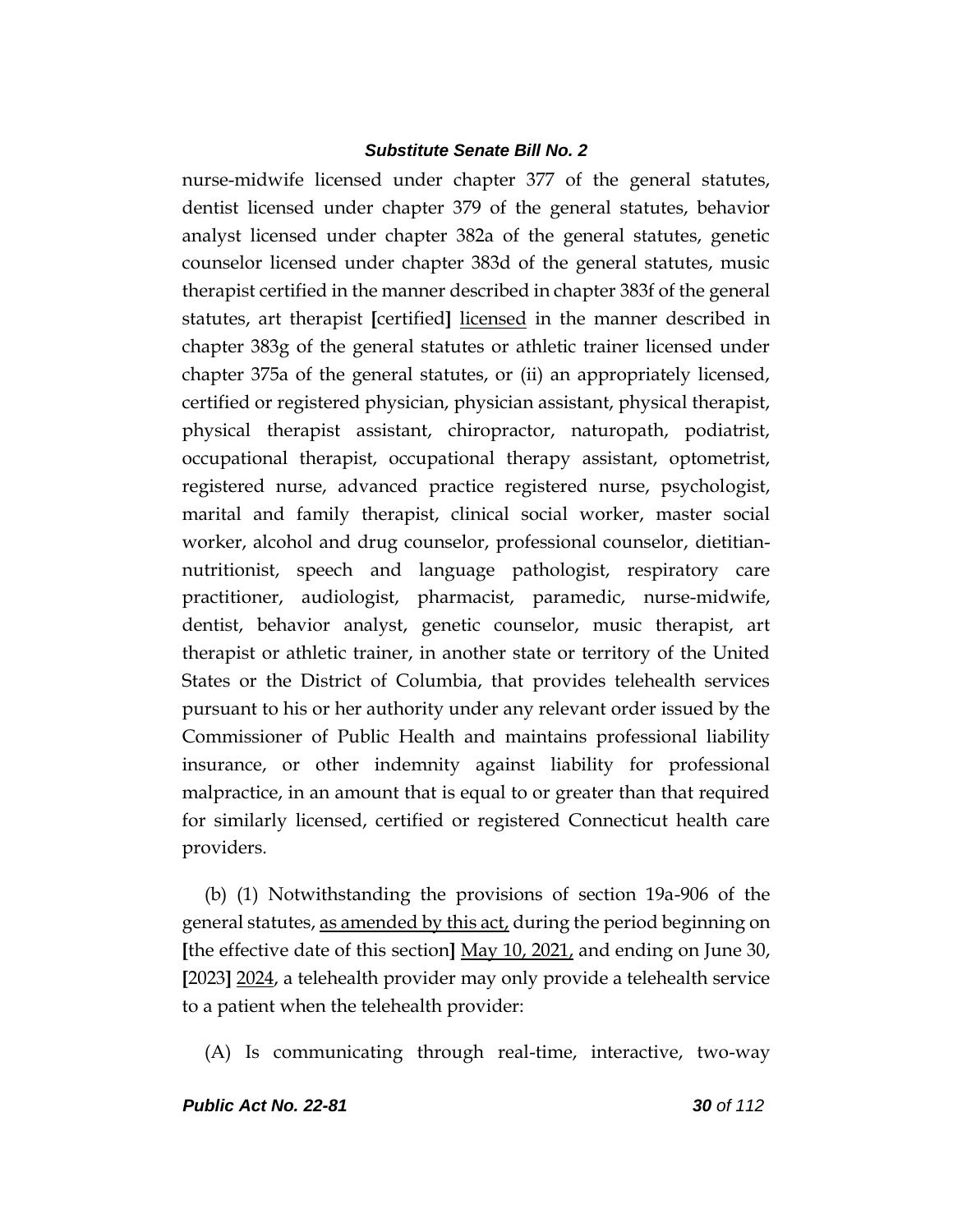nurse-midwife licensed under chapter 377 of the general statutes, dentist licensed under chapter 379 of the general statutes, behavior analyst licensed under chapter 382a of the general statutes, genetic counselor licensed under chapter 383d of the general statutes, music therapist certified in the manner described in chapter 383f of the general statutes, art therapist **[**certified**]** <u>licensed</u> in the manner described in chapter 383g of the general statutes or athletic trainer licensed under chapter 375a of the general statutes, or (ii) an appropriately licensed, certified or registered physician, physician assistant, physical therapist, physical therapist assistant, chiropractor, naturopath, podiatrist, occupational therapist, occupational therapy assistant, optometrist, registered nurse, advanced practice registered nurse, psychologist, marital and family therapist, clinical social worker, master social worker, alcohol and drug counselor, professional counselor, dietitian-nutritionist, speech and language pathologist, respiratory care practitioner, audiologist, pharmacist, paramedic, nurse-midwife, dentist, behavior analyst, genetic counselor, music therapist, art therapist or athletic trainer, in another state or territory of the United States or the District of Columbia, that provides telehealth services pursuant to his or her authority under any relevant order issued by the Commissioner of Public Health and maintains professional liability insurance, or other indemnity against liability for professional malpractice, in an amount that is equal to or greater than that required for similarly licensed, certified or registered Connecticut health care providers.

(b) (1) Notwithstanding the provisions of section 19a-906 of the general statutes, <u>as amended by this act,</u> during the period beginning on **[**the effective date of this section**]** <u>May 10, 2021,</u> and ending on June 30, **[**2023**]** <u>2024</u>, a telehealth provider may only provide a telehealth service to a patient when the telehealth provider:

(A) Is communicating through real-time, interactive, two-way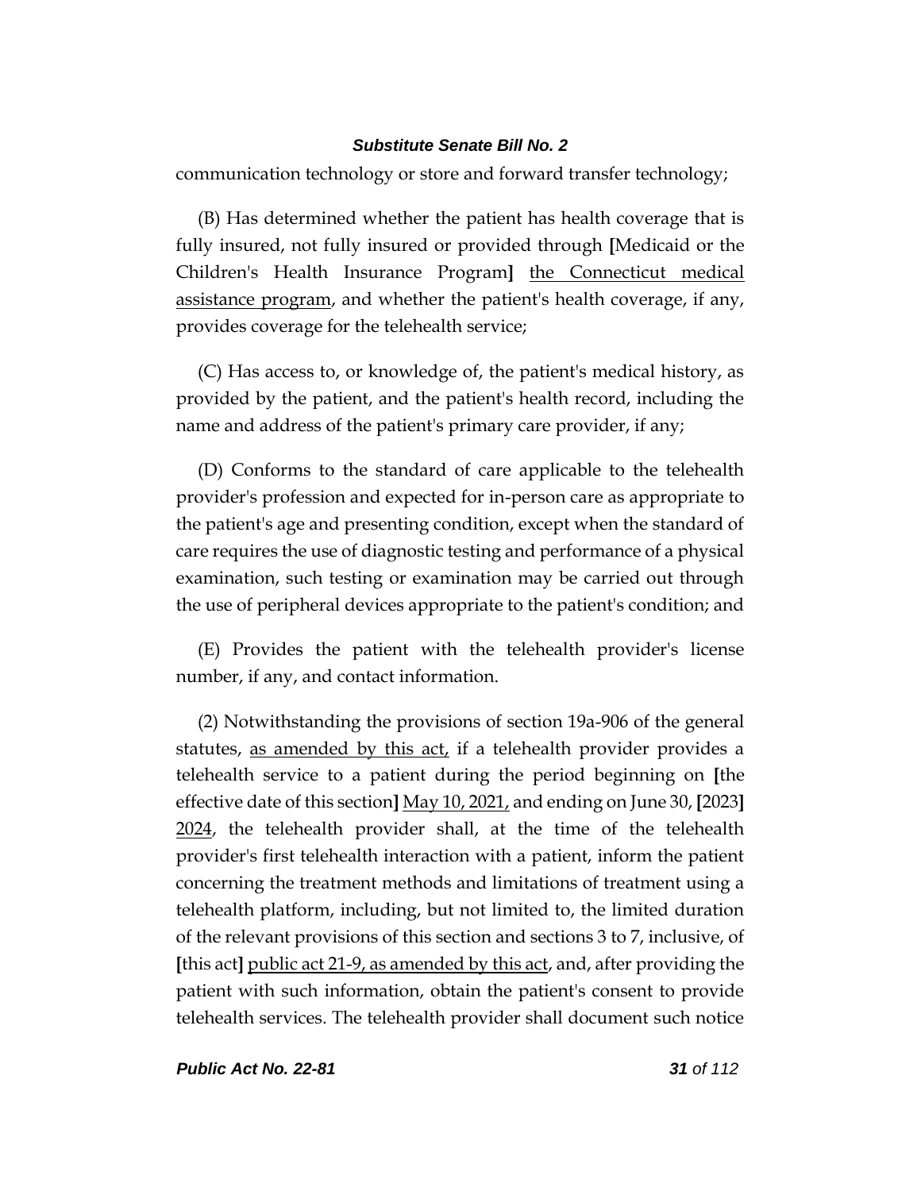communication technology or store and forward transfer technology;

(B) Has determined whether the patient has health coverage that is fully insured, not fully insured or provided through [Medicaid or the Children's Health Insurance Program] <u>the Connecticut medical assistance program</u>, and whether the patient's health coverage, if any, provides coverage for the telehealth service;

(C) Has access to, or knowledge of, the patient's medical history, as provided by the patient, and the patient's health record, including the name and address of the patient's primary care provider, if any;

(D) Conforms to the standard of care applicable to the telehealth provider's profession and expected for in-person care as appropriate to the patient's age and presenting condition, except when the standard of care requires the use of diagnostic testing and performance of a physical examination, such testing or examination may be carried out through the use of peripheral devices appropriate to the patient's condition; and

(E) Provides the patient with the telehealth provider's license number, if any, and contact information.

(2) Notwithstanding the provisions of section 19a-906 of the general statutes, <u>as amended by this act,</u> if a telehealth provider provides a telehealth service to a patient during the period beginning on [the effective date of this section] <u>May 10, 2021,</u> and ending on June 30, [2023] <u>2024</u>, the telehealth provider shall, at the time of the telehealth provider's first telehealth interaction with a patient, inform the patient concerning the treatment methods and limitations of treatment using a telehealth platform, including, but not limited to, the limited duration of the relevant provisions of this section and sections 3 to 7, inclusive, of [this act] <u>public act 21-9, as amended by this act</u>, and, after providing the patient with such information, obtain the patient's consent to provide telehealth services. The telehealth provider shall document such notice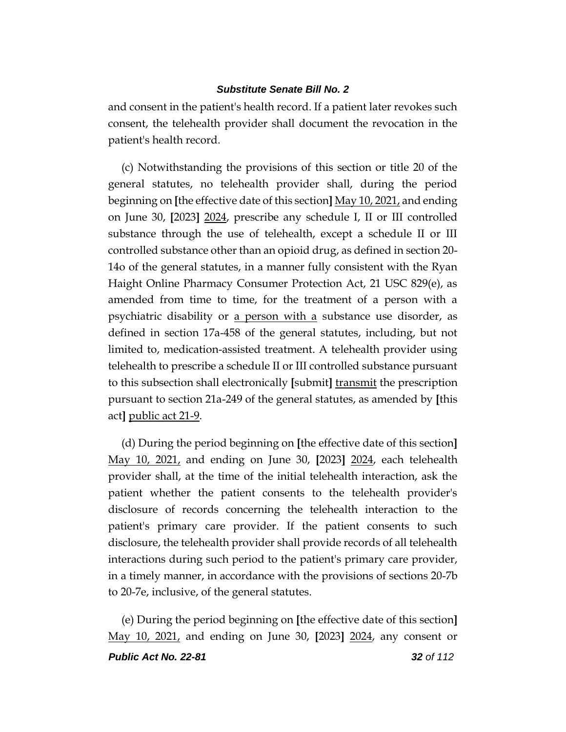and consent in the patient's health record. If a patient later revokes such consent, the telehealth provider shall document the revocation in the patient's health record.

(c) Notwithstanding the provisions of this section or title 20 of the general statutes, no telehealth provider shall, during the period beginning on **[**the effective date of this section**]** <u>May 10, 2021,</u> and ending on June 30, **[**2023**]** <u>2024</u>, prescribe any schedule I, II or III controlled substance through the use of telehealth, except a schedule II or III controlled substance other than an opioid drug, as defined in section 20-14o of the general statutes, in a manner fully consistent with the Ryan Haight Online Pharmacy Consumer Protection Act, 21 USC 829(e), as amended from time to time, for the treatment of a person with a psychiatric disability or <u>a person with a</u> substance use disorder, as defined in section 17a-458 of the general statutes, including, but not limited to, medication-assisted treatment. A telehealth provider using telehealth to prescribe a schedule II or III controlled substance pursuant to this subsection shall electronically **[**submit**]** <u>transmit</u> the prescription pursuant to section 21a-249 of the general statutes, as amended by **[**this act**]** <u>public act 21-9</u>.

(d) During the period beginning on **[**the effective date of this section**]** <u>May 10, 2021,</u> and ending on June 30, **[**2023**]** <u>2024</u>, each telehealth provider shall, at the time of the initial telehealth interaction, ask the patient whether the patient consents to the telehealth provider's disclosure of records concerning the telehealth interaction to the patient's primary care provider. If the patient consents to such disclosure, the telehealth provider shall provide records of all telehealth interactions during such period to the patient's primary care provider, in a timely manner, in accordance with the provisions of sections 20-7b to 20-7e, inclusive, of the general statutes.

(e) During the period beginning on **[**the effective date of this section**]** <u>May 10, 2021,</u> and ending on June 30, **[**2023**]** <u>2024</u>, any consent or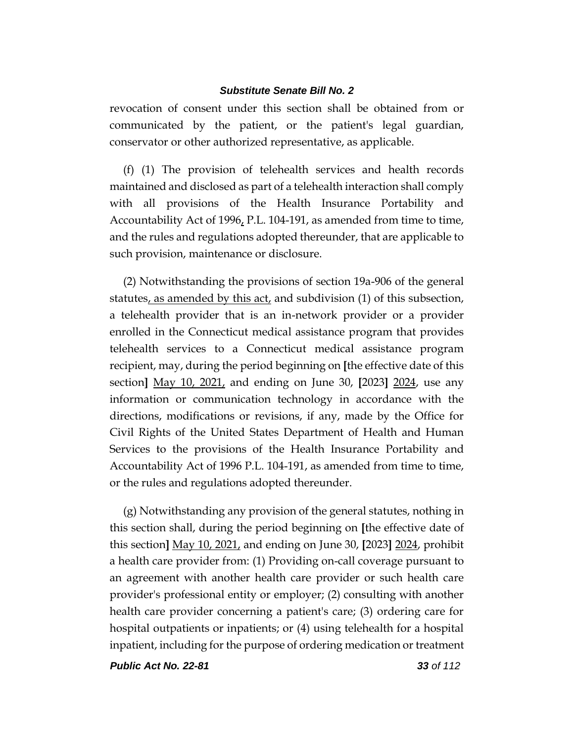revocation of consent under this section shall be obtained from or communicated by the patient, or the patient's legal guardian, conservator or other authorized representative, as applicable.

(f) (1) The provision of telehealth services and health records maintained and disclosed as part of a telehealth interaction shall comply with all provisions of the Health Insurance Portability and Accountability Act of 1996, P.L. 104-191, as amended from time to time, and the rules and regulations adopted thereunder, that are applicable to such provision, maintenance or disclosure.

(2) Notwithstanding the provisions of section 19a-906 of the general statutes, as amended by this act, and subdivision (1) of this subsection, a telehealth provider that is an in-network provider or a provider enrolled in the Connecticut medical assistance program that provides telehealth services to a Connecticut medical assistance program recipient, may, during the period beginning on [the effective date of this section] May 10, 2021, and ending on June 30, [2023] 2024, use any information or communication technology in accordance with the directions, modifications or revisions, if any, made by the Office for Civil Rights of the United States Department of Health and Human Services to the provisions of the Health Insurance Portability and Accountability Act of 1996 P.L. 104-191, as amended from time to time, or the rules and regulations adopted thereunder.

(g) Notwithstanding any provision of the general statutes, nothing in this section shall, during the period beginning on [the effective date of this section] May 10, 2021, and ending on June 30, [2023] 2024, prohibit a health care provider from: (1) Providing on-call coverage pursuant to an agreement with another health care provider or such health care provider's professional entity or employer; (2) consulting with another health care provider concerning a patient's care; (3) ordering care for hospital outpatients or inpatients; or (4) using telehealth for a hospital inpatient, including for the purpose of ordering medication or treatment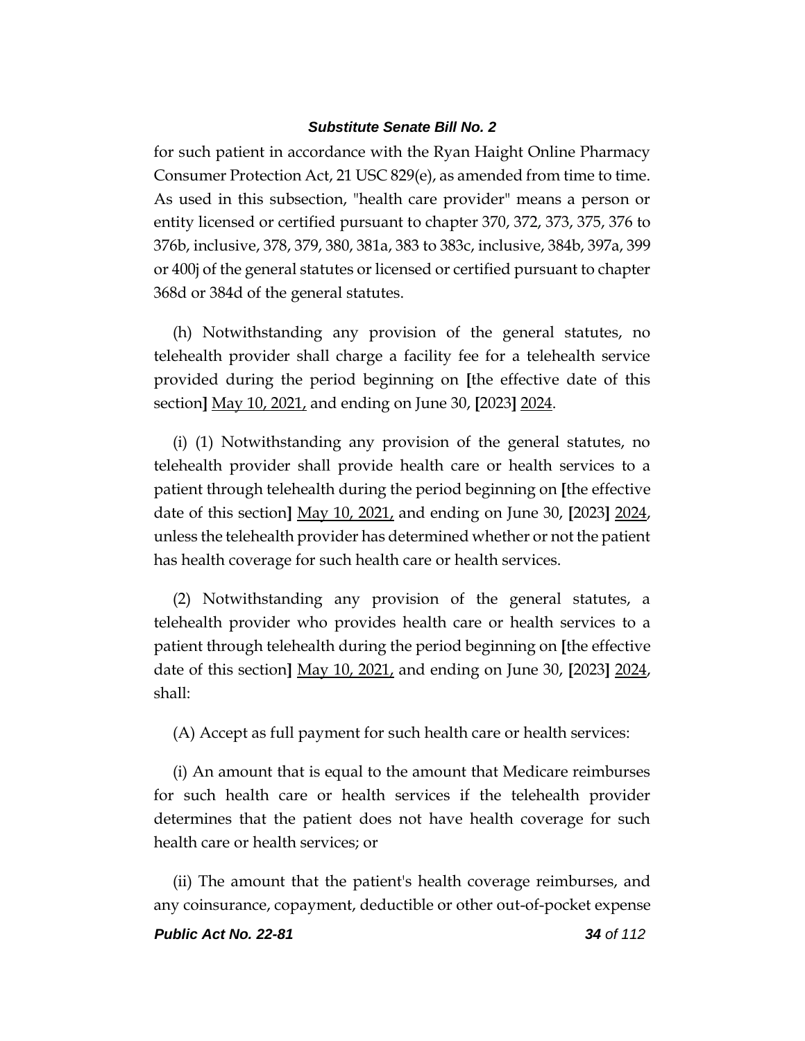for such patient in accordance with the Ryan Haight Online Pharmacy Consumer Protection Act, 21 USC 829(e), as amended from time to time. As used in this subsection, "health care provider" means a person or entity licensed or certified pursuant to chapter 370, 372, 373, 375, 376 to 376b, inclusive, 378, 379, 380, 381a, 383 to 383c, inclusive, 384b, 397a, 399 or 400j of the general statutes or licensed or certified pursuant to chapter 368d or 384d of the general statutes.

(h) Notwithstanding any provision of the general statutes, no telehealth provider shall charge a facility fee for a telehealth service provided during the period beginning on **[**the effective date of this section**]** <u>May 10, 2021,</u> and ending on June 30, **[**2023**]** <u>2024</u>.

(i) (1) Notwithstanding any provision of the general statutes, no telehealth provider shall provide health care or health services to a patient through telehealth during the period beginning on **[**the effective date of this section**]** <u>May 10, 2021,</u> and ending on June 30, **[**2023**]** <u>2024</u>, unless the telehealth provider has determined whether or not the patient has health coverage for such health care or health services.

(2) Notwithstanding any provision of the general statutes, a telehealth provider who provides health care or health services to a patient through telehealth during the period beginning on **[**the effective date of this section**]** <u>May 10, 2021,</u> and ending on June 30, **[**2023**]** <u>2024</u>, shall:

(A) Accept as full payment for such health care or health services:

(i) An amount that is equal to the amount that Medicare reimburses for such health care or health services if the telehealth provider determines that the patient does not have health coverage for such health care or health services; or

(ii) The amount that the patient's health coverage reimburses, and any coinsurance, copayment, deductible or other out-of-pocket expense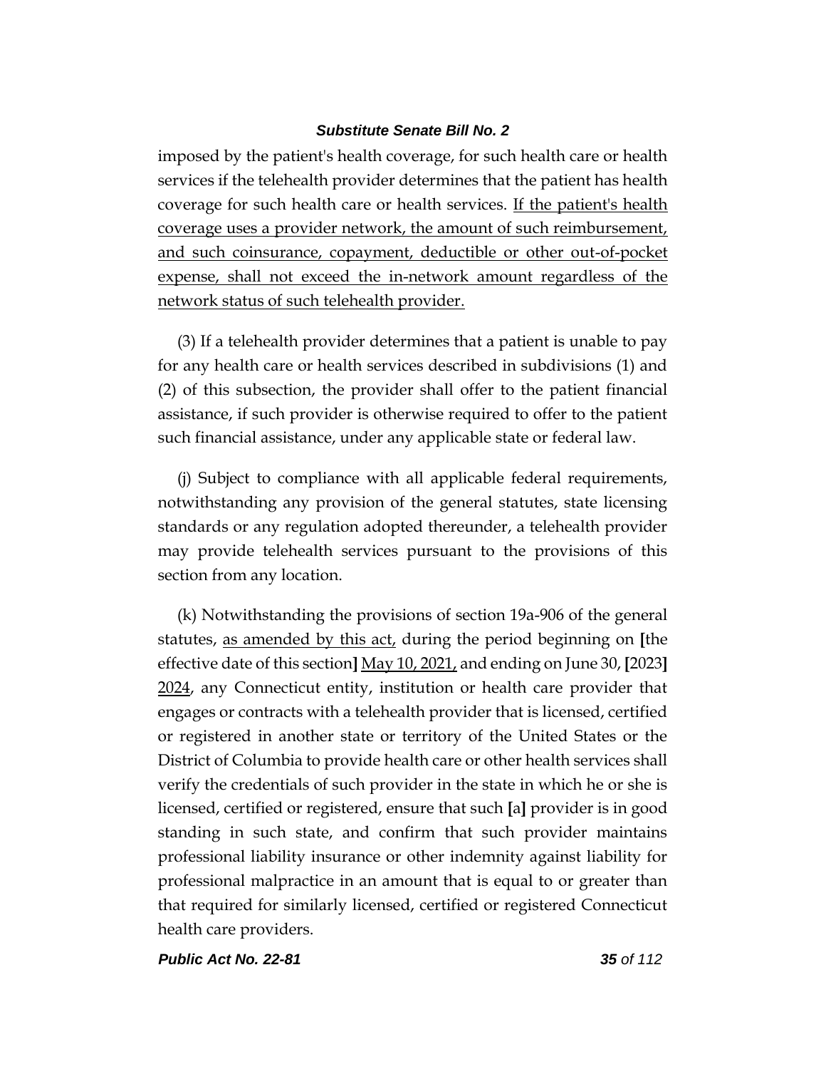imposed by the patient's health coverage, for such health care or health services if the telehealth provider determines that the patient has health coverage for such health care or health services. <u>If the patient's health coverage uses a provider network, the amount of such reimbursement, and such coinsurance, copayment, deductible or other out-of-pocket expense, shall not exceed the in-network amount regardless of the network status of such telehealth provider.</u>

(3) If a telehealth provider determines that a patient is unable to pay for any health care or health services described in subdivisions (1) and (2) of this subsection, the provider shall offer to the patient financial assistance, if such provider is otherwise required to offer to the patient such financial assistance, under any applicable state or federal law.

(j) Subject to compliance with all applicable federal requirements, notwithstanding any provision of the general statutes, state licensing standards or any regulation adopted thereunder, a telehealth provider may provide telehealth services pursuant to the provisions of this section from any location.

(k) Notwithstanding the provisions of section 19a-906 of the general statutes, <u>as amended by this act,</u> during the period beginning on **[**the effective date of this section**]** <u>May 10, 2021,</u> and ending on June 30, **[**2023**]** <u>2024</u>, any Connecticut entity, institution or health care provider that engages or contracts with a telehealth provider that is licensed, certified or registered in another state or territory of the United States or the District of Columbia to provide health care or other health services shall verify the credentials of such provider in the state in which he or she is licensed, certified or registered, ensure that such **[**a**]** provider is in good standing in such state, and confirm that such provider maintains professional liability insurance or other indemnity against liability for professional malpractice in an amount that is equal to or greater than that required for similarly licensed, certified or registered Connecticut health care providers.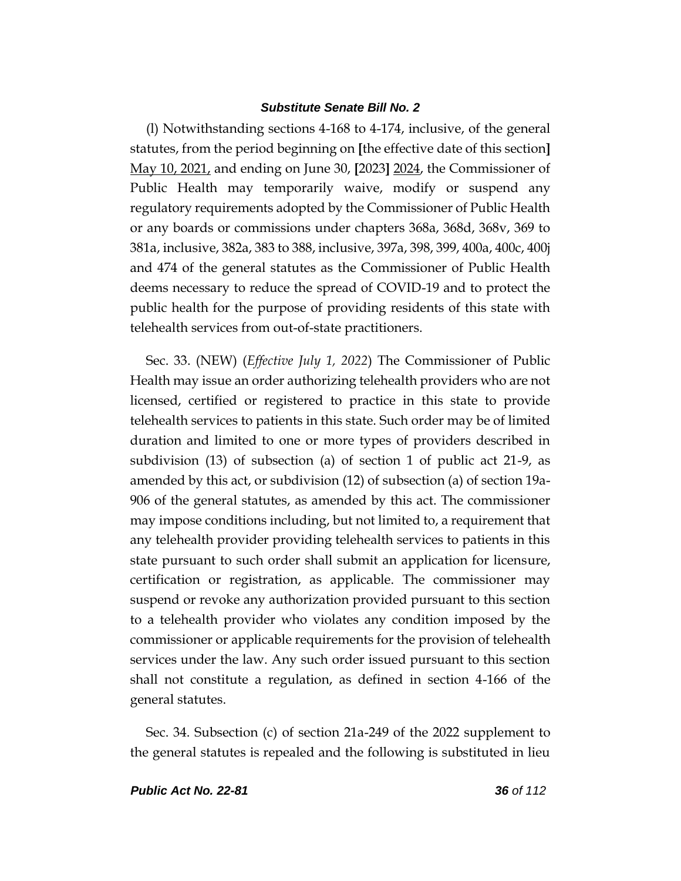(l) Notwithstanding sections 4-168 to 4-174, inclusive, of the general statutes, from the period beginning on **[**the effective date of this section**]** <u>May 10, 2021,</u> and ending on June 30, **[**2023**]** <u>2024</u>, the Commissioner of Public Health may temporarily waive, modify or suspend any regulatory requirements adopted by the Commissioner of Public Health or any boards or commissions under chapters 368a, 368d, 368v, 369 to 381a, inclusive, 382a, 383 to 388, inclusive, 397a, 398, 399, 400a, 400c, 400j and 474 of the general statutes as the Commissioner of Public Health deems necessary to reduce the spread of COVID-19 and to protect the public health for the purpose of providing residents of this state with telehealth services from out-of-state practitioners.

Sec. 33. (NEW) (*Effective July 1, 2022*) The Commissioner of Public Health may issue an order authorizing telehealth providers who are not licensed, certified or registered to practice in this state to provide telehealth services to patients in this state. Such order may be of limited duration and limited to one or more types of providers described in subdivision (13) of subsection (a) of section 1 of public act 21-9, as amended by this act, or subdivision (12) of subsection (a) of section 19a-906 of the general statutes, as amended by this act. The commissioner may impose conditions including, but not limited to, a requirement that any telehealth provider providing telehealth services to patients in this state pursuant to such order shall submit an application for licensure, certification or registration, as applicable. The commissioner may suspend or revoke any authorization provided pursuant to this section to a telehealth provider who violates any condition imposed by the commissioner or applicable requirements for the provision of telehealth services under the law. Any such order issued pursuant to this section shall not constitute a regulation, as defined in section 4-166 of the general statutes.

Sec. 34. Subsection (c) of section 21a-249 of the 2022 supplement to the general statutes is repealed and the following is substituted in lieu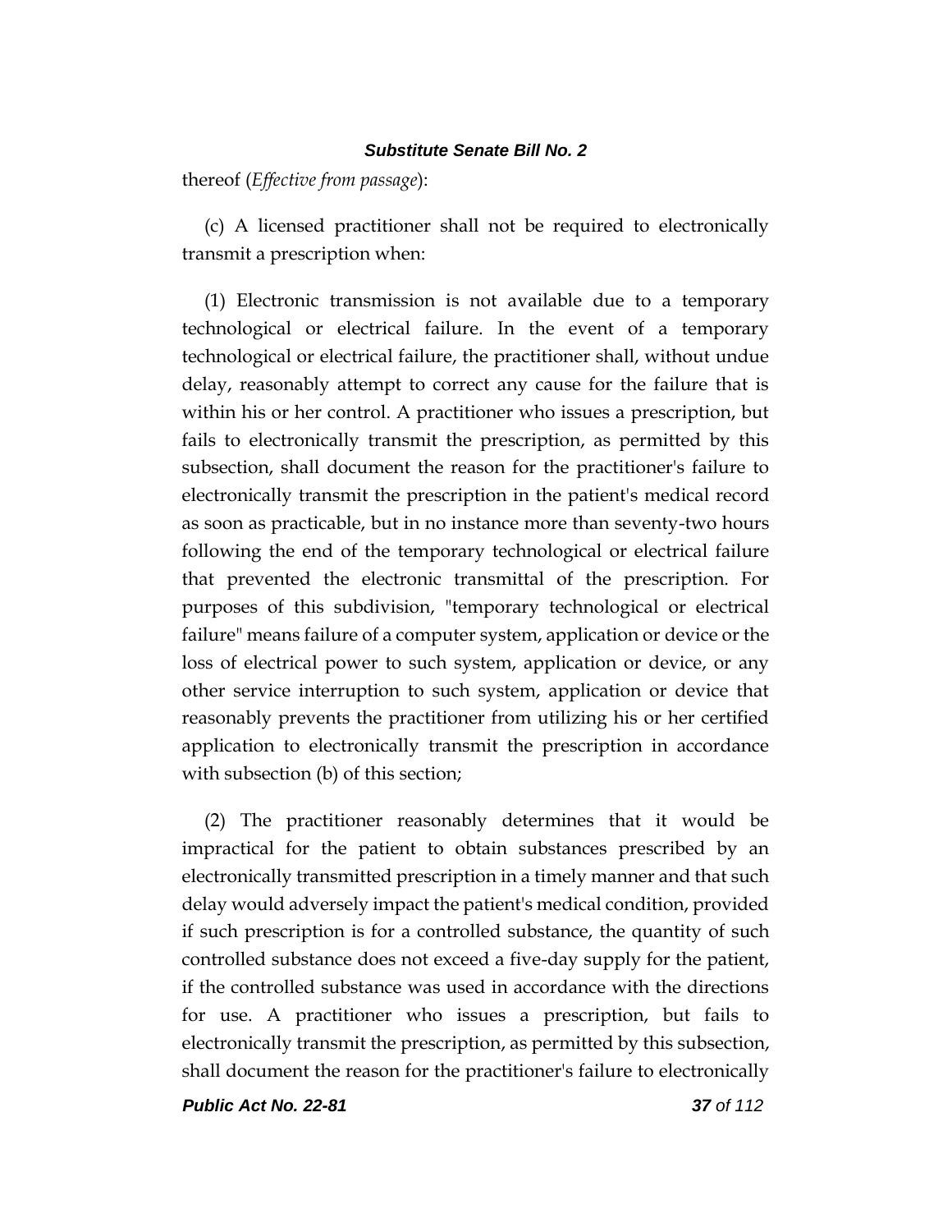thereof (*Effective from passage*):

(c) A licensed practitioner shall not be required to electronically transmit a prescription when:

(1) Electronic transmission is not available due to a temporary technological or electrical failure. In the event of a temporary technological or electrical failure, the practitioner shall, without undue delay, reasonably attempt to correct any cause for the failure that is within his or her control. A practitioner who issues a prescription, but fails to electronically transmit the prescription, as permitted by this subsection, shall document the reason for the practitioner's failure to electronically transmit the prescription in the patient's medical record as soon as practicable, but in no instance more than seventy-two hours following the end of the temporary technological or electrical failure that prevented the electronic transmittal of the prescription. For purposes of this subdivision, "temporary technological or electrical failure" means failure of a computer system, application or device or the loss of electrical power to such system, application or device, or any other service interruption to such system, application or device that reasonably prevents the practitioner from utilizing his or her certified application to electronically transmit the prescription in accordance with subsection (b) of this section;

(2) The practitioner reasonably determines that it would be impractical for the patient to obtain substances prescribed by an electronically transmitted prescription in a timely manner and that such delay would adversely impact the patient's medical condition, provided if such prescription is for a controlled substance, the quantity of such controlled substance does not exceed a five-day supply for the patient, if the controlled substance was used in accordance with the directions for use. A practitioner who issues a prescription, but fails to electronically transmit the prescription, as permitted by this subsection, shall document the reason for the practitioner's failure to electronically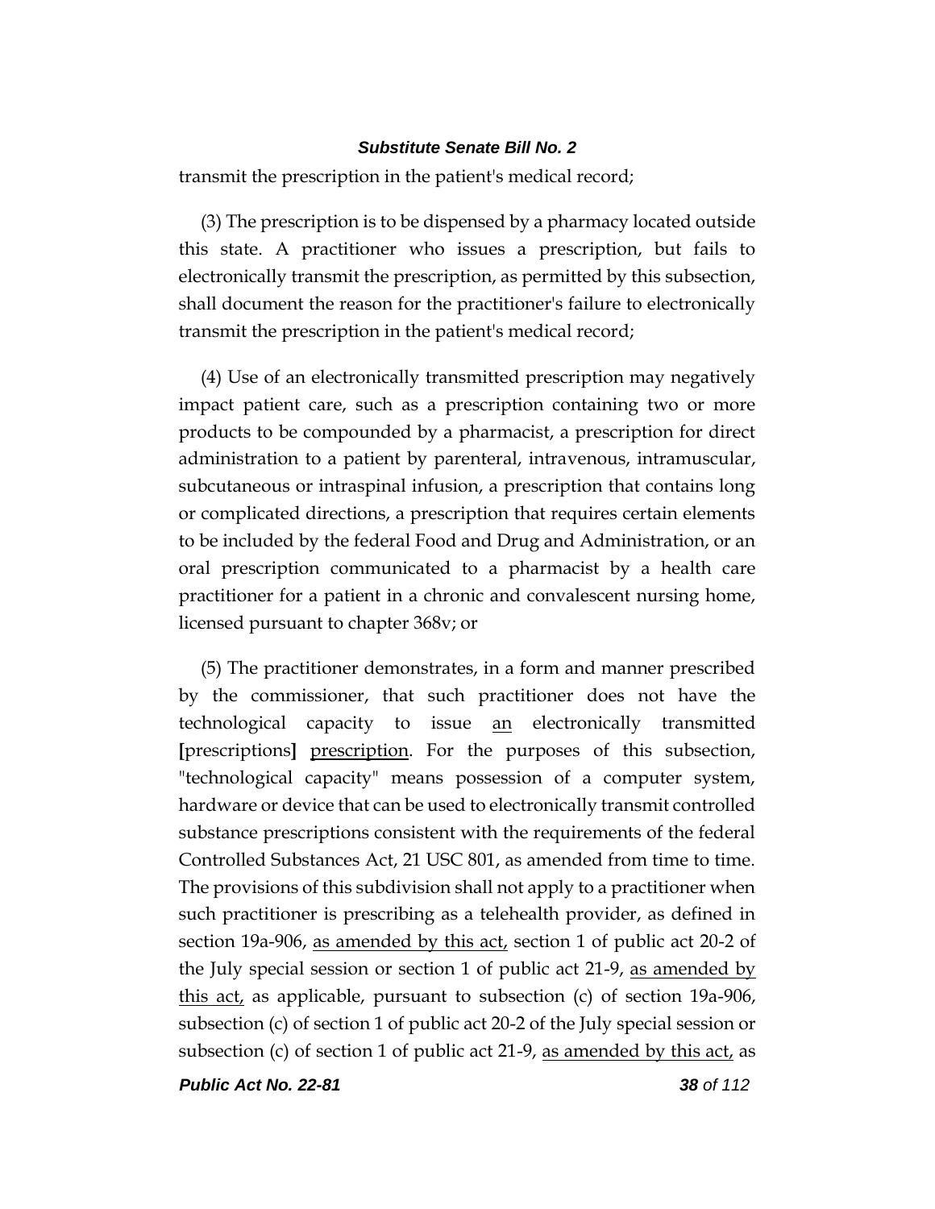transmit the prescription in the patient's medical record;

(3) The prescription is to be dispensed by a pharmacy located outside this state. A practitioner who issues a prescription, but fails to electronically transmit the prescription, as permitted by this subsection, shall document the reason for the practitioner's failure to electronically transmit the prescription in the patient's medical record;

(4) Use of an electronically transmitted prescription may negatively impact patient care, such as a prescription containing two or more products to be compounded by a pharmacist, a prescription for direct administration to a patient by parenteral, intravenous, intramuscular, subcutaneous or intraspinal infusion, a prescription that contains long or complicated directions, a prescription that requires certain elements to be included by the federal Food and Drug and Administration, or an oral prescription communicated to a pharmacist by a health care practitioner for a patient in a chronic and convalescent nursing home, licensed pursuant to chapter 368v; or

(5) The practitioner demonstrates, in a form and manner prescribed by the commissioner, that such practitioner does not have the technological capacity to issue <u>an</u> electronically transmitted **[**prescriptions**]** <u>prescription</u>. For the purposes of this subsection, "technological capacity" means possession of a computer system, hardware or device that can be used to electronically transmit controlled substance prescriptions consistent with the requirements of the federal Controlled Substances Act, 21 USC 801, as amended from time to time. The provisions of this subdivision shall not apply to a practitioner when such practitioner is prescribing as a telehealth provider, as defined in section 19a-906, <u>as amended by this act,</u> section 1 of public act 20-2 of the July special session or section 1 of public act 21-9, <u>as amended by this act,</u> as applicable, pursuant to subsection (c) of section 19a-906, subsection (c) of section 1 of public act 20-2 of the July special session or subsection (c) of section 1 of public act 21-9, <u>as amended by this act,</u> as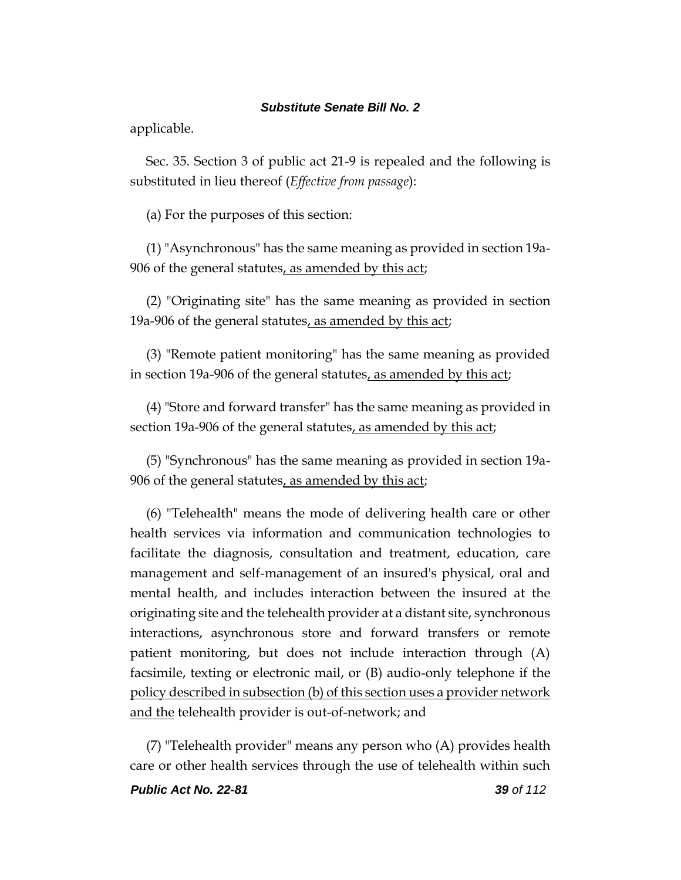applicable.

Sec. 35. Section 3 of public act 21-9 is repealed and the following is substituted in lieu thereof (*Effective from passage*):

(a) For the purposes of this section:

(1) "Asynchronous" has the same meaning as provided in section 19a-906 of the general statutes<u>, as amended by this act</u>;

(2) "Originating site" has the same meaning as provided in section 19a-906 of the general statutes<u>, as amended by this act</u>;

(3) "Remote patient monitoring" has the same meaning as provided in section 19a-906 of the general statutes<u>, as amended by this act</u>;

(4) "Store and forward transfer" has the same meaning as provided in section 19a-906 of the general statutes<u>, as amended by this act</u>;

(5) "Synchronous" has the same meaning as provided in section 19a-906 of the general statutes<u>, as amended by this act</u>;

(6) "Telehealth" means the mode of delivering health care or other health services via information and communication technologies to facilitate the diagnosis, consultation and treatment, education, care management and self-management of an insured's physical, oral and mental health, and includes interaction between the insured at the originating site and the telehealth provider at a distant site, synchronous interactions, asynchronous store and forward transfers or remote patient monitoring, but does not include interaction through (A) facsimile, texting or electronic mail, or (B) audio-only telephone if the <u>policy described in subsection (b) of this section uses a provider network and the</u> telehealth provider is out-of-network; and

(7) "Telehealth provider" means any person who (A) provides health care or other health services through the use of telehealth within such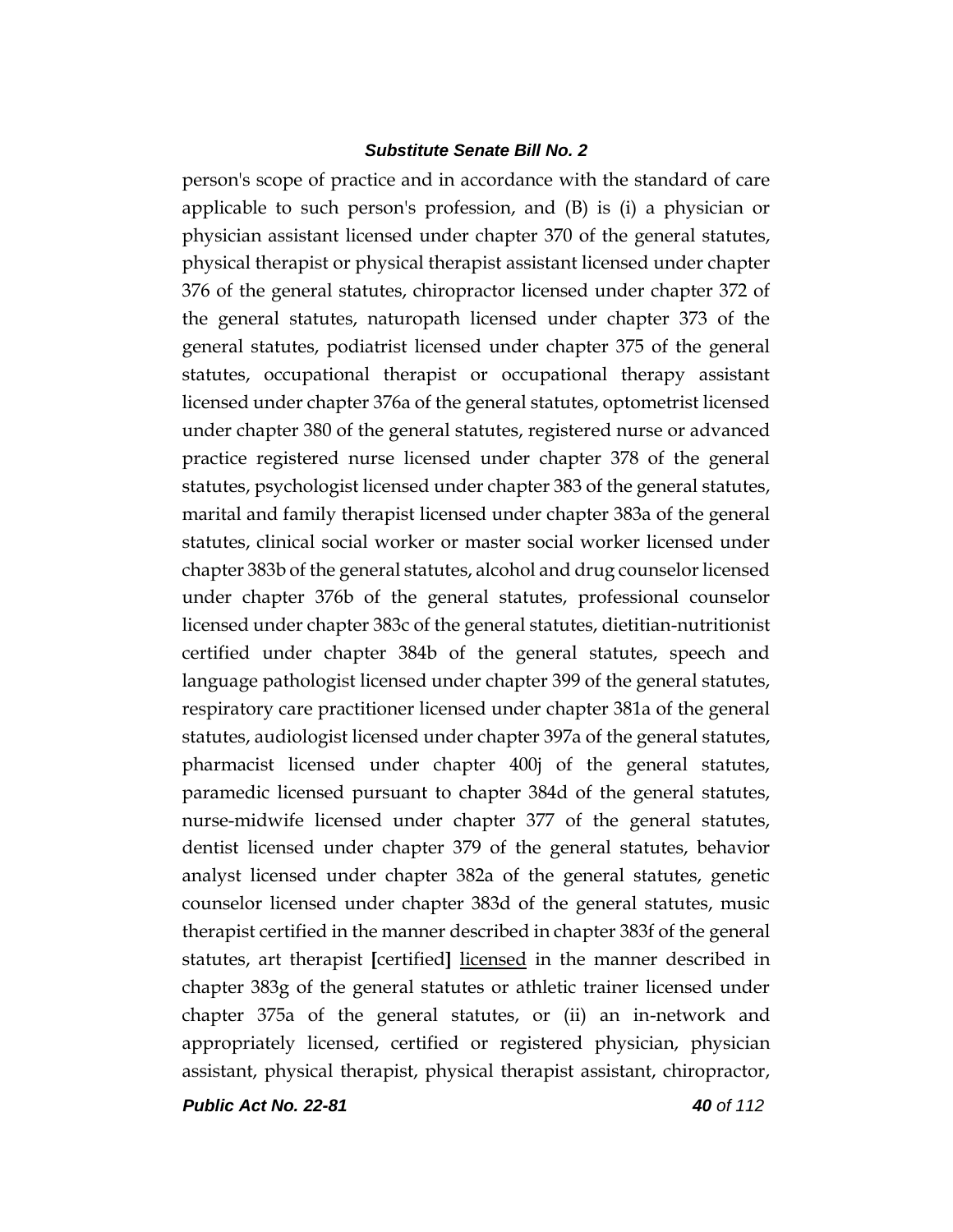person's scope of practice and in accordance with the standard of care applicable to such person's profession, and (B) is (i) a physician or physician assistant licensed under chapter 370 of the general statutes, physical therapist or physical therapist assistant licensed under chapter 376 of the general statutes, chiropractor licensed under chapter 372 of the general statutes, naturopath licensed under chapter 373 of the general statutes, podiatrist licensed under chapter 375 of the general statutes, occupational therapist or occupational therapy assistant licensed under chapter 376a of the general statutes, optometrist licensed under chapter 380 of the general statutes, registered nurse or advanced practice registered nurse licensed under chapter 378 of the general statutes, psychologist licensed under chapter 383 of the general statutes, marital and family therapist licensed under chapter 383a of the general statutes, clinical social worker or master social worker licensed under chapter 383b of the general statutes, alcohol and drug counselor licensed under chapter 376b of the general statutes, professional counselor licensed under chapter 383c of the general statutes, dietitian-nutritionist certified under chapter 384b of the general statutes, speech and language pathologist licensed under chapter 399 of the general statutes, respiratory care practitioner licensed under chapter 381a of the general statutes, audiologist licensed under chapter 397a of the general statutes, pharmacist licensed under chapter 400j of the general statutes, paramedic licensed pursuant to chapter 384d of the general statutes, nurse-midwife licensed under chapter 377 of the general statutes, dentist licensed under chapter 379 of the general statutes, behavior analyst licensed under chapter 382a of the general statutes, genetic counselor licensed under chapter 383d of the general statutes, music therapist certified in the manner described in chapter 383f of the general statutes, art therapist **[**certified**]** <u>licensed</u> in the manner described in chapter 383g of the general statutes or athletic trainer licensed under chapter 375a of the general statutes, or (ii) an in-network and appropriately licensed, certified or registered physician, physician assistant, physical therapist, physical therapist assistant, chiropractor,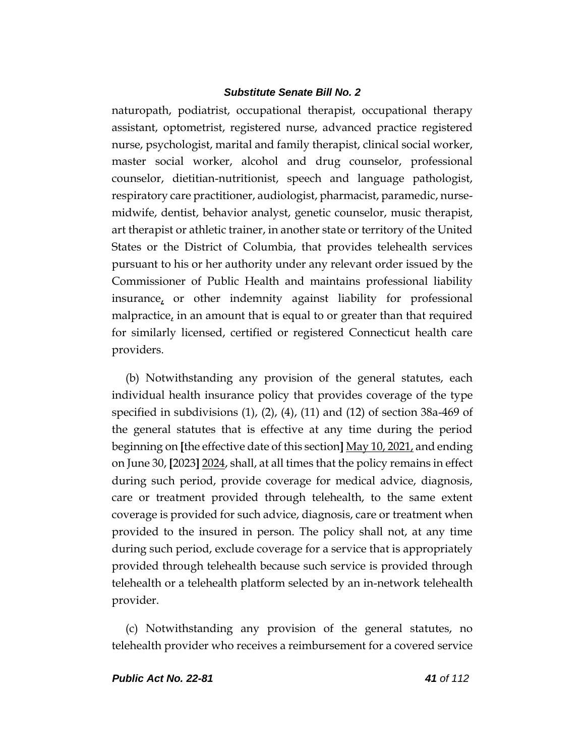naturopath, podiatrist, occupational therapist, occupational therapy assistant, optometrist, registered nurse, advanced practice registered nurse, psychologist, marital and family therapist, clinical social worker, master social worker, alcohol and drug counselor, professional counselor, dietitian-nutritionist, speech and language pathologist, respiratory care practitioner, audiologist, pharmacist, paramedic, nurse-midwife, dentist, behavior analyst, genetic counselor, music therapist, art therapist or athletic trainer, in another state or territory of the United States or the District of Columbia, that provides telehealth services pursuant to his or her authority under any relevant order issued by the Commissioner of Public Health and maintains professional liability insurance, or other indemnity against liability for professional malpractice, in an amount that is equal to or greater than that required for similarly licensed, certified or registered Connecticut health care providers.

(b) Notwithstanding any provision of the general statutes, each individual health insurance policy that provides coverage of the type specified in subdivisions (1), (2), (4), (11) and (12) of section 38a-469 of the general statutes that is effective at any time during the period beginning on [the effective date of this section] May 10, 2021, and ending on June 30, [2023] 2024, shall, at all times that the policy remains in effect during such period, provide coverage for medical advice, diagnosis, care or treatment provided through telehealth, to the same extent coverage is provided for such advice, diagnosis, care or treatment when provided to the insured in person. The policy shall not, at any time during such period, exclude coverage for a service that is appropriately provided through telehealth because such service is provided through telehealth or a telehealth platform selected by an in-network telehealth provider.

(c) Notwithstanding any provision of the general statutes, no telehealth provider who receives a reimbursement for a covered service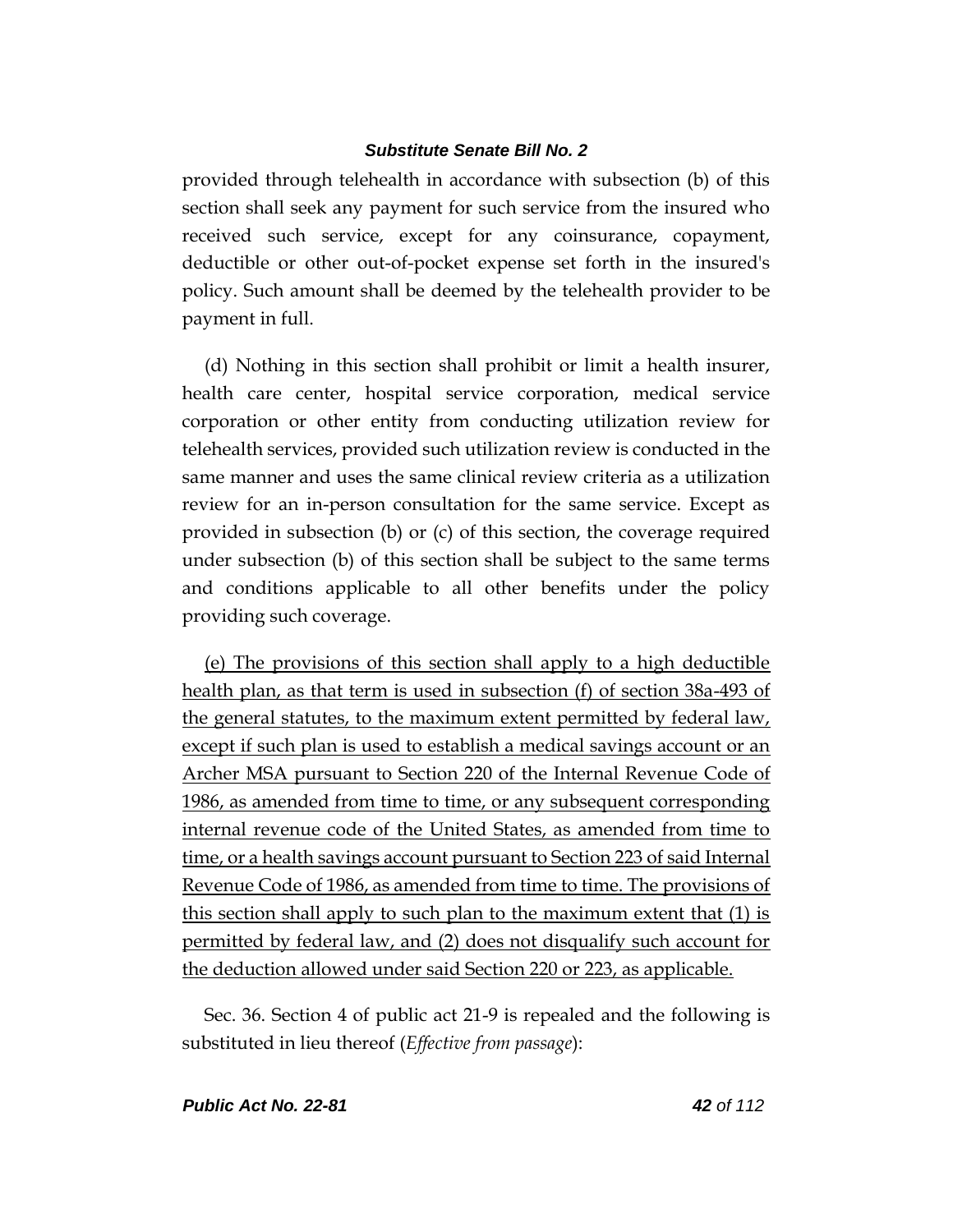provided through telehealth in accordance with subsection (b) of this section shall seek any payment for such service from the insured who received such service, except for any coinsurance, copayment, deductible or other out-of-pocket expense set forth in the insured's policy. Such amount shall be deemed by the telehealth provider to be payment in full.

(d) Nothing in this section shall prohibit or limit a health insurer, health care center, hospital service corporation, medical service corporation or other entity from conducting utilization review for telehealth services, provided such utilization review is conducted in the same manner and uses the same clinical review criteria as a utilization review for an in-person consultation for the same service. Except as provided in subsection (b) or (c) of this section, the coverage required under subsection (b) of this section shall be subject to the same terms and conditions applicable to all other benefits under the policy providing such coverage.

<u>(e) The provisions of this section shall apply to a high deductible health plan, as that term is used in subsection (f) of section 38a-493 of the general statutes, to the maximum extent permitted by federal law, except if such plan is used to establish a medical savings account or an Archer MSA pursuant to Section 220 of the Internal Revenue Code of 1986, as amended from time to time, or any subsequent corresponding internal revenue code of the United States, as amended from time to time, or a health savings account pursuant to Section 223 of said Internal Revenue Code of 1986, as amended from time to time. The provisions of this section shall apply to such plan to the maximum extent that (1) is permitted by federal law, and (2) does not disqualify such account for the deduction allowed under said Section 220 or 223, as applicable.</u>

Sec. 36. Section 4 of public act 21-9 is repealed and the following is substituted in lieu thereof (*Effective from passage*):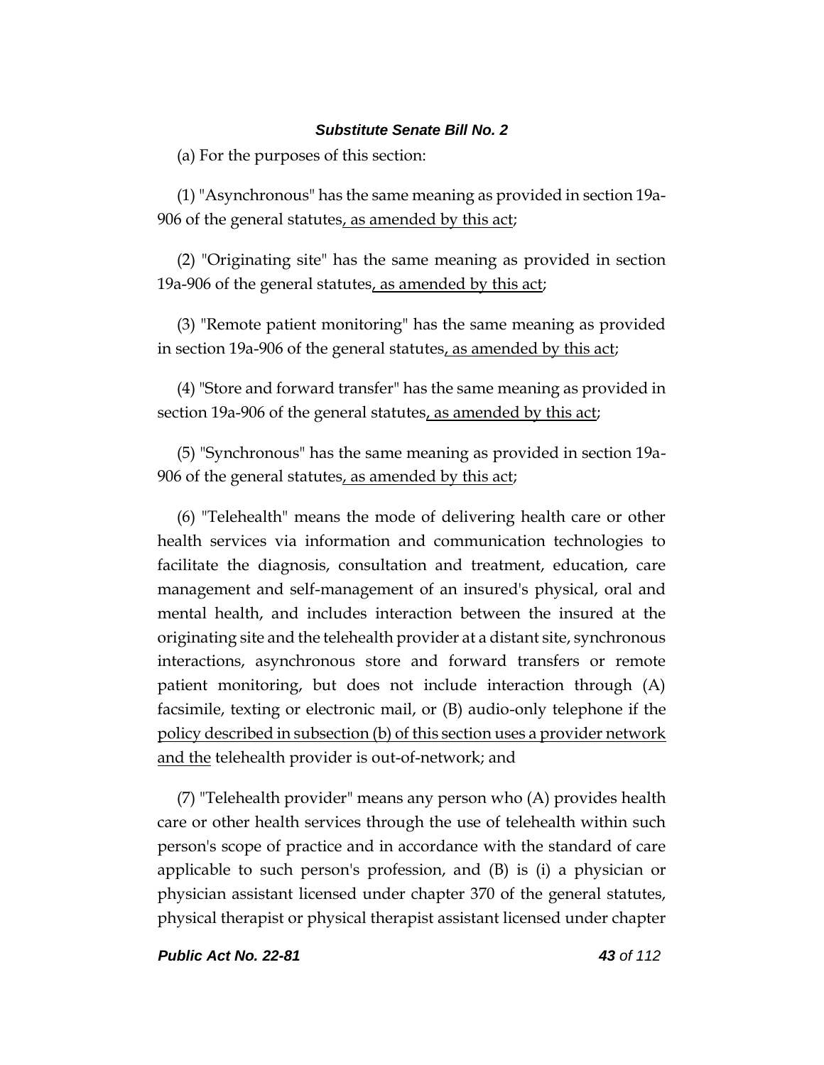(a) For the purposes of this section:

(1) "Asynchronous" has the same meaning as provided in section 19a-906 of the general statutes<u>, as amended by this act</u>;

(2) "Originating site" has the same meaning as provided in section 19a-906 of the general statutes<u>, as amended by this act</u>;

(3) "Remote patient monitoring" has the same meaning as provided in section 19a-906 of the general statutes<u>, as amended by this act</u>;

(4) "Store and forward transfer" has the same meaning as provided in section 19a-906 of the general statutes<u>, as amended by this act</u>;

(5) "Synchronous" has the same meaning as provided in section 19a-906 of the general statutes<u>, as amended by this act</u>;

(6) "Telehealth" means the mode of delivering health care or other health services via information and communication technologies to facilitate the diagnosis, consultation and treatment, education, care management and self-management of an insured's physical, oral and mental health, and includes interaction between the insured at the originating site and the telehealth provider at a distant site, synchronous interactions, asynchronous store and forward transfers or remote patient monitoring, but does not include interaction through (A) facsimile, texting or electronic mail, or (B) audio-only telephone if the <u>policy described in subsection (b) of this section uses a provider network and the</u> telehealth provider is out-of-network; and

(7) "Telehealth provider" means any person who (A) provides health care or other health services through the use of telehealth within such person's scope of practice and in accordance with the standard of care applicable to such person's profession, and (B) is (i) a physician or physician assistant licensed under chapter 370 of the general statutes, physical therapist or physical therapist assistant licensed under chapter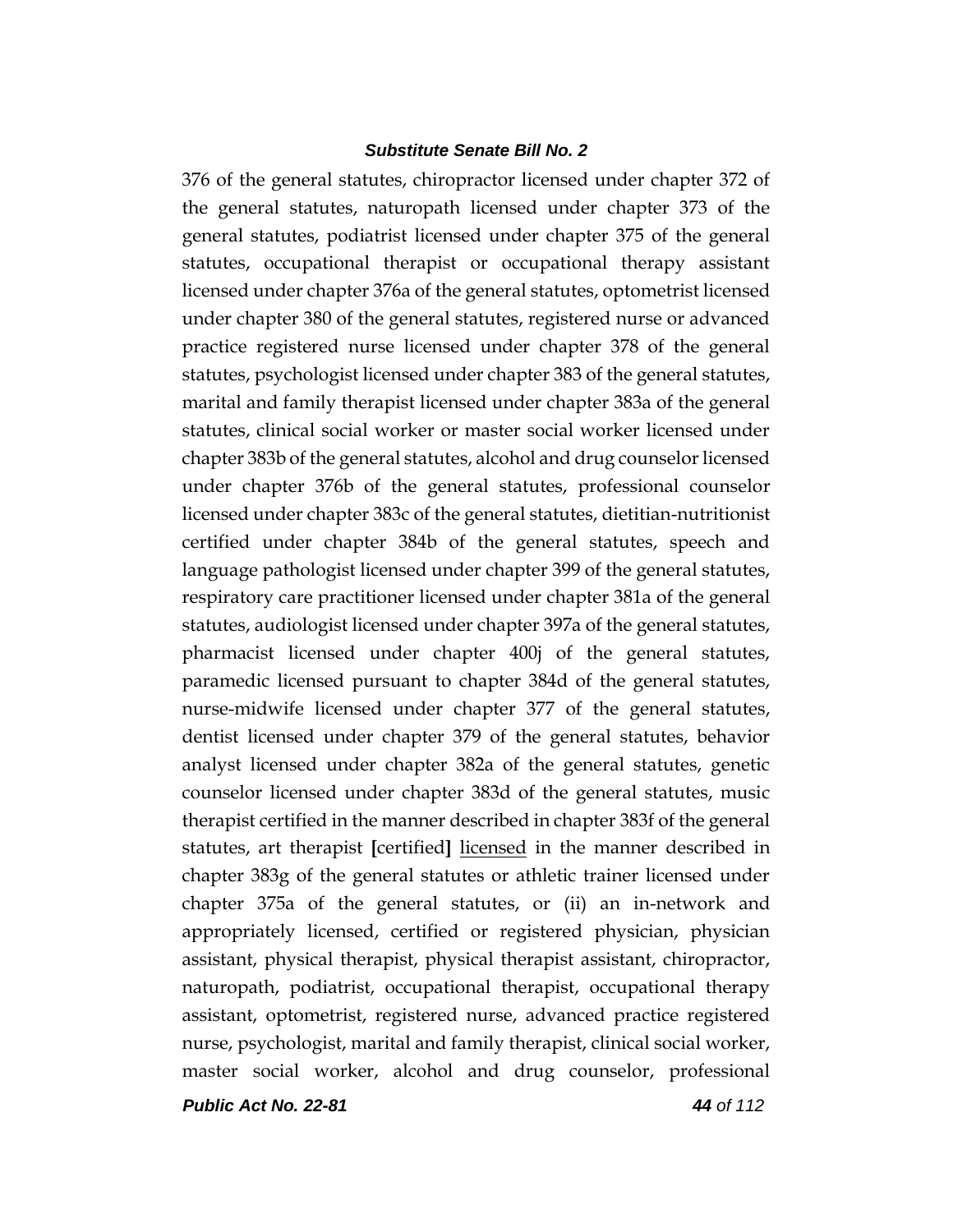376 of the general statutes, chiropractor licensed under chapter 372 of the general statutes, naturopath licensed under chapter 373 of the general statutes, podiatrist licensed under chapter 375 of the general statutes, occupational therapist or occupational therapy assistant licensed under chapter 376a of the general statutes, optometrist licensed under chapter 380 of the general statutes, registered nurse or advanced practice registered nurse licensed under chapter 378 of the general statutes, psychologist licensed under chapter 383 of the general statutes, marital and family therapist licensed under chapter 383a of the general statutes, clinical social worker or master social worker licensed under chapter 383b of the general statutes, alcohol and drug counselor licensed under chapter 376b of the general statutes, professional counselor licensed under chapter 383c of the general statutes, dietitian-nutritionist certified under chapter 384b of the general statutes, speech and language pathologist licensed under chapter 399 of the general statutes, respiratory care practitioner licensed under chapter 381a of the general statutes, audiologist licensed under chapter 397a of the general statutes, pharmacist licensed under chapter 400j of the general statutes, paramedic licensed pursuant to chapter 384d of the general statutes, nurse-midwife licensed under chapter 377 of the general statutes, dentist licensed under chapter 379 of the general statutes, behavior analyst licensed under chapter 382a of the general statutes, genetic counselor licensed under chapter 383d of the general statutes, music therapist certified in the manner described in chapter 383f of the general statutes, art therapist **[**certified**]** <u>licensed</u> in the manner described in chapter 383g of the general statutes or athletic trainer licensed under chapter 375a of the general statutes, or (ii) an in-network and appropriately licensed, certified or registered physician, physician assistant, physical therapist, physical therapist assistant, chiropractor, naturopath, podiatrist, occupational therapist, occupational therapy assistant, optometrist, registered nurse, advanced practice registered nurse, psychologist, marital and family therapist, clinical social worker, master social worker, alcohol and drug counselor, professional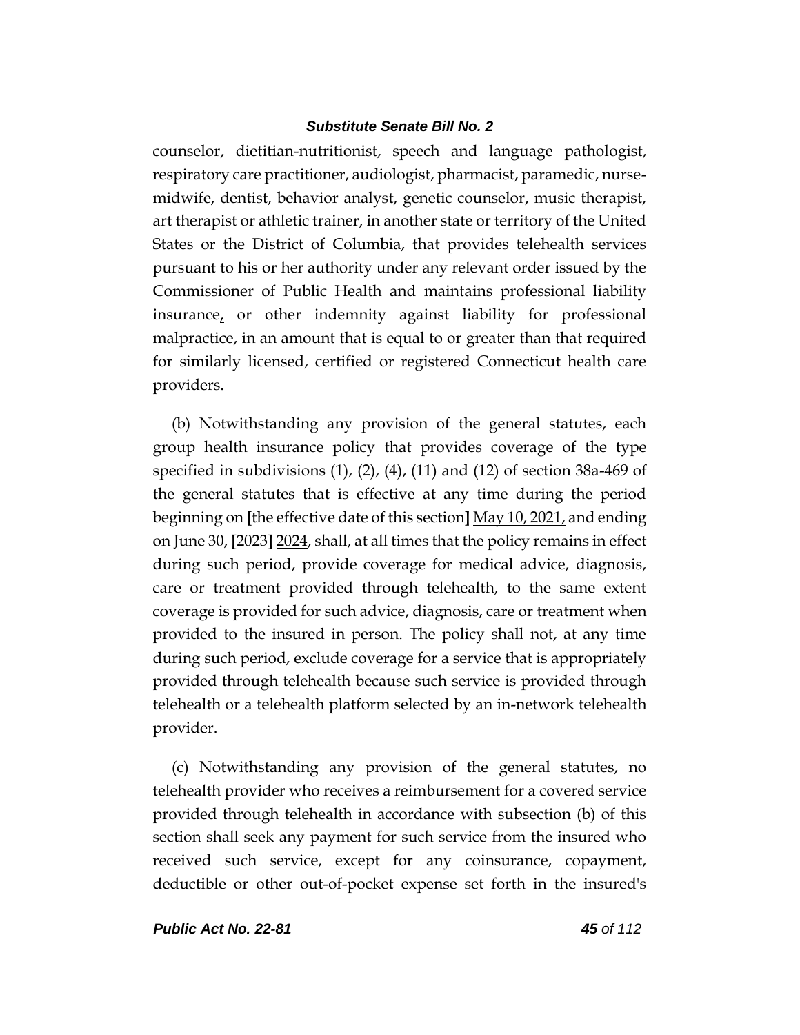counselor, dietitian-nutritionist, speech and language pathologist, respiratory care practitioner, audiologist, pharmacist, paramedic, nurse-midwife, dentist, behavior analyst, genetic counselor, music therapist, art therapist or athletic trainer, in another state or territory of the United States or the District of Columbia, that provides telehealth services pursuant to his or her authority under any relevant order issued by the Commissioner of Public Health and maintains professional liability insurance, or other indemnity against liability for professional malpractice, in an amount that is equal to or greater than that required for similarly licensed, certified or registered Connecticut health care providers.

(b) Notwithstanding any provision of the general statutes, each group health insurance policy that provides coverage of the type specified in subdivisions (1), (2), (4), (11) and (12) of section 38a-469 of the general statutes that is effective at any time during the period beginning on [the effective date of this section] May 10, 2021, and ending on June 30, [2023] 2024, shall, at all times that the policy remains in effect during such period, provide coverage for medical advice, diagnosis, care or treatment provided through telehealth, to the same extent coverage is provided for such advice, diagnosis, care or treatment when provided to the insured in person. The policy shall not, at any time during such period, exclude coverage for a service that is appropriately provided through telehealth because such service is provided through telehealth or a telehealth platform selected by an in-network telehealth provider.

(c) Notwithstanding any provision of the general statutes, no telehealth provider who receives a reimbursement for a covered service provided through telehealth in accordance with subsection (b) of this section shall seek any payment for such service from the insured who received such service, except for any coinsurance, copayment, deductible or other out-of-pocket expense set forth in the insured's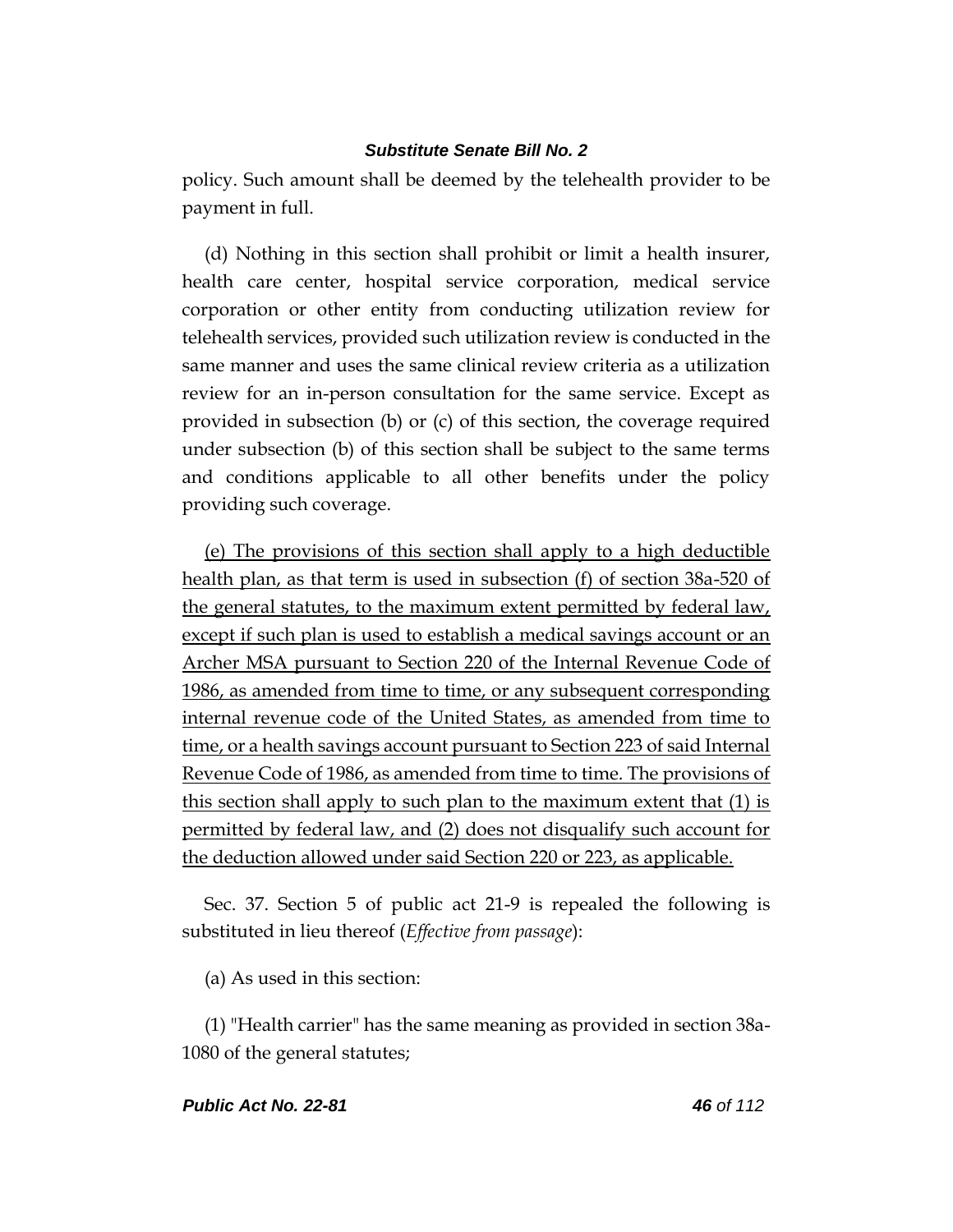policy. Such amount shall be deemed by the telehealth provider to be payment in full.

(d) Nothing in this section shall prohibit or limit a health insurer, health care center, hospital service corporation, medical service corporation or other entity from conducting utilization review for telehealth services, provided such utilization review is conducted in the same manner and uses the same clinical review criteria as a utilization review for an in-person consultation for the same service. Except as provided in subsection (b) or (c) of this section, the coverage required under subsection (b) of this section shall be subject to the same terms and conditions applicable to all other benefits under the policy providing such coverage.

<u>(e) The provisions of this section shall apply to a high deductible health plan, as that term is used in subsection (f) of section 38a-520 of the general statutes, to the maximum extent permitted by federal law, except if such plan is used to establish a medical savings account or an Archer MSA pursuant to Section 220 of the Internal Revenue Code of 1986, as amended from time to time, or any subsequent corresponding internal revenue code of the United States, as amended from time to time, or a health savings account pursuant to Section 223 of said Internal Revenue Code of 1986, as amended from time to time. The provisions of this section shall apply to such plan to the maximum extent that (1) is permitted by federal law, and (2) does not disqualify such account for the deduction allowed under said Section 220 or 223, as applicable.</u>

Sec. 37. Section 5 of public act 21-9 is repealed the following is substituted in lieu thereof (*Effective from passage*):

(a) As used in this section:

(1) "Health carrier" has the same meaning as provided in section 38a-1080 of the general statutes;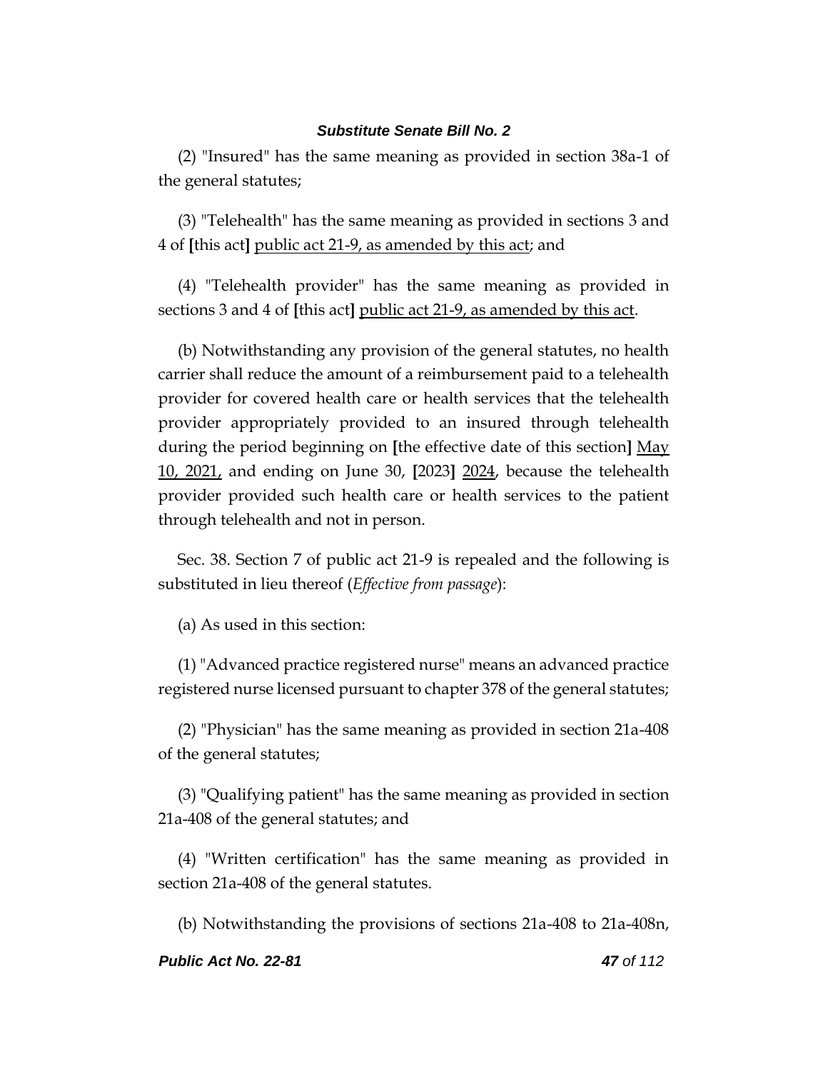(2) "Insured" has the same meaning as provided in section 38a-1 of the general statutes;

(3) "Telehealth" has the same meaning as provided in sections 3 and 4 of [this act] <u>public act 21-9, as amended by this act</u>; and

(4) "Telehealth provider" has the same meaning as provided in sections 3 and 4 of [this act] <u>public act 21-9, as amended by this act</u>.

(b) Notwithstanding any provision of the general statutes, no health carrier shall reduce the amount of a reimbursement paid to a telehealth provider for covered health care or health services that the telehealth provider appropriately provided to an insured through telehealth during the period beginning on [the effective date of this section] <u>May 10, 2021,</u> and ending on June 30, [2023] <u>2024</u>, because the telehealth provider provided such health care or health services to the patient through telehealth and not in person.

Sec. 38. Section 7 of public act 21-9 is repealed and the following is substituted in lieu thereof (*Effective from passage*):

(a) As used in this section:

(1) "Advanced practice registered nurse" means an advanced practice registered nurse licensed pursuant to chapter 378 of the general statutes;

(2) "Physician" has the same meaning as provided in section 21a-408 of the general statutes;

(3) "Qualifying patient" has the same meaning as provided in section 21a-408 of the general statutes; and

(4) "Written certification" has the same meaning as provided in section 21a-408 of the general statutes.

(b) Notwithstanding the provisions of sections 21a-408 to 21a-408n,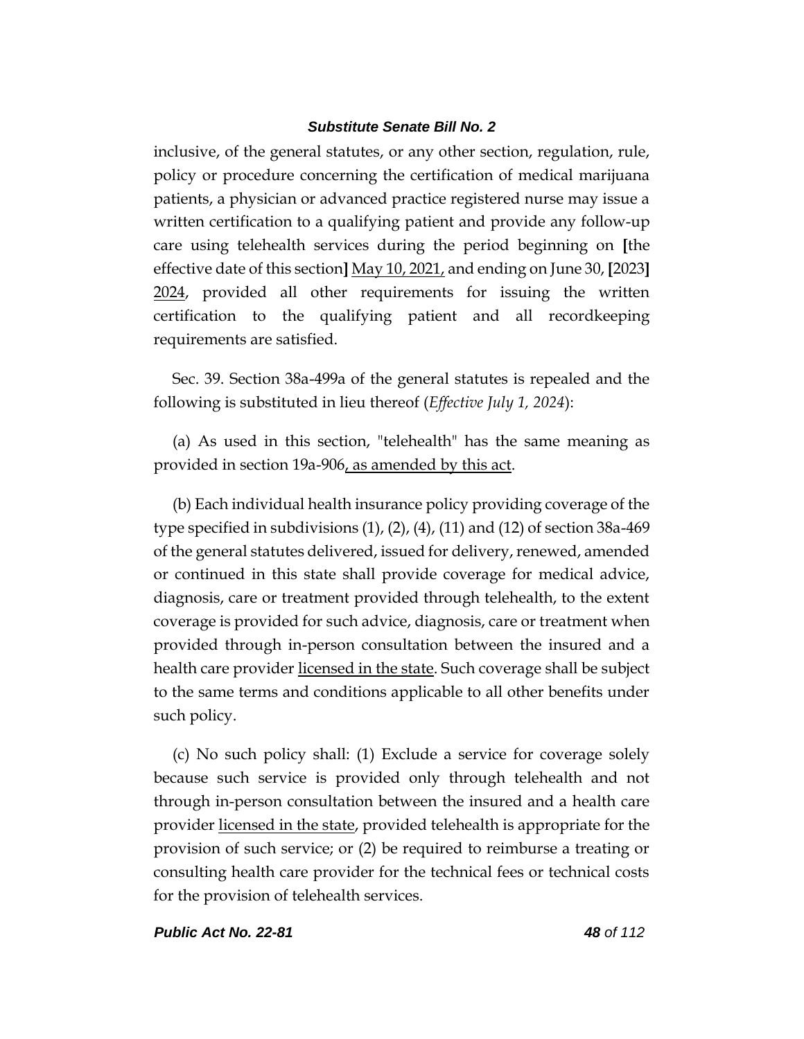inclusive, of the general statutes, or any other section, regulation, rule, policy or procedure concerning the certification of medical marijuana patients, a physician or advanced practice registered nurse may issue a written certification to a qualifying patient and provide any follow-up care using telehealth services during the period beginning on [the effective date of this section] <u>May 10, 2021,</u> and ending on June 30, [2023] <u>2024</u>, provided all other requirements for issuing the written certification to the qualifying patient and all recordkeeping requirements are satisfied.

Sec. 39. Section 38a-499a of the general statutes is repealed and the following is substituted in lieu thereof (*Effective July 1, 2024*):

(a) As used in this section, "telehealth" has the same meaning as provided in section 19a-906<u>, as amended by this act</u>.

(b) Each individual health insurance policy providing coverage of the type specified in subdivisions (1), (2), (4), (11) and (12) of section 38a-469 of the general statutes delivered, issued for delivery, renewed, amended or continued in this state shall provide coverage for medical advice, diagnosis, care or treatment provided through telehealth, to the extent coverage is provided for such advice, diagnosis, care or treatment when provided through in-person consultation between the insured and a health care provider <u>licensed in the state</u>. Such coverage shall be subject to the same terms and conditions applicable to all other benefits under such policy.

(c) No such policy shall: (1) Exclude a service for coverage solely because such service is provided only through telehealth and not through in-person consultation between the insured and a health care provider <u>licensed in the state</u>, provided telehealth is appropriate for the provision of such service; or (2) be required to reimburse a treating or consulting health care provider for the technical fees or technical costs for the provision of telehealth services.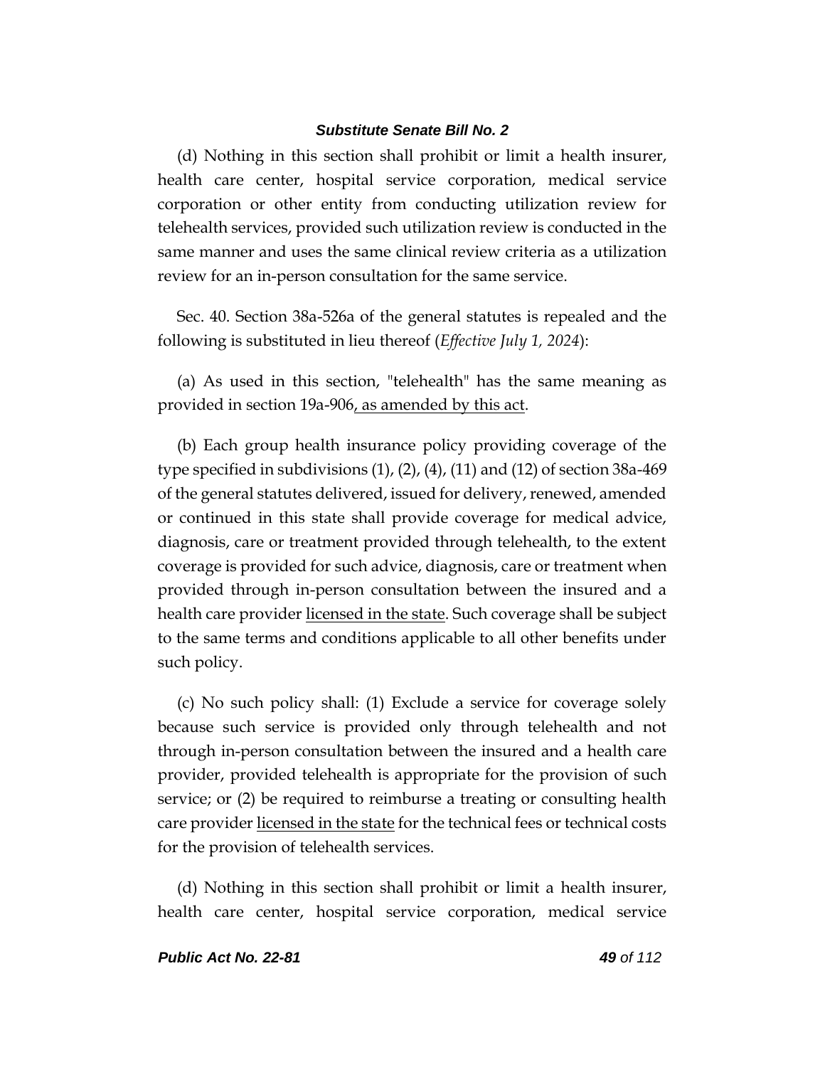(d) Nothing in this section shall prohibit or limit a health insurer, health care center, hospital service corporation, medical service corporation or other entity from conducting utilization review for telehealth services, provided such utilization review is conducted in the same manner and uses the same clinical review criteria as a utilization review for an in-person consultation for the same service.

Sec. 40. Section 38a-526a of the general statutes is repealed and the following is substituted in lieu thereof (*Effective July 1, 2024*):

(a) As used in this section, "telehealth" has the same meaning as provided in section 19a-906<u>, as amended by this act</u>.

(b) Each group health insurance policy providing coverage of the type specified in subdivisions (1), (2), (4), (11) and (12) of section 38a-469 of the general statutes delivered, issued for delivery, renewed, amended or continued in this state shall provide coverage for medical advice, diagnosis, care or treatment provided through telehealth, to the extent coverage is provided for such advice, diagnosis, care or treatment when provided through in-person consultation between the insured and a health care provider <u>licensed in the state</u>. Such coverage shall be subject to the same terms and conditions applicable to all other benefits under such policy.

(c) No such policy shall: (1) Exclude a service for coverage solely because such service is provided only through telehealth and not through in-person consultation between the insured and a health care provider, provided telehealth is appropriate for the provision of such service; or (2) be required to reimburse a treating or consulting health care provider <u>licensed in the state</u> for the technical fees or technical costs for the provision of telehealth services.

(d) Nothing in this section shall prohibit or limit a health insurer, health care center, hospital service corporation, medical service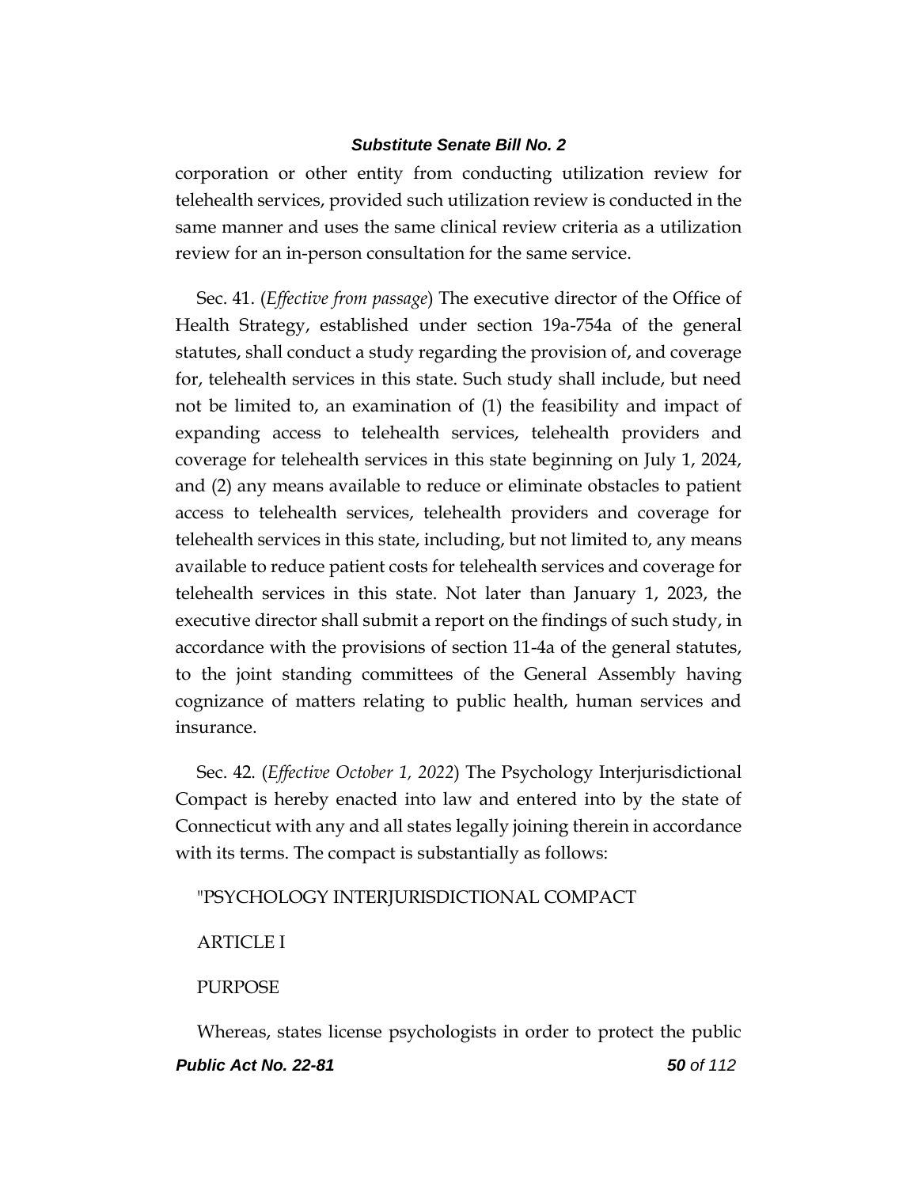corporation or other entity from conducting utilization review for telehealth services, provided such utilization review is conducted in the same manner and uses the same clinical review criteria as a utilization review for an in-person consultation for the same service.

Sec. 41. (*Effective from passage*) The executive director of the Office of Health Strategy, established under section 19a-754a of the general statutes, shall conduct a study regarding the provision of, and coverage for, telehealth services in this state. Such study shall include, but need not be limited to, an examination of (1) the feasibility and impact of expanding access to telehealth services, telehealth providers and coverage for telehealth services in this state beginning on July 1, 2024, and (2) any means available to reduce or eliminate obstacles to patient access to telehealth services, telehealth providers and coverage for telehealth services in this state, including, but not limited to, any means available to reduce patient costs for telehealth services and coverage for telehealth services in this state. Not later than January 1, 2023, the executive director shall submit a report on the findings of such study, in accordance with the provisions of section 11-4a of the general statutes, to the joint standing committees of the General Assembly having cognizance of matters relating to public health, human services and insurance.

Sec. 42. (*Effective October 1, 2022*) The Psychology Interjurisdictional Compact is hereby enacted into law and entered into by the state of Connecticut with any and all states legally joining therein in accordance with its terms. The compact is substantially as follows:

"PSYCHOLOGY INTERJURISDICTIONAL COMPACT

ARTICLE I

PURPOSE

Whereas, states license psychologists in order to protect the public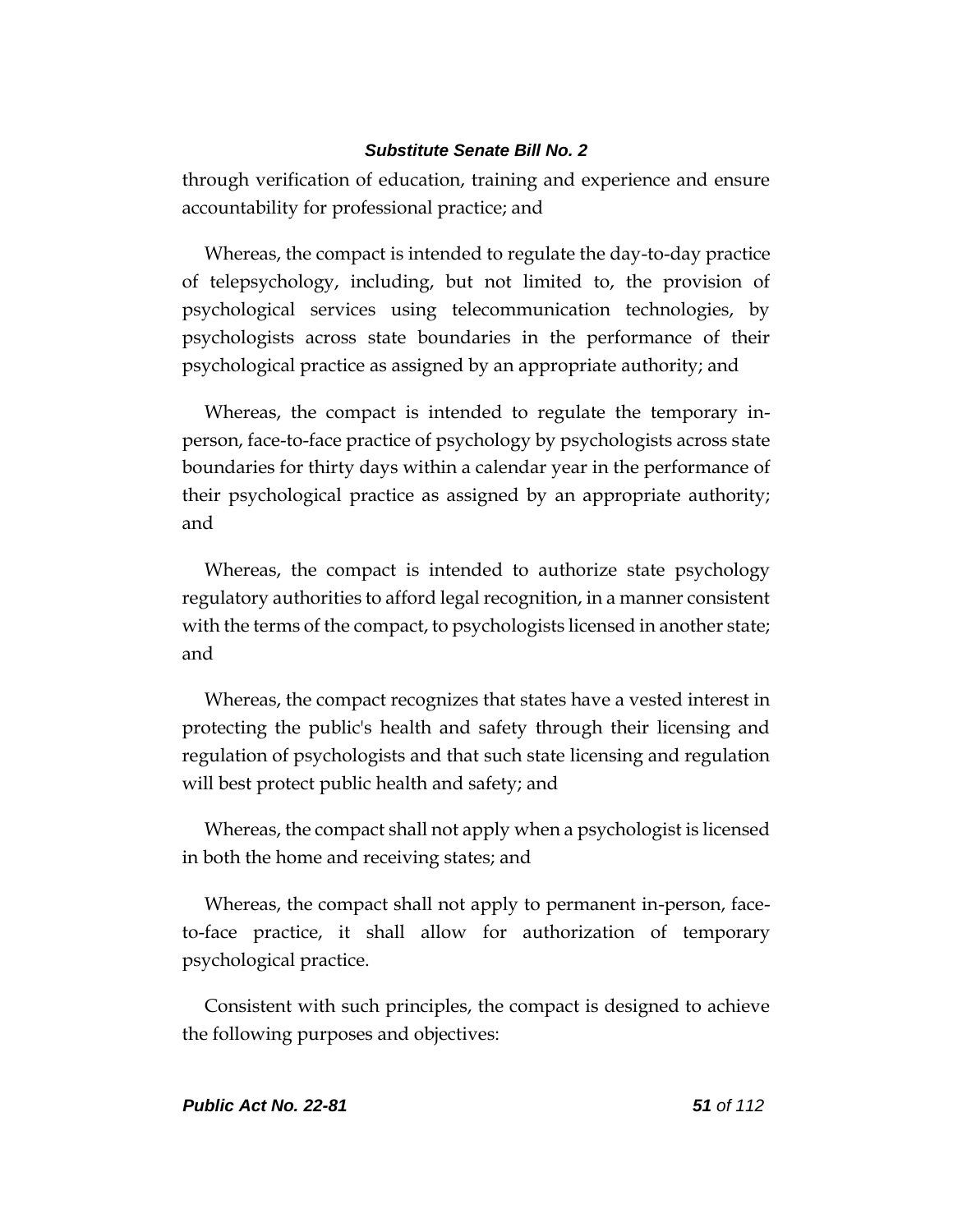through verification of education, training and experience and ensure accountability for professional practice; and

Whereas, the compact is intended to regulate the day-to-day practice of telepsychology, including, but not limited to, the provision of psychological services using telecommunication technologies, by psychologists across state boundaries in the performance of their psychological practice as assigned by an appropriate authority; and

Whereas, the compact is intended to regulate the temporary in-person, face-to-face practice of psychology by psychologists across state boundaries for thirty days within a calendar year in the performance of their psychological practice as assigned by an appropriate authority; and

Whereas, the compact is intended to authorize state psychology regulatory authorities to afford legal recognition, in a manner consistent with the terms of the compact, to psychologists licensed in another state; and

Whereas, the compact recognizes that states have a vested interest in protecting the public's health and safety through their licensing and regulation of psychologists and that such state licensing and regulation will best protect public health and safety; and

Whereas, the compact shall not apply when a psychologist is licensed in both the home and receiving states; and

Whereas, the compact shall not apply to permanent in-person, face-to-face practice, it shall allow for authorization of temporary psychological practice.

Consistent with such principles, the compact is designed to achieve the following purposes and objectives: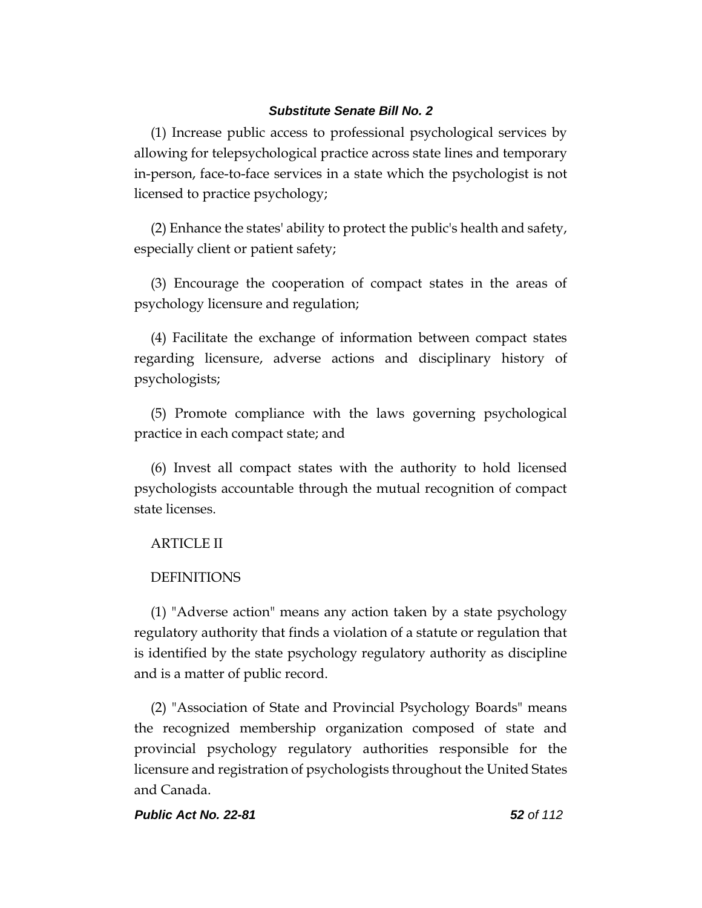(1) Increase public access to professional psychological services by allowing for telepsychological practice across state lines and temporary in-person, face-to-face services in a state which the psychologist is not licensed to practice psychology;

(2) Enhance the states' ability to protect the public's health and safety, especially client or patient safety;

(3) Encourage the cooperation of compact states in the areas of psychology licensure and regulation;

(4) Facilitate the exchange of information between compact states regarding licensure, adverse actions and disciplinary history of psychologists;

(5) Promote compliance with the laws governing psychological practice in each compact state; and

(6) Invest all compact states with the authority to hold licensed psychologists accountable through the mutual recognition of compact state licenses.

ARTICLE II

DEFINITIONS

(1) "Adverse action" means any action taken by a state psychology regulatory authority that finds a violation of a statute or regulation that is identified by the state psychology regulatory authority as discipline and is a matter of public record.

(2) "Association of State and Provincial Psychology Boards" means the recognized membership organization composed of state and provincial psychology regulatory authorities responsible for the licensure and registration of psychologists throughout the United States and Canada.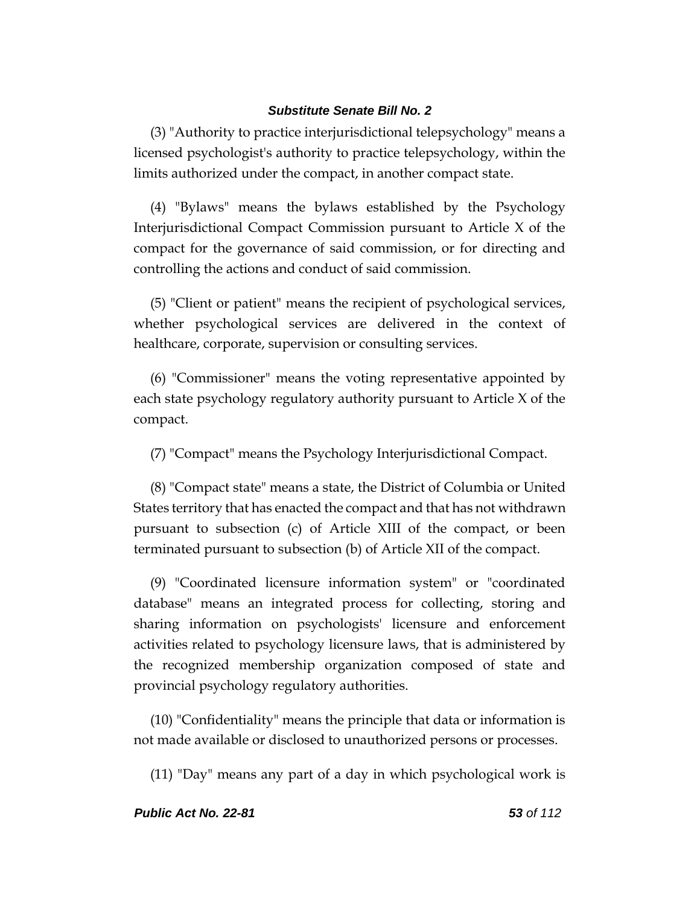(3) "Authority to practice interjurisdictional telepsychology" means a licensed psychologist's authority to practice telepsychology, within the limits authorized under the compact, in another compact state.

(4) "Bylaws" means the bylaws established by the Psychology Interjurisdictional Compact Commission pursuant to Article X of the compact for the governance of said commission, or for directing and controlling the actions and conduct of said commission.

(5) "Client or patient" means the recipient of psychological services, whether psychological services are delivered in the context of healthcare, corporate, supervision or consulting services.

(6) "Commissioner" means the voting representative appointed by each state psychology regulatory authority pursuant to Article X of the compact.

(7) "Compact" means the Psychology Interjurisdictional Compact.

(8) "Compact state" means a state, the District of Columbia or United States territory that has enacted the compact and that has not withdrawn pursuant to subsection (c) of Article XIII of the compact, or been terminated pursuant to subsection (b) of Article XII of the compact.

(9) "Coordinated licensure information system" or "coordinated database" means an integrated process for collecting, storing and sharing information on psychologists' licensure and enforcement activities related to psychology licensure laws, that is administered by the recognized membership organization composed of state and provincial psychology regulatory authorities.

(10) "Confidentiality" means the principle that data or information is not made available or disclosed to unauthorized persons or processes.

(11) "Day" means any part of a day in which psychological work is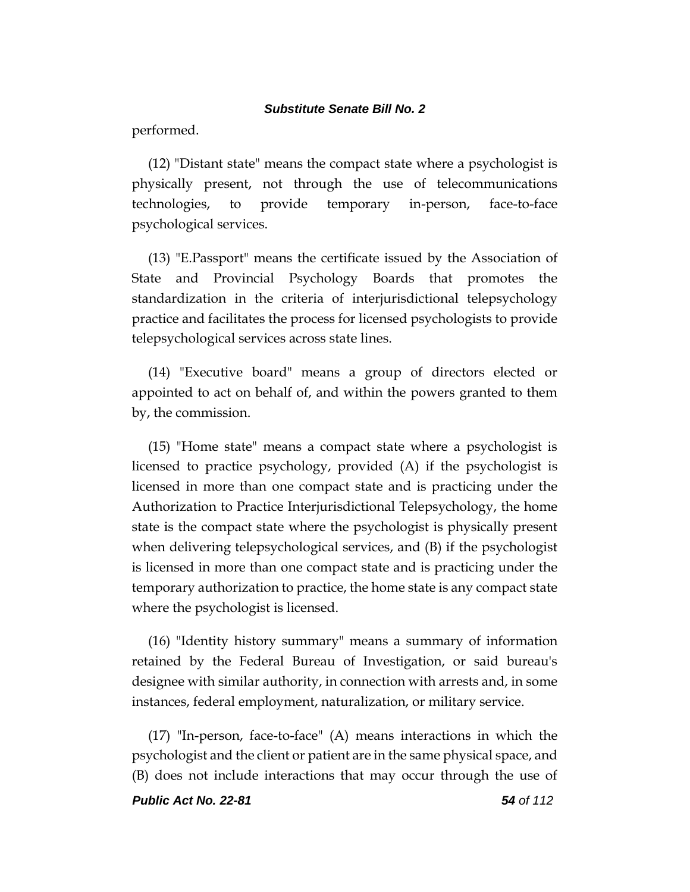performed.

(12) "Distant state" means the compact state where a psychologist is physically present, not through the use of telecommunications technologies, to provide temporary in-person, face-to-face psychological services.

(13) "E.Passport" means the certificate issued by the Association of State and Provincial Psychology Boards that promotes the standardization in the criteria of interjurisdictional telepsychology practice and facilitates the process for licensed psychologists to provide telepsychological services across state lines.

(14) "Executive board" means a group of directors elected or appointed to act on behalf of, and within the powers granted to them by, the commission.

(15) "Home state" means a compact state where a psychologist is licensed to practice psychology, provided (A) if the psychologist is licensed in more than one compact state and is practicing under the Authorization to Practice Interjurisdictional Telepsychology, the home state is the compact state where the psychologist is physically present when delivering telepsychological services, and (B) if the psychologist is licensed in more than one compact state and is practicing under the temporary authorization to practice, the home state is any compact state where the psychologist is licensed.

(16) "Identity history summary" means a summary of information retained by the Federal Bureau of Investigation, or said bureau's designee with similar authority, in connection with arrests and, in some instances, federal employment, naturalization, or military service.

(17) "In-person, face-to-face" (A) means interactions in which the psychologist and the client or patient are in the same physical space, and (B) does not include interactions that may occur through the use of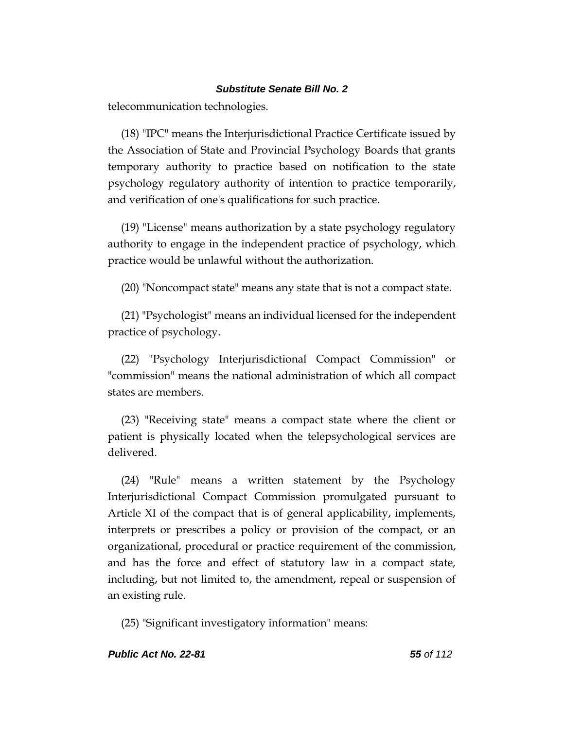telecommunication technologies.

(18) "IPC" means the Interjurisdictional Practice Certificate issued by the Association of State and Provincial Psychology Boards that grants temporary authority to practice based on notification to the state psychology regulatory authority of intention to practice temporarily, and verification of one's qualifications for such practice.

(19) "License" means authorization by a state psychology regulatory authority to engage in the independent practice of psychology, which practice would be unlawful without the authorization.

(20) "Noncompact state" means any state that is not a compact state.

(21) "Psychologist" means an individual licensed for the independent practice of psychology.

(22) "Psychology Interjurisdictional Compact Commission" or "commission" means the national administration of which all compact states are members.

(23) "Receiving state" means a compact state where the client or patient is physically located when the telepsychological services are delivered.

(24) "Rule" means a written statement by the Psychology Interjurisdictional Compact Commission promulgated pursuant to Article XI of the compact that is of general applicability, implements, interprets or prescribes a policy or provision of the compact, or an organizational, procedural or practice requirement of the commission, and has the force and effect of statutory law in a compact state, including, but not limited to, the amendment, repeal or suspension of an existing rule.

(25) "Significant investigatory information" means: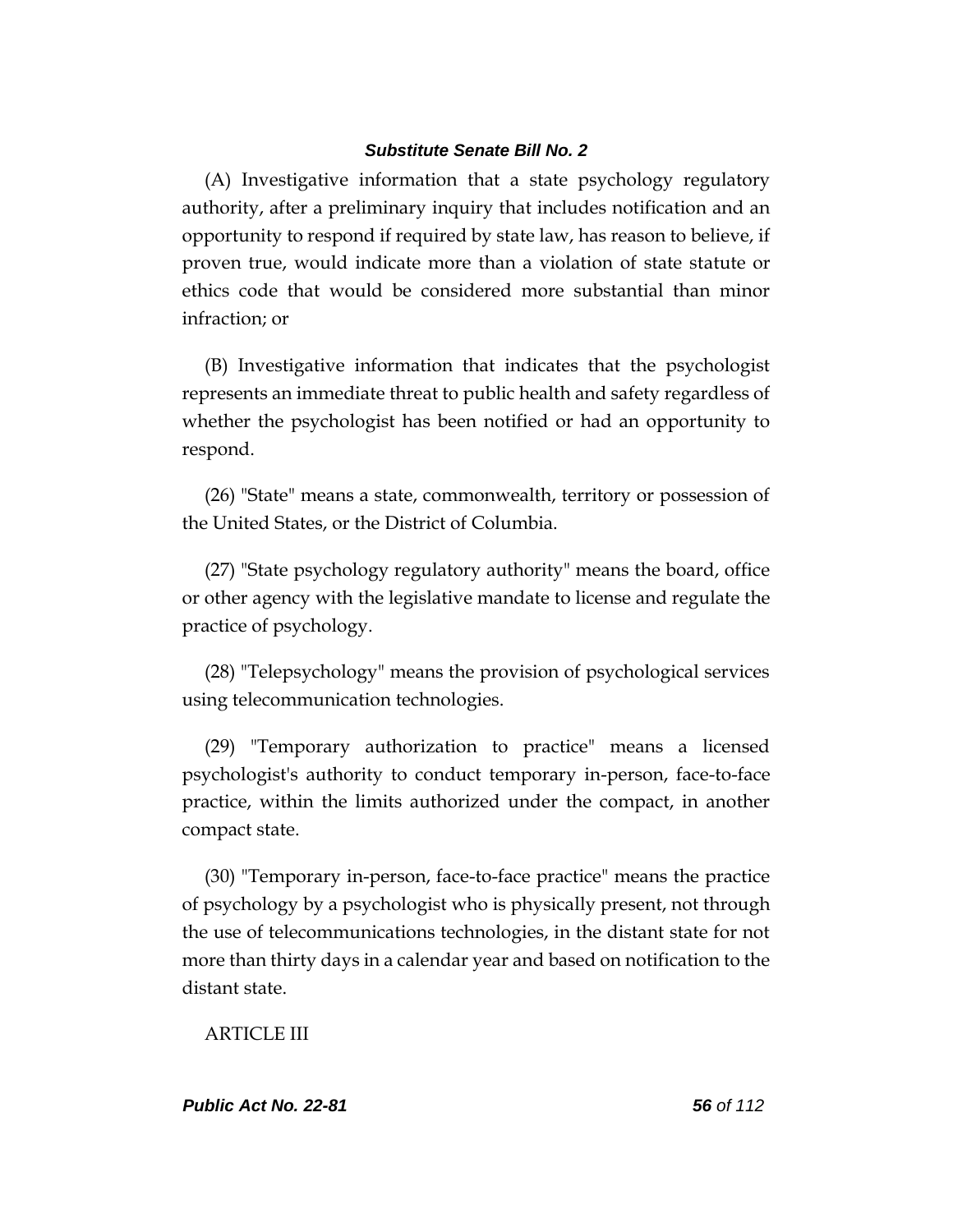(A) Investigative information that a state psychology regulatory authority, after a preliminary inquiry that includes notification and an opportunity to respond if required by state law, has reason to believe, if proven true, would indicate more than a violation of state statute or ethics code that would be considered more substantial than minor infraction; or

(B) Investigative information that indicates that the psychologist represents an immediate threat to public health and safety regardless of whether the psychologist has been notified or had an opportunity to respond.

(26) "State" means a state, commonwealth, territory or possession of the United States, or the District of Columbia.

(27) "State psychology regulatory authority" means the board, office or other agency with the legislative mandate to license and regulate the practice of psychology.

(28) "Telepsychology" means the provision of psychological services using telecommunication technologies.

(29) "Temporary authorization to practice" means a licensed psychologist's authority to conduct temporary in-person, face-to-face practice, within the limits authorized under the compact, in another compact state.

(30) "Temporary in-person, face-to-face practice" means the practice of psychology by a psychologist who is physically present, not through the use of telecommunications technologies, in the distant state for not more than thirty days in a calendar year and based on notification to the distant state.

ARTICLE III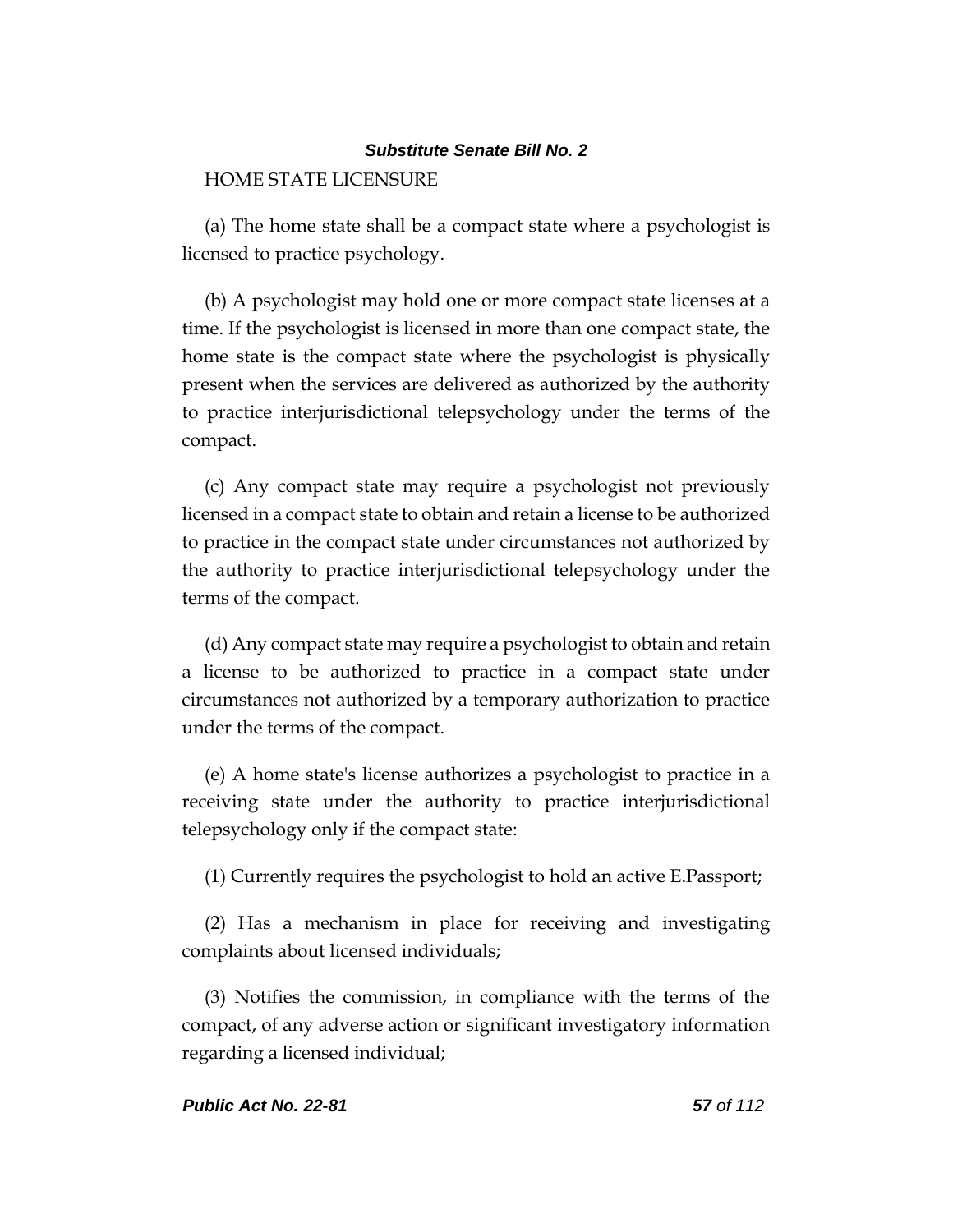HOME STATE LICENSURE

(a) The home state shall be a compact state where a psychologist is licensed to practice psychology.

(b) A psychologist may hold one or more compact state licenses at a time. If the psychologist is licensed in more than one compact state, the home state is the compact state where the psychologist is physically present when the services are delivered as authorized by the authority to practice interjurisdictional telepsychology under the terms of the compact.

(c) Any compact state may require a psychologist not previously licensed in a compact state to obtain and retain a license to be authorized to practice in the compact state under circumstances not authorized by the authority to practice interjurisdictional telepsychology under the terms of the compact.

(d) Any compact state may require a psychologist to obtain and retain a license to be authorized to practice in a compact state under circumstances not authorized by a temporary authorization to practice under the terms of the compact.

(e) A home state's license authorizes a psychologist to practice in a receiving state under the authority to practice interjurisdictional telepsychology only if the compact state:

(1) Currently requires the psychologist to hold an active E.Passport;

(2) Has a mechanism in place for receiving and investigating complaints about licensed individuals;

(3) Notifies the commission, in compliance with the terms of the compact, of any adverse action or significant investigatory information regarding a licensed individual;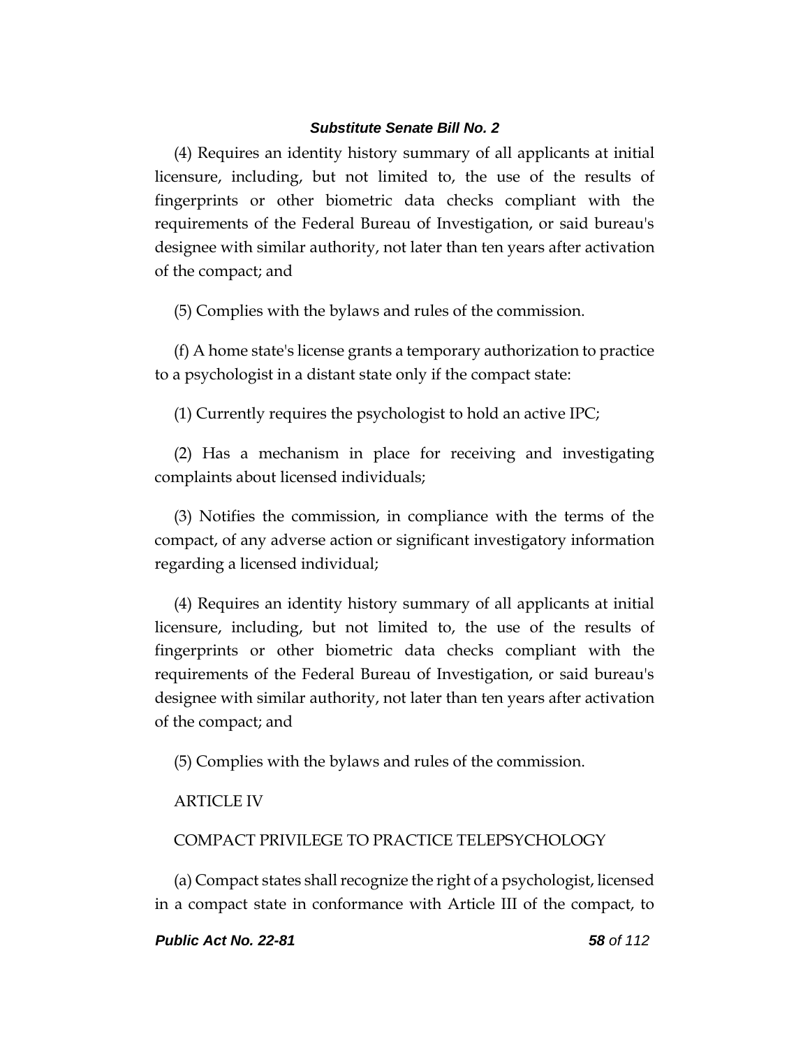(4) Requires an identity history summary of all applicants at initial licensure, including, but not limited to, the use of the results of fingerprints or other biometric data checks compliant with the requirements of the Federal Bureau of Investigation, or said bureau's designee with similar authority, not later than ten years after activation of the compact; and

(5) Complies with the bylaws and rules of the commission.

(f) A home state's license grants a temporary authorization to practice to a psychologist in a distant state only if the compact state:

(1) Currently requires the psychologist to hold an active IPC;

(2) Has a mechanism in place for receiving and investigating complaints about licensed individuals;

(3) Notifies the commission, in compliance with the terms of the compact, of any adverse action or significant investigatory information regarding a licensed individual;

(4) Requires an identity history summary of all applicants at initial licensure, including, but not limited to, the use of the results of fingerprints or other biometric data checks compliant with the requirements of the Federal Bureau of Investigation, or said bureau's designee with similar authority, not later than ten years after activation of the compact; and

(5) Complies with the bylaws and rules of the commission.

ARTICLE IV

COMPACT PRIVILEGE TO PRACTICE TELEPSYCHOLOGY

(a) Compact states shall recognize the right of a psychologist, licensed in a compact state in conformance with Article III of the compact, to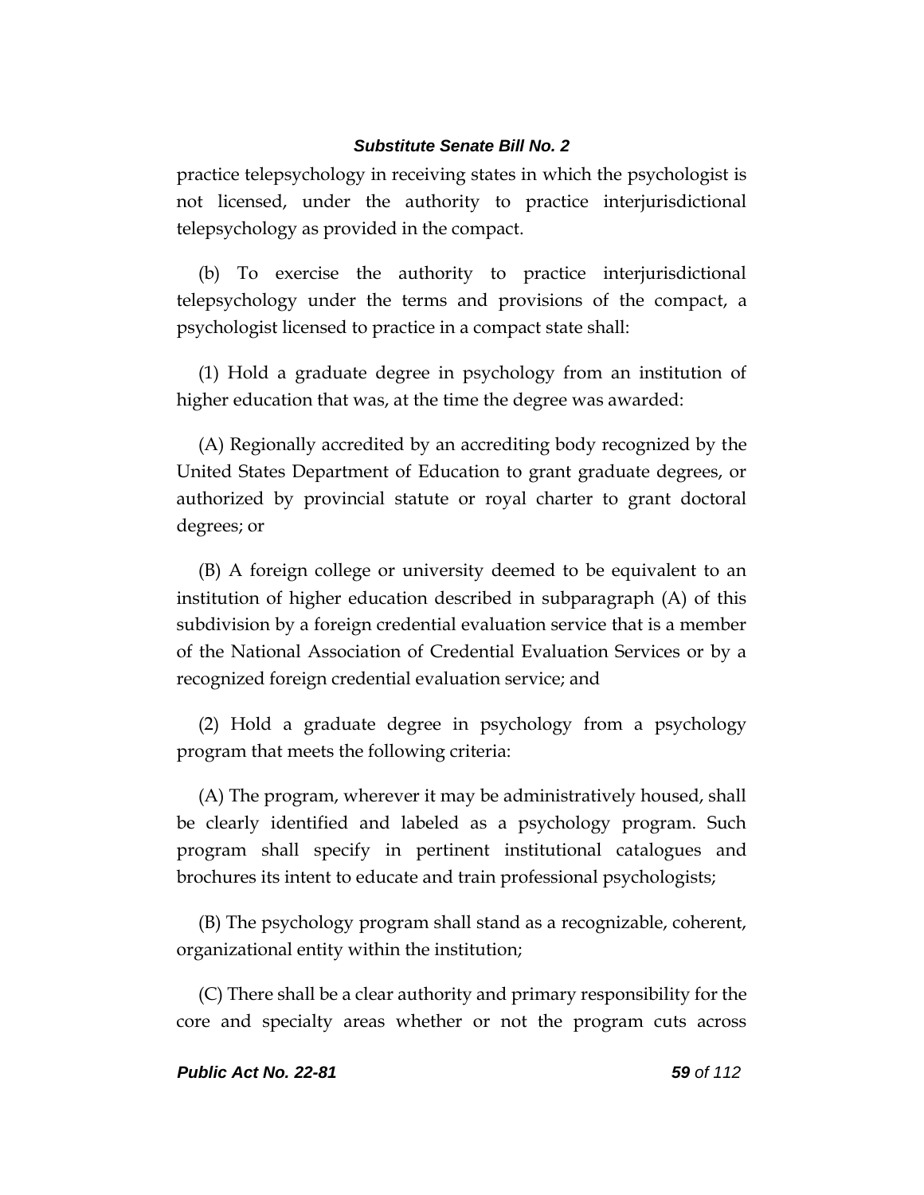practice telepsychology in receiving states in which the psychologist is not licensed, under the authority to practice interjurisdictional telepsychology as provided in the compact.

(b) To exercise the authority to practice interjurisdictional telepsychology under the terms and provisions of the compact, a psychologist licensed to practice in a compact state shall:

(1) Hold a graduate degree in psychology from an institution of higher education that was, at the time the degree was awarded:

(A) Regionally accredited by an accrediting body recognized by the United States Department of Education to grant graduate degrees, or authorized by provincial statute or royal charter to grant doctoral degrees; or

(B) A foreign college or university deemed to be equivalent to an institution of higher education described in subparagraph (A) of this subdivision by a foreign credential evaluation service that is a member of the National Association of Credential Evaluation Services or by a recognized foreign credential evaluation service; and

(2) Hold a graduate degree in psychology from a psychology program that meets the following criteria:

(A) The program, wherever it may be administratively housed, shall be clearly identified and labeled as a psychology program. Such program shall specify in pertinent institutional catalogues and brochures its intent to educate and train professional psychologists;

(B) The psychology program shall stand as a recognizable, coherent, organizational entity within the institution;

(C) There shall be a clear authority and primary responsibility for the core and specialty areas whether or not the program cuts across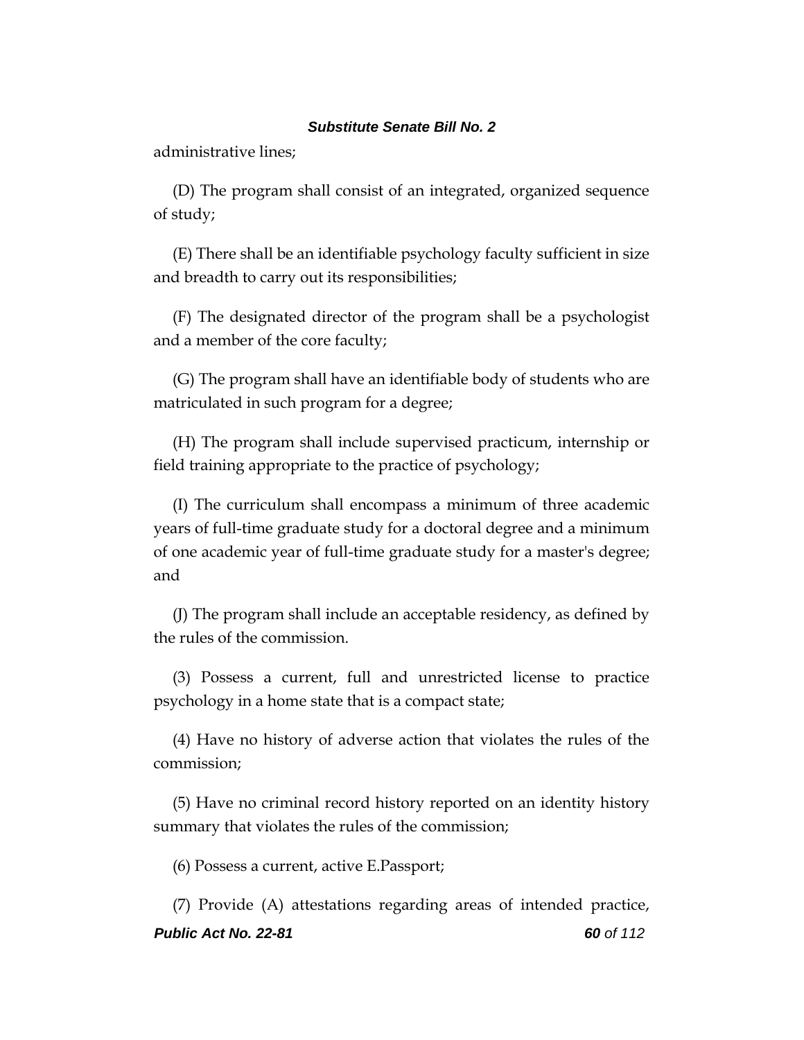administrative lines;

(D) The program shall consist of an integrated, organized sequence of study;

(E) There shall be an identifiable psychology faculty sufficient in size and breadth to carry out its responsibilities;

(F) The designated director of the program shall be a psychologist and a member of the core faculty;

(G) The program shall have an identifiable body of students who are matriculated in such program for a degree;

(H) The program shall include supervised practicum, internship or field training appropriate to the practice of psychology;

(I) The curriculum shall encompass a minimum of three academic years of full-time graduate study for a doctoral degree and a minimum of one academic year of full-time graduate study for a master's degree; and

(J) The program shall include an acceptable residency, as defined by the rules of the commission.

(3) Possess a current, full and unrestricted license to practice psychology in a home state that is a compact state;

(4) Have no history of adverse action that violates the rules of the commission;

(5) Have no criminal record history reported on an identity history summary that violates the rules of the commission;

(6) Possess a current, active E.Passport;

(7) Provide (A) attestations regarding areas of intended practice,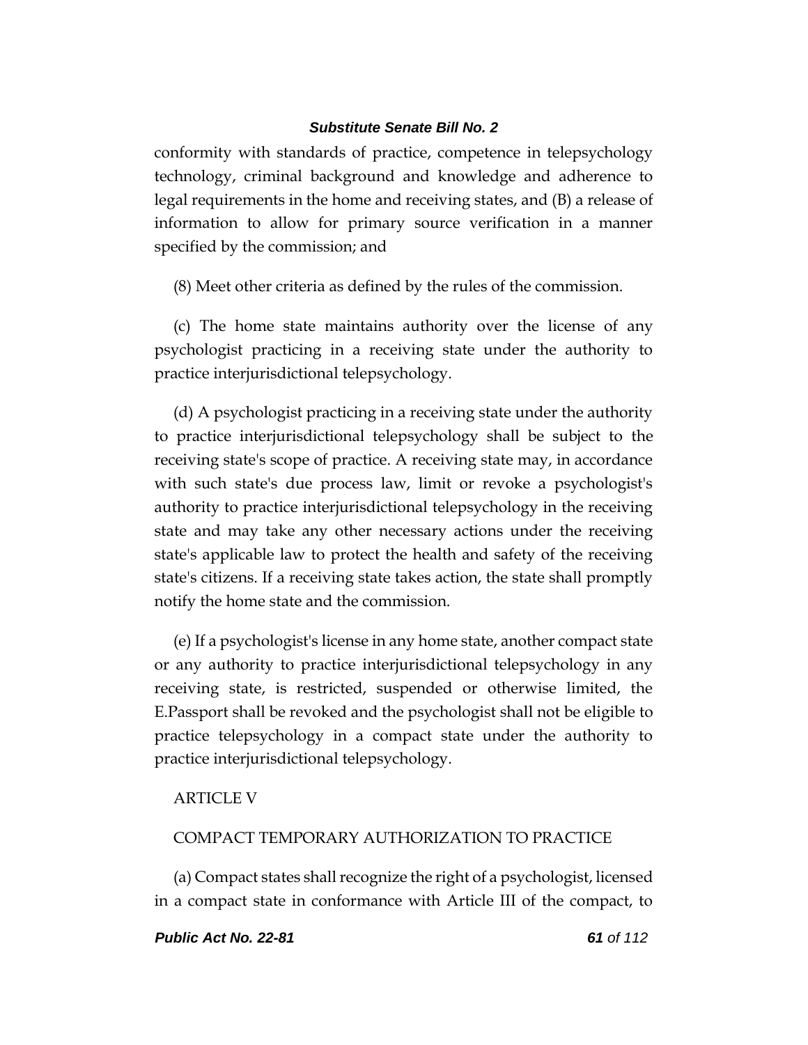conformity with standards of practice, competence in telepsychology technology, criminal background and knowledge and adherence to legal requirements in the home and receiving states, and (B) a release of information to allow for primary source verification in a manner specified by the commission; and

(8) Meet other criteria as defined by the rules of the commission.

(c) The home state maintains authority over the license of any psychologist practicing in a receiving state under the authority to practice interjurisdictional telepsychology.

(d) A psychologist practicing in a receiving state under the authority to practice interjurisdictional telepsychology shall be subject to the receiving state's scope of practice. A receiving state may, in accordance with such state's due process law, limit or revoke a psychologist's authority to practice interjurisdictional telepsychology in the receiving state and may take any other necessary actions under the receiving state's applicable law to protect the health and safety of the receiving state's citizens. If a receiving state takes action, the state shall promptly notify the home state and the commission.

(e) If a psychologist's license in any home state, another compact state or any authority to practice interjurisdictional telepsychology in any receiving state, is restricted, suspended or otherwise limited, the E.Passport shall be revoked and the psychologist shall not be eligible to practice telepsychology in a compact state under the authority to practice interjurisdictional telepsychology.

ARTICLE V

COMPACT TEMPORARY AUTHORIZATION TO PRACTICE

(a) Compact states shall recognize the right of a psychologist, licensed in a compact state in conformance with Article III of the compact, to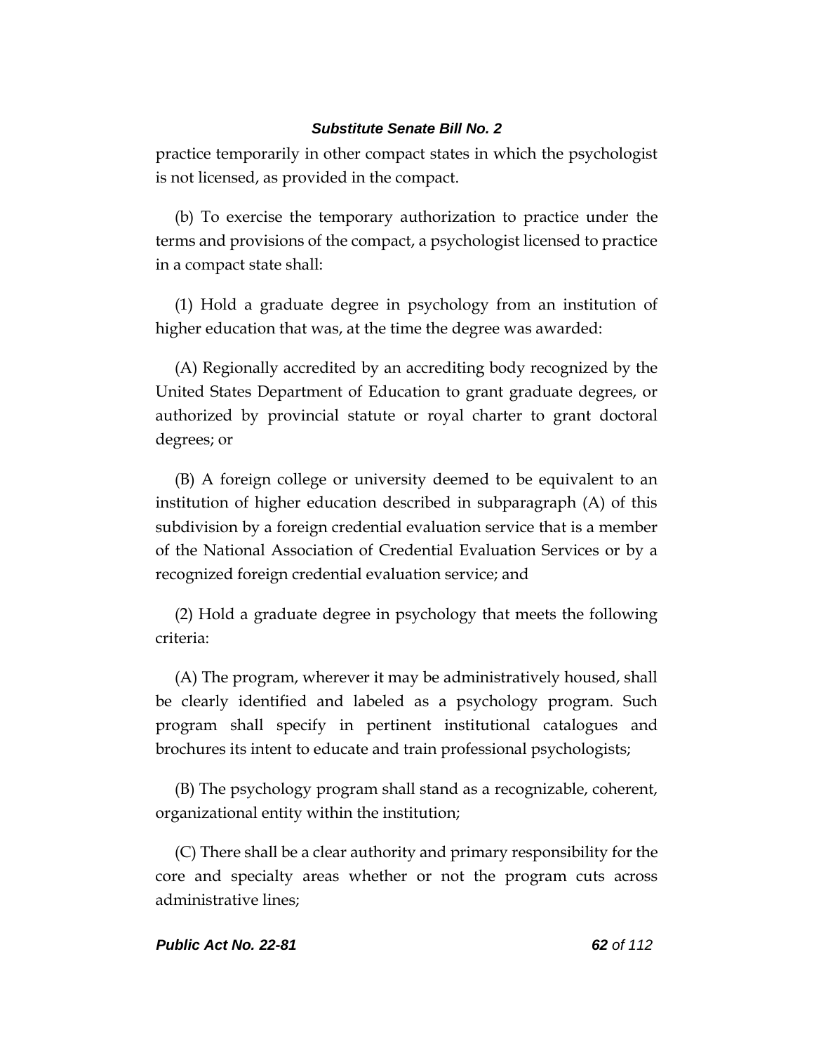practice temporarily in other compact states in which the psychologist is not licensed, as provided in the compact.

(b) To exercise the temporary authorization to practice under the terms and provisions of the compact, a psychologist licensed to practice in a compact state shall:

(1) Hold a graduate degree in psychology from an institution of higher education that was, at the time the degree was awarded:

(A) Regionally accredited by an accrediting body recognized by the United States Department of Education to grant graduate degrees, or authorized by provincial statute or royal charter to grant doctoral degrees; or

(B) A foreign college or university deemed to be equivalent to an institution of higher education described in subparagraph (A) of this subdivision by a foreign credential evaluation service that is a member of the National Association of Credential Evaluation Services or by a recognized foreign credential evaluation service; and

(2) Hold a graduate degree in psychology that meets the following criteria:

(A) The program, wherever it may be administratively housed, shall be clearly identified and labeled as a psychology program. Such program shall specify in pertinent institutional catalogues and brochures its intent to educate and train professional psychologists;

(B) The psychology program shall stand as a recognizable, coherent, organizational entity within the institution;

(C) There shall be a clear authority and primary responsibility for the core and specialty areas whether or not the program cuts across administrative lines;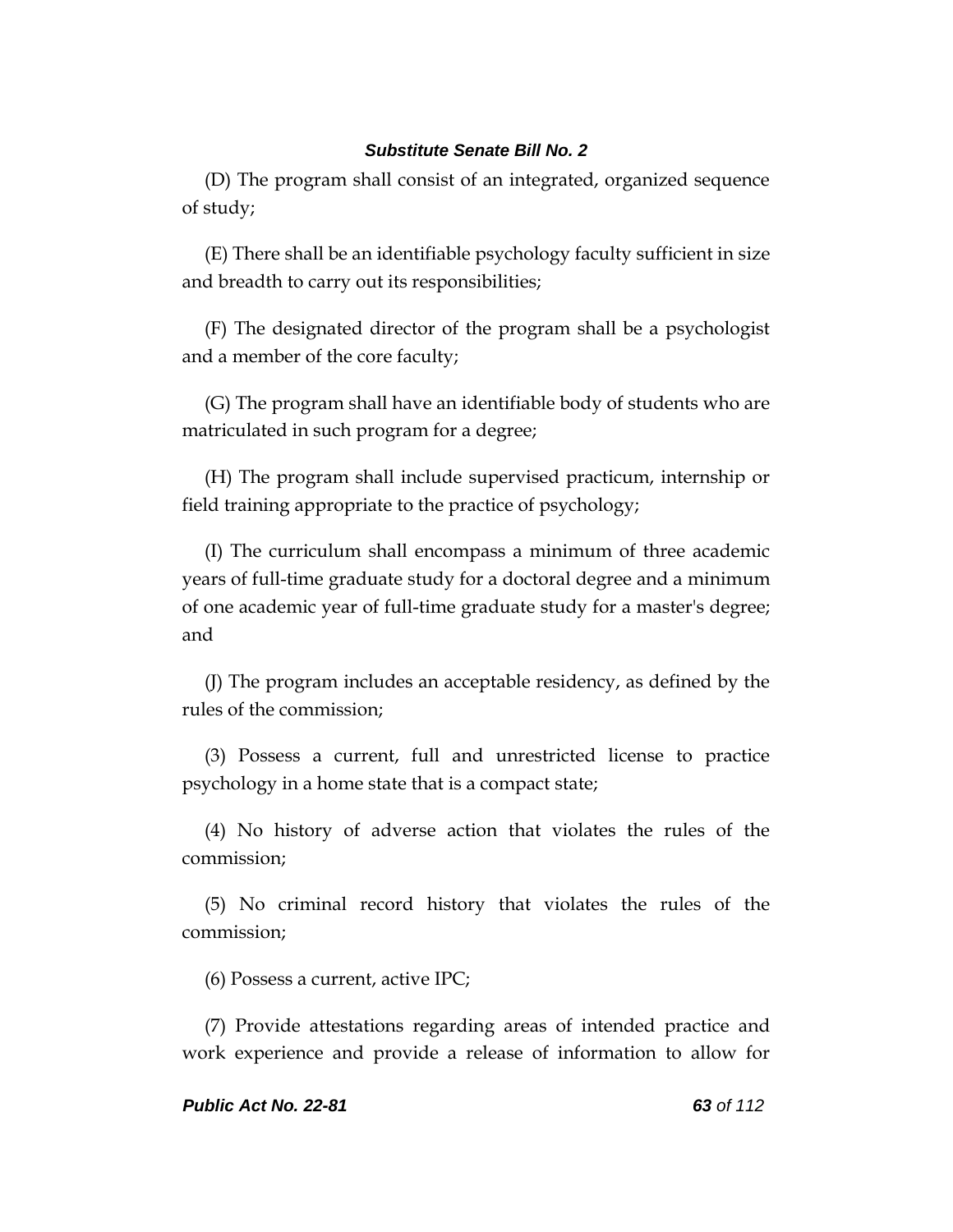(D) The program shall consist of an integrated, organized sequence of study;

(E) There shall be an identifiable psychology faculty sufficient in size and breadth to carry out its responsibilities;

(F) The designated director of the program shall be a psychologist and a member of the core faculty;

(G) The program shall have an identifiable body of students who are matriculated in such program for a degree;

(H) The program shall include supervised practicum, internship or field training appropriate to the practice of psychology;

(I) The curriculum shall encompass a minimum of three academic years of full-time graduate study for a doctoral degree and a minimum of one academic year of full-time graduate study for a master's degree; and

(J) The program includes an acceptable residency, as defined by the rules of the commission;

(3) Possess a current, full and unrestricted license to practice psychology in a home state that is a compact state;

(4) No history of adverse action that violates the rules of the commission;

(5) No criminal record history that violates the rules of the commission;

(6) Possess a current, active IPC;

(7) Provide attestations regarding areas of intended practice and work experience and provide a release of information to allow for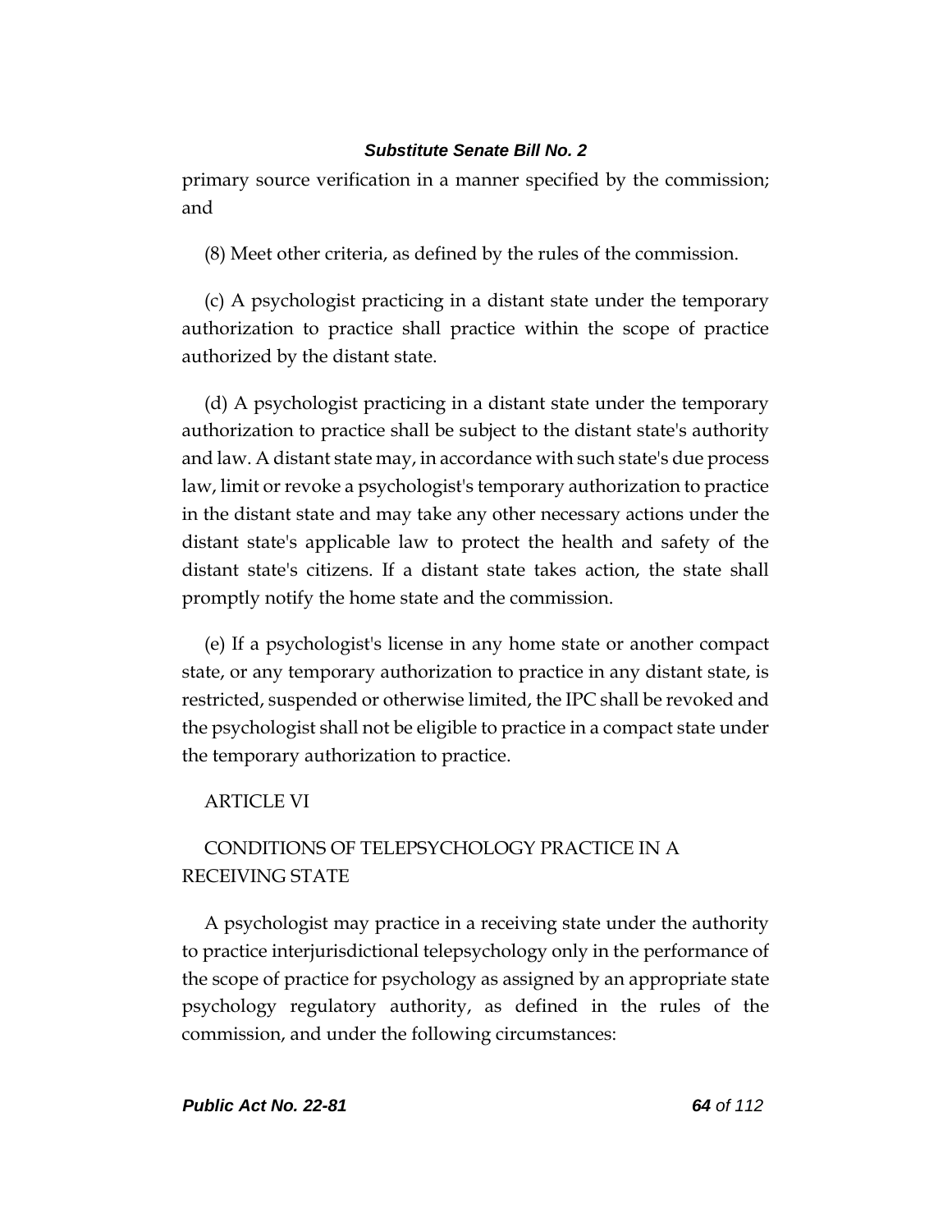primary source verification in a manner specified by the commission; and

(8) Meet other criteria, as defined by the rules of the commission.

(c) A psychologist practicing in a distant state under the temporary authorization to practice shall practice within the scope of practice authorized by the distant state.

(d) A psychologist practicing in a distant state under the temporary authorization to practice shall be subject to the distant state's authority and law. A distant state may, in accordance with such state's due process law, limit or revoke a psychologist's temporary authorization to practice in the distant state and may take any other necessary actions under the distant state's applicable law to protect the health and safety of the distant state's citizens. If a distant state takes action, the state shall promptly notify the home state and the commission.

(e) If a psychologist's license in any home state or another compact state, or any temporary authorization to practice in any distant state, is restricted, suspended or otherwise limited, the IPC shall be revoked and the psychologist shall not be eligible to practice in a compact state under the temporary authorization to practice.

ARTICLE VI

CONDITIONS OF TELEPSYCHOLOGY PRACTICE IN A RECEIVING STATE

A psychologist may practice in a receiving state under the authority to practice interjurisdictional telepsychology only in the performance of the scope of practice for psychology as assigned by an appropriate state psychology regulatory authority, as defined in the rules of the commission, and under the following circumstances: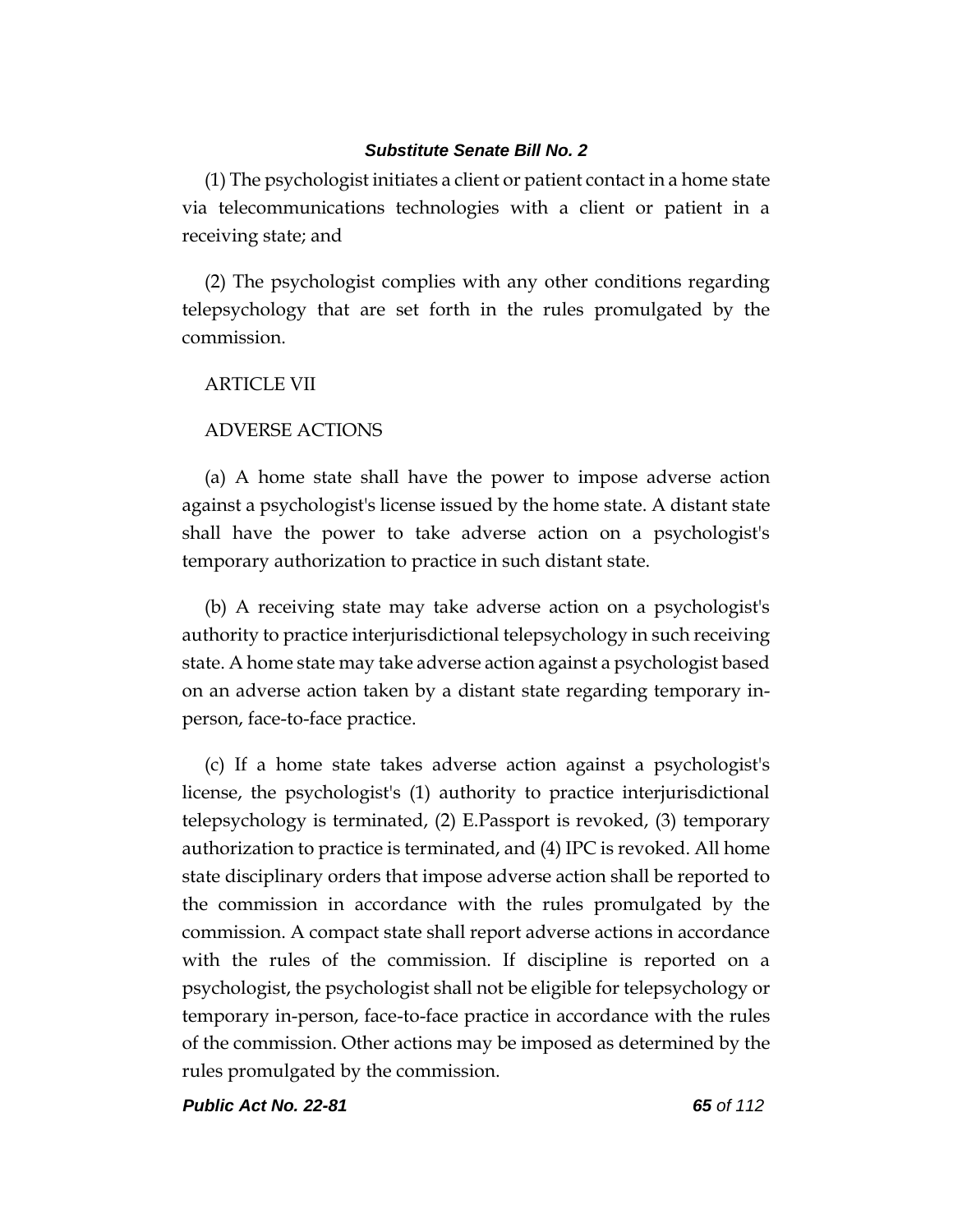(1) The psychologist initiates a client or patient contact in a home state via telecommunications technologies with a client or patient in a receiving state; and

(2) The psychologist complies with any other conditions regarding telepsychology that are set forth in the rules promulgated by the commission.

ARTICLE VII

ADVERSE ACTIONS

(a) A home state shall have the power to impose adverse action against a psychologist's license issued by the home state. A distant state shall have the power to take adverse action on a psychologist's temporary authorization to practice in such distant state.

(b) A receiving state may take adverse action on a psychologist's authority to practice interjurisdictional telepsychology in such receiving state. A home state may take adverse action against a psychologist based on an adverse action taken by a distant state regarding temporary in-person, face-to-face practice.

(c) If a home state takes adverse action against a psychologist's license, the psychologist's (1) authority to practice interjurisdictional telepsychology is terminated, (2) E.Passport is revoked, (3) temporary authorization to practice is terminated, and (4) IPC is revoked. All home state disciplinary orders that impose adverse action shall be reported to the commission in accordance with the rules promulgated by the commission. A compact state shall report adverse actions in accordance with the rules of the commission. If discipline is reported on a psychologist, the psychologist shall not be eligible for telepsychology or temporary in-person, face-to-face practice in accordance with the rules of the commission. Other actions may be imposed as determined by the rules promulgated by the commission.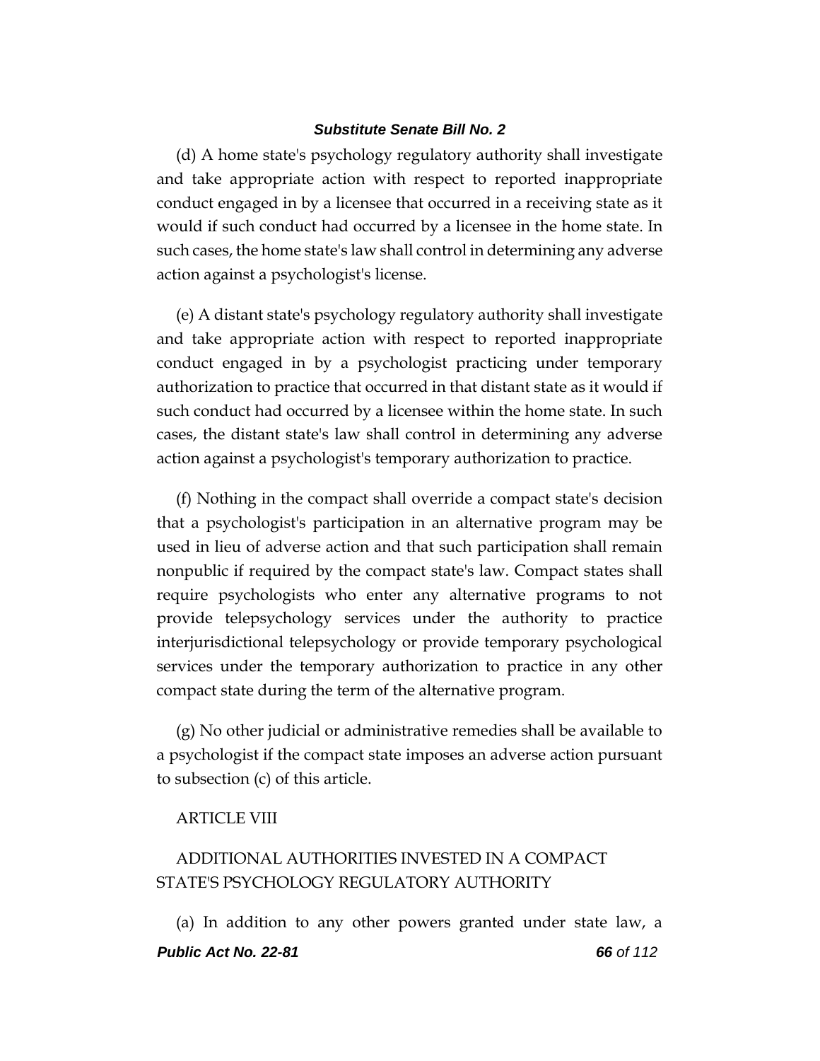(d) A home state's psychology regulatory authority shall investigate and take appropriate action with respect to reported inappropriate conduct engaged in by a licensee that occurred in a receiving state as it would if such conduct had occurred by a licensee in the home state. In such cases, the home state's law shall control in determining any adverse action against a psychologist's license.

(e) A distant state's psychology regulatory authority shall investigate and take appropriate action with respect to reported inappropriate conduct engaged in by a psychologist practicing under temporary authorization to practice that occurred in that distant state as it would if such conduct had occurred by a licensee within the home state. In such cases, the distant state's law shall control in determining any adverse action against a psychologist's temporary authorization to practice.

(f) Nothing in the compact shall override a compact state's decision that a psychologist's participation in an alternative program may be used in lieu of adverse action and that such participation shall remain nonpublic if required by the compact state's law. Compact states shall require psychologists who enter any alternative programs to not provide telepsychology services under the authority to practice interjurisdictional telepsychology or provide temporary psychological services under the temporary authorization to practice in any other compact state during the term of the alternative program.

(g) No other judicial or administrative remedies shall be available to a psychologist if the compact state imposes an adverse action pursuant to subsection (c) of this article.

ARTICLE VIII

ADDITIONAL AUTHORITIES INVESTED IN A COMPACT STATE'S PSYCHOLOGY REGULATORY AUTHORITY

(a) In addition to any other powers granted under state law, a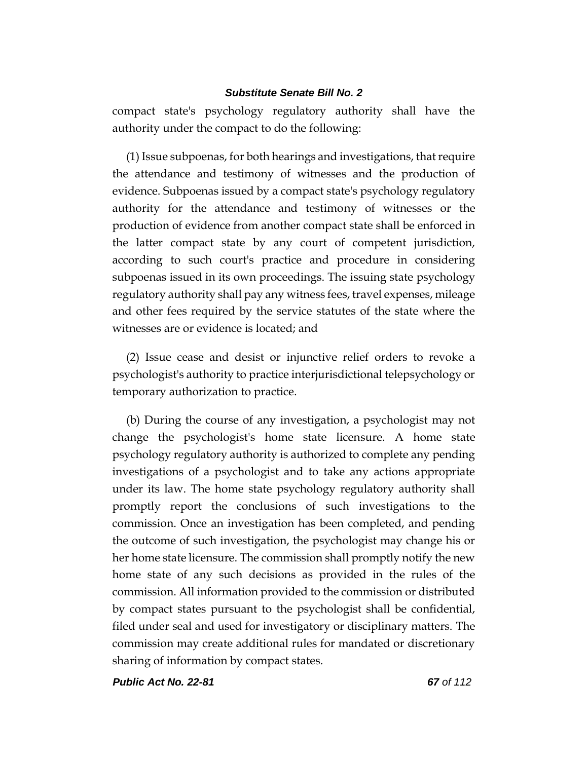compact state's psychology regulatory authority shall have the authority under the compact to do the following:

(1) Issue subpoenas, for both hearings and investigations, that require the attendance and testimony of witnesses and the production of evidence. Subpoenas issued by a compact state's psychology regulatory authority for the attendance and testimony of witnesses or the production of evidence from another compact state shall be enforced in the latter compact state by any court of competent jurisdiction, according to such court's practice and procedure in considering subpoenas issued in its own proceedings. The issuing state psychology regulatory authority shall pay any witness fees, travel expenses, mileage and other fees required by the service statutes of the state where the witnesses are or evidence is located; and

(2) Issue cease and desist or injunctive relief orders to revoke a psychologist's authority to practice interjurisdictional telepsychology or temporary authorization to practice.

(b) During the course of any investigation, a psychologist may not change the psychologist's home state licensure. A home state psychology regulatory authority is authorized to complete any pending investigations of a psychologist and to take any actions appropriate under its law. The home state psychology regulatory authority shall promptly report the conclusions of such investigations to the commission. Once an investigation has been completed, and pending the outcome of such investigation, the psychologist may change his or her home state licensure. The commission shall promptly notify the new home state of any such decisions as provided in the rules of the commission. All information provided to the commission or distributed by compact states pursuant to the psychologist shall be confidential, filed under seal and used for investigatory or disciplinary matters. The commission may create additional rules for mandated or discretionary sharing of information by compact states.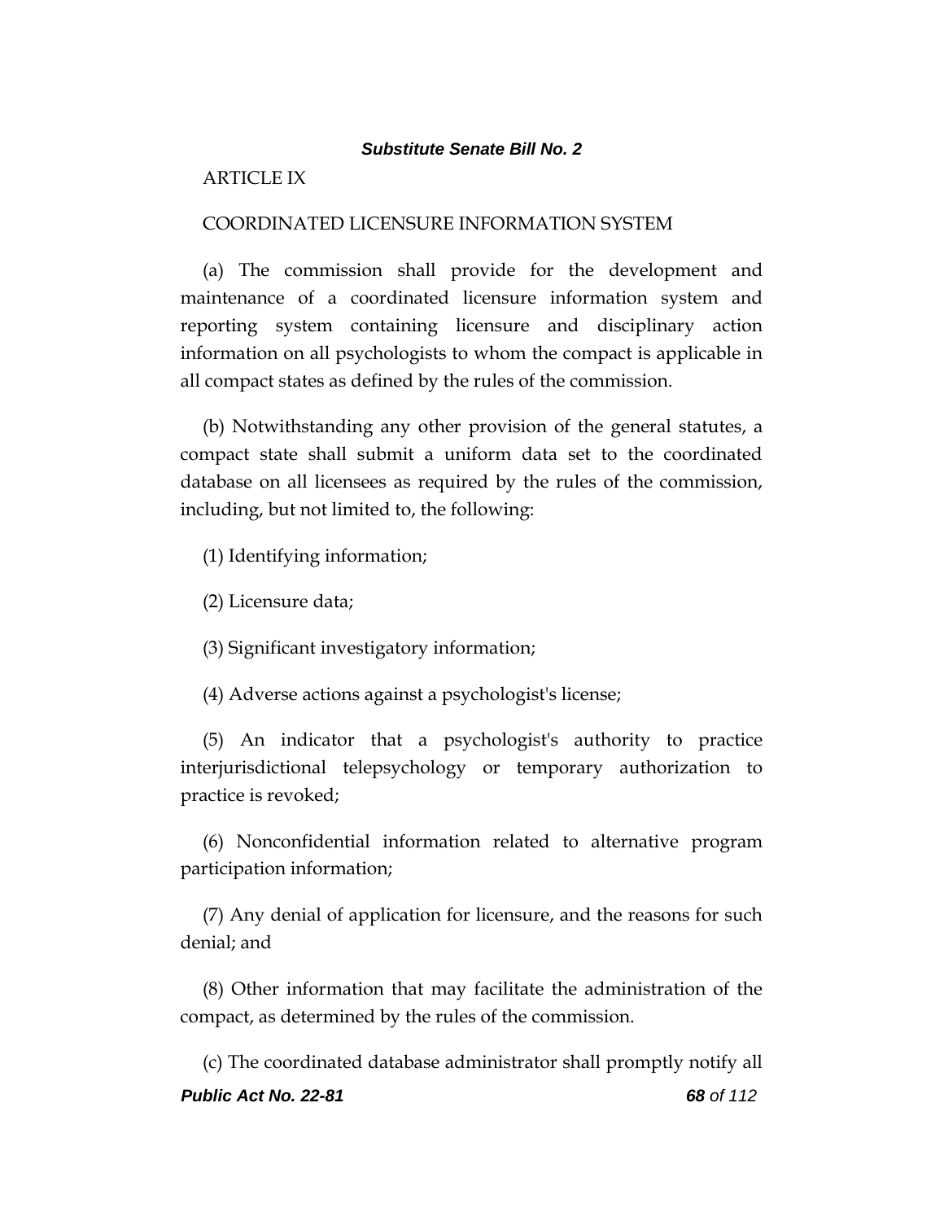ARTICLE IX

COORDINATED LICENSURE INFORMATION SYSTEM

(a) The commission shall provide for the development and maintenance of a coordinated licensure information system and reporting system containing licensure and disciplinary action information on all psychologists to whom the compact is applicable in all compact states as defined by the rules of the commission.

(b) Notwithstanding any other provision of the general statutes, a compact state shall submit a uniform data set to the coordinated database on all licensees as required by the rules of the commission, including, but not limited to, the following:

(1) Identifying information;

(2) Licensure data;

(3) Significant investigatory information;

(4) Adverse actions against a psychologist's license;

(5) An indicator that a psychologist's authority to practice interjurisdictional telepsychology or temporary authorization to practice is revoked;

(6) Nonconfidential information related to alternative program participation information;

(7) Any denial of application for licensure, and the reasons for such denial; and

(8) Other information that may facilitate the administration of the compact, as determined by the rules of the commission.

(c) The coordinated database administrator shall promptly notify all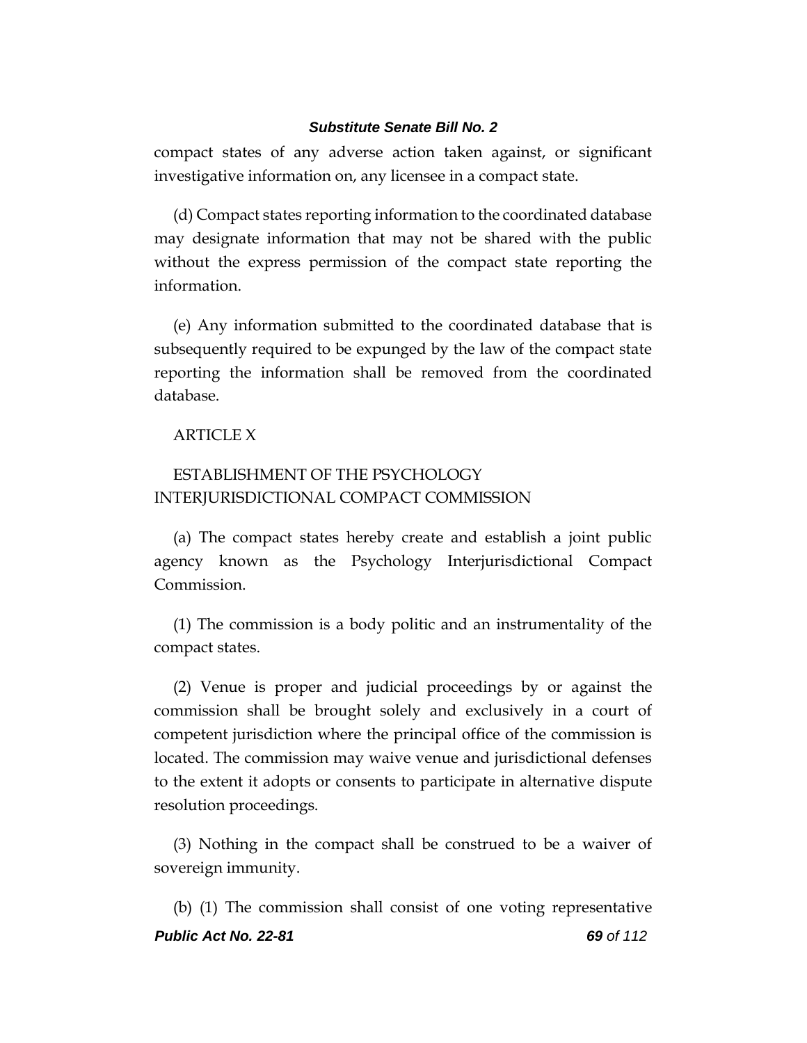compact states of any adverse action taken against, or significant investigative information on, any licensee in a compact state.

(d) Compact states reporting information to the coordinated database may designate information that may not be shared with the public without the express permission of the compact state reporting the information.

(e) Any information submitted to the coordinated database that is subsequently required to be expunged by the law of the compact state reporting the information shall be removed from the coordinated database.

ARTICLE X

ESTABLISHMENT OF THE PSYCHOLOGY INTERJURISDICTIONAL COMPACT COMMISSION

(a) The compact states hereby create and establish a joint public agency known as the Psychology Interjurisdictional Compact Commission.

(1) The commission is a body politic and an instrumentality of the compact states.

(2) Venue is proper and judicial proceedings by or against the commission shall be brought solely and exclusively in a court of competent jurisdiction where the principal office of the commission is located. The commission may waive venue and jurisdictional defenses to the extent it adopts or consents to participate in alternative dispute resolution proceedings.

(3) Nothing in the compact shall be construed to be a waiver of sovereign immunity.

(b) (1) The commission shall consist of one voting representative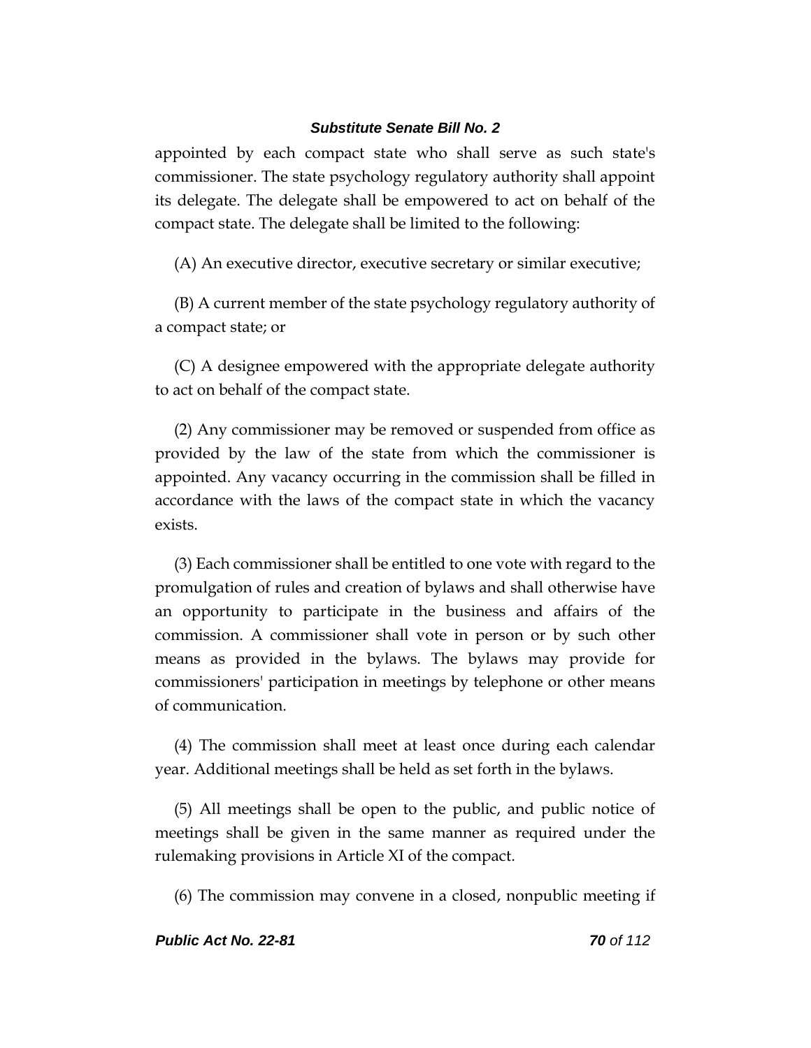appointed by each compact state who shall serve as such state's commissioner. The state psychology regulatory authority shall appoint its delegate. The delegate shall be empowered to act on behalf of the compact state. The delegate shall be limited to the following:

(A) An executive director, executive secretary or similar executive;

(B) A current member of the state psychology regulatory authority of a compact state; or

(C) A designee empowered with the appropriate delegate authority to act on behalf of the compact state.

(2) Any commissioner may be removed or suspended from office as provided by the law of the state from which the commissioner is appointed. Any vacancy occurring in the commission shall be filled in accordance with the laws of the compact state in which the vacancy exists.

(3) Each commissioner shall be entitled to one vote with regard to the promulgation of rules and creation of bylaws and shall otherwise have an opportunity to participate in the business and affairs of the commission. A commissioner shall vote in person or by such other means as provided in the bylaws. The bylaws may provide for commissioners' participation in meetings by telephone or other means of communication.

(4) The commission shall meet at least once during each calendar year. Additional meetings shall be held as set forth in the bylaws.

(5) All meetings shall be open to the public, and public notice of meetings shall be given in the same manner as required under the rulemaking provisions in Article XI of the compact.

(6) The commission may convene in a closed, nonpublic meeting if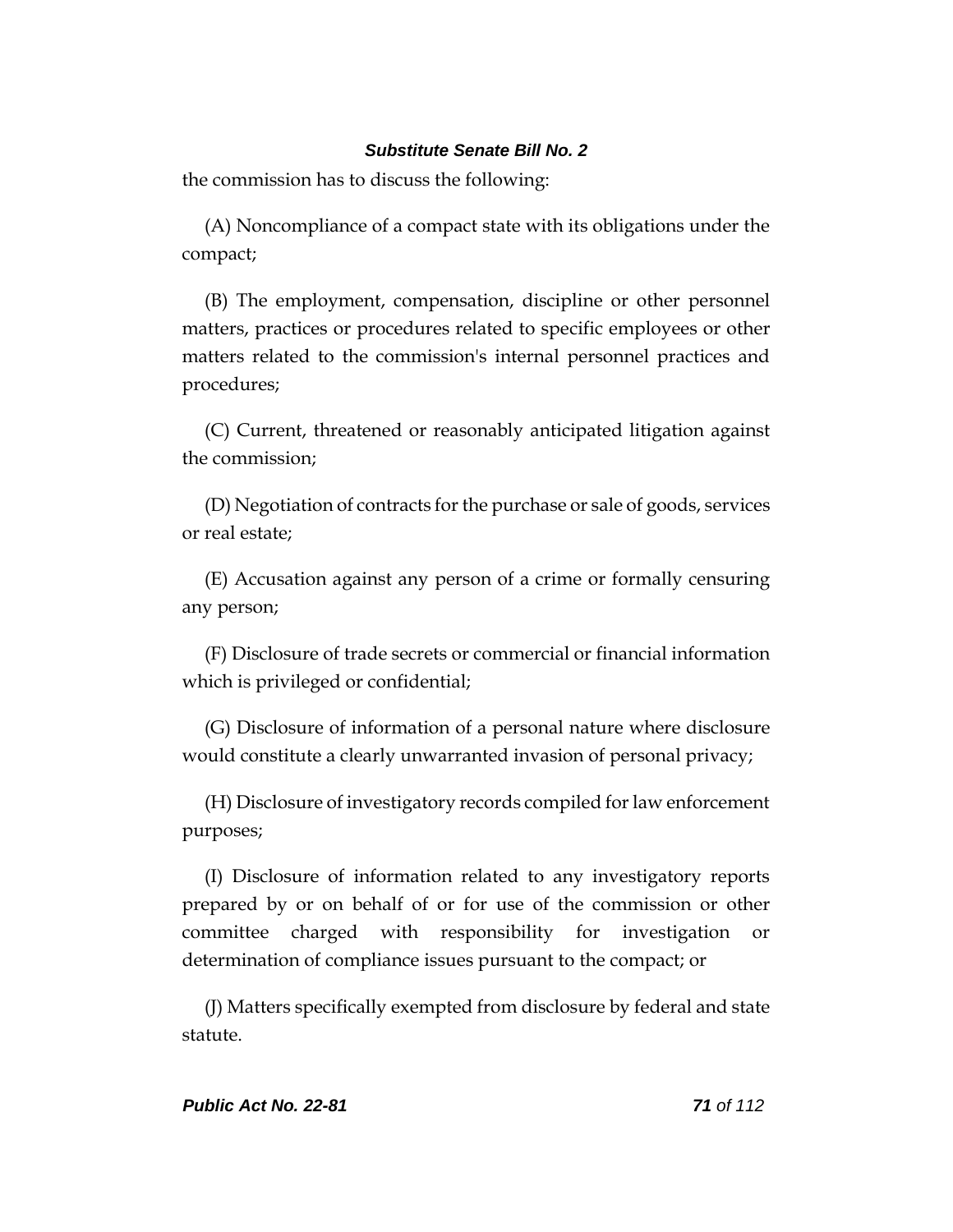the commission has to discuss the following:

(A) Noncompliance of a compact state with its obligations under the compact;

(B) The employment, compensation, discipline or other personnel matters, practices or procedures related to specific employees or other matters related to the commission's internal personnel practices and procedures;

(C) Current, threatened or reasonably anticipated litigation against the commission;

(D) Negotiation of contracts for the purchase or sale of goods, services or real estate;

(E) Accusation against any person of a crime or formally censuring any person;

(F) Disclosure of trade secrets or commercial or financial information which is privileged or confidential;

(G) Disclosure of information of a personal nature where disclosure would constitute a clearly unwarranted invasion of personal privacy;

(H) Disclosure of investigatory records compiled for law enforcement purposes;

(I) Disclosure of information related to any investigatory reports prepared by or on behalf of or for use of the commission or other committee charged with responsibility for investigation or determination of compliance issues pursuant to the compact; or

(J) Matters specifically exempted from disclosure by federal and state statute.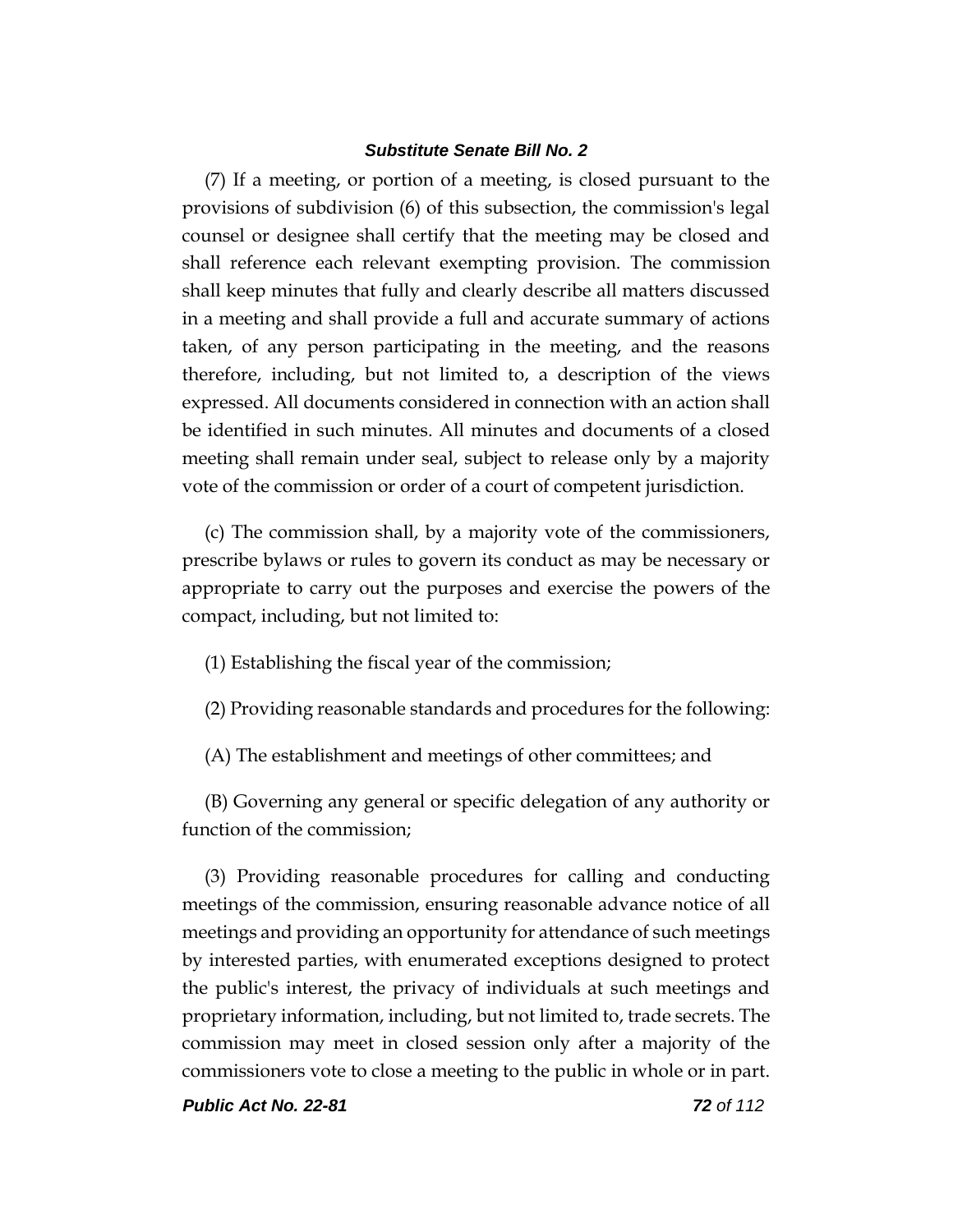(7) If a meeting, or portion of a meeting, is closed pursuant to the provisions of subdivision (6) of this subsection, the commission's legal counsel or designee shall certify that the meeting may be closed and shall reference each relevant exempting provision. The commission shall keep minutes that fully and clearly describe all matters discussed in a meeting and shall provide a full and accurate summary of actions taken, of any person participating in the meeting, and the reasons therefore, including, but not limited to, a description of the views expressed. All documents considered in connection with an action shall be identified in such minutes. All minutes and documents of a closed meeting shall remain under seal, subject to release only by a majority vote of the commission or order of a court of competent jurisdiction.

(c) The commission shall, by a majority vote of the commissioners, prescribe bylaws or rules to govern its conduct as may be necessary or appropriate to carry out the purposes and exercise the powers of the compact, including, but not limited to:

(1) Establishing the fiscal year of the commission;

(2) Providing reasonable standards and procedures for the following:

(A) The establishment and meetings of other committees; and

(B) Governing any general or specific delegation of any authority or function of the commission;

(3) Providing reasonable procedures for calling and conducting meetings of the commission, ensuring reasonable advance notice of all meetings and providing an opportunity for attendance of such meetings by interested parties, with enumerated exceptions designed to protect the public's interest, the privacy of individuals at such meetings and proprietary information, including, but not limited to, trade secrets. The commission may meet in closed session only after a majority of the commissioners vote to close a meeting to the public in whole or in part.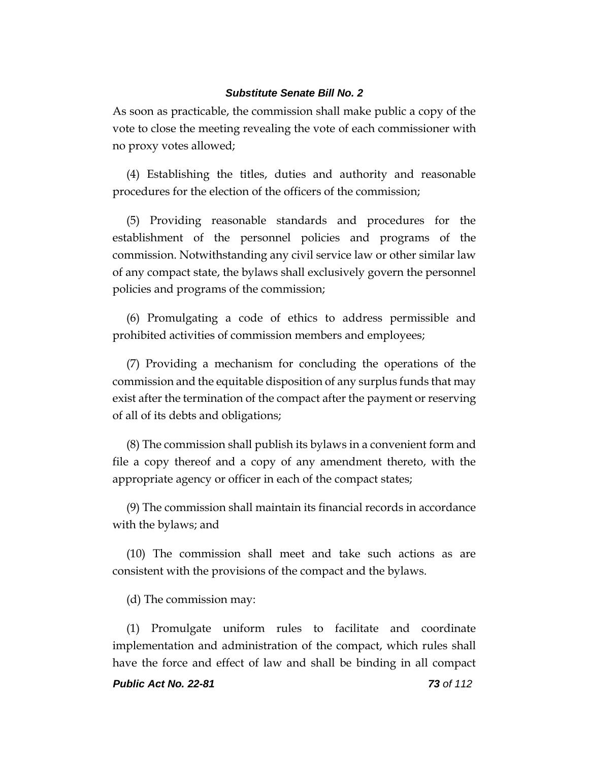As soon as practicable, the commission shall make public a copy of the vote to close the meeting revealing the vote of each commissioner with no proxy votes allowed;

(4) Establishing the titles, duties and authority and reasonable procedures for the election of the officers of the commission;

(5) Providing reasonable standards and procedures for the establishment of the personnel policies and programs of the commission. Notwithstanding any civil service law or other similar law of any compact state, the bylaws shall exclusively govern the personnel policies and programs of the commission;

(6) Promulgating a code of ethics to address permissible and prohibited activities of commission members and employees;

(7) Providing a mechanism for concluding the operations of the commission and the equitable disposition of any surplus funds that may exist after the termination of the compact after the payment or reserving of all of its debts and obligations;

(8) The commission shall publish its bylaws in a convenient form and file a copy thereof and a copy of any amendment thereto, with the appropriate agency or officer in each of the compact states;

(9) The commission shall maintain its financial records in accordance with the bylaws; and

(10) The commission shall meet and take such actions as are consistent with the provisions of the compact and the bylaws.

(d) The commission may:

(1) Promulgate uniform rules to facilitate and coordinate implementation and administration of the compact, which rules shall have the force and effect of law and shall be binding in all compact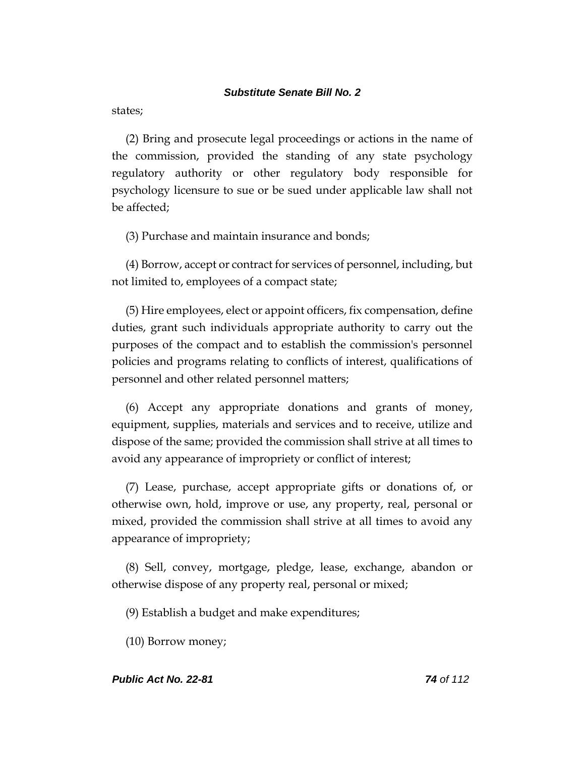states;

(2) Bring and prosecute legal proceedings or actions in the name of the commission, provided the standing of any state psychology regulatory authority or other regulatory body responsible for psychology licensure to sue or be sued under applicable law shall not be affected;

(3) Purchase and maintain insurance and bonds;

(4) Borrow, accept or contract for services of personnel, including, but not limited to, employees of a compact state;

(5) Hire employees, elect or appoint officers, fix compensation, define duties, grant such individuals appropriate authority to carry out the purposes of the compact and to establish the commission's personnel policies and programs relating to conflicts of interest, qualifications of personnel and other related personnel matters;

(6) Accept any appropriate donations and grants of money, equipment, supplies, materials and services and to receive, utilize and dispose of the same; provided the commission shall strive at all times to avoid any appearance of impropriety or conflict of interest;

(7) Lease, purchase, accept appropriate gifts or donations of, or otherwise own, hold, improve or use, any property, real, personal or mixed, provided the commission shall strive at all times to avoid any appearance of impropriety;

(8) Sell, convey, mortgage, pledge, lease, exchange, abandon or otherwise dispose of any property real, personal or mixed;

(9) Establish a budget and make expenditures;

(10) Borrow money;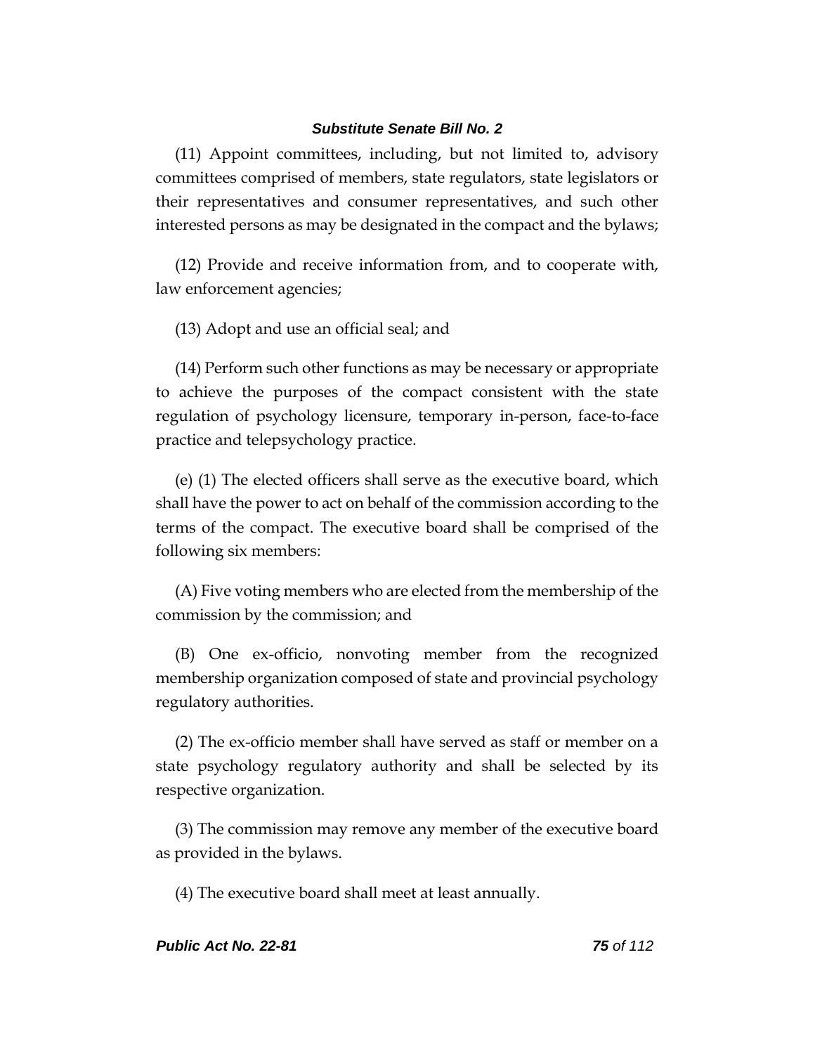(11) Appoint committees, including, but not limited to, advisory committees comprised of members, state regulators, state legislators or their representatives and consumer representatives, and such other interested persons as may be designated in the compact and the bylaws;

(12) Provide and receive information from, and to cooperate with, law enforcement agencies;

(13) Adopt and use an official seal; and

(14) Perform such other functions as may be necessary or appropriate to achieve the purposes of the compact consistent with the state regulation of psychology licensure, temporary in-person, face-to-face practice and telepsychology practice.

(e) (1) The elected officers shall serve as the executive board, which shall have the power to act on behalf of the commission according to the terms of the compact. The executive board shall be comprised of the following six members:

(A) Five voting members who are elected from the membership of the commission by the commission; and

(B) One ex-officio, nonvoting member from the recognized membership organization composed of state and provincial psychology regulatory authorities.

(2) The ex-officio member shall have served as staff or member on a state psychology regulatory authority and shall be selected by its respective organization.

(3) The commission may remove any member of the executive board as provided in the bylaws.

(4) The executive board shall meet at least annually.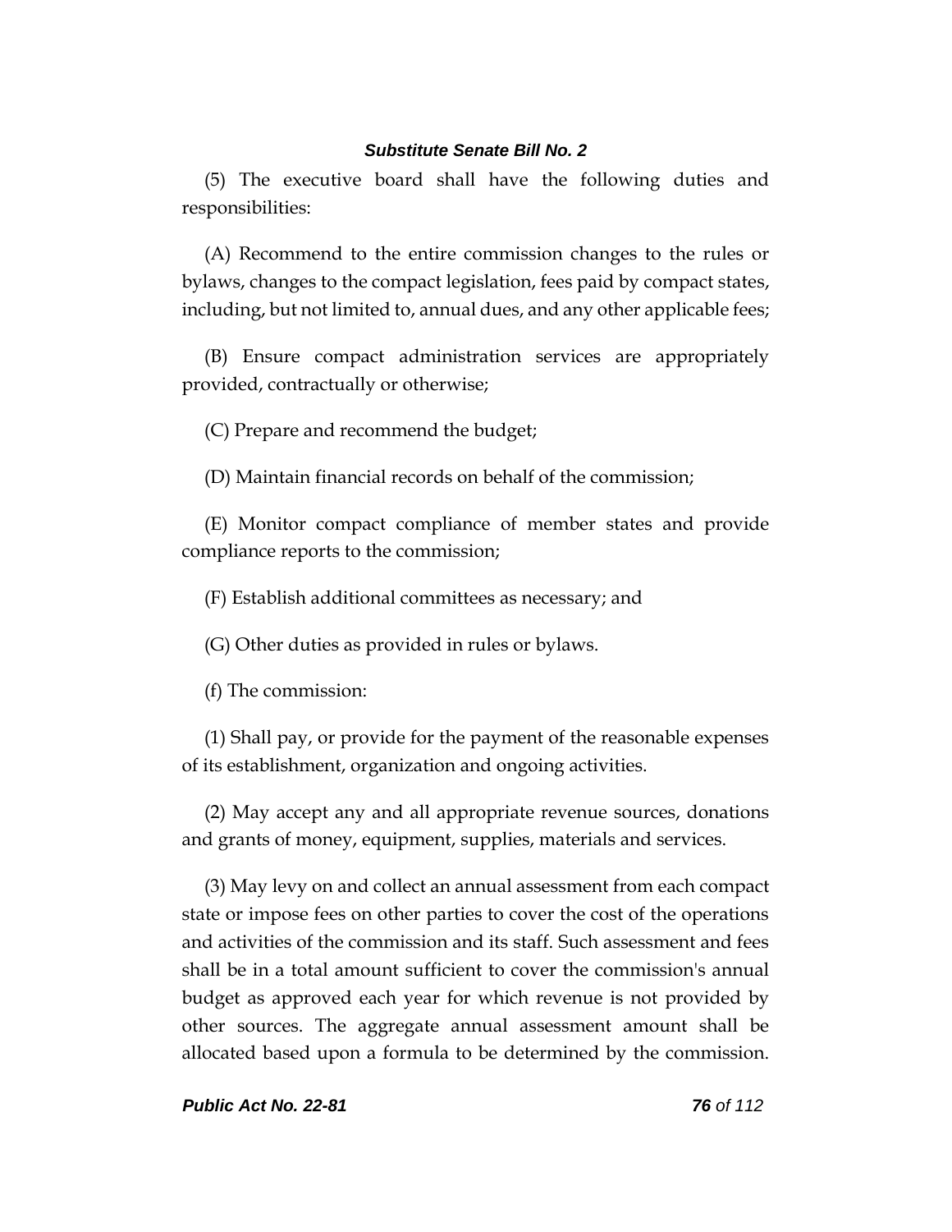(5) The executive board shall have the following duties and responsibilities:

(A) Recommend to the entire commission changes to the rules or bylaws, changes to the compact legislation, fees paid by compact states, including, but not limited to, annual dues, and any other applicable fees;

(B) Ensure compact administration services are appropriately provided, contractually or otherwise;

(C) Prepare and recommend the budget;

(D) Maintain financial records on behalf of the commission;

(E) Monitor compact compliance of member states and provide compliance reports to the commission;

(F) Establish additional committees as necessary; and

(G) Other duties as provided in rules or bylaws.

(f) The commission:

(1) Shall pay, or provide for the payment of the reasonable expenses of its establishment, organization and ongoing activities.

(2) May accept any and all appropriate revenue sources, donations and grants of money, equipment, supplies, materials and services.

(3) May levy on and collect an annual assessment from each compact state or impose fees on other parties to cover the cost of the operations and activities of the commission and its staff. Such assessment and fees shall be in a total amount sufficient to cover the commission's annual budget as approved each year for which revenue is not provided by other sources. The aggregate annual assessment amount shall be allocated based upon a formula to be determined by the commission.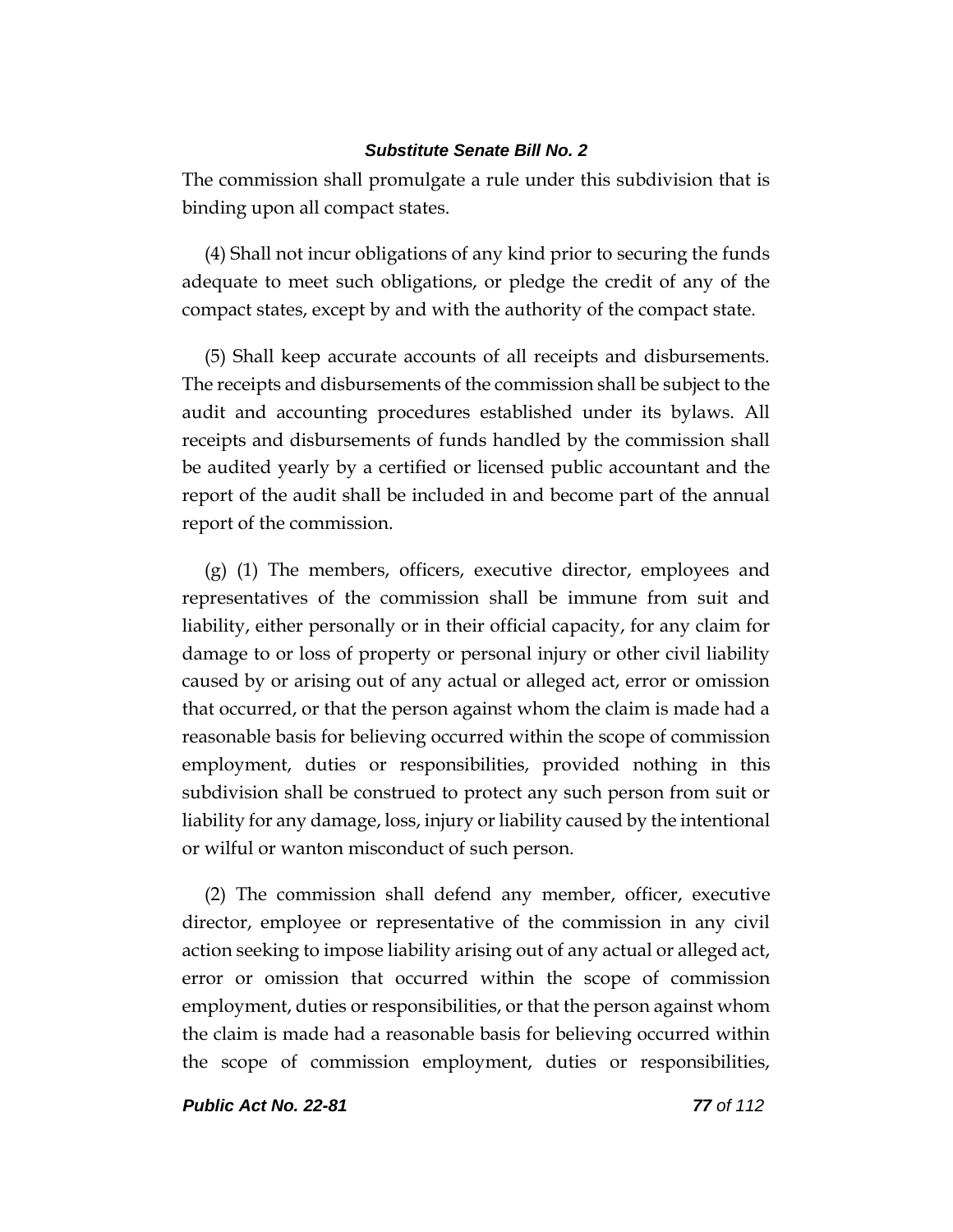The commission shall promulgate a rule under this subdivision that is binding upon all compact states.

(4) Shall not incur obligations of any kind prior to securing the funds adequate to meet such obligations, or pledge the credit of any of the compact states, except by and with the authority of the compact state.

(5) Shall keep accurate accounts of all receipts and disbursements. The receipts and disbursements of the commission shall be subject to the audit and accounting procedures established under its bylaws. All receipts and disbursements of funds handled by the commission shall be audited yearly by a certified or licensed public accountant and the report of the audit shall be included in and become part of the annual report of the commission.

(g) (1) The members, officers, executive director, employees and representatives of the commission shall be immune from suit and liability, either personally or in their official capacity, for any claim for damage to or loss of property or personal injury or other civil liability caused by or arising out of any actual or alleged act, error or omission that occurred, or that the person against whom the claim is made had a reasonable basis for believing occurred within the scope of commission employment, duties or responsibilities, provided nothing in this subdivision shall be construed to protect any such person from suit or liability for any damage, loss, injury or liability caused by the intentional or wilful or wanton misconduct of such person.

(2) The commission shall defend any member, officer, executive director, employee or representative of the commission in any civil action seeking to impose liability arising out of any actual or alleged act, error or omission that occurred within the scope of commission employment, duties or responsibilities, or that the person against whom the claim is made had a reasonable basis for believing occurred within the scope of commission employment, duties or responsibilities,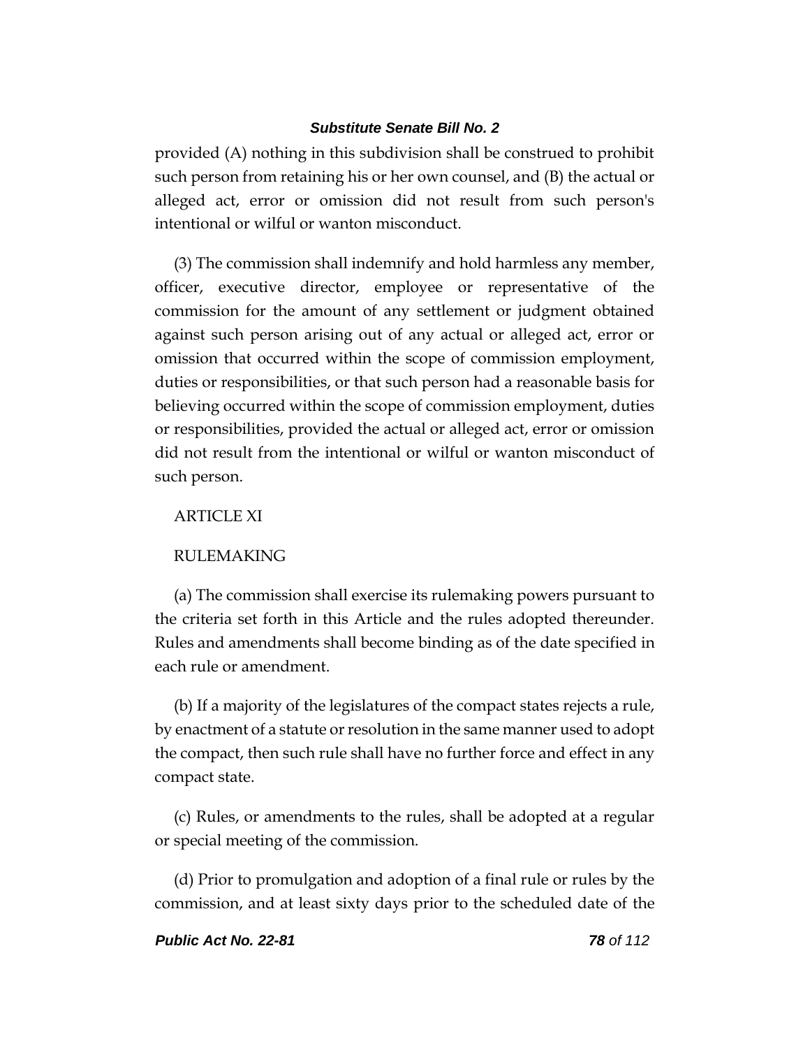provided (A) nothing in this subdivision shall be construed to prohibit such person from retaining his or her own counsel, and (B) the actual or alleged act, error or omission did not result from such person's intentional or wilful or wanton misconduct.

(3) The commission shall indemnify and hold harmless any member, officer, executive director, employee or representative of the commission for the amount of any settlement or judgment obtained against such person arising out of any actual or alleged act, error or omission that occurred within the scope of commission employment, duties or responsibilities, or that such person had a reasonable basis for believing occurred within the scope of commission employment, duties or responsibilities, provided the actual or alleged act, error or omission did not result from the intentional or wilful or wanton misconduct of such person.

ARTICLE XI

RULEMAKING

(a) The commission shall exercise its rulemaking powers pursuant to the criteria set forth in this Article and the rules adopted thereunder. Rules and amendments shall become binding as of the date specified in each rule or amendment.

(b) If a majority of the legislatures of the compact states rejects a rule, by enactment of a statute or resolution in the same manner used to adopt the compact, then such rule shall have no further force and effect in any compact state.

(c) Rules, or amendments to the rules, shall be adopted at a regular or special meeting of the commission.

(d) Prior to promulgation and adoption of a final rule or rules by the commission, and at least sixty days prior to the scheduled date of the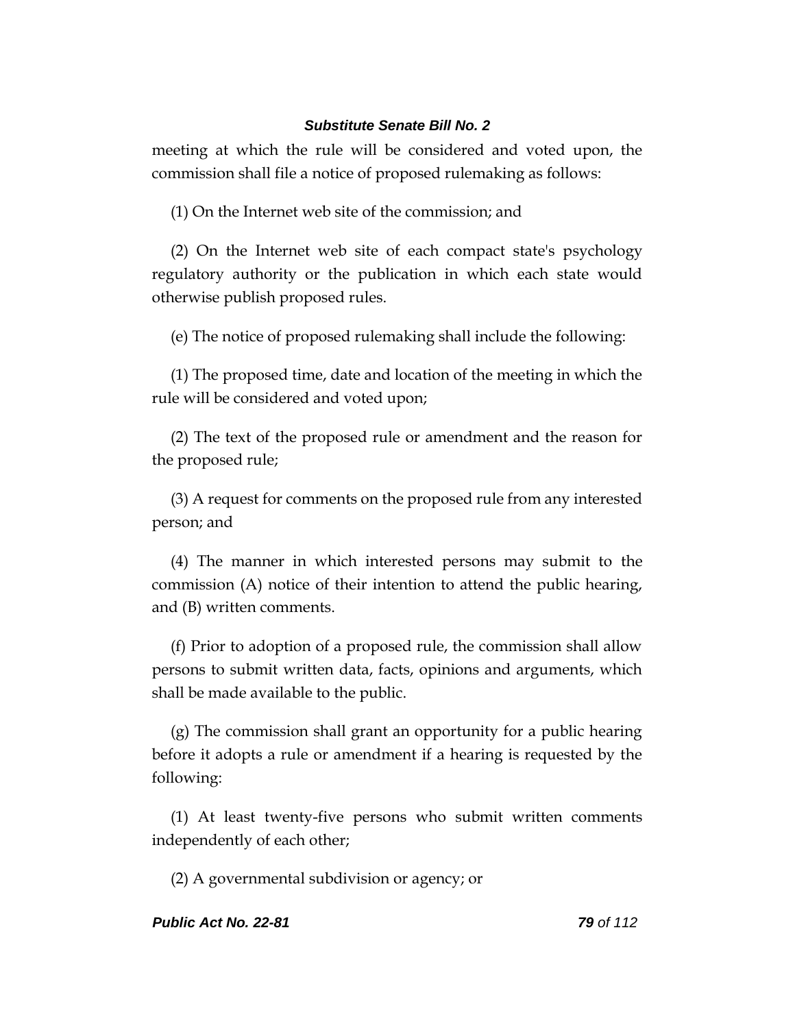meeting at which the rule will be considered and voted upon, the commission shall file a notice of proposed rulemaking as follows:

(1) On the Internet web site of the commission; and

(2) On the Internet web site of each compact state's psychology regulatory authority or the publication in which each state would otherwise publish proposed rules.

(e) The notice of proposed rulemaking shall include the following:

(1) The proposed time, date and location of the meeting in which the rule will be considered and voted upon;

(2) The text of the proposed rule or amendment and the reason for the proposed rule;

(3) A request for comments on the proposed rule from any interested person; and

(4) The manner in which interested persons may submit to the commission (A) notice of their intention to attend the public hearing, and (B) written comments.

(f) Prior to adoption of a proposed rule, the commission shall allow persons to submit written data, facts, opinions and arguments, which shall be made available to the public.

(g) The commission shall grant an opportunity for a public hearing before it adopts a rule or amendment if a hearing is requested by the following:

(1) At least twenty-five persons who submit written comments independently of each other;

(2) A governmental subdivision or agency; or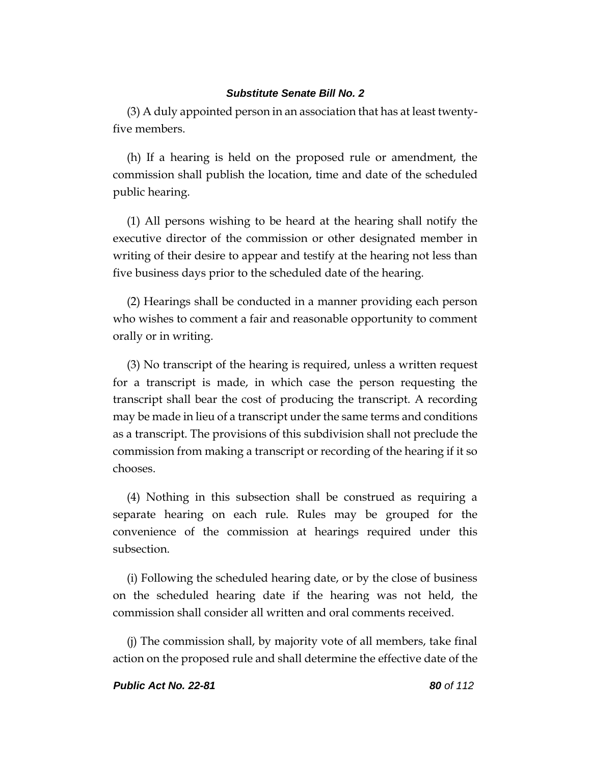(3) A duly appointed person in an association that has at least twenty-five members.

(h) If a hearing is held on the proposed rule or amendment, the commission shall publish the location, time and date of the scheduled public hearing.

(1) All persons wishing to be heard at the hearing shall notify the executive director of the commission or other designated member in writing of their desire to appear and testify at the hearing not less than five business days prior to the scheduled date of the hearing.

(2) Hearings shall be conducted in a manner providing each person who wishes to comment a fair and reasonable opportunity to comment orally or in writing.

(3) No transcript of the hearing is required, unless a written request for a transcript is made, in which case the person requesting the transcript shall bear the cost of producing the transcript. A recording may be made in lieu of a transcript under the same terms and conditions as a transcript. The provisions of this subdivision shall not preclude the commission from making a transcript or recording of the hearing if it so chooses.

(4) Nothing in this subsection shall be construed as requiring a separate hearing on each rule. Rules may be grouped for the convenience of the commission at hearings required under this subsection.

(i) Following the scheduled hearing date, or by the close of business on the scheduled hearing date if the hearing was not held, the commission shall consider all written and oral comments received.

(j) The commission shall, by majority vote of all members, take final action on the proposed rule and shall determine the effective date of the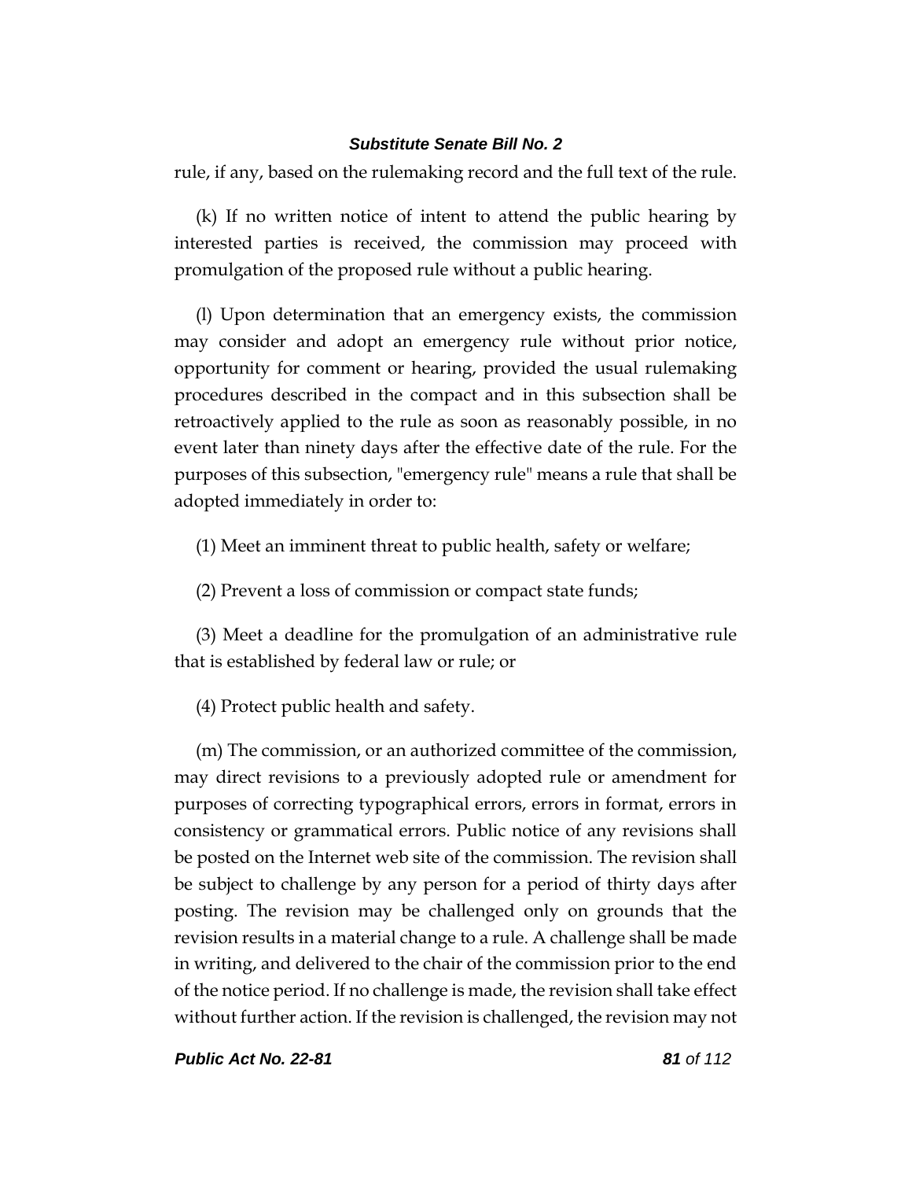rule, if any, based on the rulemaking record and the full text of the rule.

(k) If no written notice of intent to attend the public hearing by interested parties is received, the commission may proceed with promulgation of the proposed rule without a public hearing.

(l) Upon determination that an emergency exists, the commission may consider and adopt an emergency rule without prior notice, opportunity for comment or hearing, provided the usual rulemaking procedures described in the compact and in this subsection shall be retroactively applied to the rule as soon as reasonably possible, in no event later than ninety days after the effective date of the rule. For the purposes of this subsection, "emergency rule" means a rule that shall be adopted immediately in order to:

(1) Meet an imminent threat to public health, safety or welfare;

(2) Prevent a loss of commission or compact state funds;

(3) Meet a deadline for the promulgation of an administrative rule that is established by federal law or rule; or

(4) Protect public health and safety.

(m) The commission, or an authorized committee of the commission, may direct revisions to a previously adopted rule or amendment for purposes of correcting typographical errors, errors in format, errors in consistency or grammatical errors. Public notice of any revisions shall be posted on the Internet web site of the commission. The revision shall be subject to challenge by any person for a period of thirty days after posting. The revision may be challenged only on grounds that the revision results in a material change to a rule. A challenge shall be made in writing, and delivered to the chair of the commission prior to the end of the notice period. If no challenge is made, the revision shall take effect without further action. If the revision is challenged, the revision may not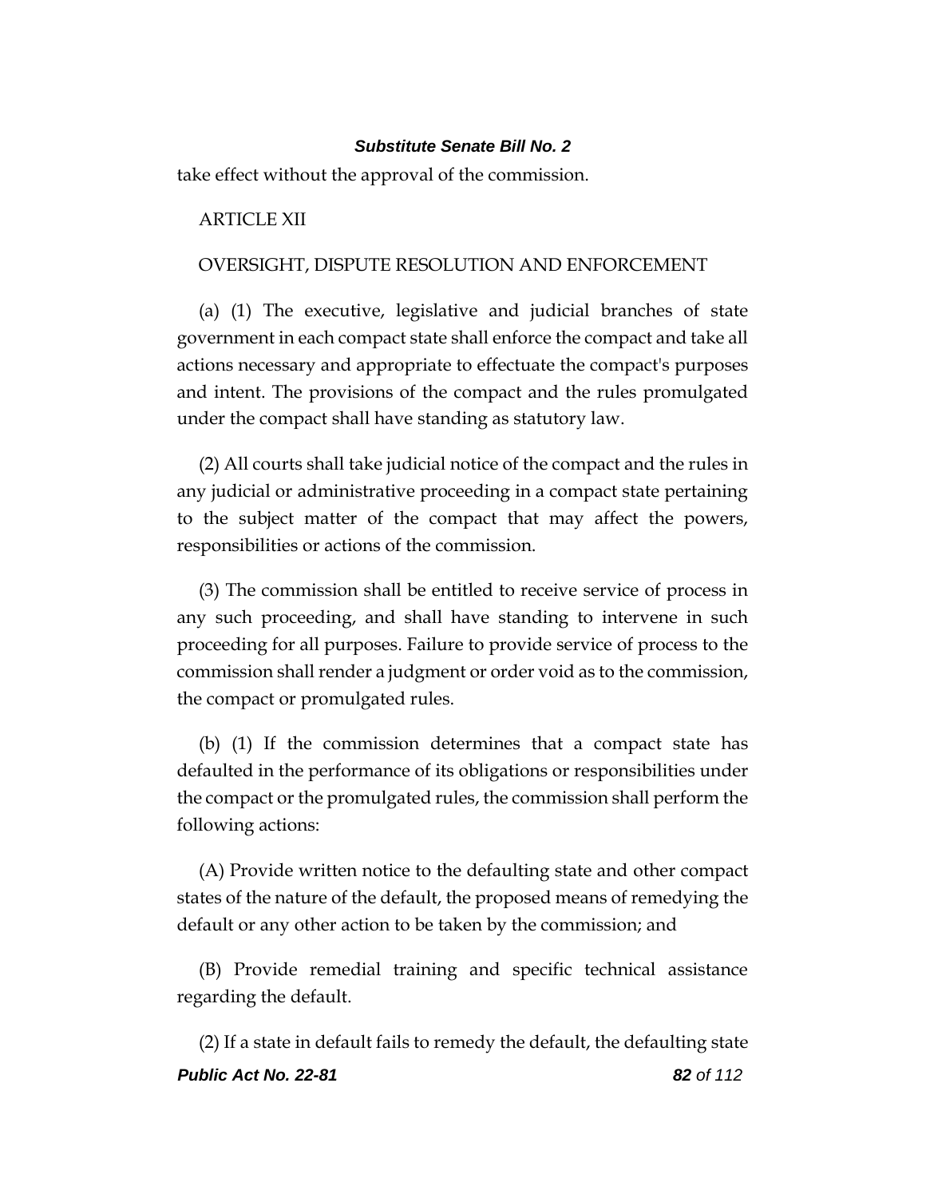take effect without the approval of the commission.

ARTICLE XII

OVERSIGHT, DISPUTE RESOLUTION AND ENFORCEMENT

(a) (1) The executive, legislative and judicial branches of state government in each compact state shall enforce the compact and take all actions necessary and appropriate to effectuate the compact's purposes and intent. The provisions of the compact and the rules promulgated under the compact shall have standing as statutory law.

(2) All courts shall take judicial notice of the compact and the rules in any judicial or administrative proceeding in a compact state pertaining to the subject matter of the compact that may affect the powers, responsibilities or actions of the commission.

(3) The commission shall be entitled to receive service of process in any such proceeding, and shall have standing to intervene in such proceeding for all purposes. Failure to provide service of process to the commission shall render a judgment or order void as to the commission, the compact or promulgated rules.

(b) (1) If the commission determines that a compact state has defaulted in the performance of its obligations or responsibilities under the compact or the promulgated rules, the commission shall perform the following actions:

(A) Provide written notice to the defaulting state and other compact states of the nature of the default, the proposed means of remedying the default or any other action to be taken by the commission; and

(B) Provide remedial training and specific technical assistance regarding the default.

(2) If a state in default fails to remedy the default, the defaulting state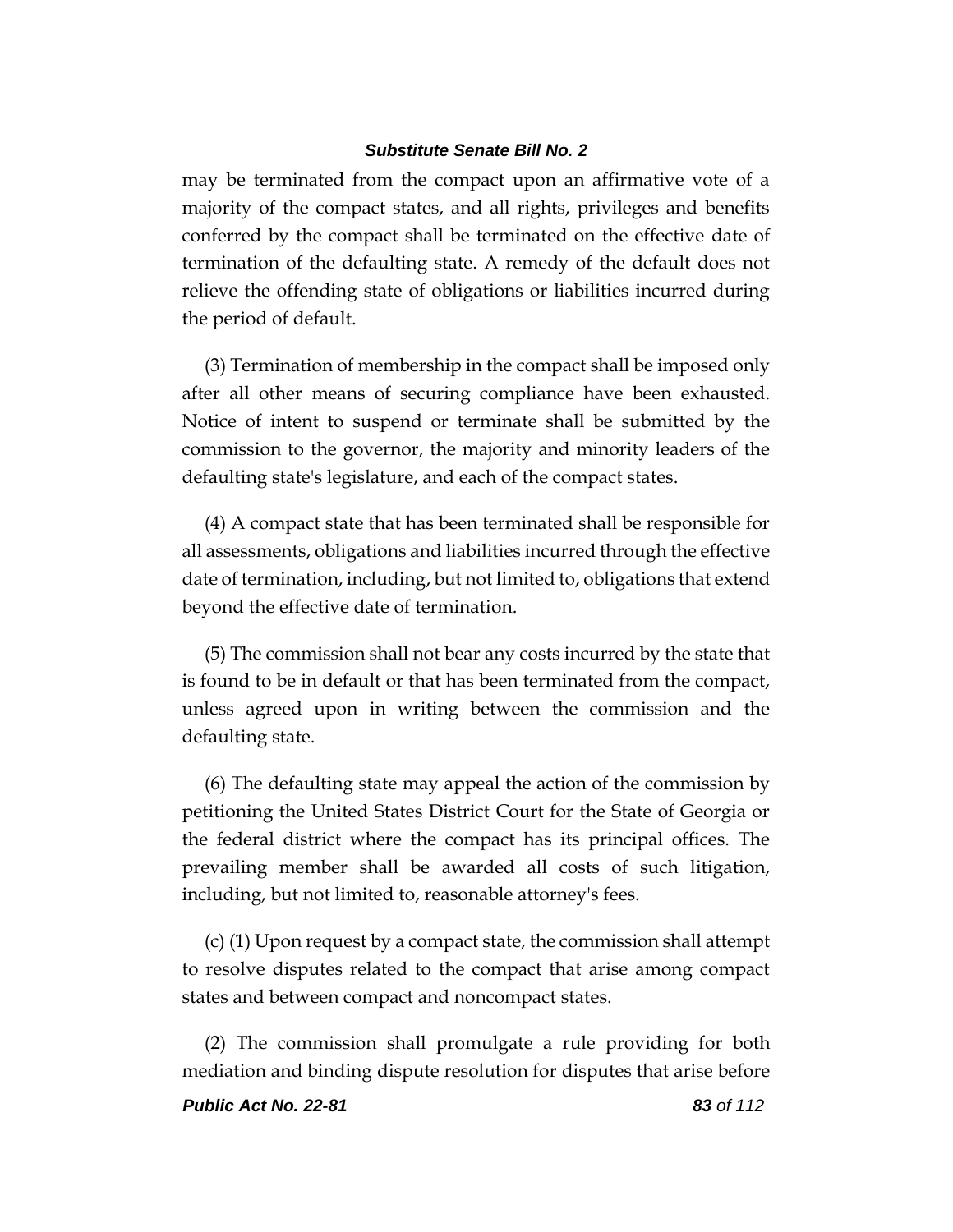may be terminated from the compact upon an affirmative vote of a majority of the compact states, and all rights, privileges and benefits conferred by the compact shall be terminated on the effective date of termination of the defaulting state. A remedy of the default does not relieve the offending state of obligations or liabilities incurred during the period of default.

(3) Termination of membership in the compact shall be imposed only after all other means of securing compliance have been exhausted. Notice of intent to suspend or terminate shall be submitted by the commission to the governor, the majority and minority leaders of the defaulting state's legislature, and each of the compact states.

(4) A compact state that has been terminated shall be responsible for all assessments, obligations and liabilities incurred through the effective date of termination, including, but not limited to, obligations that extend beyond the effective date of termination.

(5) The commission shall not bear any costs incurred by the state that is found to be in default or that has been terminated from the compact, unless agreed upon in writing between the commission and the defaulting state.

(6) The defaulting state may appeal the action of the commission by petitioning the United States District Court for the State of Georgia or the federal district where the compact has its principal offices. The prevailing member shall be awarded all costs of such litigation, including, but not limited to, reasonable attorney's fees.

(c) (1) Upon request by a compact state, the commission shall attempt to resolve disputes related to the compact that arise among compact states and between compact and noncompact states.

(2) The commission shall promulgate a rule providing for both mediation and binding dispute resolution for disputes that arise before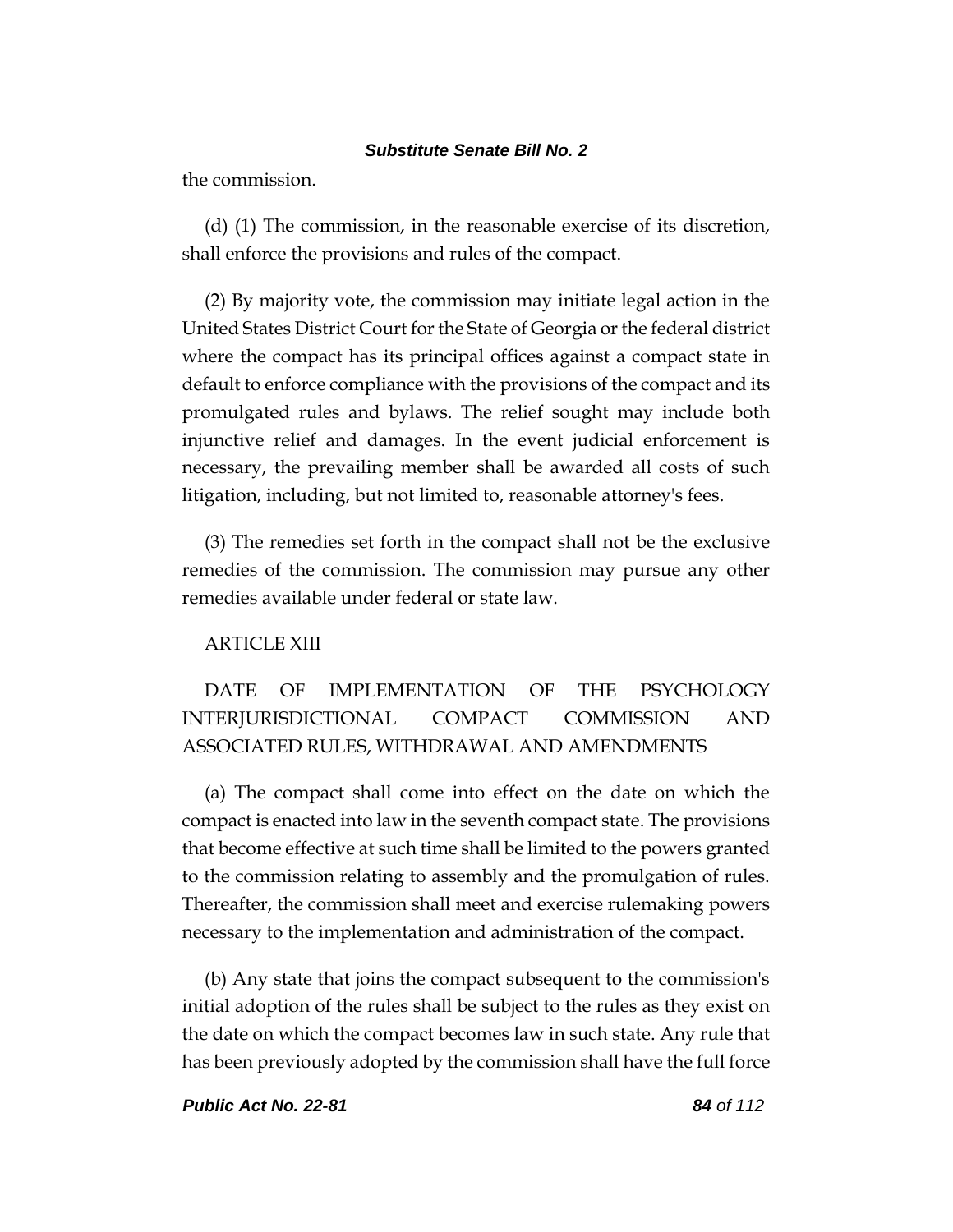the commission.

(d) (1) The commission, in the reasonable exercise of its discretion, shall enforce the provisions and rules of the compact.

(2) By majority vote, the commission may initiate legal action in the United States District Court for the State of Georgia or the federal district where the compact has its principal offices against a compact state in default to enforce compliance with the provisions of the compact and its promulgated rules and bylaws. The relief sought may include both injunctive relief and damages. In the event judicial enforcement is necessary, the prevailing member shall be awarded all costs of such litigation, including, but not limited to, reasonable attorney's fees.

(3) The remedies set forth in the compact shall not be the exclusive remedies of the commission. The commission may pursue any other remedies available under federal or state law.

ARTICLE XIII

DATE OF IMPLEMENTATION OF THE PSYCHOLOGY INTERJURISDICTIONAL COMPACT COMMISSION AND ASSOCIATED RULES, WITHDRAWAL AND AMENDMENTS

(a) The compact shall come into effect on the date on which the compact is enacted into law in the seventh compact state. The provisions that become effective at such time shall be limited to the powers granted to the commission relating to assembly and the promulgation of rules. Thereafter, the commission shall meet and exercise rulemaking powers necessary to the implementation and administration of the compact.

(b) Any state that joins the compact subsequent to the commission's initial adoption of the rules shall be subject to the rules as they exist on the date on which the compact becomes law in such state. Any rule that has been previously adopted by the commission shall have the full force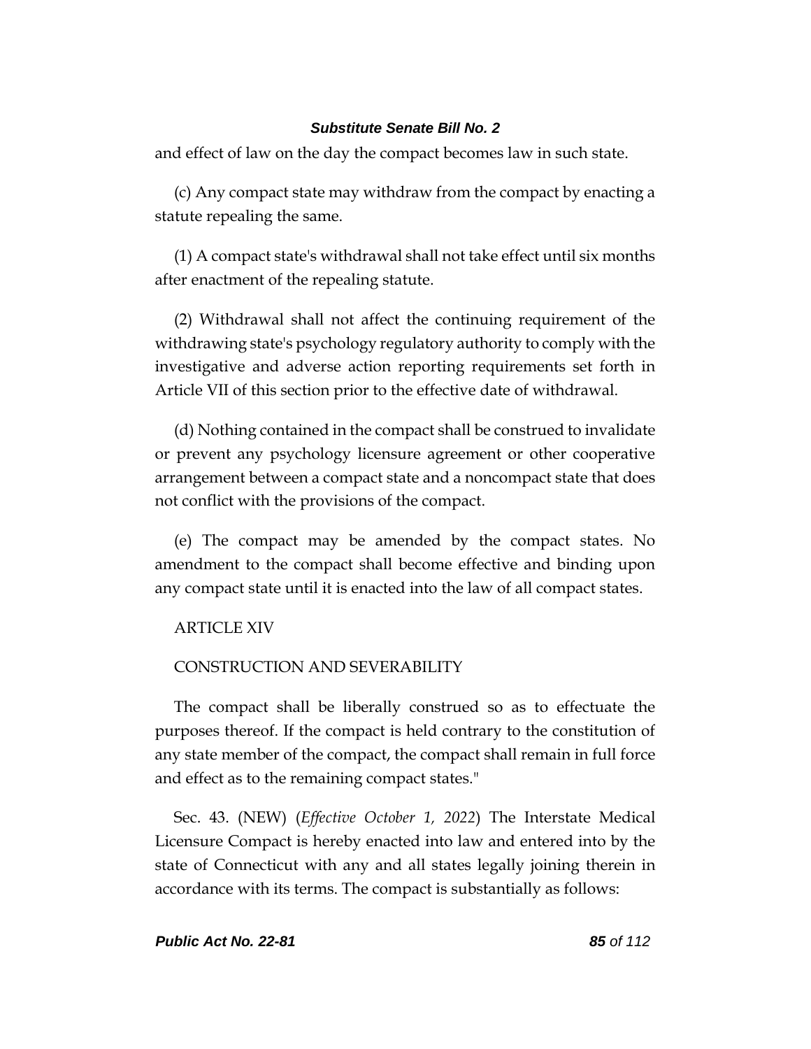and effect of law on the day the compact becomes law in such state.

(c) Any compact state may withdraw from the compact by enacting a statute repealing the same.

(1) A compact state's withdrawal shall not take effect until six months after enactment of the repealing statute.

(2) Withdrawal shall not affect the continuing requirement of the withdrawing state's psychology regulatory authority to comply with the investigative and adverse action reporting requirements set forth in Article VII of this section prior to the effective date of withdrawal.

(d) Nothing contained in the compact shall be construed to invalidate or prevent any psychology licensure agreement or other cooperative arrangement between a compact state and a noncompact state that does not conflict with the provisions of the compact.

(e) The compact may be amended by the compact states. No amendment to the compact shall become effective and binding upon any compact state until it is enacted into the law of all compact states.

ARTICLE XIV

CONSTRUCTION AND SEVERABILITY

The compact shall be liberally construed so as to effectuate the purposes thereof. If the compact is held contrary to the constitution of any state member of the compact, the compact shall remain in full force and effect as to the remaining compact states."

Sec. 43. (NEW) (*Effective October 1, 2022*) The Interstate Medical Licensure Compact is hereby enacted into law and entered into by the state of Connecticut with any and all states legally joining therein in accordance with its terms. The compact is substantially as follows: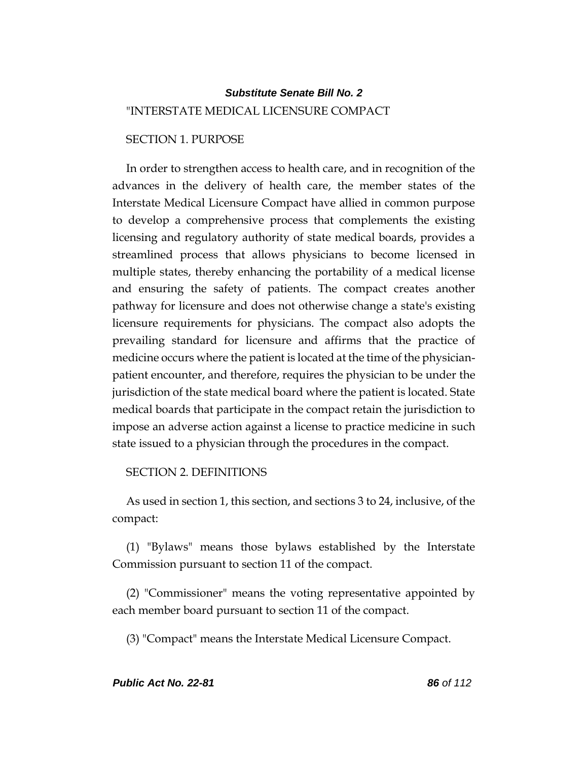*Substitute Senate Bill No. 2*

"INTERSTATE MEDICAL LICENSURE COMPACT

SECTION 1. PURPOSE

In order to strengthen access to health care, and in recognition of the advances in the delivery of health care, the member states of the Interstate Medical Licensure Compact have allied in common purpose to develop a comprehensive process that complements the existing licensing and regulatory authority of state medical boards, provides a streamlined process that allows physicians to become licensed in multiple states, thereby enhancing the portability of a medical license and ensuring the safety of patients. The compact creates another pathway for licensure and does not otherwise change a state's existing licensure requirements for physicians. The compact also adopts the prevailing standard for licensure and affirms that the practice of medicine occurs where the patient is located at the time of the physician-patient encounter, and therefore, requires the physician to be under the jurisdiction of the state medical board where the patient is located. State medical boards that participate in the compact retain the jurisdiction to impose an adverse action against a license to practice medicine in such state issued to a physician through the procedures in the compact.

SECTION 2. DEFINITIONS

As used in section 1, this section, and sections 3 to 24, inclusive, of the compact:

(1) "Bylaws" means those bylaws established by the Interstate Commission pursuant to section 11 of the compact.

(2) "Commissioner" means the voting representative appointed by each member board pursuant to section 11 of the compact.

(3) "Compact" means the Interstate Medical Licensure Compact.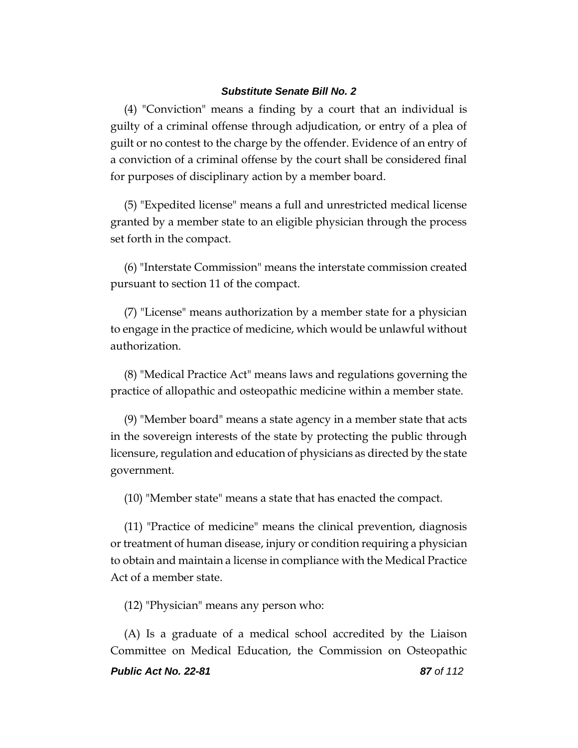(4) "Conviction" means a finding by a court that an individual is guilty of a criminal offense through adjudication, or entry of a plea of guilt or no contest to the charge by the offender. Evidence of an entry of a conviction of a criminal offense by the court shall be considered final for purposes of disciplinary action by a member board.

(5) "Expedited license" means a full and unrestricted medical license granted by a member state to an eligible physician through the process set forth in the compact.

(6) "Interstate Commission" means the interstate commission created pursuant to section 11 of the compact.

(7) "License" means authorization by a member state for a physician to engage in the practice of medicine, which would be unlawful without authorization.

(8) "Medical Practice Act" means laws and regulations governing the practice of allopathic and osteopathic medicine within a member state.

(9) "Member board" means a state agency in a member state that acts in the sovereign interests of the state by protecting the public through licensure, regulation and education of physicians as directed by the state government.

(10) "Member state" means a state that has enacted the compact.

(11) "Practice of medicine" means the clinical prevention, diagnosis or treatment of human disease, injury or condition requiring a physician to obtain and maintain a license in compliance with the Medical Practice Act of a member state.

(12) "Physician" means any person who:

(A) Is a graduate of a medical school accredited by the Liaison Committee on Medical Education, the Commission on Osteopathic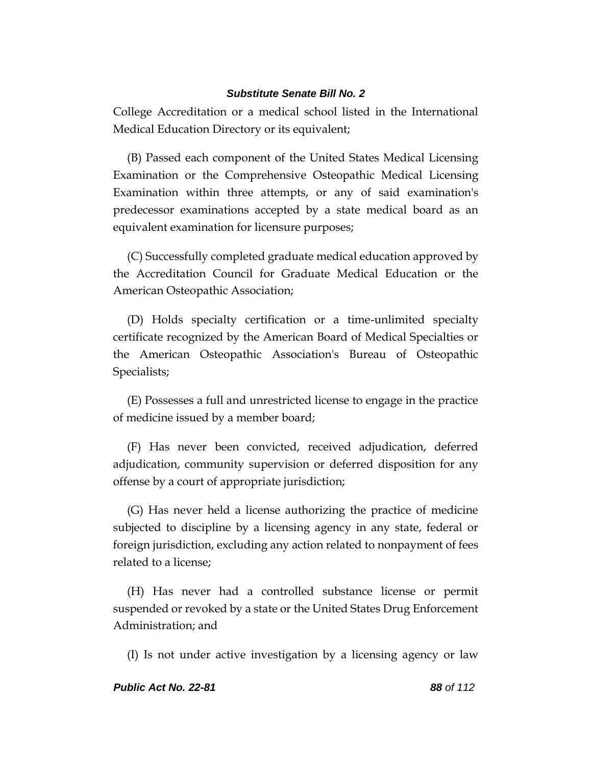College Accreditation or a medical school listed in the International Medical Education Directory or its equivalent;

(B) Passed each component of the United States Medical Licensing Examination or the Comprehensive Osteopathic Medical Licensing Examination within three attempts, or any of said examination's predecessor examinations accepted by a state medical board as an equivalent examination for licensure purposes;

(C) Successfully completed graduate medical education approved by the Accreditation Council for Graduate Medical Education or the American Osteopathic Association;

(D) Holds specialty certification or a time-unlimited specialty certificate recognized by the American Board of Medical Specialties or the American Osteopathic Association's Bureau of Osteopathic Specialists;

(E) Possesses a full and unrestricted license to engage in the practice of medicine issued by a member board;

(F) Has never been convicted, received adjudication, deferred adjudication, community supervision or deferred disposition for any offense by a court of appropriate jurisdiction;

(G) Has never held a license authorizing the practice of medicine subjected to discipline by a licensing agency in any state, federal or foreign jurisdiction, excluding any action related to nonpayment of fees related to a license;

(H) Has never had a controlled substance license or permit suspended or revoked by a state or the United States Drug Enforcement Administration; and

(I) Is not under active investigation by a licensing agency or law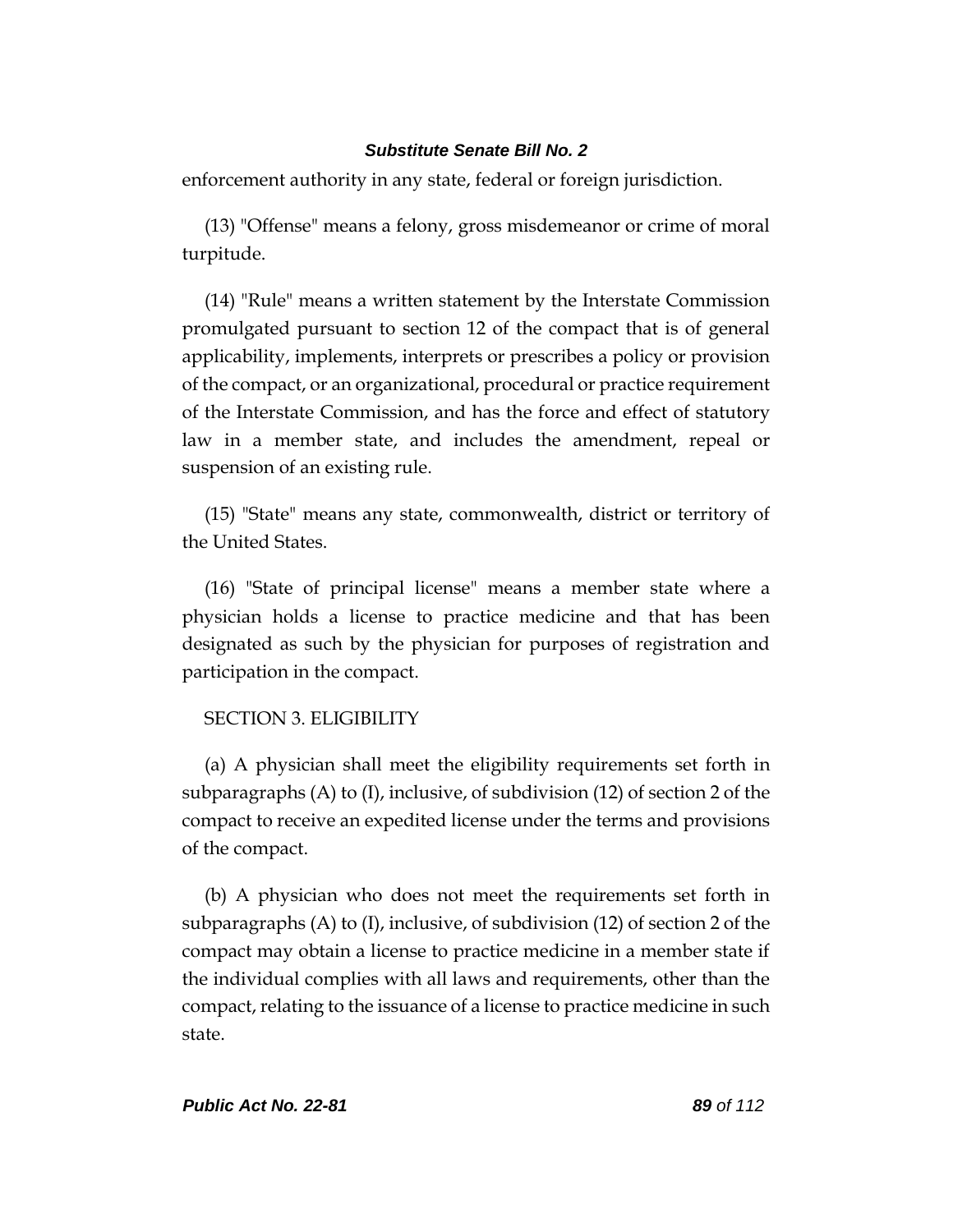enforcement authority in any state, federal or foreign jurisdiction.

(13) "Offense" means a felony, gross misdemeanor or crime of moral turpitude.

(14) "Rule" means a written statement by the Interstate Commission promulgated pursuant to section 12 of the compact that is of general applicability, implements, interprets or prescribes a policy or provision of the compact, or an organizational, procedural or practice requirement of the Interstate Commission, and has the force and effect of statutory law in a member state, and includes the amendment, repeal or suspension of an existing rule.

(15) "State" means any state, commonwealth, district or territory of the United States.

(16) "State of principal license" means a member state where a physician holds a license to practice medicine and that has been designated as such by the physician for purposes of registration and participation in the compact.

SECTION 3. ELIGIBILITY

(a) A physician shall meet the eligibility requirements set forth in subparagraphs (A) to (I), inclusive, of subdivision (12) of section 2 of the compact to receive an expedited license under the terms and provisions of the compact.

(b) A physician who does not meet the requirements set forth in subparagraphs (A) to (I), inclusive, of subdivision (12) of section 2 of the compact may obtain a license to practice medicine in a member state if the individual complies with all laws and requirements, other than the compact, relating to the issuance of a license to practice medicine in such state.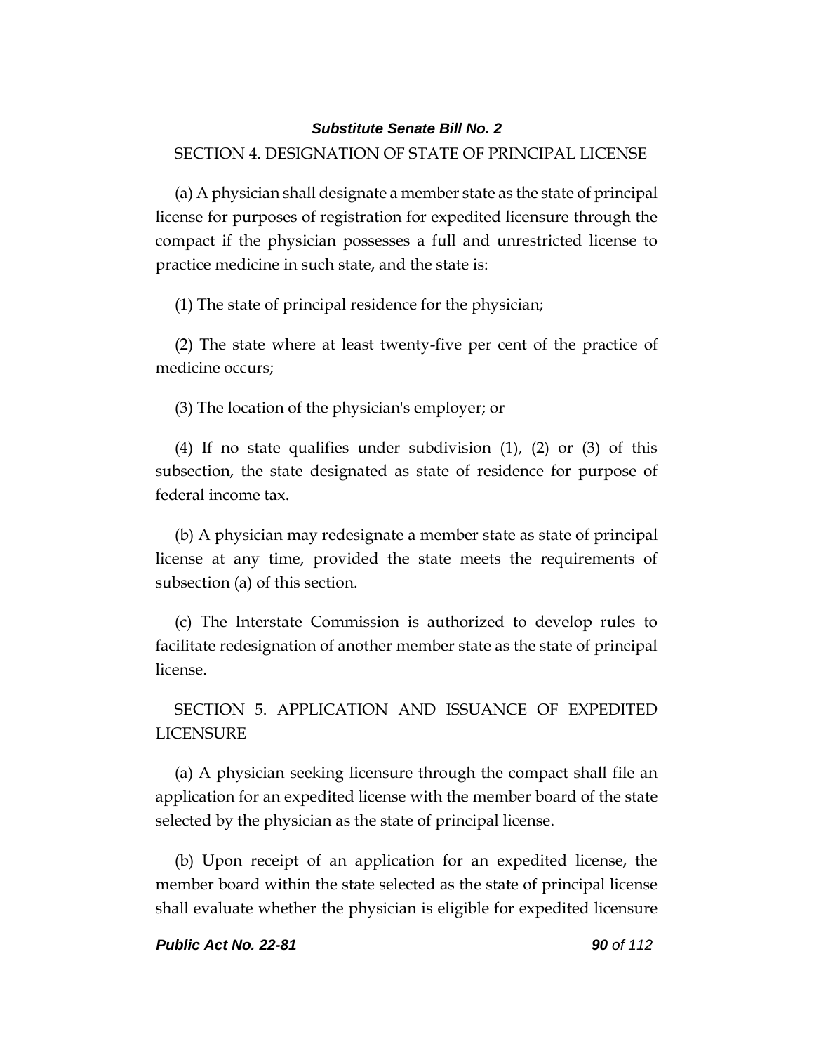SECTION 4. DESIGNATION OF STATE OF PRINCIPAL LICENSE

(a) A physician shall designate a member state as the state of principal license for purposes of registration for expedited licensure through the compact if the physician possesses a full and unrestricted license to practice medicine in such state, and the state is:

(1) The state of principal residence for the physician;

(2) The state where at least twenty-five per cent of the practice of medicine occurs;

(3) The location of the physician's employer; or

(4) If no state qualifies under subdivision (1), (2) or (3) of this subsection, the state designated as state of residence for purpose of federal income tax.

(b) A physician may redesignate a member state as state of principal license at any time, provided the state meets the requirements of subsection (a) of this section.

(c) The Interstate Commission is authorized to develop rules to facilitate redesignation of another member state as the state of principal license.

SECTION 5. APPLICATION AND ISSUANCE OF EXPEDITED LICENSURE

(a) A physician seeking licensure through the compact shall file an application for an expedited license with the member board of the state selected by the physician as the state of principal license.

(b) Upon receipt of an application for an expedited license, the member board within the state selected as the state of principal license shall evaluate whether the physician is eligible for expedited licensure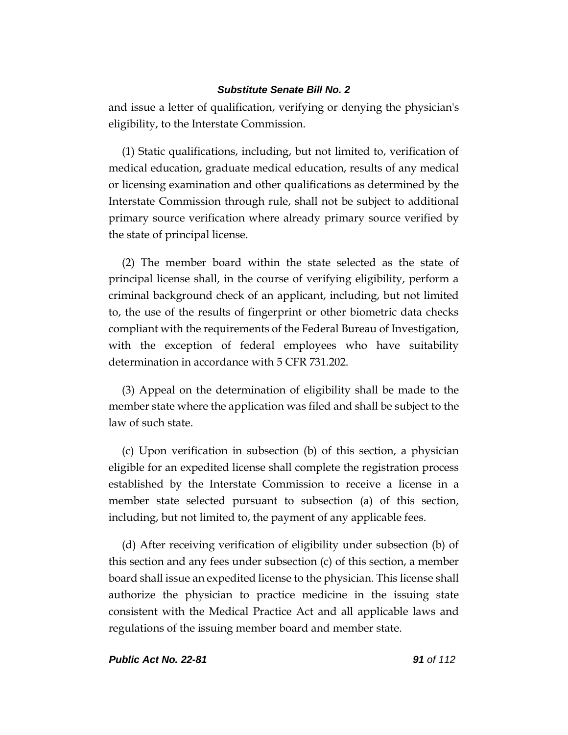and issue a letter of qualification, verifying or denying the physician's eligibility, to the Interstate Commission.

(1) Static qualifications, including, but not limited to, verification of medical education, graduate medical education, results of any medical or licensing examination and other qualifications as determined by the Interstate Commission through rule, shall not be subject to additional primary source verification where already primary source verified by the state of principal license.

(2) The member board within the state selected as the state of principal license shall, in the course of verifying eligibility, perform a criminal background check of an applicant, including, but not limited to, the use of the results of fingerprint or other biometric data checks compliant with the requirements of the Federal Bureau of Investigation, with the exception of federal employees who have suitability determination in accordance with 5 CFR 731.202.

(3) Appeal on the determination of eligibility shall be made to the member state where the application was filed and shall be subject to the law of such state.

(c) Upon verification in subsection (b) of this section, a physician eligible for an expedited license shall complete the registration process established by the Interstate Commission to receive a license in a member state selected pursuant to subsection (a) of this section, including, but not limited to, the payment of any applicable fees.

(d) After receiving verification of eligibility under subsection (b) of this section and any fees under subsection (c) of this section, a member board shall issue an expedited license to the physician. This license shall authorize the physician to practice medicine in the issuing state consistent with the Medical Practice Act and all applicable laws and regulations of the issuing member board and member state.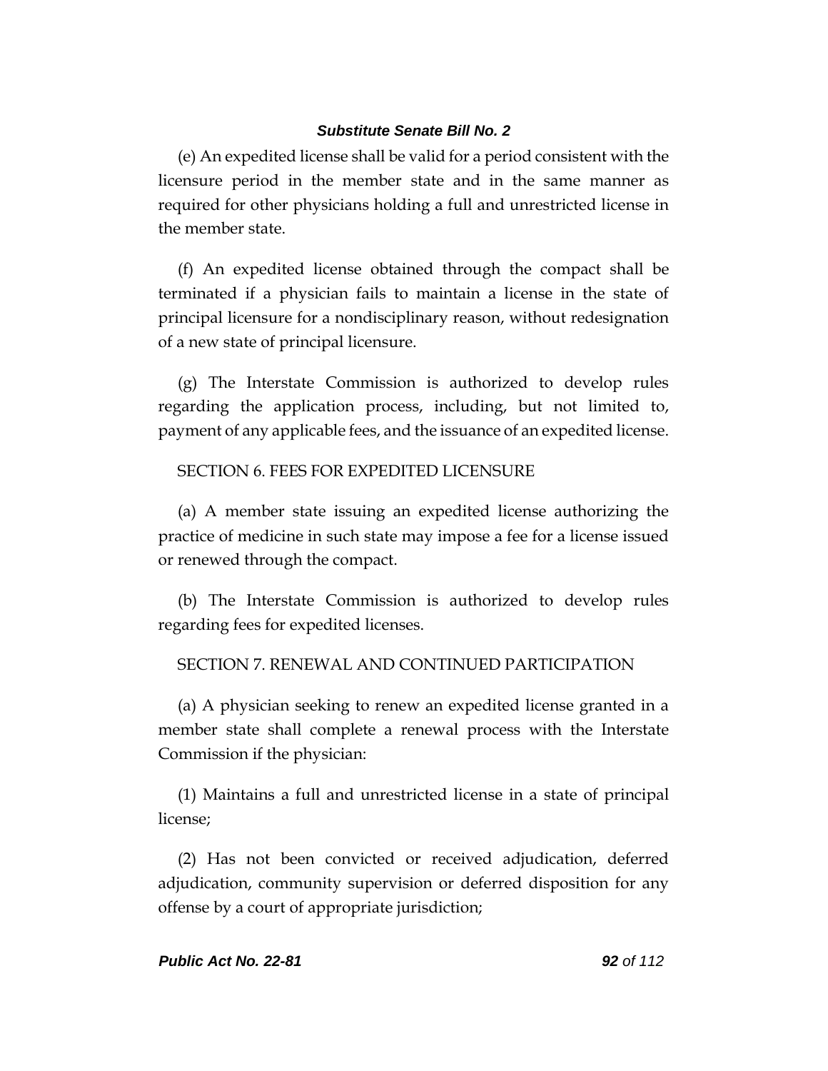(e) An expedited license shall be valid for a period consistent with the licensure period in the member state and in the same manner as required for other physicians holding a full and unrestricted license in the member state.

(f) An expedited license obtained through the compact shall be terminated if a physician fails to maintain a license in the state of principal licensure for a nondisciplinary reason, without redesignation of a new state of principal licensure.

(g) The Interstate Commission is authorized to develop rules regarding the application process, including, but not limited to, payment of any applicable fees, and the issuance of an expedited license.

SECTION 6. FEES FOR EXPEDITED LICENSURE

(a) A member state issuing an expedited license authorizing the practice of medicine in such state may impose a fee for a license issued or renewed through the compact.

(b) The Interstate Commission is authorized to develop rules regarding fees for expedited licenses.

SECTION 7. RENEWAL AND CONTINUED PARTICIPATION

(a) A physician seeking to renew an expedited license granted in a member state shall complete a renewal process with the Interstate Commission if the physician:

(1) Maintains a full and unrestricted license in a state of principal license;

(2) Has not been convicted or received adjudication, deferred adjudication, community supervision or deferred disposition for any offense by a court of appropriate jurisdiction;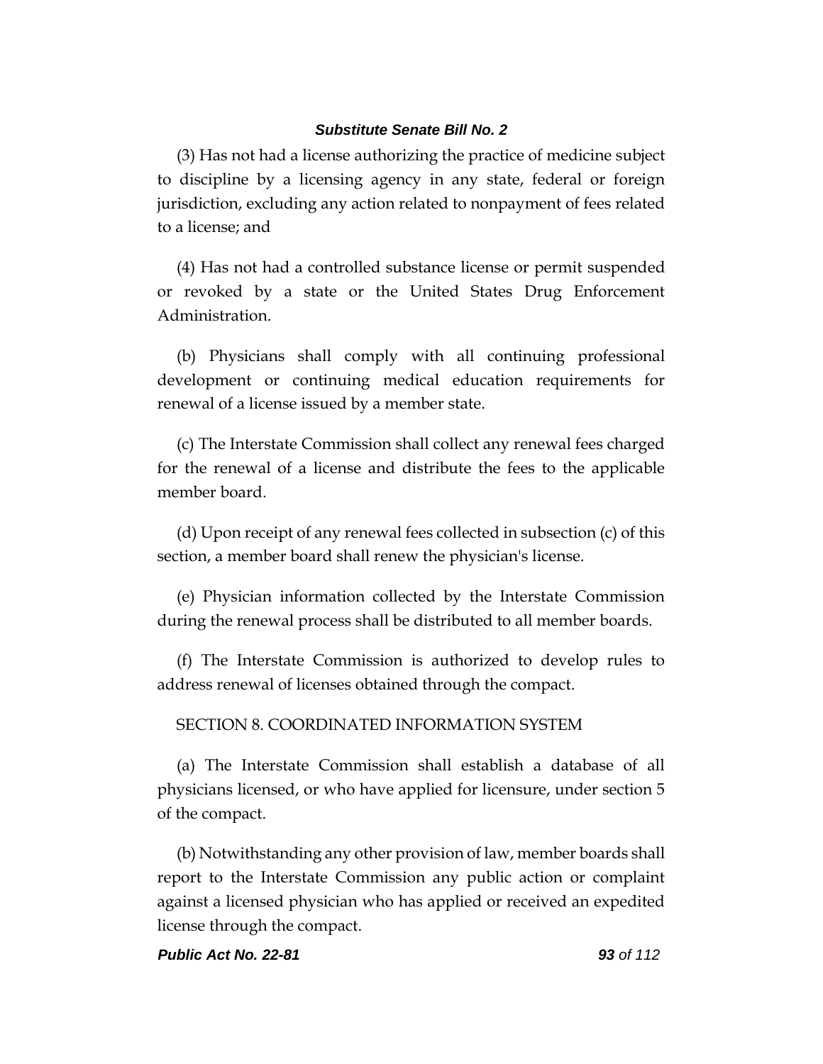(3) Has not had a license authorizing the practice of medicine subject to discipline by a licensing agency in any state, federal or foreign jurisdiction, excluding any action related to nonpayment of fees related to a license; and

(4) Has not had a controlled substance license or permit suspended or revoked by a state or the United States Drug Enforcement Administration.

(b) Physicians shall comply with all continuing professional development or continuing medical education requirements for renewal of a license issued by a member state.

(c) The Interstate Commission shall collect any renewal fees charged for the renewal of a license and distribute the fees to the applicable member board.

(d) Upon receipt of any renewal fees collected in subsection (c) of this section, a member board shall renew the physician's license.

(e) Physician information collected by the Interstate Commission during the renewal process shall be distributed to all member boards.

(f) The Interstate Commission is authorized to develop rules to address renewal of licenses obtained through the compact.

SECTION 8. COORDINATED INFORMATION SYSTEM

(a) The Interstate Commission shall establish a database of all physicians licensed, or who have applied for licensure, under section 5 of the compact.

(b) Notwithstanding any other provision of law, member boards shall report to the Interstate Commission any public action or complaint against a licensed physician who has applied or received an expedited license through the compact.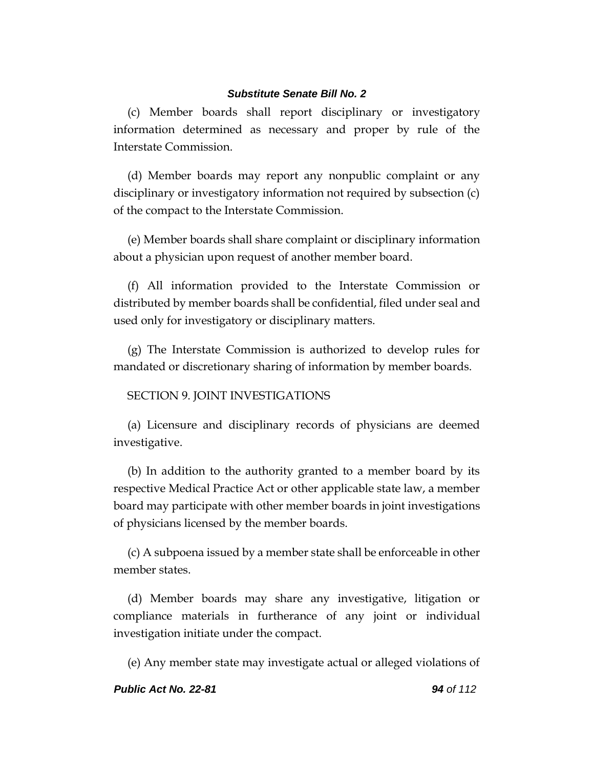(c) Member boards shall report disciplinary or investigatory information determined as necessary and proper by rule of the Interstate Commission.

(d) Member boards may report any nonpublic complaint or any disciplinary or investigatory information not required by subsection (c) of the compact to the Interstate Commission.

(e) Member boards shall share complaint or disciplinary information about a physician upon request of another member board.

(f) All information provided to the Interstate Commission or distributed by member boards shall be confidential, filed under seal and used only for investigatory or disciplinary matters.

(g) The Interstate Commission is authorized to develop rules for mandated or discretionary sharing of information by member boards.

SECTION 9. JOINT INVESTIGATIONS

(a) Licensure and disciplinary records of physicians are deemed investigative.

(b) In addition to the authority granted to a member board by its respective Medical Practice Act or other applicable state law, a member board may participate with other member boards in joint investigations of physicians licensed by the member boards.

(c) A subpoena issued by a member state shall be enforceable in other member states.

(d) Member boards may share any investigative, litigation or compliance materials in furtherance of any joint or individual investigation initiate under the compact.

(e) Any member state may investigate actual or alleged violations of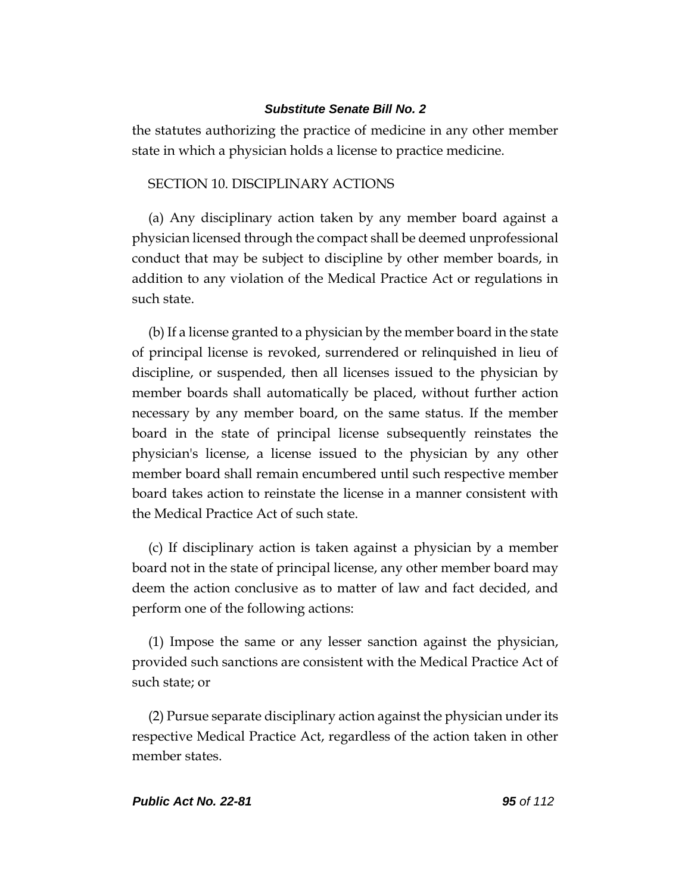the statutes authorizing the practice of medicine in any other member state in which a physician holds a license to practice medicine.

SECTION 10. DISCIPLINARY ACTIONS

(a) Any disciplinary action taken by any member board against a physician licensed through the compact shall be deemed unprofessional conduct that may be subject to discipline by other member boards, in addition to any violation of the Medical Practice Act or regulations in such state.

(b) If a license granted to a physician by the member board in the state of principal license is revoked, surrendered or relinquished in lieu of discipline, or suspended, then all licenses issued to the physician by member boards shall automatically be placed, without further action necessary by any member board, on the same status. If the member board in the state of principal license subsequently reinstates the physician's license, a license issued to the physician by any other member board shall remain encumbered until such respective member board takes action to reinstate the license in a manner consistent with the Medical Practice Act of such state.

(c) If disciplinary action is taken against a physician by a member board not in the state of principal license, any other member board may deem the action conclusive as to matter of law and fact decided, and perform one of the following actions:

(1) Impose the same or any lesser sanction against the physician, provided such sanctions are consistent with the Medical Practice Act of such state; or

(2) Pursue separate disciplinary action against the physician under its respective Medical Practice Act, regardless of the action taken in other member states.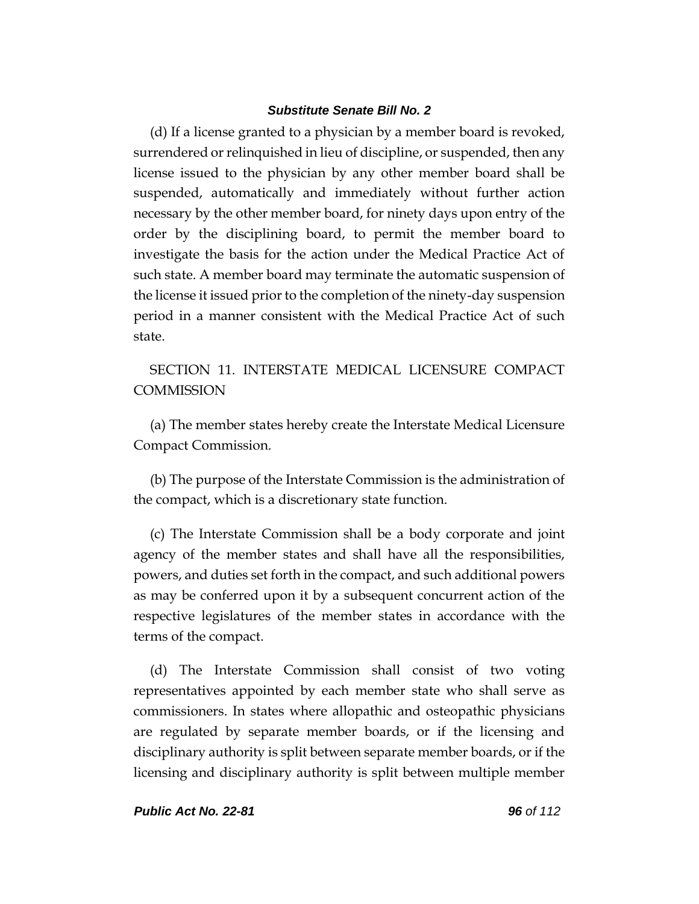(d) If a license granted to a physician by a member board is revoked, surrendered or relinquished in lieu of discipline, or suspended, then any license issued to the physician by any other member board shall be suspended, automatically and immediately without further action necessary by the other member board, for ninety days upon entry of the order by the disciplining board, to permit the member board to investigate the basis for the action under the Medical Practice Act of such state. A member board may terminate the automatic suspension of the license it issued prior to the completion of the ninety-day suspension period in a manner consistent with the Medical Practice Act of such state.

SECTION 11. INTERSTATE MEDICAL LICENSURE COMPACT COMMISSION

(a) The member states hereby create the Interstate Medical Licensure Compact Commission.

(b) The purpose of the Interstate Commission is the administration of the compact, which is a discretionary state function.

(c) The Interstate Commission shall be a body corporate and joint agency of the member states and shall have all the responsibilities, powers, and duties set forth in the compact, and such additional powers as may be conferred upon it by a subsequent concurrent action of the respective legislatures of the member states in accordance with the terms of the compact.

(d) The Interstate Commission shall consist of two voting representatives appointed by each member state who shall serve as commissioners. In states where allopathic and osteopathic physicians are regulated by separate member boards, or if the licensing and disciplinary authority is split between separate member boards, or if the licensing and disciplinary authority is split between multiple member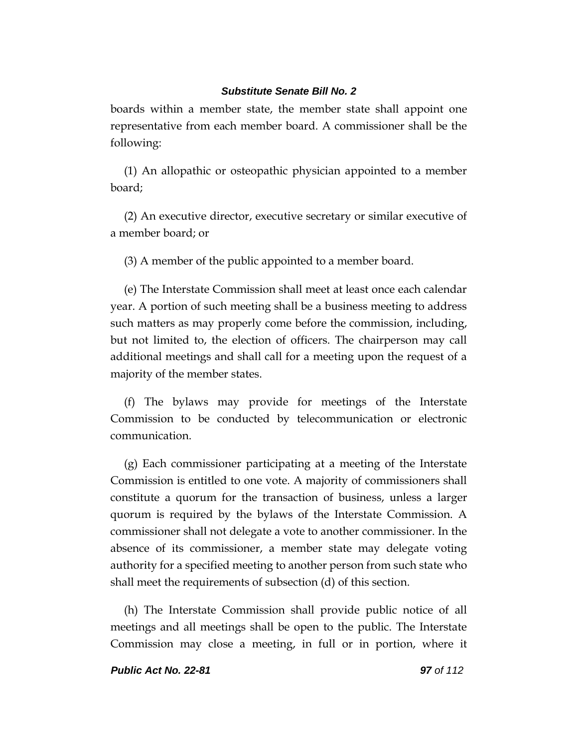boards within a member state, the member state shall appoint one representative from each member board. A commissioner shall be the following:

(1) An allopathic or osteopathic physician appointed to a member board;

(2) An executive director, executive secretary or similar executive of a member board; or

(3) A member of the public appointed to a member board.

(e) The Interstate Commission shall meet at least once each calendar year. A portion of such meeting shall be a business meeting to address such matters as may properly come before the commission, including, but not limited to, the election of officers. The chairperson may call additional meetings and shall call for a meeting upon the request of a majority of the member states.

(f) The bylaws may provide for meetings of the Interstate Commission to be conducted by telecommunication or electronic communication.

(g) Each commissioner participating at a meeting of the Interstate Commission is entitled to one vote. A majority of commissioners shall constitute a quorum for the transaction of business, unless a larger quorum is required by the bylaws of the Interstate Commission. A commissioner shall not delegate a vote to another commissioner. In the absence of its commissioner, a member state may delegate voting authority for a specified meeting to another person from such state who shall meet the requirements of subsection (d) of this section.

(h) The Interstate Commission shall provide public notice of all meetings and all meetings shall be open to the public. The Interstate Commission may close a meeting, in full or in portion, where it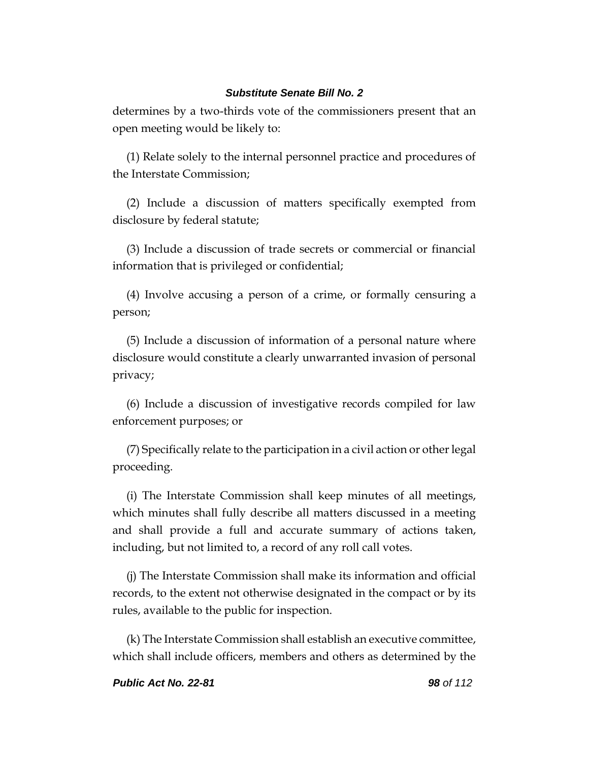determines by a two-thirds vote of the commissioners present that an open meeting would be likely to:

(1) Relate solely to the internal personnel practice and procedures of the Interstate Commission;

(2) Include a discussion of matters specifically exempted from disclosure by federal statute;

(3) Include a discussion of trade secrets or commercial or financial information that is privileged or confidential;

(4) Involve accusing a person of a crime, or formally censuring a person;

(5) Include a discussion of information of a personal nature where disclosure would constitute a clearly unwarranted invasion of personal privacy;

(6) Include a discussion of investigative records compiled for law enforcement purposes; or

(7) Specifically relate to the participation in a civil action or other legal proceeding.

(i) The Interstate Commission shall keep minutes of all meetings, which minutes shall fully describe all matters discussed in a meeting and shall provide a full and accurate summary of actions taken, including, but not limited to, a record of any roll call votes.

(j) The Interstate Commission shall make its information and official records, to the extent not otherwise designated in the compact or by its rules, available to the public for inspection.

(k) The Interstate Commission shall establish an executive committee, which shall include officers, members and others as determined by the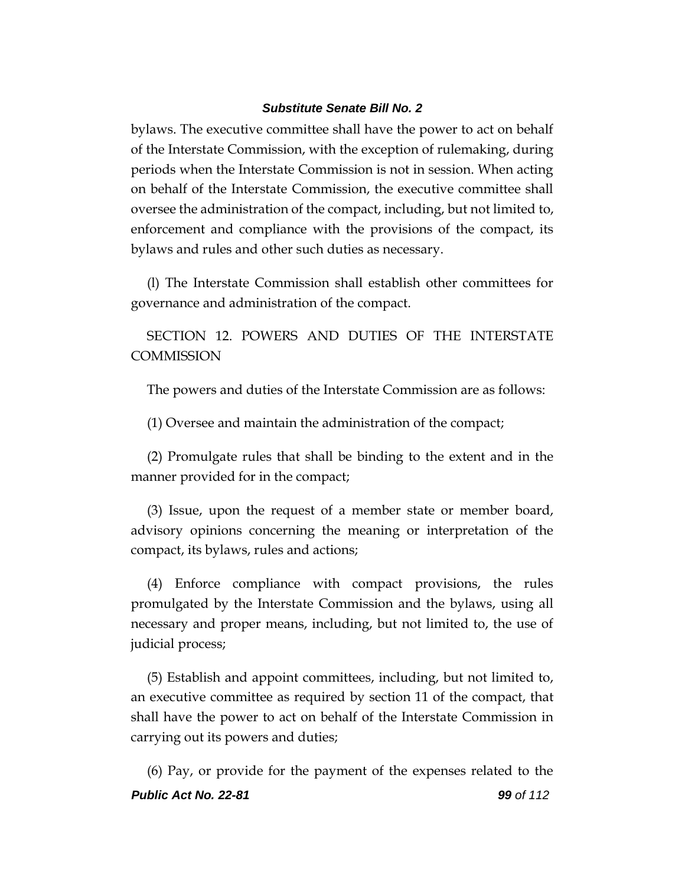bylaws. The executive committee shall have the power to act on behalf of the Interstate Commission, with the exception of rulemaking, during periods when the Interstate Commission is not in session. When acting on behalf of the Interstate Commission, the executive committee shall oversee the administration of the compact, including, but not limited to, enforcement and compliance with the provisions of the compact, its bylaws and rules and other such duties as necessary.

(l) The Interstate Commission shall establish other committees for governance and administration of the compact.

SECTION 12. POWERS AND DUTIES OF THE INTERSTATE COMMISSION

The powers and duties of the Interstate Commission are as follows:

(1) Oversee and maintain the administration of the compact;

(2) Promulgate rules that shall be binding to the extent and in the manner provided for in the compact;

(3) Issue, upon the request of a member state or member board, advisory opinions concerning the meaning or interpretation of the compact, its bylaws, rules and actions;

(4) Enforce compliance with compact provisions, the rules promulgated by the Interstate Commission and the bylaws, using all necessary and proper means, including, but not limited to, the use of judicial process;

(5) Establish and appoint committees, including, but not limited to, an executive committee as required by section 11 of the compact, that shall have the power to act on behalf of the Interstate Commission in carrying out its powers and duties;

(6) Pay, or provide for the payment of the expenses related to the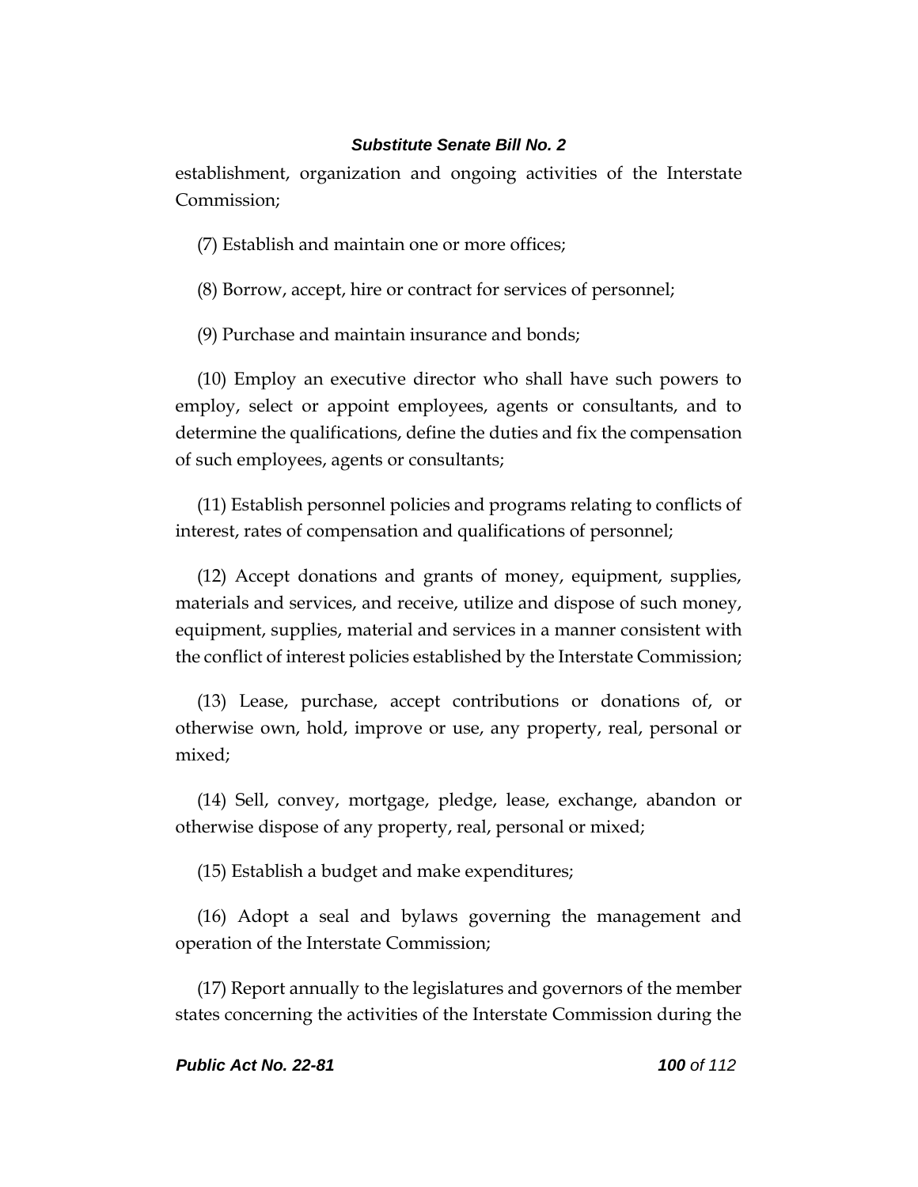establishment, organization and ongoing activities of the Interstate Commission;

(7) Establish and maintain one or more offices;

(8) Borrow, accept, hire or contract for services of personnel;

(9) Purchase and maintain insurance and bonds;

(10) Employ an executive director who shall have such powers to employ, select or appoint employees, agents or consultants, and to determine the qualifications, define the duties and fix the compensation of such employees, agents or consultants;

(11) Establish personnel policies and programs relating to conflicts of interest, rates of compensation and qualifications of personnel;

(12) Accept donations and grants of money, equipment, supplies, materials and services, and receive, utilize and dispose of such money, equipment, supplies, material and services in a manner consistent with the conflict of interest policies established by the Interstate Commission;

(13) Lease, purchase, accept contributions or donations of, or otherwise own, hold, improve or use, any property, real, personal or mixed;

(14) Sell, convey, mortgage, pledge, lease, exchange, abandon or otherwise dispose of any property, real, personal or mixed;

(15) Establish a budget and make expenditures;

(16) Adopt a seal and bylaws governing the management and operation of the Interstate Commission;

(17) Report annually to the legislatures and governors of the member states concerning the activities of the Interstate Commission during the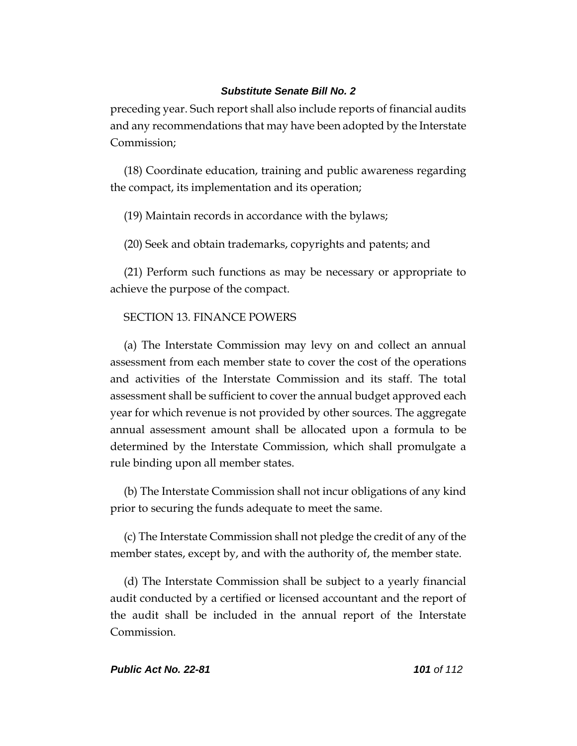preceding year. Such report shall also include reports of financial audits and any recommendations that may have been adopted by the Interstate Commission;

(18) Coordinate education, training and public awareness regarding the compact, its implementation and its operation;

(19) Maintain records in accordance with the bylaws;

(20) Seek and obtain trademarks, copyrights and patents; and

(21) Perform such functions as may be necessary or appropriate to achieve the purpose of the compact.

SECTION 13. FINANCE POWERS

(a) The Interstate Commission may levy on and collect an annual assessment from each member state to cover the cost of the operations and activities of the Interstate Commission and its staff. The total assessment shall be sufficient to cover the annual budget approved each year for which revenue is not provided by other sources. The aggregate annual assessment amount shall be allocated upon a formula to be determined by the Interstate Commission, which shall promulgate a rule binding upon all member states.

(b) The Interstate Commission shall not incur obligations of any kind prior to securing the funds adequate to meet the same.

(c) The Interstate Commission shall not pledge the credit of any of the member states, except by, and with the authority of, the member state.

(d) The Interstate Commission shall be subject to a yearly financial audit conducted by a certified or licensed accountant and the report of the audit shall be included in the annual report of the Interstate Commission.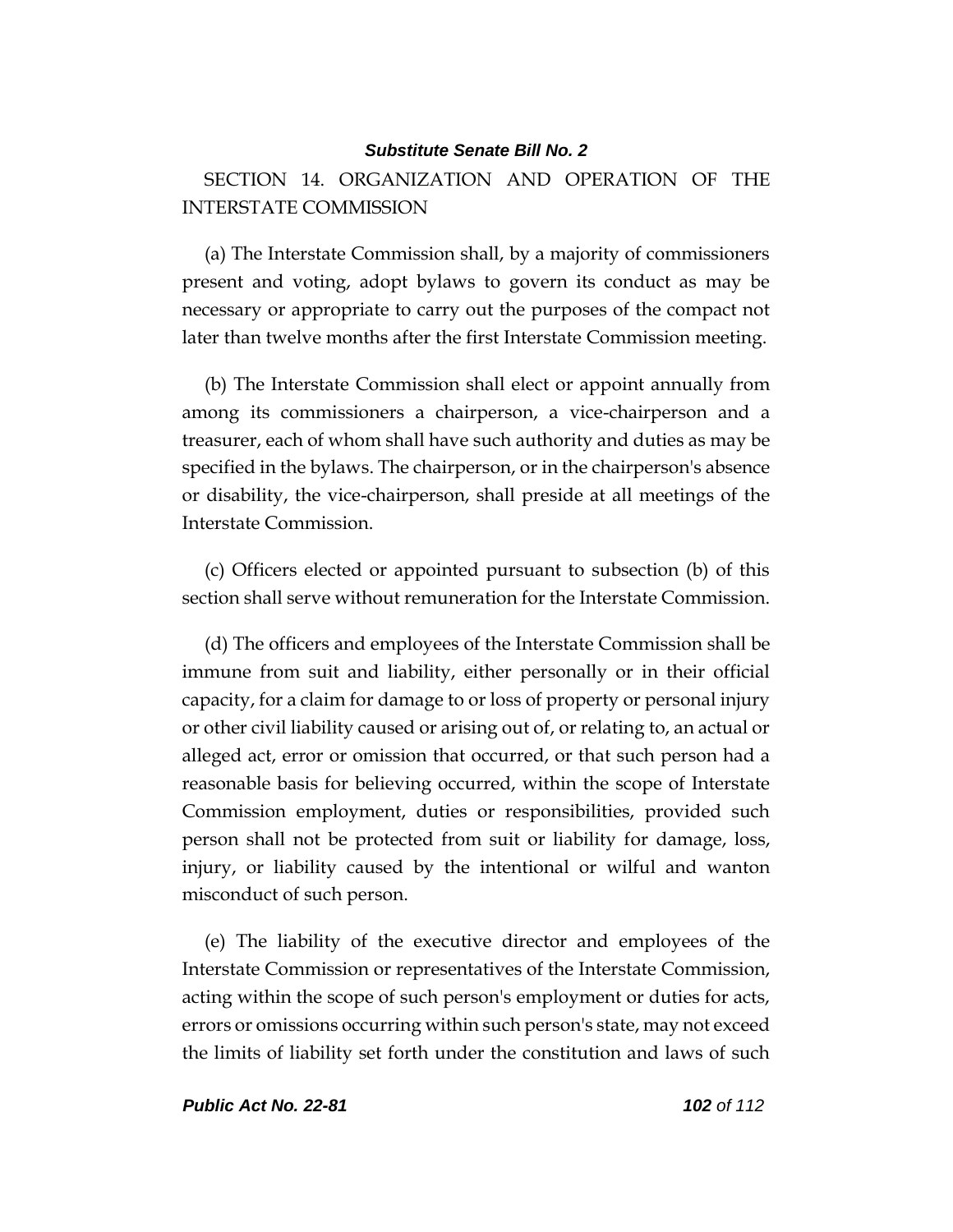SECTION 14. ORGANIZATION AND OPERATION OF THE INTERSTATE COMMISSION

(a) The Interstate Commission shall, by a majority of commissioners present and voting, adopt bylaws to govern its conduct as may be necessary or appropriate to carry out the purposes of the compact not later than twelve months after the first Interstate Commission meeting.

(b) The Interstate Commission shall elect or appoint annually from among its commissioners a chairperson, a vice-chairperson and a treasurer, each of whom shall have such authority and duties as may be specified in the bylaws. The chairperson, or in the chairperson's absence or disability, the vice-chairperson, shall preside at all meetings of the Interstate Commission.

(c) Officers elected or appointed pursuant to subsection (b) of this section shall serve without remuneration for the Interstate Commission.

(d) The officers and employees of the Interstate Commission shall be immune from suit and liability, either personally or in their official capacity, for a claim for damage to or loss of property or personal injury or other civil liability caused or arising out of, or relating to, an actual or alleged act, error or omission that occurred, or that such person had a reasonable basis for believing occurred, within the scope of Interstate Commission employment, duties or responsibilities, provided such person shall not be protected from suit or liability for damage, loss, injury, or liability caused by the intentional or wilful and wanton misconduct of such person.

(e) The liability of the executive director and employees of the Interstate Commission or representatives of the Interstate Commission, acting within the scope of such person's employment or duties for acts, errors or omissions occurring within such person's state, may not exceed the limits of liability set forth under the constitution and laws of such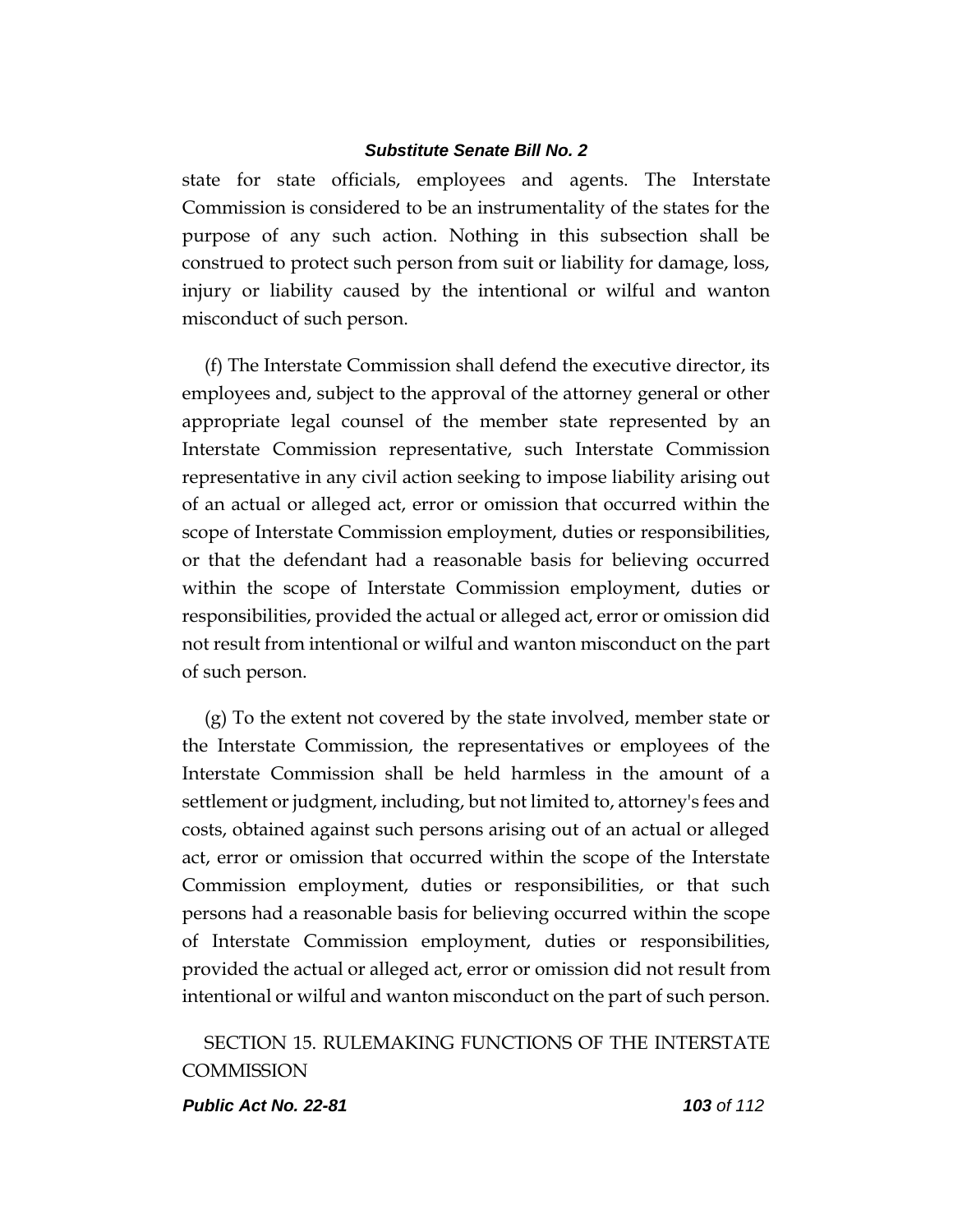state for state officials, employees and agents. The Interstate Commission is considered to be an instrumentality of the states for the purpose of any such action. Nothing in this subsection shall be construed to protect such person from suit or liability for damage, loss, injury or liability caused by the intentional or wilful and wanton misconduct of such person.

(f) The Interstate Commission shall defend the executive director, its employees and, subject to the approval of the attorney general or other appropriate legal counsel of the member state represented by an Interstate Commission representative, such Interstate Commission representative in any civil action seeking to impose liability arising out of an actual or alleged act, error or omission that occurred within the scope of Interstate Commission employment, duties or responsibilities, or that the defendant had a reasonable basis for believing occurred within the scope of Interstate Commission employment, duties or responsibilities, provided the actual or alleged act, error or omission did not result from intentional or wilful and wanton misconduct on the part of such person.

(g) To the extent not covered by the state involved, member state or the Interstate Commission, the representatives or employees of the Interstate Commission shall be held harmless in the amount of a settlement or judgment, including, but not limited to, attorney's fees and costs, obtained against such persons arising out of an actual or alleged act, error or omission that occurred within the scope of the Interstate Commission employment, duties or responsibilities, or that such persons had a reasonable basis for believing occurred within the scope of Interstate Commission employment, duties or responsibilities, provided the actual or alleged act, error or omission did not result from intentional or wilful and wanton misconduct on the part of such person.

SECTION 15. RULEMAKING FUNCTIONS OF THE INTERSTATE COMMISSION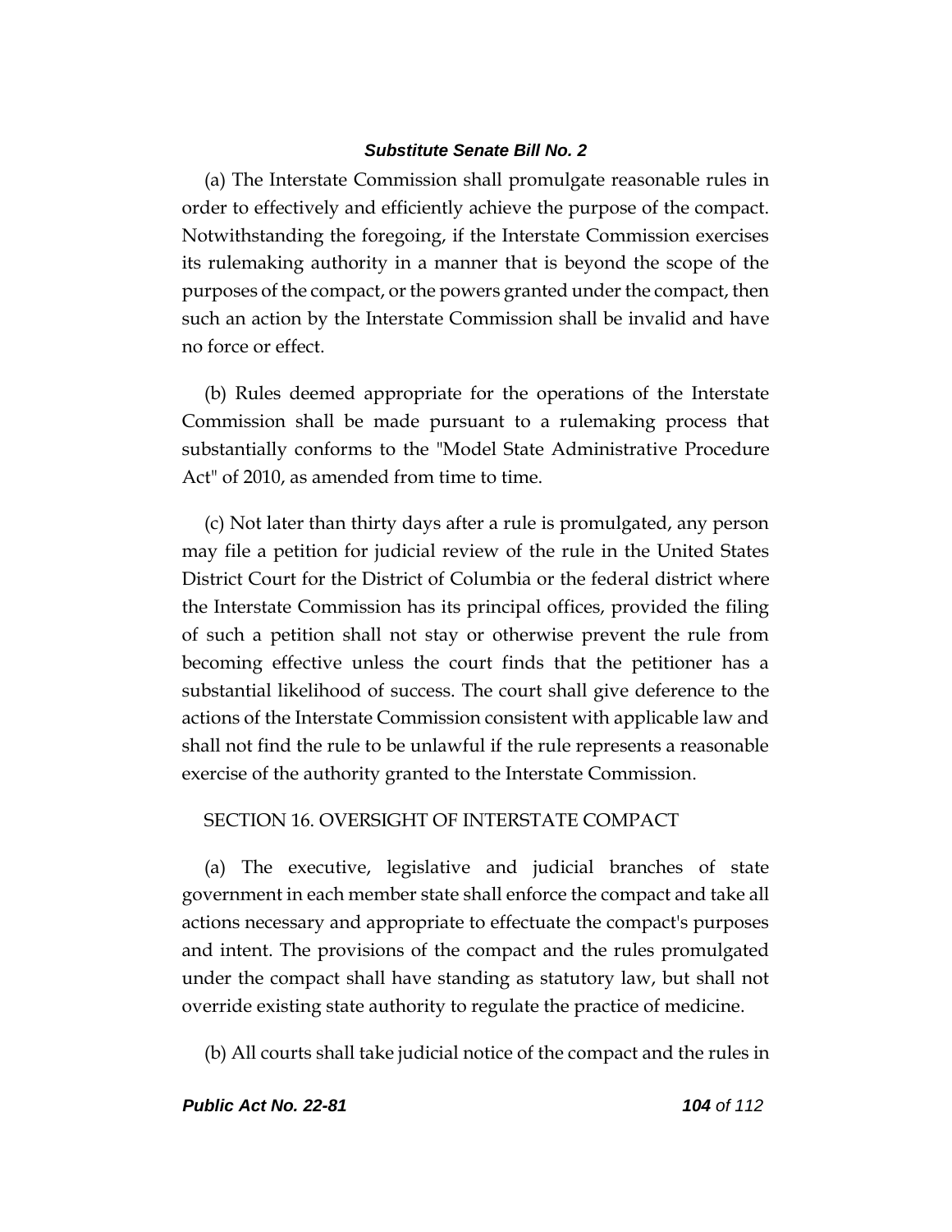(a) The Interstate Commission shall promulgate reasonable rules in order to effectively and efficiently achieve the purpose of the compact. Notwithstanding the foregoing, if the Interstate Commission exercises its rulemaking authority in a manner that is beyond the scope of the purposes of the compact, or the powers granted under the compact, then such an action by the Interstate Commission shall be invalid and have no force or effect.

(b) Rules deemed appropriate for the operations of the Interstate Commission shall be made pursuant to a rulemaking process that substantially conforms to the "Model State Administrative Procedure Act" of 2010, as amended from time to time.

(c) Not later than thirty days after a rule is promulgated, any person may file a petition for judicial review of the rule in the United States District Court for the District of Columbia or the federal district where the Interstate Commission has its principal offices, provided the filing of such a petition shall not stay or otherwise prevent the rule from becoming effective unless the court finds that the petitioner has a substantial likelihood of success. The court shall give deference to the actions of the Interstate Commission consistent with applicable law and shall not find the rule to be unlawful if the rule represents a reasonable exercise of the authority granted to the Interstate Commission.

SECTION 16. OVERSIGHT OF INTERSTATE COMPACT

(a) The executive, legislative and judicial branches of state government in each member state shall enforce the compact and take all actions necessary and appropriate to effectuate the compact's purposes and intent. The provisions of the compact and the rules promulgated under the compact shall have standing as statutory law, but shall not override existing state authority to regulate the practice of medicine.

(b) All courts shall take judicial notice of the compact and the rules in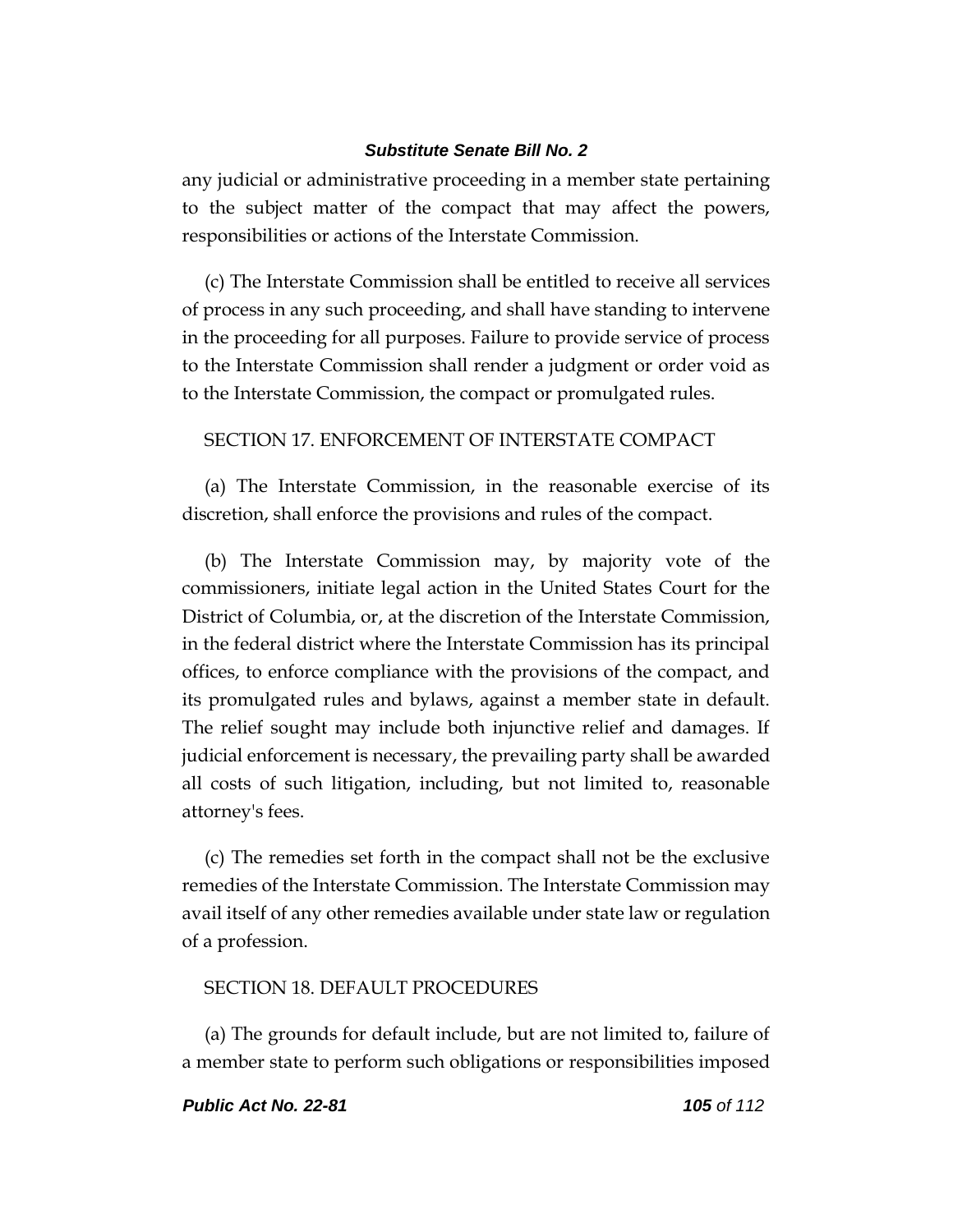any judicial or administrative proceeding in a member state pertaining to the subject matter of the compact that may affect the powers, responsibilities or actions of the Interstate Commission.

(c) The Interstate Commission shall be entitled to receive all services of process in any such proceeding, and shall have standing to intervene in the proceeding for all purposes. Failure to provide service of process to the Interstate Commission shall render a judgment or order void as to the Interstate Commission, the compact or promulgated rules.

SECTION 17. ENFORCEMENT OF INTERSTATE COMPACT

(a) The Interstate Commission, in the reasonable exercise of its discretion, shall enforce the provisions and rules of the compact.

(b) The Interstate Commission may, by majority vote of the commissioners, initiate legal action in the United States Court for the District of Columbia, or, at the discretion of the Interstate Commission, in the federal district where the Interstate Commission has its principal offices, to enforce compliance with the provisions of the compact, and its promulgated rules and bylaws, against a member state in default. The relief sought may include both injunctive relief and damages. If judicial enforcement is necessary, the prevailing party shall be awarded all costs of such litigation, including, but not limited to, reasonable attorney's fees.

(c) The remedies set forth in the compact shall not be the exclusive remedies of the Interstate Commission. The Interstate Commission may avail itself of any other remedies available under state law or regulation of a profession.

SECTION 18. DEFAULT PROCEDURES

(a) The grounds for default include, but are not limited to, failure of a member state to perform such obligations or responsibilities imposed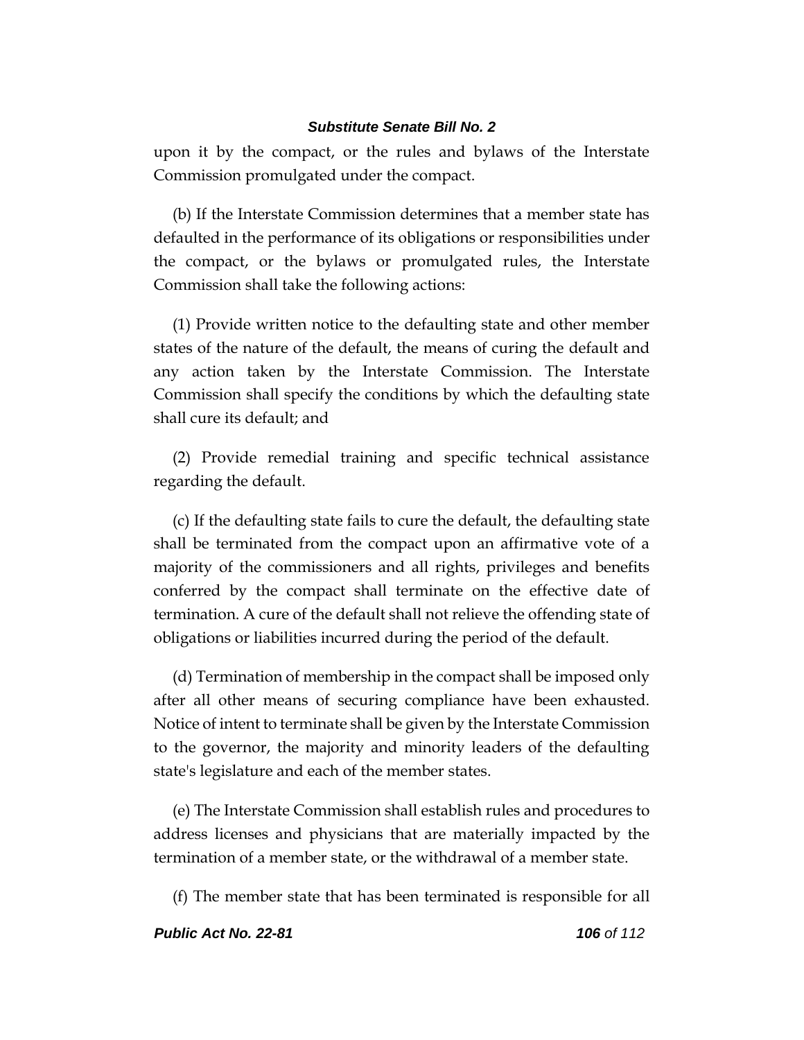upon it by the compact, or the rules and bylaws of the Interstate Commission promulgated under the compact.

(b) If the Interstate Commission determines that a member state has defaulted in the performance of its obligations or responsibilities under the compact, or the bylaws or promulgated rules, the Interstate Commission shall take the following actions:

(1) Provide written notice to the defaulting state and other member states of the nature of the default, the means of curing the default and any action taken by the Interstate Commission. The Interstate Commission shall specify the conditions by which the defaulting state shall cure its default; and

(2) Provide remedial training and specific technical assistance regarding the default.

(c) If the defaulting state fails to cure the default, the defaulting state shall be terminated from the compact upon an affirmative vote of a majority of the commissioners and all rights, privileges and benefits conferred by the compact shall terminate on the effective date of termination. A cure of the default shall not relieve the offending state of obligations or liabilities incurred during the period of the default.

(d) Termination of membership in the compact shall be imposed only after all other means of securing compliance have been exhausted. Notice of intent to terminate shall be given by the Interstate Commission to the governor, the majority and minority leaders of the defaulting state's legislature and each of the member states.

(e) The Interstate Commission shall establish rules and procedures to address licenses and physicians that are materially impacted by the termination of a member state, or the withdrawal of a member state.

(f) The member state that has been terminated is responsible for all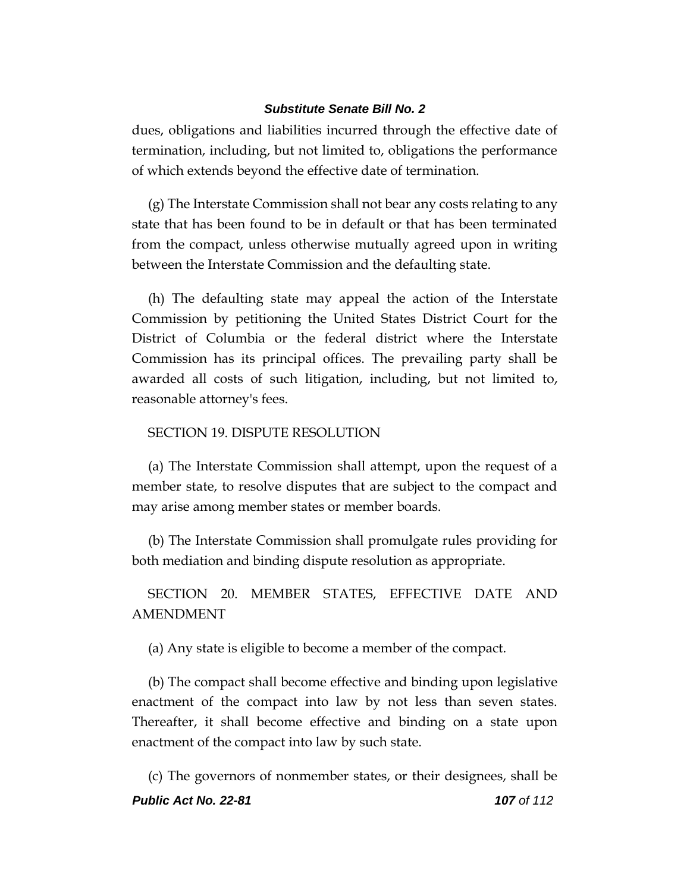dues, obligations and liabilities incurred through the effective date of termination, including, but not limited to, obligations the performance of which extends beyond the effective date of termination.

(g) The Interstate Commission shall not bear any costs relating to any state that has been found to be in default or that has been terminated from the compact, unless otherwise mutually agreed upon in writing between the Interstate Commission and the defaulting state.

(h) The defaulting state may appeal the action of the Interstate Commission by petitioning the United States District Court for the District of Columbia or the federal district where the Interstate Commission has its principal offices. The prevailing party shall be awarded all costs of such litigation, including, but not limited to, reasonable attorney's fees.

SECTION 19. DISPUTE RESOLUTION

(a) The Interstate Commission shall attempt, upon the request of a member state, to resolve disputes that are subject to the compact and may arise among member states or member boards.

(b) The Interstate Commission shall promulgate rules providing for both mediation and binding dispute resolution as appropriate.

SECTION 20. MEMBER STATES, EFFECTIVE DATE AND AMENDMENT

(a) Any state is eligible to become a member of the compact.

(b) The compact shall become effective and binding upon legislative enactment of the compact into law by not less than seven states. Thereafter, it shall become effective and binding on a state upon enactment of the compact into law by such state.

(c) The governors of nonmember states, or their designees, shall be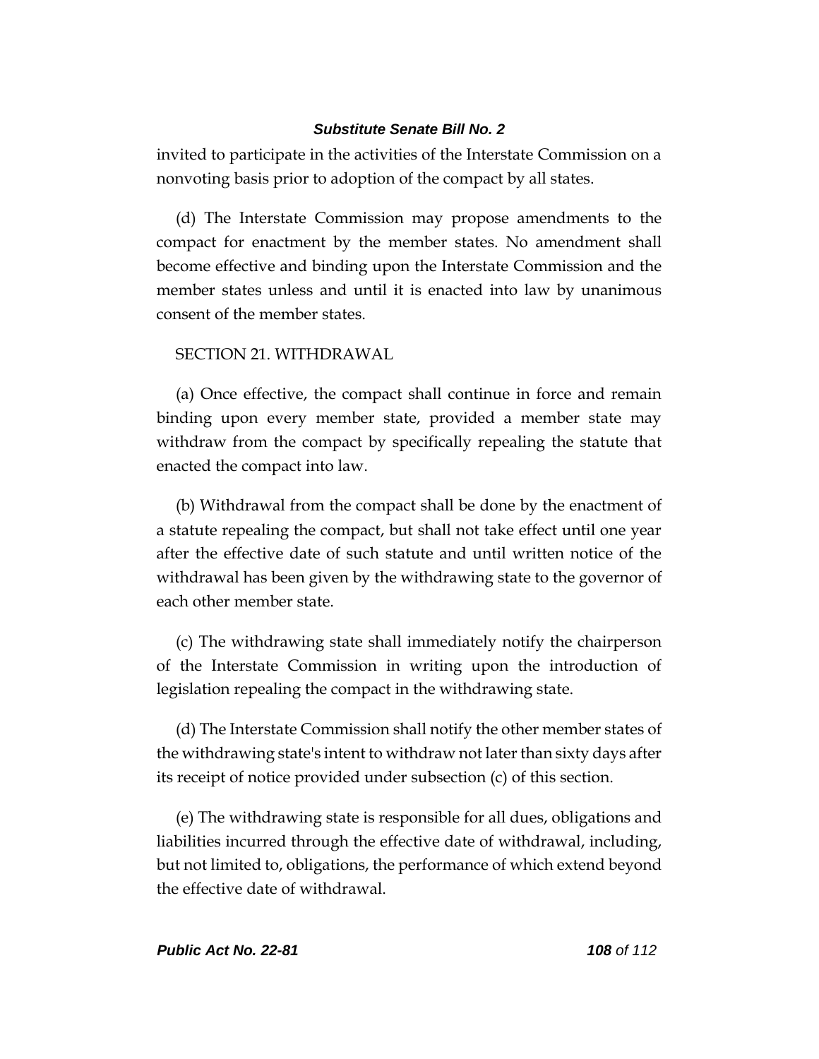invited to participate in the activities of the Interstate Commission on a nonvoting basis prior to adoption of the compact by all states.

(d) The Interstate Commission may propose amendments to the compact for enactment by the member states. No amendment shall become effective and binding upon the Interstate Commission and the member states unless and until it is enacted into law by unanimous consent of the member states.

SECTION 21. WITHDRAWAL

(a) Once effective, the compact shall continue in force and remain binding upon every member state, provided a member state may withdraw from the compact by specifically repealing the statute that enacted the compact into law.

(b) Withdrawal from the compact shall be done by the enactment of a statute repealing the compact, but shall not take effect until one year after the effective date of such statute and until written notice of the withdrawal has been given by the withdrawing state to the governor of each other member state.

(c) The withdrawing state shall immediately notify the chairperson of the Interstate Commission in writing upon the introduction of legislation repealing the compact in the withdrawing state.

(d) The Interstate Commission shall notify the other member states of the withdrawing state's intent to withdraw not later than sixty days after its receipt of notice provided under subsection (c) of this section.

(e) The withdrawing state is responsible for all dues, obligations and liabilities incurred through the effective date of withdrawal, including, but not limited to, obligations, the performance of which extend beyond the effective date of withdrawal.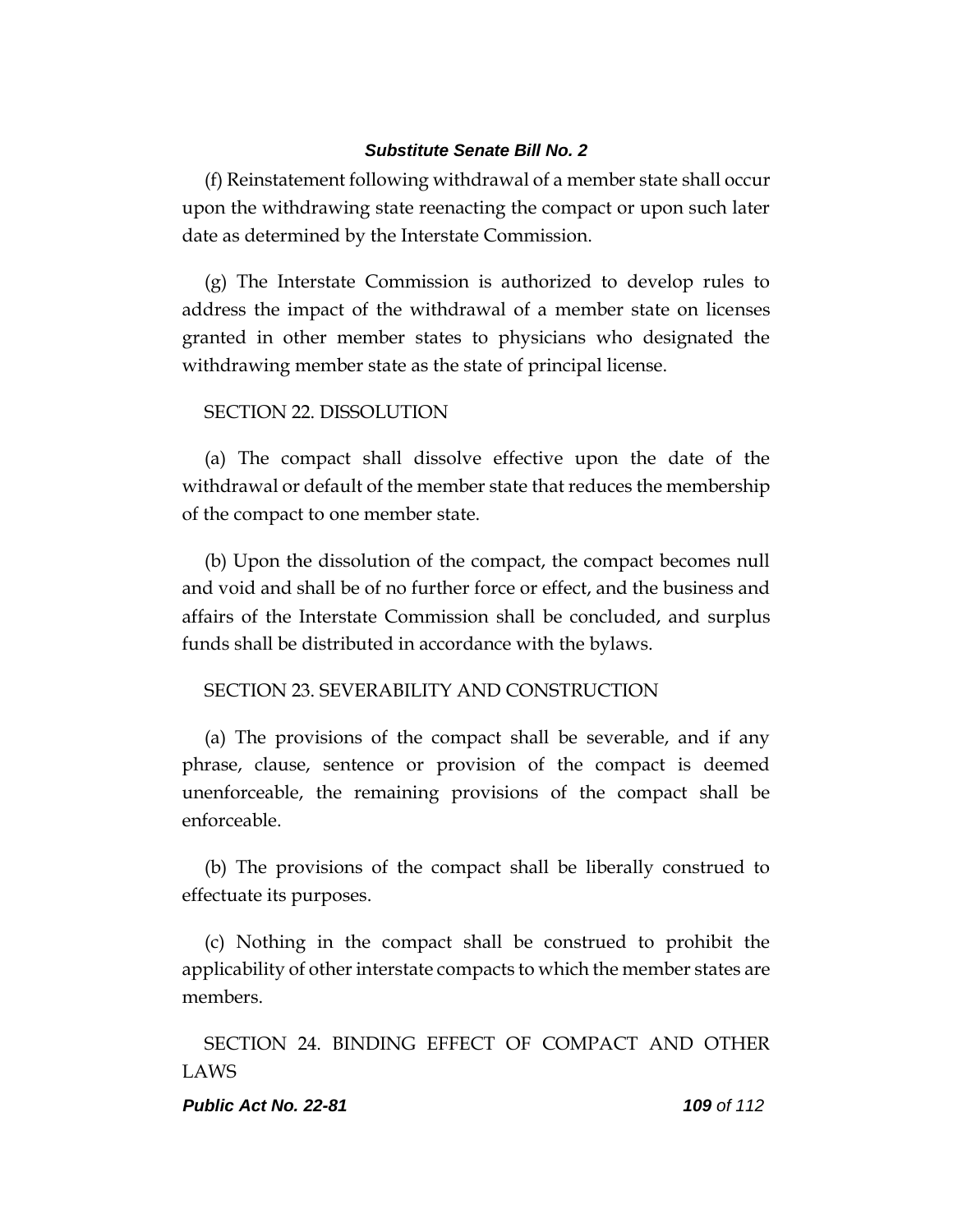(f) Reinstatement following withdrawal of a member state shall occur upon the withdrawing state reenacting the compact or upon such later date as determined by the Interstate Commission.

(g) The Interstate Commission is authorized to develop rules to address the impact of the withdrawal of a member state on licenses granted in other member states to physicians who designated the withdrawing member state as the state of principal license.

SECTION 22. DISSOLUTION

(a) The compact shall dissolve effective upon the date of the withdrawal or default of the member state that reduces the membership of the compact to one member state.

(b) Upon the dissolution of the compact, the compact becomes null and void and shall be of no further force or effect, and the business and affairs of the Interstate Commission shall be concluded, and surplus funds shall be distributed in accordance with the bylaws.

SECTION 23. SEVERABILITY AND CONSTRUCTION

(a) The provisions of the compact shall be severable, and if any phrase, clause, sentence or provision of the compact is deemed unenforceable, the remaining provisions of the compact shall be enforceable.

(b) The provisions of the compact shall be liberally construed to effectuate its purposes.

(c) Nothing in the compact shall be construed to prohibit the applicability of other interstate compacts to which the member states are members.

SECTION 24. BINDING EFFECT OF COMPACT AND OTHER LAWS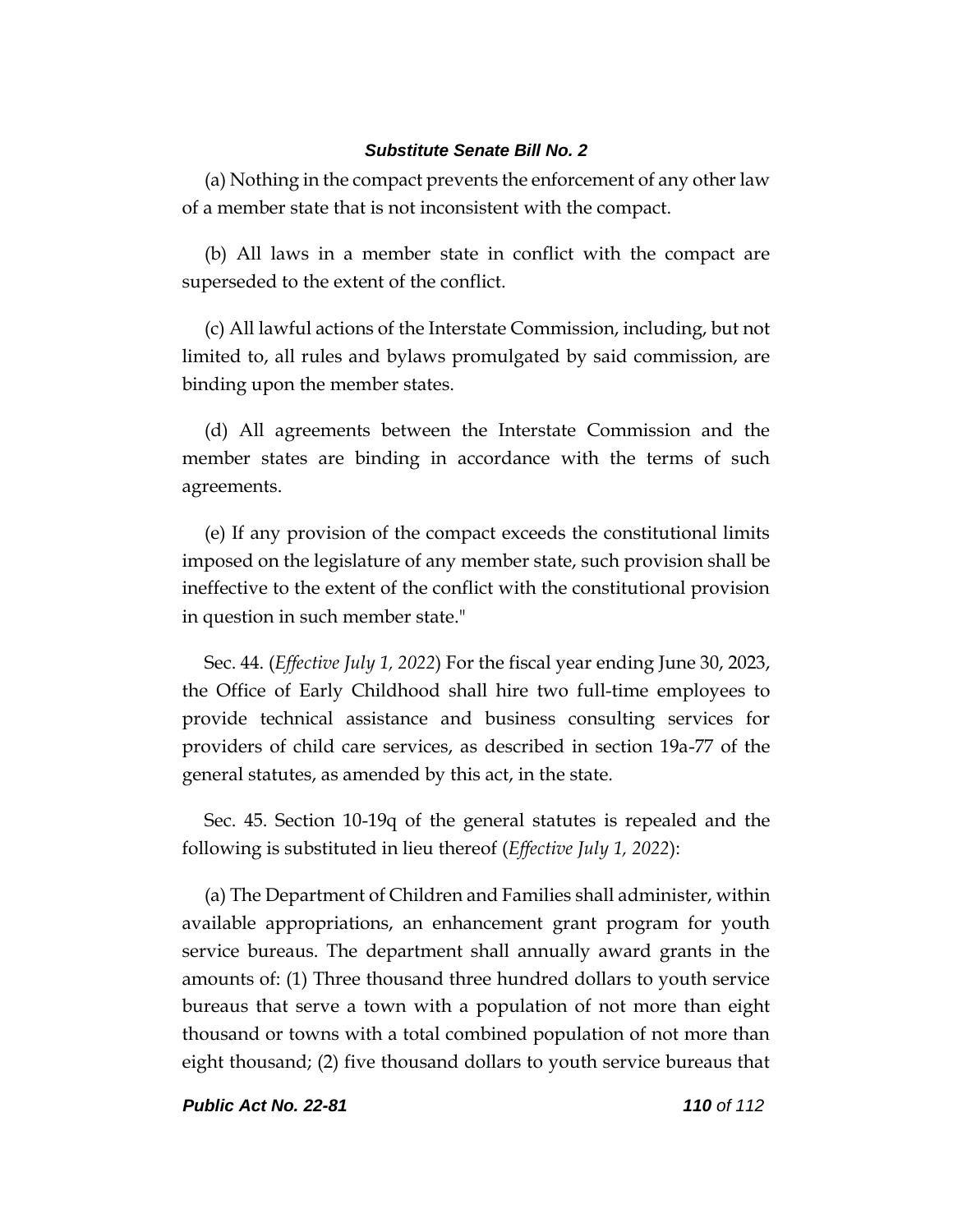(a) Nothing in the compact prevents the enforcement of any other law of a member state that is not inconsistent with the compact.

(b) All laws in a member state in conflict with the compact are superseded to the extent of the conflict.

(c) All lawful actions of the Interstate Commission, including, but not limited to, all rules and bylaws promulgated by said commission, are binding upon the member states.

(d) All agreements between the Interstate Commission and the member states are binding in accordance with the terms of such agreements.

(e) If any provision of the compact exceeds the constitutional limits imposed on the legislature of any member state, such provision shall be ineffective to the extent of the conflict with the constitutional provision in question in such member state."

Sec. 44. (*Effective July 1, 2022*) For the fiscal year ending June 30, 2023, the Office of Early Childhood shall hire two full-time employees to provide technical assistance and business consulting services for providers of child care services, as described in section 19a-77 of the general statutes, as amended by this act, in the state.

Sec. 45. Section 10-19q of the general statutes is repealed and the following is substituted in lieu thereof (*Effective July 1, 2022*):

(a) The Department of Children and Families shall administer, within available appropriations, an enhancement grant program for youth service bureaus. The department shall annually award grants in the amounts of: (1) Three thousand three hundred dollars to youth service bureaus that serve a town with a population of not more than eight thousand or towns with a total combined population of not more than eight thousand; (2) five thousand dollars to youth service bureaus that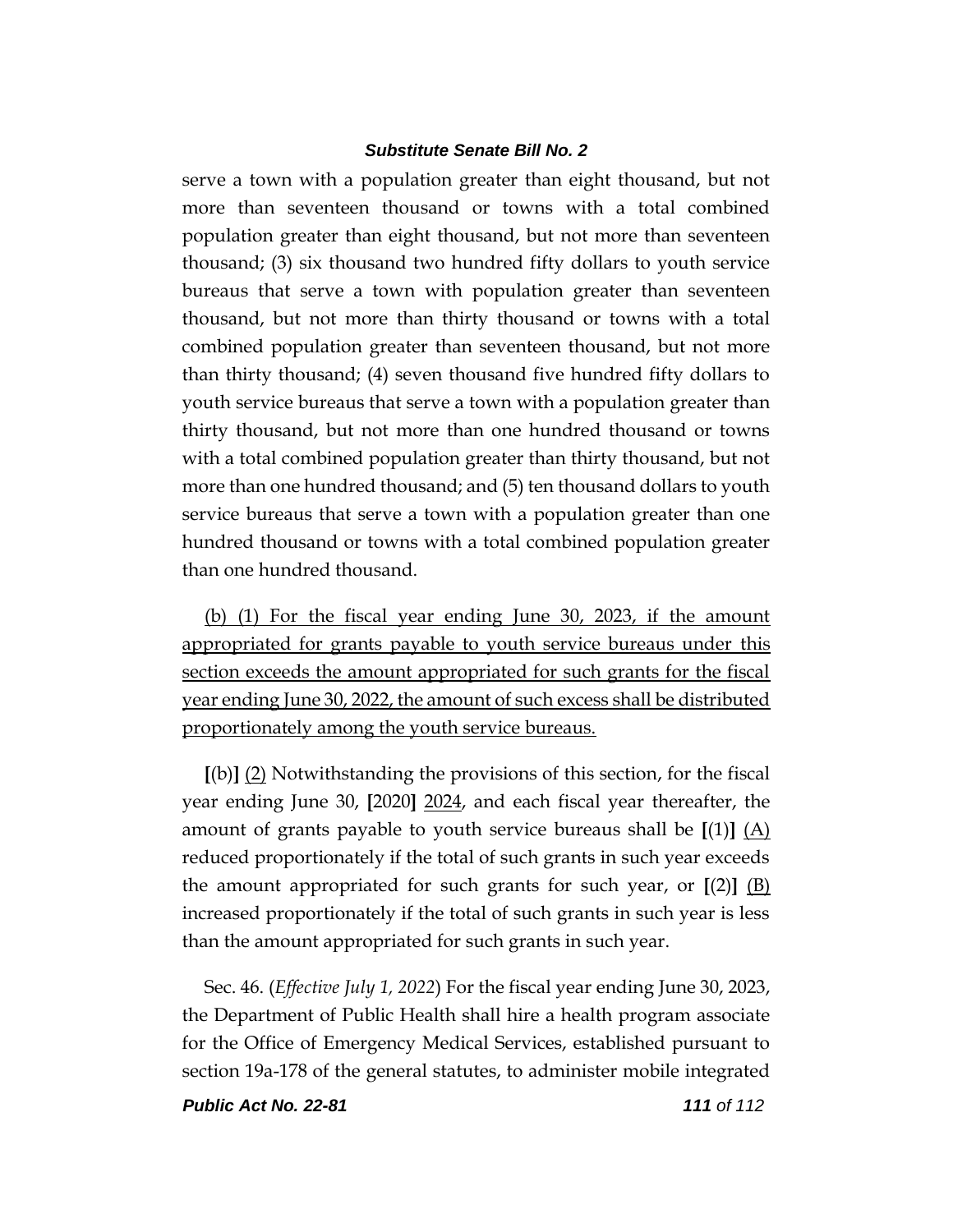serve a town with a population greater than eight thousand, but not more than seventeen thousand or towns with a total combined population greater than eight thousand, but not more than seventeen thousand; (3) six thousand two hundred fifty dollars to youth service bureaus that serve a town with population greater than seventeen thousand, but not more than thirty thousand or towns with a total combined population greater than seventeen thousand, but not more than thirty thousand; (4) seven thousand five hundred fifty dollars to youth service bureaus that serve a town with a population greater than thirty thousand, but not more than one hundred thousand or towns with a total combined population greater than thirty thousand, but not more than one hundred thousand; and (5) ten thousand dollars to youth service bureaus that serve a town with a population greater than one hundred thousand or towns with a total combined population greater than one hundred thousand.

<u>(b) (1) For the fiscal year ending June 30, 2023, if the amount appropriated for grants payable to youth service bureaus under this section exceeds the amount appropriated for such grants for the fiscal year ending June 30, 2022, the amount of such excess shall be distributed proportionately among the youth service bureaus.</u>

**[**(b)**]** <u>(2)</u> Notwithstanding the provisions of this section, for the fiscal year ending June 30, **[**2020**]** <u>2024</u>, and each fiscal year thereafter, the amount of grants payable to youth service bureaus shall be **[**(1)**]** <u>(A)</u> reduced proportionately if the total of such grants in such year exceeds the amount appropriated for such grants for such year, or **[**(2)**]** <u>(B)</u> increased proportionately if the total of such grants in such year is less than the amount appropriated for such grants in such year.

Sec. 46. (*Effective July 1, 2022*) For the fiscal year ending June 30, 2023, the Department of Public Health shall hire a health program associate for the Office of Emergency Medical Services, established pursuant to section 19a-178 of the general statutes, to administer mobile integrated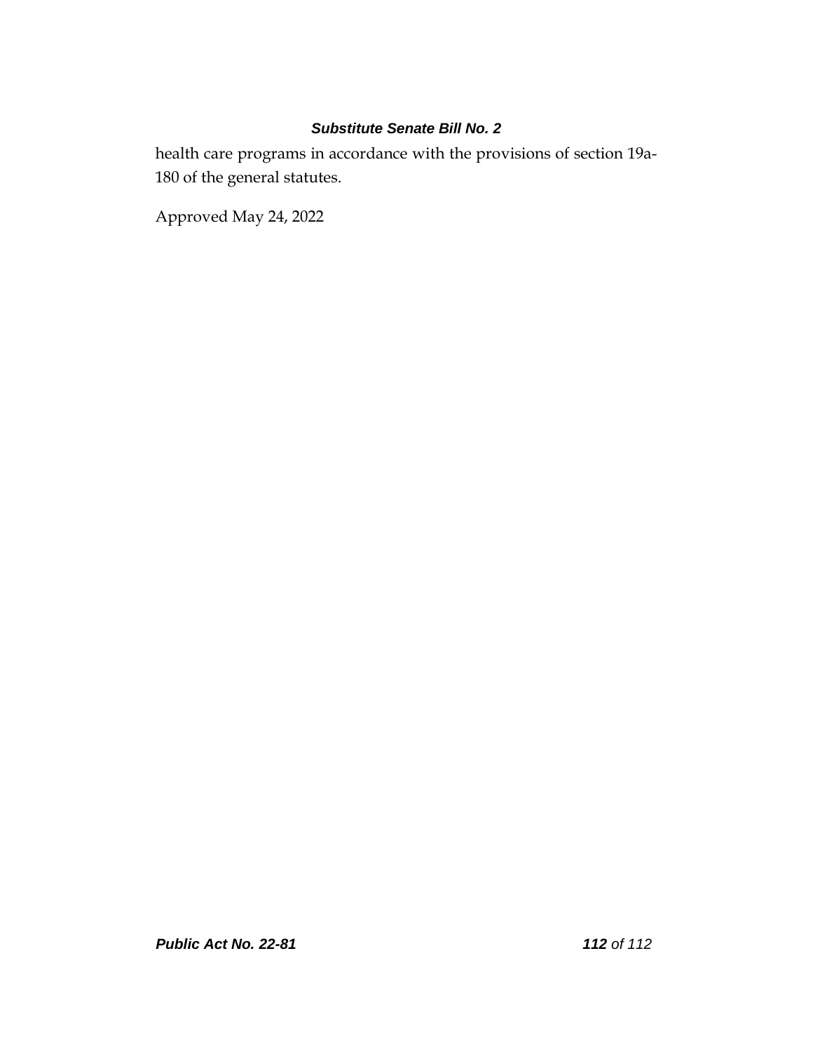health care programs in accordance with the provisions of section 19a-180 of the general statutes.

Approved May 24, 2022